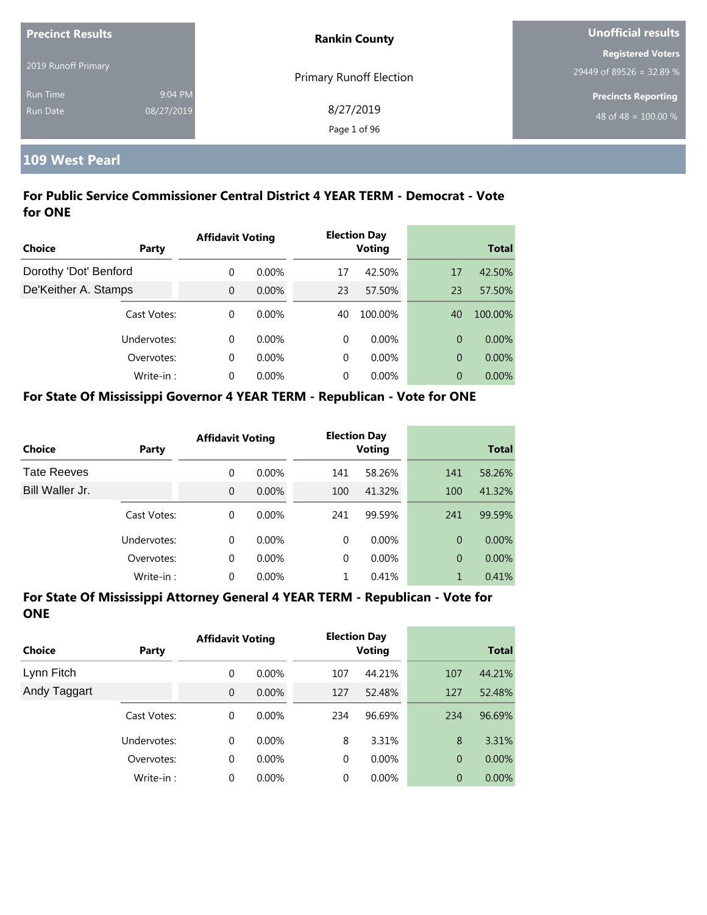**Precinct Results**

2019 Runoff Primary

Run Time 9:04 PM

Run Date 08/27/2019

**Rankin County**

Primary Runoff Election

8/27/2019

**Unofficial results**

**Registered Voters**

29449 of 89526 = 32.89 %

**Precincts Reporting**

48 of 48 = 100.00 %

## 109 West Pearl

### For Public Service Commissioner Central District 4 YEAR TERM - Democrat - Vote for ONE

| Choice | Party | Affidavit Voting | | Election Day Voting | | Total | |
|---|---|---|---|---|---|---|---|
| Dorothy 'Dot' Benford | | 0 | 0.00% | 17 | 42.50% | 17 | 42.50% |
| De'Keither A. Stamps | | 0 | 0.00% | 23 | 57.50% | 23 | 57.50% |
| | Cast Votes: | 0 | 0.00% | 40 | 100.00% | 40 | 100.00% |
| | Undervotes: | 0 | 0.00% | 0 | 0.00% | 0 | 0.00% |
| | Overvotes: | 0 | 0.00% | 0 | 0.00% | 0 | 0.00% |
| | Write-in : | 0 | 0.00% | 0 | 0.00% | 0 | 0.00% |

### For State Of Mississippi Governor 4 YEAR TERM - Republican - Vote for ONE

| Choice | Party | Affidavit Voting | | Election Day Voting | | Total | |
|---|---|---|---|---|---|---|---|
| Tate Reeves | | 0 | 0.00% | 141 | 58.26% | 141 | 58.26% |
| Bill Waller Jr. | | 0 | 0.00% | 100 | 41.32% | 100 | 41.32% |
| | Cast Votes: | 0 | 0.00% | 241 | 99.59% | 241 | 99.59% |
| | Undervotes: | 0 | 0.00% | 0 | 0.00% | 0 | 0.00% |
| | Overvotes: | 0 | 0.00% | 0 | 0.00% | 0 | 0.00% |
| | Write-in : | 0 | 0.00% | 1 | 0.41% | 1 | 0.41% |

### For State Of Mississippi Attorney General 4 YEAR TERM - Republican - Vote for ONE

| Choice | Party | Affidavit Voting | | Election Day Voting | | Total | |
|---|---|---|---|---|---|---|---|
| Lynn Fitch | | 0 | 0.00% | 107 | 44.21% | 107 | 44.21% |
| Andy Taggart | | 0 | 0.00% | 127 | 52.48% | 127 | 52.48% |
| | Cast Votes: | 0 | 0.00% | 234 | 96.69% | 234 | 96.69% |
| | Undervotes: | 0 | 0.00% | 8 | 3.31% | 8 | 3.31% |
| | Overvotes: | 0 | 0.00% | 0 | 0.00% | 0 | 0.00% |
| | Write-in : | 0 | 0.00% | 0 | 0.00% | 0 | 0.00% |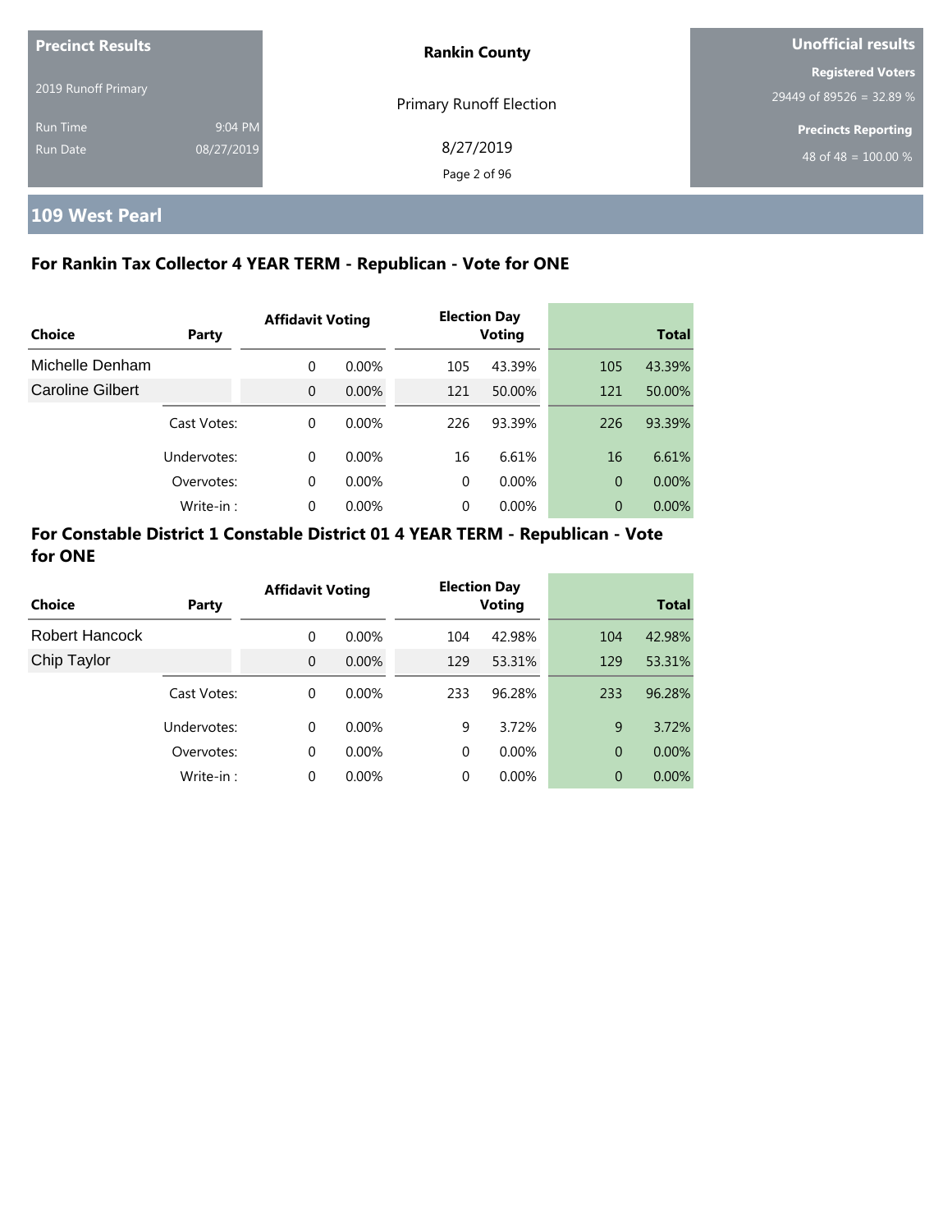**Precinct Results**

2019 Runoff Primary

Run Time 9:04 PM

Run Date 08/27/2019

**Rankin County**

Primary Runoff Election

8/27/2019

**Unofficial results**

**Registered Voters**

29449 of 89526 = 32.89 %

**Precincts Reporting**

48 of 48 = 100.00 %

## 109 West Pearl

### For Rankin Tax Collector 4 YEAR TERM - Republican - Vote for ONE

| Choice | Party | Affidavit Voting | | Election Day Voting | | Total | |
|---|---|---|---|---|---|---|---|
| Michelle Denham | | 0 | 0.00% | 105 | 43.39% | 105 | 43.39% |
| Caroline Gilbert | | 0 | 0.00% | 121 | 50.00% | 121 | 50.00% |
| | Cast Votes: | 0 | 0.00% | 226 | 93.39% | 226 | 93.39% |
| | Undervotes: | 0 | 0.00% | 16 | 6.61% | 16 | 6.61% |
| | Overvotes: | 0 | 0.00% | 0 | 0.00% | 0 | 0.00% |
| | Write-in : | 0 | 0.00% | 0 | 0.00% | 0 | 0.00% |

### For Constable District 1 Constable District 01 4 YEAR TERM - Republican - Vote for ONE

| Choice | Party | Affidavit Voting | | Election Day Voting | | Total | |
|---|---|---|---|---|---|---|---|
| Robert Hancock | | 0 | 0.00% | 104 | 42.98% | 104 | 42.98% |
| Chip Taylor | | 0 | 0.00% | 129 | 53.31% | 129 | 53.31% |
| | Cast Votes: | 0 | 0.00% | 233 | 96.28% | 233 | 96.28% |
| | Undervotes: | 0 | 0.00% | 9 | 3.72% | 9 | 3.72% |
| | Overvotes: | 0 | 0.00% | 0 | 0.00% | 0 | 0.00% |
| | Write-in : | 0 | 0.00% | 0 | 0.00% | 0 | 0.00% |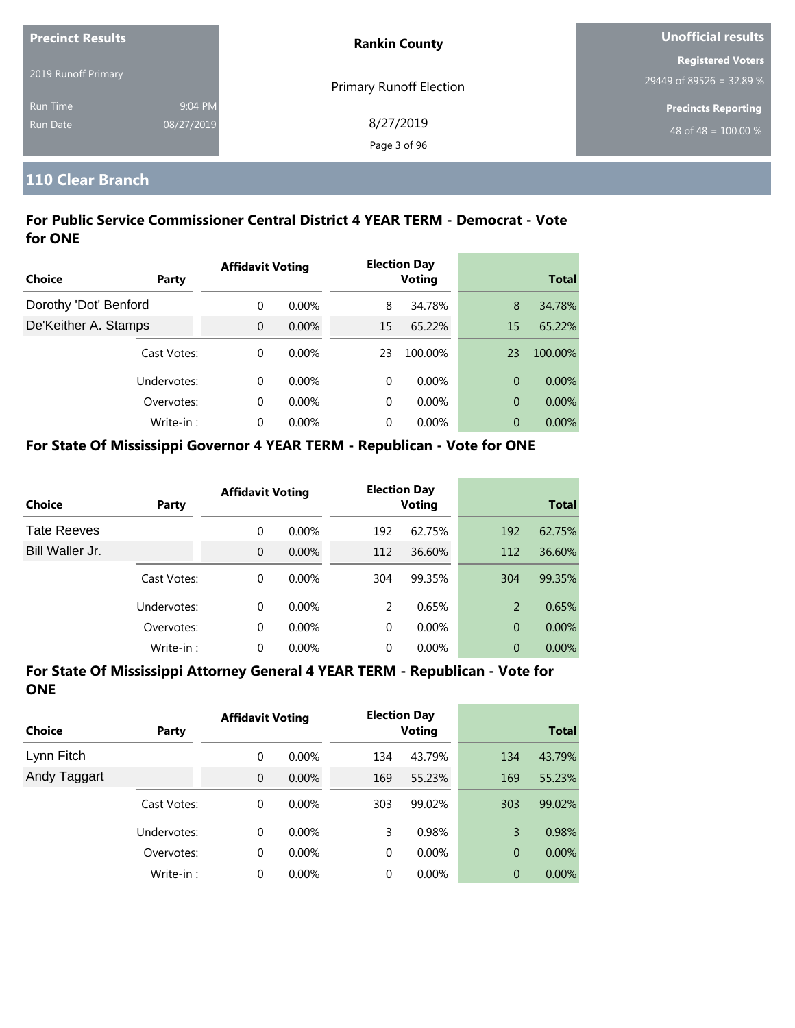| Precinct Results | | Rankin County | Unofficial results |
|---|---|---|---|
| 2019 Runoff Primary | | Primary Runoff Election | Registered Voters 29449 of 89526 = 32.89 % |
| Run Time | 9:04 PM | 8/27/2019 | Precincts Reporting 48 of 48 = 100.00 % |
| Run Date | 08/27/2019 | | |

## 110 Clear Branch

### For Public Service Commissioner Central District 4 YEAR TERM - Democrat - Vote for ONE

| Choice | Party | Affidavit Voting | | Election Day Voting | | Total | |
|---|---|---|---|---|---|---|---|
| Dorothy 'Dot' Benford | | 0 | 0.00% | 8 | 34.78% | 8 | 34.78% |
| De'Keither A. Stamps | | 0 | 0.00% | 15 | 65.22% | 15 | 65.22% |
| | Cast Votes: | 0 | 0.00% | 23 | 100.00% | 23 | 100.00% |
| | Undervotes: | 0 | 0.00% | 0 | 0.00% | 0 | 0.00% |
| | Overvotes: | 0 | 0.00% | 0 | 0.00% | 0 | 0.00% |
| | Write-in : | 0 | 0.00% | 0 | 0.00% | 0 | 0.00% |

### For State Of Mississippi Governor 4 YEAR TERM - Republican - Vote for ONE

| Choice | Party | Affidavit Voting | | Election Day Voting | | Total | |
|---|---|---|---|---|---|---|---|
| Tate Reeves | | 0 | 0.00% | 192 | 62.75% | 192 | 62.75% |
| Bill Waller Jr. | | 0 | 0.00% | 112 | 36.60% | 112 | 36.60% |
| | Cast Votes: | 0 | 0.00% | 304 | 99.35% | 304 | 99.35% |
| | Undervotes: | 0 | 0.00% | 2 | 0.65% | 2 | 0.65% |
| | Overvotes: | 0 | 0.00% | 0 | 0.00% | 0 | 0.00% |
| | Write-in : | 0 | 0.00% | 0 | 0.00% | 0 | 0.00% |

### For State Of Mississippi Attorney General 4 YEAR TERM - Republican - Vote for ONE

| Choice | Party | Affidavit Voting | | Election Day Voting | | Total | |
|---|---|---|---|---|---|---|---|
| Lynn Fitch | | 0 | 0.00% | 134 | 43.79% | 134 | 43.79% |
| Andy Taggart | | 0 | 0.00% | 169 | 55.23% | 169 | 55.23% |
| | Cast Votes: | 0 | 0.00% | 303 | 99.02% | 303 | 99.02% |
| | Undervotes: | 0 | 0.00% | 3 | 0.98% | 3 | 0.98% |
| | Overvotes: | 0 | 0.00% | 0 | 0.00% | 0 | 0.00% |
| | Write-in : | 0 | 0.00% | 0 | 0.00% | 0 | 0.00% |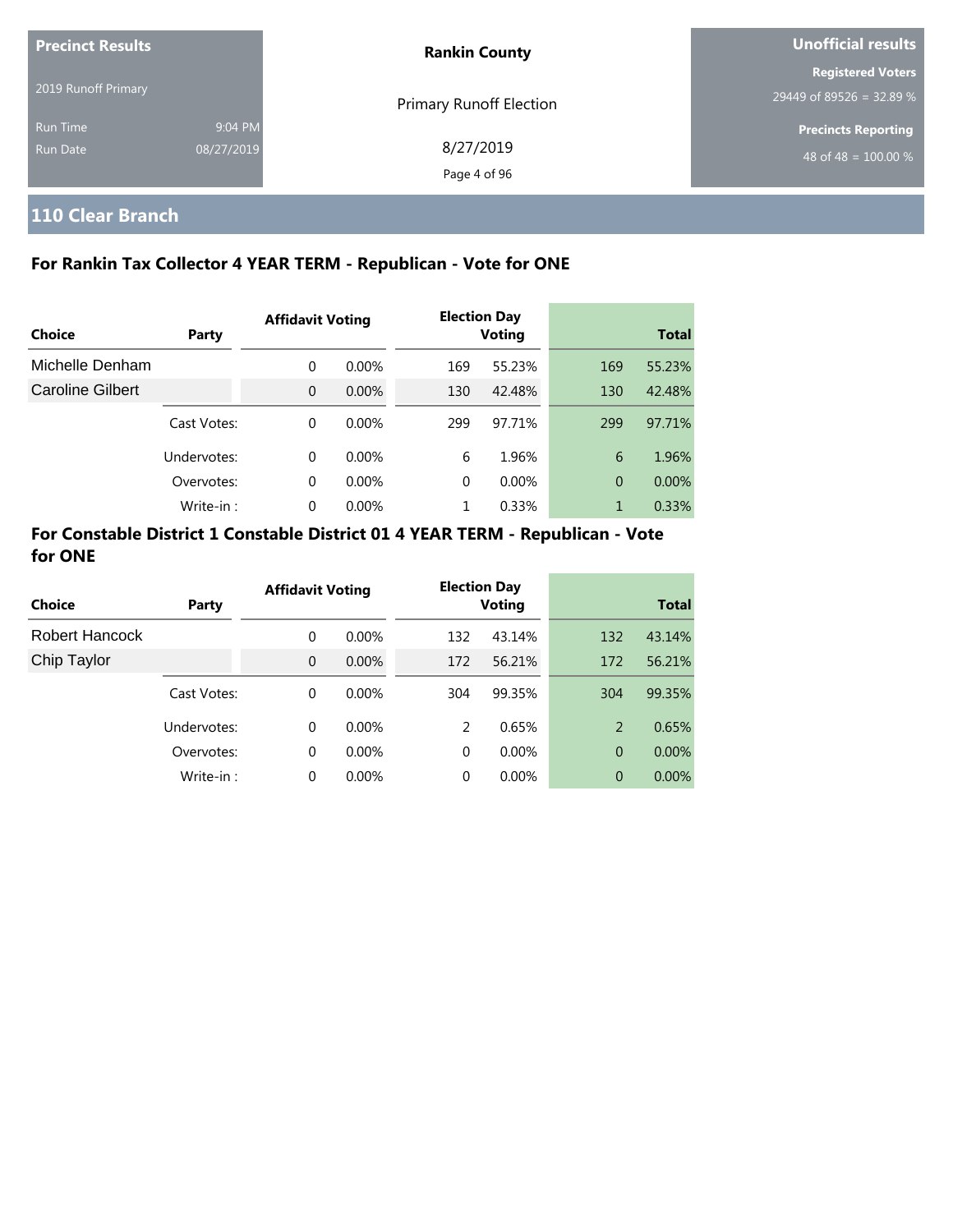## Precinct Results

2019 Runoff Primary

Run Time 9:04 PM
Run Date 08/27/2019

**Rankin County**

Primary Runoff Election

8/27/2019

**Unofficial results**

**Registered Voters**
29449 of 89526 = 32.89 %

**Precincts Reporting**
48 of 48 = 100.00 %

## 110 Clear Branch

### For Rankin Tax Collector 4 YEAR TERM - Republican - Vote for ONE

| Choice | Party | Affidavit Voting | | Election Day Voting | | Total | |
|---|---|---|---|---|---|---|---|
| Michelle Denham | | 0 | 0.00% | 169 | 55.23% | 169 | 55.23% |
| Caroline Gilbert | | 0 | 0.00% | 130 | 42.48% | 130 | 42.48% |
| | Cast Votes: | 0 | 0.00% | 299 | 97.71% | 299 | 97.71% |
| | Undervotes: | 0 | 0.00% | 6 | 1.96% | 6 | 1.96% |
| | Overvotes: | 0 | 0.00% | 0 | 0.00% | 0 | 0.00% |
| | Write-in : | 0 | 0.00% | 1 | 0.33% | 1 | 0.33% |

### For Constable District 1 Constable District 01 4 YEAR TERM - Republican - Vote for ONE

| Choice | Party | Affidavit Voting | | Election Day Voting | | Total | |
|---|---|---|---|---|---|---|---|
| Robert Hancock | | 0 | 0.00% | 132 | 43.14% | 132 | 43.14% |
| Chip Taylor | | 0 | 0.00% | 172 | 56.21% | 172 | 56.21% |
| | Cast Votes: | 0 | 0.00% | 304 | 99.35% | 304 | 99.35% |
| | Undervotes: | 0 | 0.00% | 2 | 0.65% | 2 | 0.65% |
| | Overvotes: | 0 | 0.00% | 0 | 0.00% | 0 | 0.00% |
| | Write-in : | 0 | 0.00% | 0 | 0.00% | 0 | 0.00% |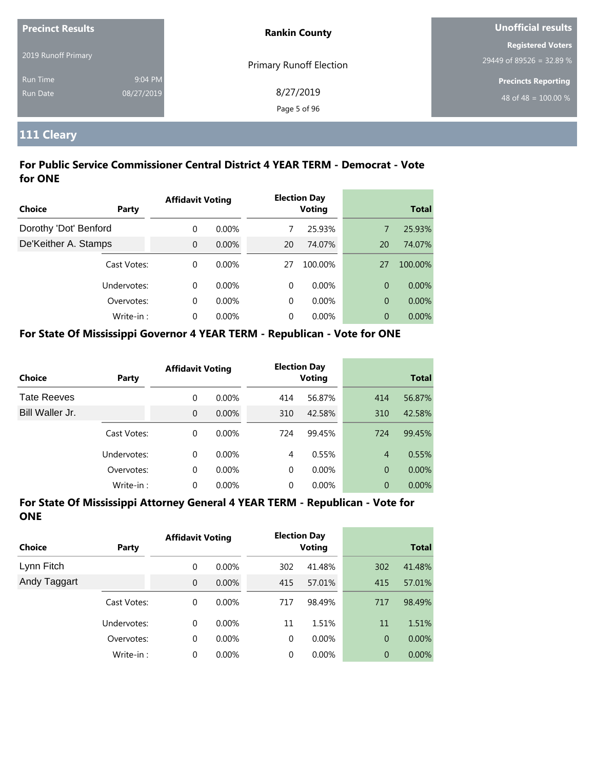| Precinct Results | | Rankin County | Unofficial results |
|---|---|---|---|
| 2019 Runoff Primary | | Primary Runoff Election | Registered Voters |
| | | | 29449 of 89526 = 32.89 % |
| Run Time | 9:04 PM | 8/27/2019 | Precincts Reporting |
| Run Date | 08/27/2019 | | 48 of 48 = 100.00 % |

## 111 Cleary

### For Public Service Commissioner Central District 4 YEAR TERM - Democrat - Vote for ONE

| Choice | Party | Affidavit Voting | | Election Day Voting | | Total | |
|---|---|---|---|---|---|---|---|
| Dorothy 'Dot' Benford | | 0 | 0.00% | 7 | 25.93% | 7 | 25.93% |
| De'Keither A. Stamps | | 0 | 0.00% | 20 | 74.07% | 20 | 74.07% |
| | Cast Votes: | 0 | 0.00% | 27 | 100.00% | 27 | 100.00% |
| | Undervotes: | 0 | 0.00% | 0 | 0.00% | 0 | 0.00% |
| | Overvotes: | 0 | 0.00% | 0 | 0.00% | 0 | 0.00% |
| | Write-in : | 0 | 0.00% | 0 | 0.00% | 0 | 0.00% |

### For State Of Mississippi Governor 4 YEAR TERM - Republican - Vote for ONE

| Choice | Party | Affidavit Voting | | Election Day Voting | | Total | |
|---|---|---|---|---|---|---|---|
| Tate Reeves | | 0 | 0.00% | 414 | 56.87% | 414 | 56.87% |
| Bill Waller Jr. | | 0 | 0.00% | 310 | 42.58% | 310 | 42.58% |
| | Cast Votes: | 0 | 0.00% | 724 | 99.45% | 724 | 99.45% |
| | Undervotes: | 0 | 0.00% | 4 | 0.55% | 4 | 0.55% |
| | Overvotes: | 0 | 0.00% | 0 | 0.00% | 0 | 0.00% |
| | Write-in : | 0 | 0.00% | 0 | 0.00% | 0 | 0.00% |

### For State Of Mississippi Attorney General 4 YEAR TERM - Republican - Vote for ONE

| Choice | Party | Affidavit Voting | | Election Day Voting | | Total | |
|---|---|---|---|---|---|---|---|
| Lynn Fitch | | 0 | 0.00% | 302 | 41.48% | 302 | 41.48% |
| Andy Taggart | | 0 | 0.00% | 415 | 57.01% | 415 | 57.01% |
| | Cast Votes: | 0 | 0.00% | 717 | 98.49% | 717 | 98.49% |
| | Undervotes: | 0 | 0.00% | 11 | 1.51% | 11 | 1.51% |
| | Overvotes: | 0 | 0.00% | 0 | 0.00% | 0 | 0.00% |
| | Write-in : | 0 | 0.00% | 0 | 0.00% | 0 | 0.00% |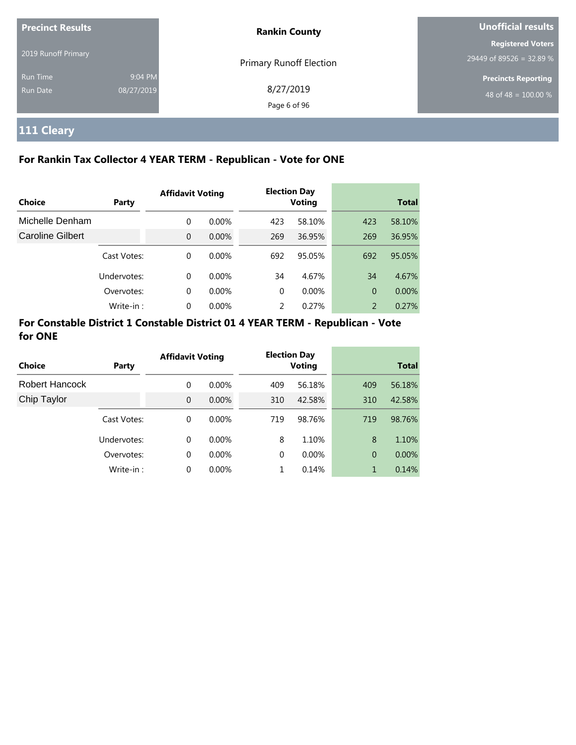| Precinct Results | | Rankin County | Unofficial results |
|---|---|---|---|
| 2019 Runoff Primary | | Primary Runoff Election | Registered Voters 29449 of 89526 = 32.89 % |
| Run Time | 9:04 PM | 8/27/2019 | Precincts Reporting 48 of 48 = 100.00 % |
| Run Date | 08/27/2019 | | |

## 111 Cleary

### For Rankin Tax Collector 4 YEAR TERM - Republican - Vote for ONE

| Choice | Party | Affidavit Voting | | Election Day Voting | | Total | |
|---|---|---|---|---|---|---|---|
| Michelle Denham | | 0 | 0.00% | 423 | 58.10% | 423 | 58.10% |
| Caroline Gilbert | | 0 | 0.00% | 269 | 36.95% | 269 | 36.95% |
| | Cast Votes: | 0 | 0.00% | 692 | 95.05% | 692 | 95.05% |
| | Undervotes: | 0 | 0.00% | 34 | 4.67% | 34 | 4.67% |
| | Overvotes: | 0 | 0.00% | 0 | 0.00% | 0 | 0.00% |
| | Write-in : | 0 | 0.00% | 2 | 0.27% | 2 | 0.27% |

### For Constable District 1 Constable District 01 4 YEAR TERM - Republican - Vote for ONE

| Choice | Party | Affidavit Voting | | Election Day Voting | | Total | |
|---|---|---|---|---|---|---|---|
| Robert Hancock | | 0 | 0.00% | 409 | 56.18% | 409 | 56.18% |
| Chip Taylor | | 0 | 0.00% | 310 | 42.58% | 310 | 42.58% |
| | Cast Votes: | 0 | 0.00% | 719 | 98.76% | 719 | 98.76% |
| | Undervotes: | 0 | 0.00% | 8 | 1.10% | 8 | 1.10% |
| | Overvotes: | 0 | 0.00% | 0 | 0.00% | 0 | 0.00% |
| | Write-in : | 0 | 0.00% | 1 | 0.14% | 1 | 0.14% |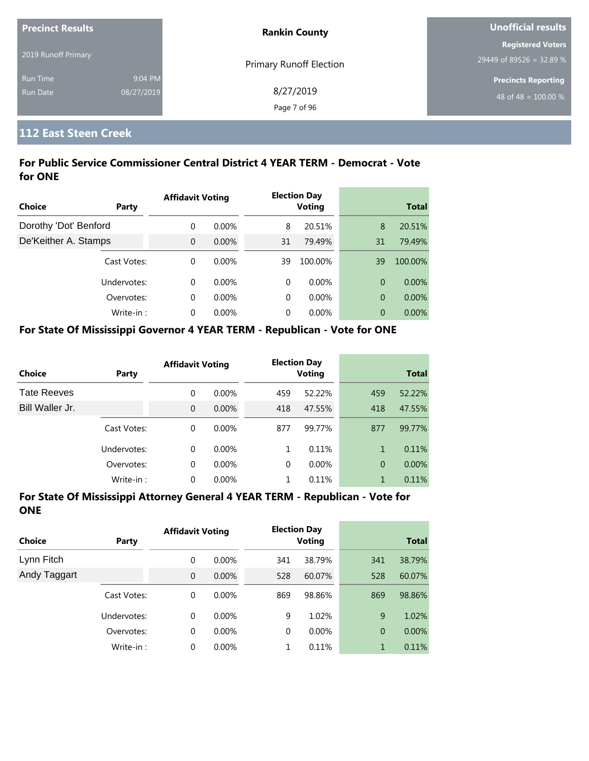| Precinct Results | | Rankin County | Unofficial results |
|---|---|---|---|
| 2019 Runoff Primary | | Primary Runoff Election | Registered Voters 29449 of 89526 = 32.89 % |
| Run Time | 9:04 PM | 8/27/2019 | Precincts Reporting |
| Run Date | 08/27/2019 | | 48 of 48 = 100.00 % |

## 112 East Steen Creek

### For Public Service Commissioner Central District 4 YEAR TERM - Democrat - Vote for ONE

| Choice | Party | Affidavit Voting | | Election Day Voting | | Total | |
|---|---|---|---|---|---|---|---|
| Dorothy 'Dot' Benford | | 0 | 0.00% | 8 | 20.51% | 8 | 20.51% |
| De'Keither A. Stamps | | 0 | 0.00% | 31 | 79.49% | 31 | 79.49% |
| | Cast Votes: | 0 | 0.00% | 39 | 100.00% | 39 | 100.00% |
| | Undervotes: | 0 | 0.00% | 0 | 0.00% | 0 | 0.00% |
| | Overvotes: | 0 | 0.00% | 0 | 0.00% | 0 | 0.00% |
| | Write-in : | 0 | 0.00% | 0 | 0.00% | 0 | 0.00% |

### For State Of Mississippi Governor 4 YEAR TERM - Republican - Vote for ONE

| Choice | Party | Affidavit Voting | | Election Day Voting | | Total | |
|---|---|---|---|---|---|---|---|
| Tate Reeves | | 0 | 0.00% | 459 | 52.22% | 459 | 52.22% |
| Bill Waller Jr. | | 0 | 0.00% | 418 | 47.55% | 418 | 47.55% |
| | Cast Votes: | 0 | 0.00% | 877 | 99.77% | 877 | 99.77% |
| | Undervotes: | 0 | 0.00% | 1 | 0.11% | 1 | 0.11% |
| | Overvotes: | 0 | 0.00% | 0 | 0.00% | 0 | 0.00% |
| | Write-in : | 0 | 0.00% | 1 | 0.11% | 1 | 0.11% |

### For State Of Mississippi Attorney General 4 YEAR TERM - Republican - Vote for ONE

| Choice | Party | Affidavit Voting | | Election Day Voting | | Total | |
|---|---|---|---|---|---|---|---|
| Lynn Fitch | | 0 | 0.00% | 341 | 38.79% | 341 | 38.79% |
| Andy Taggart | | 0 | 0.00% | 528 | 60.07% | 528 | 60.07% |
| | Cast Votes: | 0 | 0.00% | 869 | 98.86% | 869 | 98.86% |
| | Undervotes: | 0 | 0.00% | 9 | 1.02% | 9 | 1.02% |
| | Overvotes: | 0 | 0.00% | 0 | 0.00% | 0 | 0.00% |
| | Write-in : | 0 | 0.00% | 1 | 0.11% | 1 | 0.11% |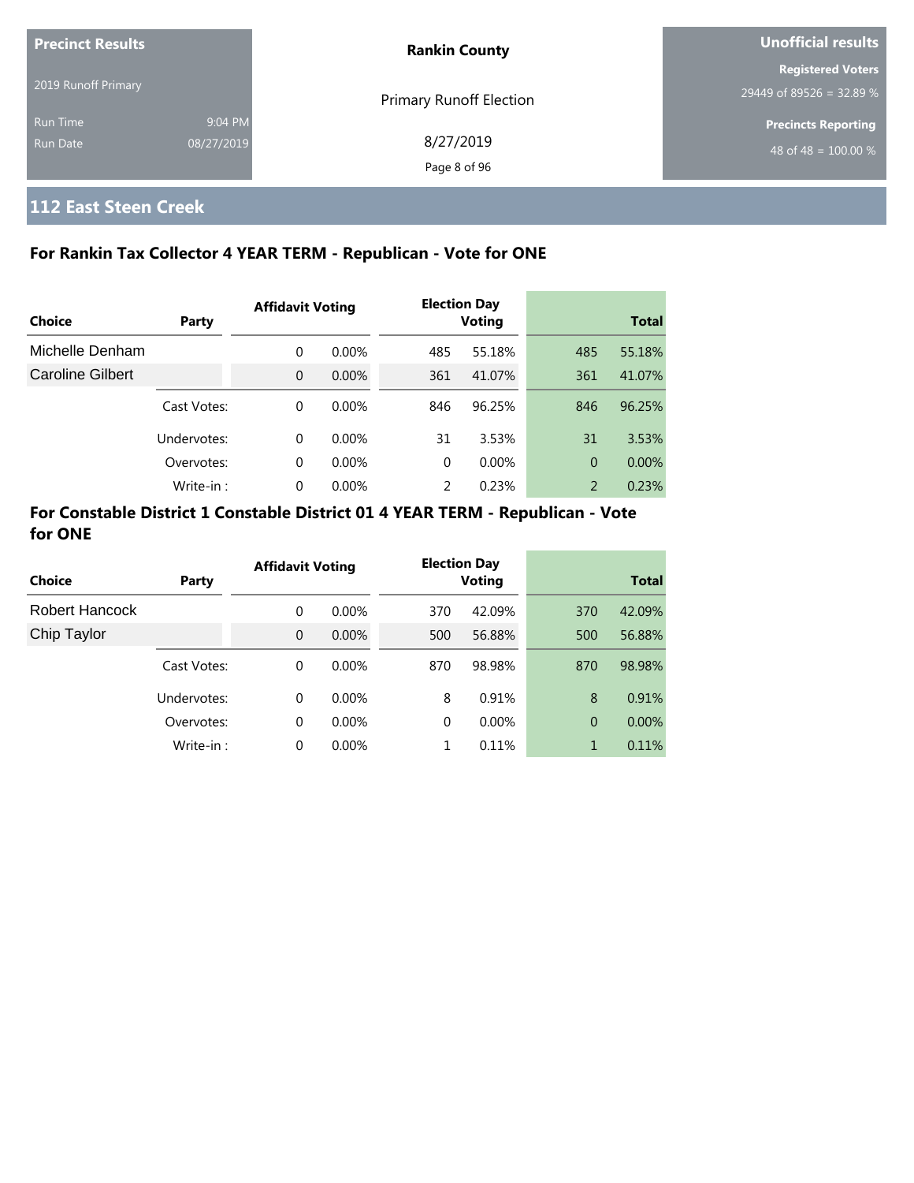**Precinct Results**

2019 Runoff Primary

Run Time 9:04 PM

Run Date 08/27/2019

**Rankin County**

Primary Runoff Election

8/27/2019

**Unofficial results**

**Registered Voters**

29449 of 89526 = 32.89 %

**Precincts Reporting**

48 of 48 = 100.00 %

## 112 East Steen Creek

### For Rankin Tax Collector 4 YEAR TERM - Republican - Vote for ONE

| Choice | Party | Affidavit Voting | | Election Day Voting | | Total | |
|---|---|---|---|---|---|---|---|
| Michelle Denham | | 0 | 0.00% | 485 | 55.18% | 485 | 55.18% |
| Caroline Gilbert | | 0 | 0.00% | 361 | 41.07% | 361 | 41.07% |
| | Cast Votes: | 0 | 0.00% | 846 | 96.25% | 846 | 96.25% |
| | Undervotes: | 0 | 0.00% | 31 | 3.53% | 31 | 3.53% |
| | Overvotes: | 0 | 0.00% | 0 | 0.00% | 0 | 0.00% |
| | Write-in : | 0 | 0.00% | 2 | 0.23% | 2 | 0.23% |

### For Constable District 1 Constable District 01 4 YEAR TERM - Republican - Vote for ONE

| Choice | Party | Affidavit Voting | | Election Day Voting | | Total | |
|---|---|---|---|---|---|---|---|
| Robert Hancock | | 0 | 0.00% | 370 | 42.09% | 370 | 42.09% |
| Chip Taylor | | 0 | 0.00% | 500 | 56.88% | 500 | 56.88% |
| | Cast Votes: | 0 | 0.00% | 870 | 98.98% | 870 | 98.98% |
| | Undervotes: | 0 | 0.00% | 8 | 0.91% | 8 | 0.91% |
| | Overvotes: | 0 | 0.00% | 0 | 0.00% | 0 | 0.00% |
| | Write-in : | 0 | 0.00% | 1 | 0.11% | 1 | 0.11% |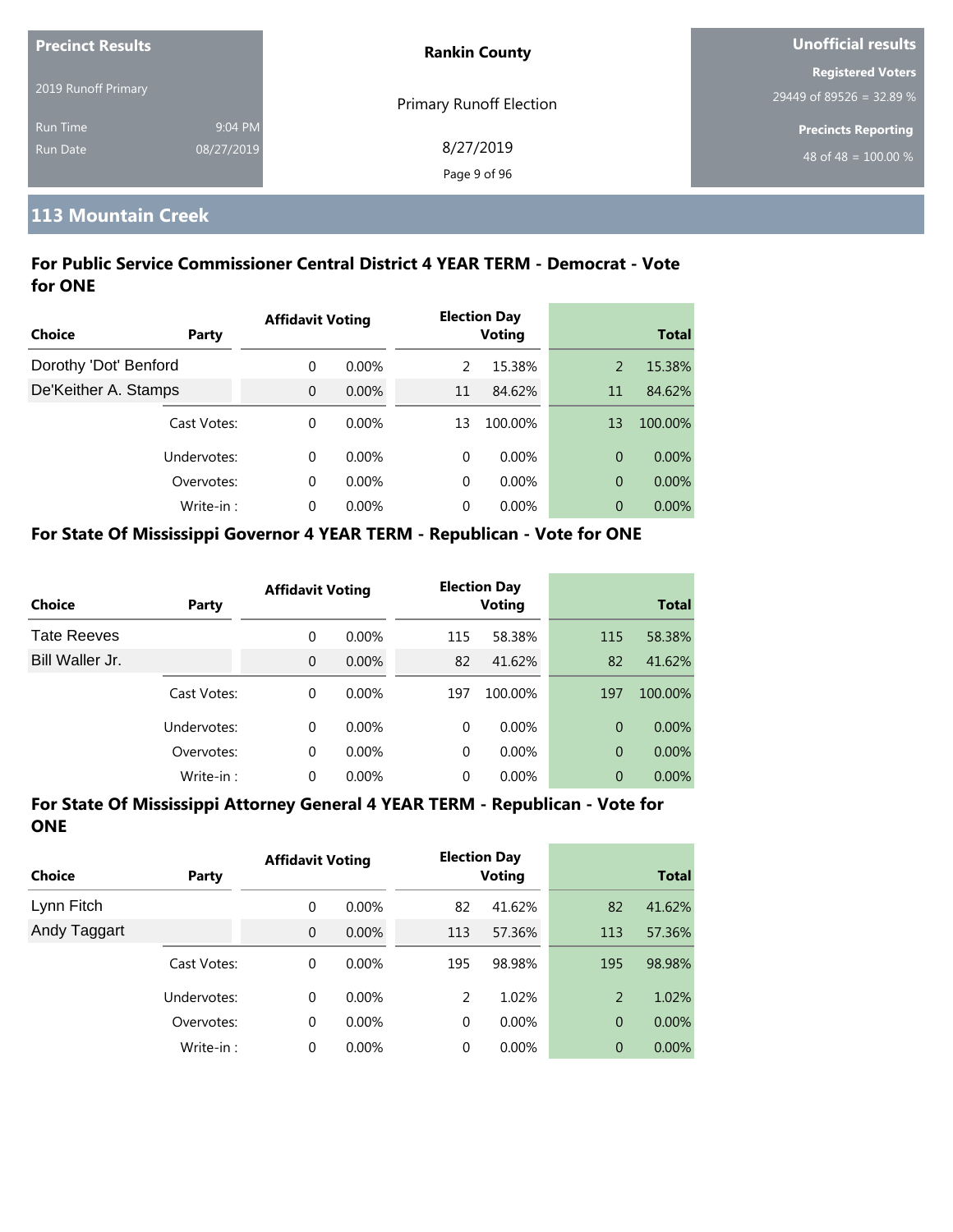**Precinct Results**

2019 Runoff Primary

Run Time 9:04 PM
Run Date 08/27/2019

**Rankin County**

Primary Runoff Election

8/27/2019

**Unofficial results**

**Registered Voters**
29449 of 89526 = 32.89 %

**Precincts Reporting**
48 of 48 = 100.00 %

## 113 Mountain Creek

### For Public Service Commissioner Central District 4 YEAR TERM - Democrat - Vote for ONE

| Choice | Party | Affidavit Voting | | Election Day Voting | | Total | |
|---|---|---|---|---|---|---|---|
| Dorothy 'Dot' Benford | | 0 | 0.00% | 2 | 15.38% | 2 | 15.38% |
| De'Keither A. Stamps | | 0 | 0.00% | 11 | 84.62% | 11 | 84.62% |
| | Cast Votes: | 0 | 0.00% | 13 | 100.00% | 13 | 100.00% |
| | Undervotes: | 0 | 0.00% | 0 | 0.00% | 0 | 0.00% |
| | Overvotes: | 0 | 0.00% | 0 | 0.00% | 0 | 0.00% |
| | Write-in : | 0 | 0.00% | 0 | 0.00% | 0 | 0.00% |

### For State Of Mississippi Governor 4 YEAR TERM - Republican - Vote for ONE

| Choice | Party | Affidavit Voting | | Election Day Voting | | Total | |
|---|---|---|---|---|---|---|---|
| Tate Reeves | | 0 | 0.00% | 115 | 58.38% | 115 | 58.38% |
| Bill Waller Jr. | | 0 | 0.00% | 82 | 41.62% | 82 | 41.62% |
| | Cast Votes: | 0 | 0.00% | 197 | 100.00% | 197 | 100.00% |
| | Undervotes: | 0 | 0.00% | 0 | 0.00% | 0 | 0.00% |
| | Overvotes: | 0 | 0.00% | 0 | 0.00% | 0 | 0.00% |
| | Write-in : | 0 | 0.00% | 0 | 0.00% | 0 | 0.00% |

### For State Of Mississippi Attorney General 4 YEAR TERM - Republican - Vote for ONE

| Choice | Party | Affidavit Voting | | Election Day Voting | | Total | |
|---|---|---|---|---|---|---|---|
| Lynn Fitch | | 0 | 0.00% | 82 | 41.62% | 82 | 41.62% |
| Andy Taggart | | 0 | 0.00% | 113 | 57.36% | 113 | 57.36% |
| | Cast Votes: | 0 | 0.00% | 195 | 98.98% | 195 | 98.98% |
| | Undervotes: | 0 | 0.00% | 2 | 1.02% | 2 | 1.02% |
| | Overvotes: | 0 | 0.00% | 0 | 0.00% | 0 | 0.00% |
| | Write-in : | 0 | 0.00% | 0 | 0.00% | 0 | 0.00% |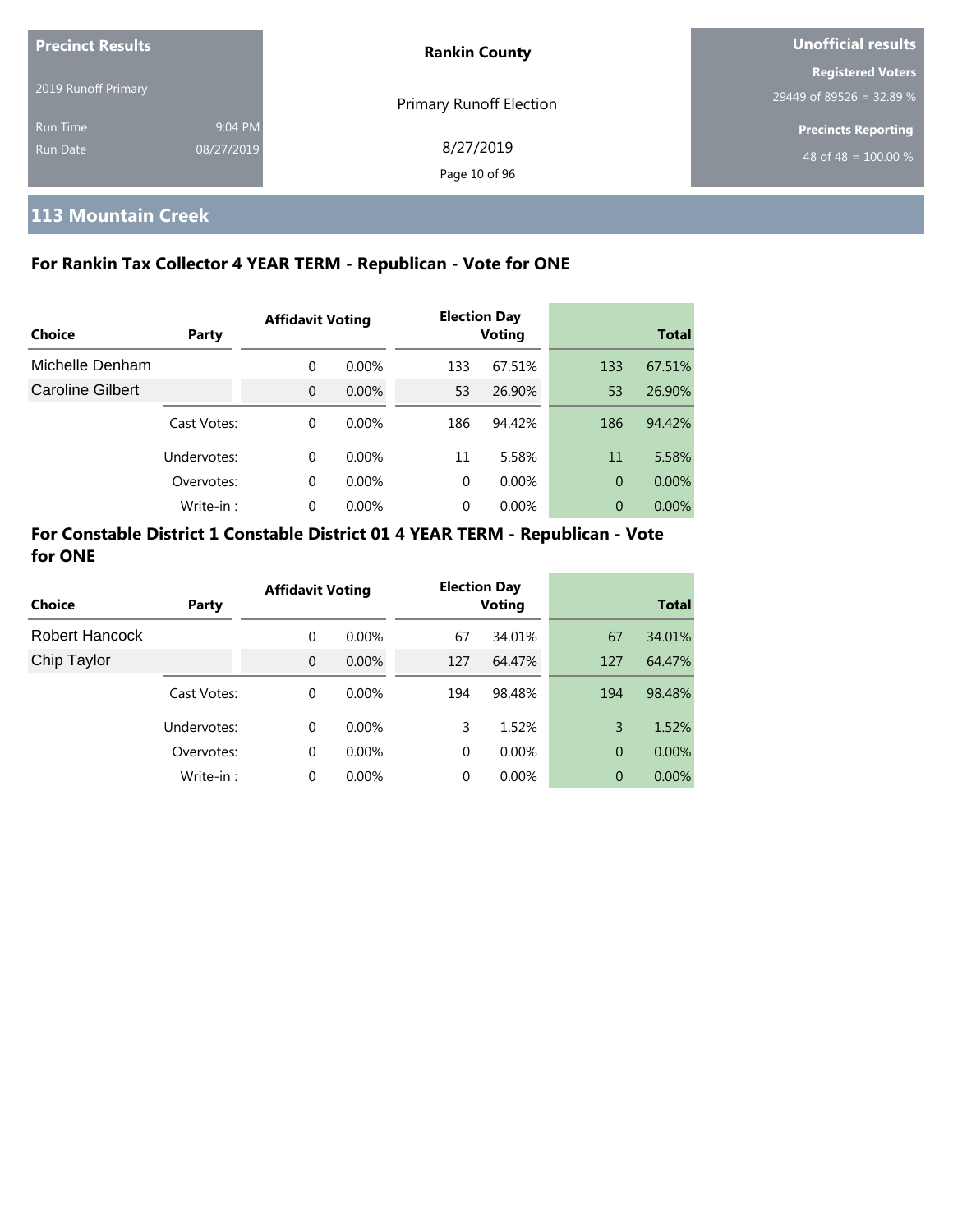**Precinct Results**

2019 Runoff Primary

Run Time 9:04 PM
Run Date 08/27/2019

**Rankin County**

Primary Runoff Election

8/27/2019

**Unofficial results**

**Registered Voters**
29449 of 89526 = 32.89 %

**Precincts Reporting**
48 of 48 = 100.00 %

# 113 Mountain Creek

## For Rankin Tax Collector 4 YEAR TERM - Republican - Vote for ONE

| Choice | Party | Affidavit Voting | | Election Day Voting | | Total | |
|---|---|---|---|---|---|---|---|
| Michelle Denham | | 0 | 0.00% | 133 | 67.51% | 133 | 67.51% |
| Caroline Gilbert | | 0 | 0.00% | 53 | 26.90% | 53 | 26.90% |
| | Cast Votes: | 0 | 0.00% | 186 | 94.42% | 186 | 94.42% |
| | Undervotes: | 0 | 0.00% | 11 | 5.58% | 11 | 5.58% |
| | Overvotes: | 0 | 0.00% | 0 | 0.00% | 0 | 0.00% |
| | Write-in : | 0 | 0.00% | 0 | 0.00% | 0 | 0.00% |

## For Constable District 1 Constable District 01 4 YEAR TERM - Republican - Vote for ONE

| Choice | Party | Affidavit Voting | | Election Day Voting | | Total | |
|---|---|---|---|---|---|---|---|
| Robert Hancock | | 0 | 0.00% | 67 | 34.01% | 67 | 34.01% |
| Chip Taylor | | 0 | 0.00% | 127 | 64.47% | 127 | 64.47% |
| | Cast Votes: | 0 | 0.00% | 194 | 98.48% | 194 | 98.48% |
| | Undervotes: | 0 | 0.00% | 3 | 1.52% | 3 | 1.52% |
| | Overvotes: | 0 | 0.00% | 0 | 0.00% | 0 | 0.00% |
| | Write-in : | 0 | 0.00% | 0 | 0.00% | 0 | 0.00% |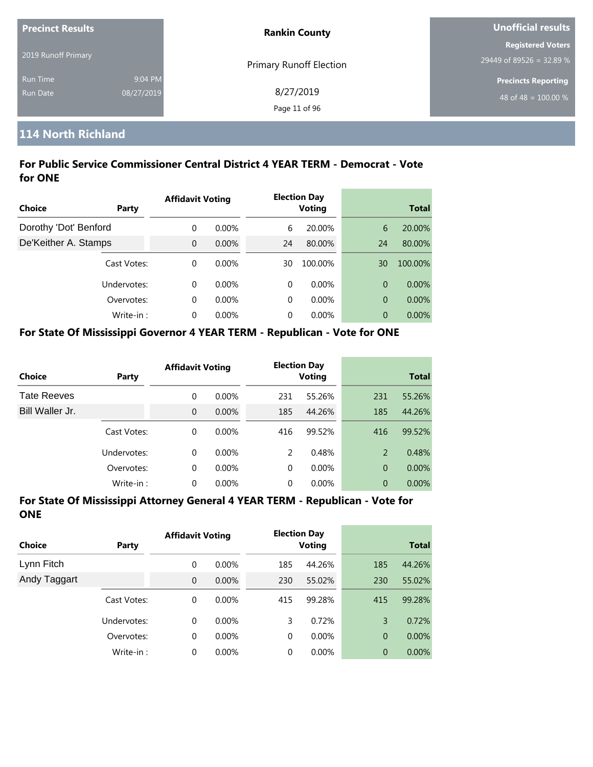**Precinct Results**

2019 Runoff Primary

Run Time 9:04 PM

Run Date 08/27/2019

**Rankin County**

Primary Runoff Election

8/27/2019

**Unofficial results**

**Registered Voters**

29449 of 89526 = 32.89 %

**Precincts Reporting**

48 of 48 = 100.00 %

## 114 North Richland

### For Public Service Commissioner Central District 4 YEAR TERM - Democrat - Vote for ONE

| Choice | Party | Affidavit Voting | | Election Day Voting | | Total | |
|---|---|---|---|---|---|---|---|
| Dorothy 'Dot' Benford | | 0 | 0.00% | 6 | 20.00% | 6 | 20.00% |
| De'Keither A. Stamps | | 0 | 0.00% | 24 | 80.00% | 24 | 80.00% |
| | Cast Votes: | 0 | 0.00% | 30 | 100.00% | 30 | 100.00% |
| | Undervotes: | 0 | 0.00% | 0 | 0.00% | 0 | 0.00% |
| | Overvotes: | 0 | 0.00% | 0 | 0.00% | 0 | 0.00% |
| | Write-in : | 0 | 0.00% | 0 | 0.00% | 0 | 0.00% |

### For State Of Mississippi Governor 4 YEAR TERM - Republican - Vote for ONE

| Choice | Party | Affidavit Voting | | Election Day Voting | | Total | |
|---|---|---|---|---|---|---|---|
| Tate Reeves | | 0 | 0.00% | 231 | 55.26% | 231 | 55.26% |
| Bill Waller Jr. | | 0 | 0.00% | 185 | 44.26% | 185 | 44.26% |
| | Cast Votes: | 0 | 0.00% | 416 | 99.52% | 416 | 99.52% |
| | Undervotes: | 0 | 0.00% | 2 | 0.48% | 2 | 0.48% |
| | Overvotes: | 0 | 0.00% | 0 | 0.00% | 0 | 0.00% |
| | Write-in : | 0 | 0.00% | 0 | 0.00% | 0 | 0.00% |

### For State Of Mississippi Attorney General 4 YEAR TERM - Republican - Vote for ONE

| Choice | Party | Affidavit Voting | | Election Day Voting | | Total | |
|---|---|---|---|---|---|---|---|
| Lynn Fitch | | 0 | 0.00% | 185 | 44.26% | 185 | 44.26% |
| Andy Taggart | | 0 | 0.00% | 230 | 55.02% | 230 | 55.02% |
| | Cast Votes: | 0 | 0.00% | 415 | 99.28% | 415 | 99.28% |
| | Undervotes: | 0 | 0.00% | 3 | 0.72% | 3 | 0.72% |
| | Overvotes: | 0 | 0.00% | 0 | 0.00% | 0 | 0.00% |
| | Write-in : | 0 | 0.00% | 0 | 0.00% | 0 | 0.00% |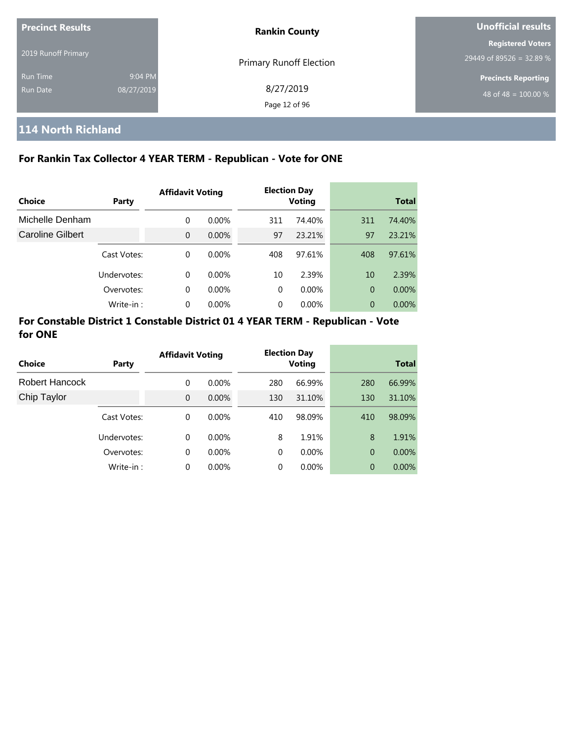Precinct Results

2019 Runoff Primary

Run Time 9:04 PM

Run Date 08/27/2019

**Rankin County**

Primary Runoff Election

8/27/2019

**Unofficial results**

**Registered Voters**

29449 of 89526 = 32.89 %

**Precincts Reporting**

48 of 48 = 100.00 %

## 114 North Richland

### For Rankin Tax Collector 4 YEAR TERM - Republican - Vote for ONE

| Choice | Party | Affidavit Voting | | Election Day Voting | | Total | |
|---|---|---|---|---|---|---|---|
| Michelle Denham | | 0 | 0.00% | 311 | 74.40% | 311 | 74.40% |
| Caroline Gilbert | | 0 | 0.00% | 97 | 23.21% | 97 | 23.21% |
| | Cast Votes: | 0 | 0.00% | 408 | 97.61% | 408 | 97.61% |
| | Undervotes: | 0 | 0.00% | 10 | 2.39% | 10 | 2.39% |
| | Overvotes: | 0 | 0.00% | 0 | 0.00% | 0 | 0.00% |
| | Write-in : | 0 | 0.00% | 0 | 0.00% | 0 | 0.00% |

### For Constable District 1 Constable District 01 4 YEAR TERM - Republican - Vote for ONE

| Choice | Party | Affidavit Voting | | Election Day Voting | | Total | |
|---|---|---|---|---|---|---|---|
| Robert Hancock | | 0 | 0.00% | 280 | 66.99% | 280 | 66.99% |
| Chip Taylor | | 0 | 0.00% | 130 | 31.10% | 130 | 31.10% |
| | Cast Votes: | 0 | 0.00% | 410 | 98.09% | 410 | 98.09% |
| | Undervotes: | 0 | 0.00% | 8 | 1.91% | 8 | 1.91% |
| | Overvotes: | 0 | 0.00% | 0 | 0.00% | 0 | 0.00% |
| | Write-in : | 0 | 0.00% | 0 | 0.00% | 0 | 0.00% |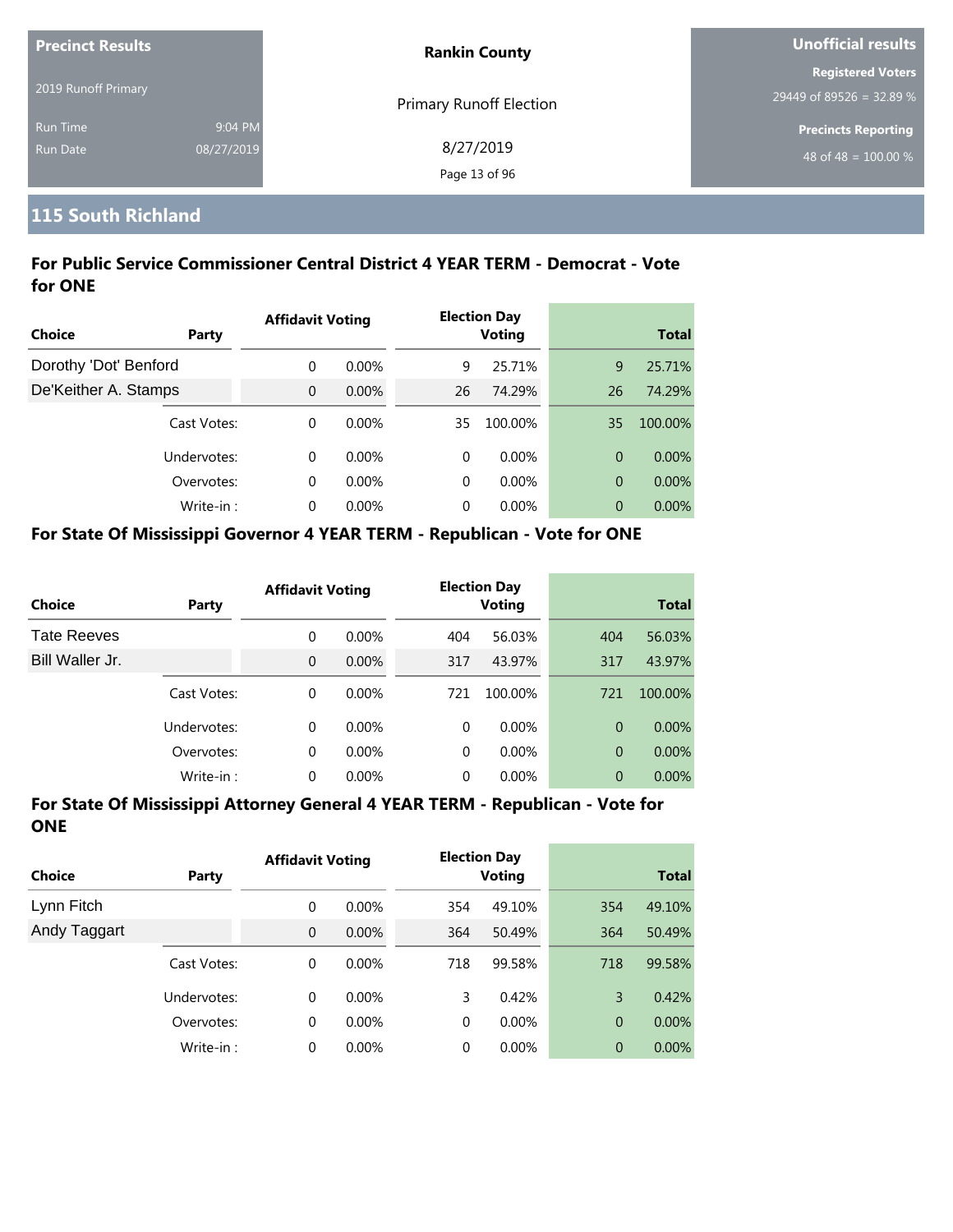**Precinct Results**

2019 Runoff Primary

Run Time 9:04 PM

Run Date 08/27/2019

**Rankin County**

Primary Runoff Election

8/27/2019

**Unofficial results**

**Registered Voters**

29449 of 89526 = 32.89 %

**Precincts Reporting**

48 of 48 = 100.00 %

## 115 South Richland

### For Public Service Commissioner Central District 4 YEAR TERM - Democrat - Vote for ONE

| Choice | Party | Affidavit Voting | | Election Day Voting | | Total | |
|---|---|---|---|---|---|---|---|
| Dorothy 'Dot' Benford | | 0 | 0.00% | 9 | 25.71% | 9 | 25.71% |
| De'Keither A. Stamps | | 0 | 0.00% | 26 | 74.29% | 26 | 74.29% |
| | Cast Votes: | 0 | 0.00% | 35 | 100.00% | 35 | 100.00% |
| | Undervotes: | 0 | 0.00% | 0 | 0.00% | 0 | 0.00% |
| | Overvotes: | 0 | 0.00% | 0 | 0.00% | 0 | 0.00% |
| | Write-in : | 0 | 0.00% | 0 | 0.00% | 0 | 0.00% |

### For State Of Mississippi Governor 4 YEAR TERM - Republican - Vote for ONE

| Choice | Party | Affidavit Voting | | Election Day Voting | | Total | |
|---|---|---|---|---|---|---|---|
| Tate Reeves | | 0 | 0.00% | 404 | 56.03% | 404 | 56.03% |
| Bill Waller Jr. | | 0 | 0.00% | 317 | 43.97% | 317 | 43.97% |
| | Cast Votes: | 0 | 0.00% | 721 | 100.00% | 721 | 100.00% |
| | Undervotes: | 0 | 0.00% | 0 | 0.00% | 0 | 0.00% |
| | Overvotes: | 0 | 0.00% | 0 | 0.00% | 0 | 0.00% |
| | Write-in : | 0 | 0.00% | 0 | 0.00% | 0 | 0.00% |

### For State Of Mississippi Attorney General 4 YEAR TERM - Republican - Vote for ONE

| Choice | Party | Affidavit Voting | | Election Day Voting | | Total | |
|---|---|---|---|---|---|---|---|
| Lynn Fitch | | 0 | 0.00% | 354 | 49.10% | 354 | 49.10% |
| Andy Taggart | | 0 | 0.00% | 364 | 50.49% | 364 | 50.49% |
| | Cast Votes: | 0 | 0.00% | 718 | 99.58% | 718 | 99.58% |
| | Undervotes: | 0 | 0.00% | 3 | 0.42% | 3 | 0.42% |
| | Overvotes: | 0 | 0.00% | 0 | 0.00% | 0 | 0.00% |
| | Write-in : | 0 | 0.00% | 0 | 0.00% | 0 | 0.00% |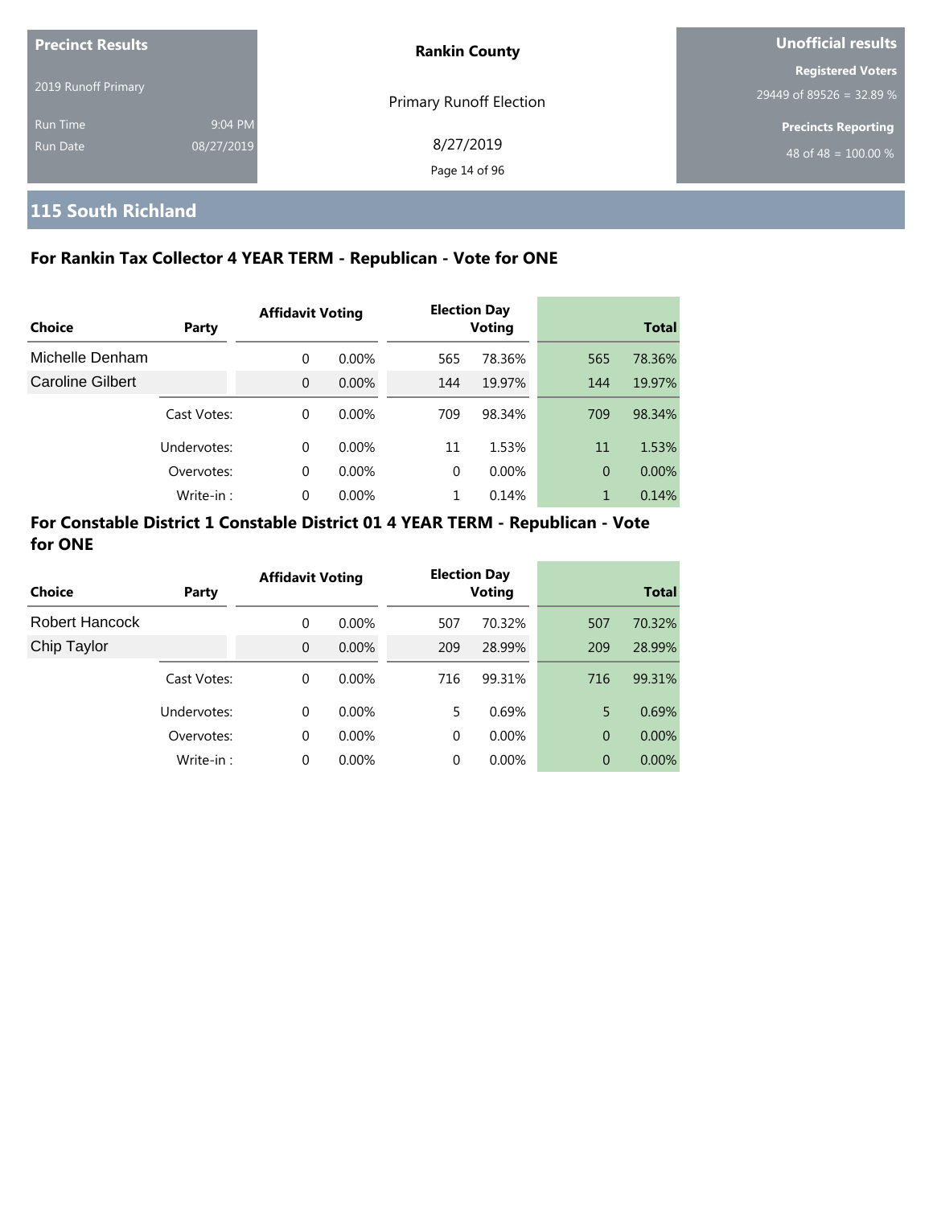**Precinct Results**

2019 Runoff Primary

Run Time 9:04 PM

Run Date 08/27/2019

**Rankin County**

Primary Runoff Election

8/27/2019

**Unofficial results**

**Registered Voters**

29449 of 89526 = 32.89 %

**Precincts Reporting**

48 of 48 = 100.00 %

## 115 South Richland

### For Rankin Tax Collector 4 YEAR TERM - Republican - Vote for ONE

| Choice | Party | Affidavit Voting | | Election Day Voting | | Total | |
|---|---|---|---|---|---|---|---|
| Michelle Denham | | 0 | 0.00% | 565 | 78.36% | 565 | 78.36% |
| Caroline Gilbert | | 0 | 0.00% | 144 | 19.97% | 144 | 19.97% |
| | Cast Votes: | 0 | 0.00% | 709 | 98.34% | 709 | 98.34% |
| | Undervotes: | 0 | 0.00% | 11 | 1.53% | 11 | 1.53% |
| | Overvotes: | 0 | 0.00% | 0 | 0.00% | 0 | 0.00% |
| | Write-in : | 0 | 0.00% | 1 | 0.14% | 1 | 0.14% |

### For Constable District 1 Constable District 01 4 YEAR TERM - Republican - Vote for ONE

| Choice | Party | Affidavit Voting | | Election Day Voting | | Total | |
|---|---|---|---|---|---|---|---|
| Robert Hancock | | 0 | 0.00% | 507 | 70.32% | 507 | 70.32% |
| Chip Taylor | | 0 | 0.00% | 209 | 28.99% | 209 | 28.99% |
| | Cast Votes: | 0 | 0.00% | 716 | 99.31% | 716 | 99.31% |
| | Undervotes: | 0 | 0.00% | 5 | 0.69% | 5 | 0.69% |
| | Overvotes: | 0 | 0.00% | 0 | 0.00% | 0 | 0.00% |
| | Write-in : | 0 | 0.00% | 0 | 0.00% | 0 | 0.00% |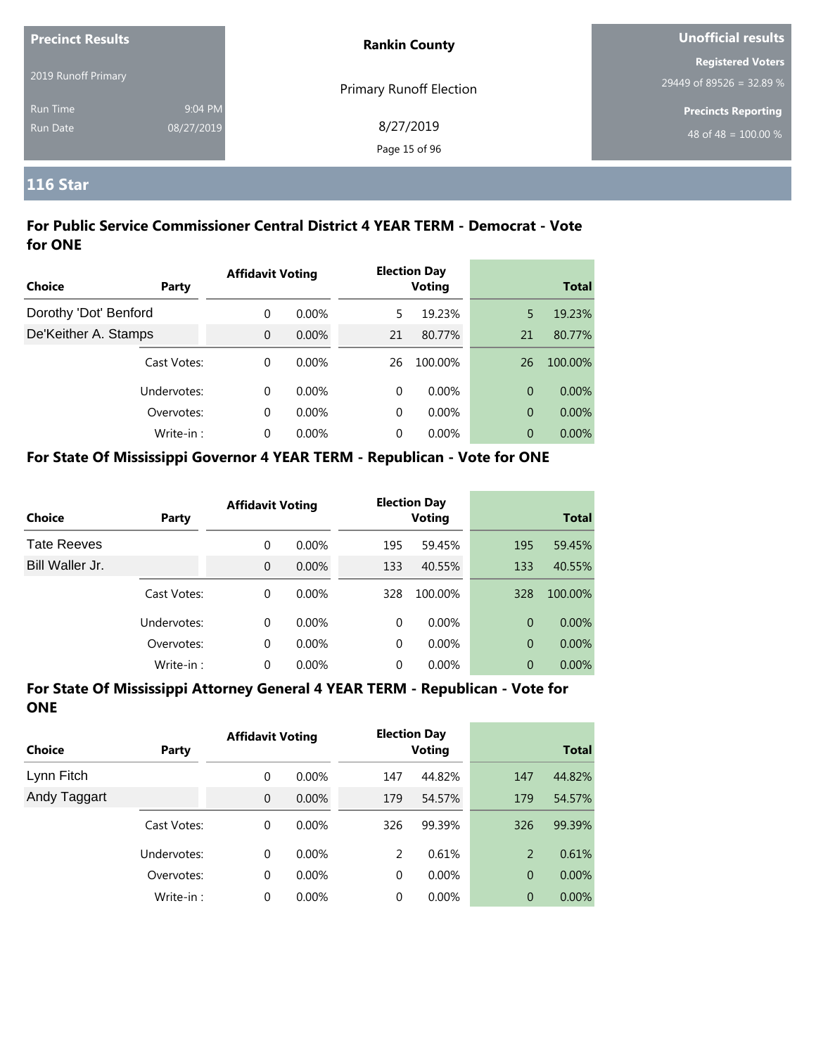**Precinct Results**

2019 Runoff Primary

Run Time 9:04 PM
Run Date 08/27/2019

**Rankin County**

Primary Runoff Election

8/27/2019

**Unofficial results**

**Registered Voters**
29449 of 89526 = 32.89 %

**Precincts Reporting**
48 of 48 = 100.00 %

## 116 Star

### For Public Service Commissioner Central District 4 YEAR TERM - Democrat - Vote for ONE

| Choice | Party | Affidavit Voting | | Election Day Voting | | Total | |
|---|---|---|---|---|---|---|---|
| Dorothy 'Dot' Benford | | 0 | 0.00% | 5 | 19.23% | 5 | 19.23% |
| De'Keither A. Stamps | | 0 | 0.00% | 21 | 80.77% | 21 | 80.77% |
| | Cast Votes: | 0 | 0.00% | 26 | 100.00% | 26 | 100.00% |
| | Undervotes: | 0 | 0.00% | 0 | 0.00% | 0 | 0.00% |
| | Overvotes: | 0 | 0.00% | 0 | 0.00% | 0 | 0.00% |
| | Write-in : | 0 | 0.00% | 0 | 0.00% | 0 | 0.00% |

### For State Of Mississippi Governor 4 YEAR TERM - Republican - Vote for ONE

| Choice | Party | Affidavit Voting | | Election Day Voting | | Total | |
|---|---|---|---|---|---|---|---|
| Tate Reeves | | 0 | 0.00% | 195 | 59.45% | 195 | 59.45% |
| Bill Waller Jr. | | 0 | 0.00% | 133 | 40.55% | 133 | 40.55% |
| | Cast Votes: | 0 | 0.00% | 328 | 100.00% | 328 | 100.00% |
| | Undervotes: | 0 | 0.00% | 0 | 0.00% | 0 | 0.00% |
| | Overvotes: | 0 | 0.00% | 0 | 0.00% | 0 | 0.00% |
| | Write-in : | 0 | 0.00% | 0 | 0.00% | 0 | 0.00% |

### For State Of Mississippi Attorney General 4 YEAR TERM - Republican - Vote for ONE

| Choice | Party | Affidavit Voting | | Election Day Voting | | Total | |
|---|---|---|---|---|---|---|---|
| Lynn Fitch | | 0 | 0.00% | 147 | 44.82% | 147 | 44.82% |
| Andy Taggart | | 0 | 0.00% | 179 | 54.57% | 179 | 54.57% |
| | Cast Votes: | 0 | 0.00% | 326 | 99.39% | 326 | 99.39% |
| | Undervotes: | 0 | 0.00% | 2 | 0.61% | 2 | 0.61% |
| | Overvotes: | 0 | 0.00% | 0 | 0.00% | 0 | 0.00% |
| | Write-in : | 0 | 0.00% | 0 | 0.00% | 0 | 0.00% |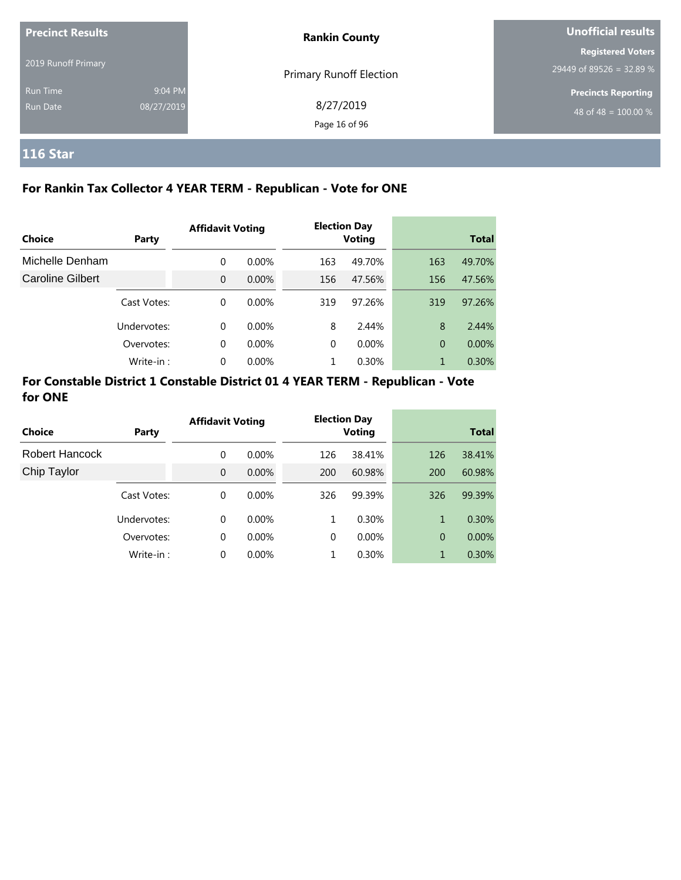**Precinct Results**

2019 Runoff Primary

Run Time 9:04 PM

Run Date 08/27/2019

**Rankin County**

Primary Runoff Election

8/27/2019

**Unofficial results**

**Registered Voters**

29449 of 89526 = 32.89 %

**Precincts Reporting**

48 of 48 = 100.00 %

## 116 Star

### For Rankin Tax Collector 4 YEAR TERM - Republican - Vote for ONE

| Choice | Party | Affidavit Voting | | Election Day Voting | | Total | |
|---|---|---|---|---|---|---|---|
| Michelle Denham | | 0 | 0.00% | 163 | 49.70% | 163 | 49.70% |
| Caroline Gilbert | | 0 | 0.00% | 156 | 47.56% | 156 | 47.56% |
| | Cast Votes: | 0 | 0.00% | 319 | 97.26% | 319 | 97.26% |
| | Undervotes: | 0 | 0.00% | 8 | 2.44% | 8 | 2.44% |
| | Overvotes: | 0 | 0.00% | 0 | 0.00% | 0 | 0.00% |
| | Write-in : | 0 | 0.00% | 1 | 0.30% | 1 | 0.30% |

### For Constable District 1 Constable District 01 4 YEAR TERM - Republican - Vote for ONE

| Choice | Party | Affidavit Voting | | Election Day Voting | | Total | |
|---|---|---|---|---|---|---|---|
| Robert Hancock | | 0 | 0.00% | 126 | 38.41% | 126 | 38.41% |
| Chip Taylor | | 0 | 0.00% | 200 | 60.98% | 200 | 60.98% |
| | Cast Votes: | 0 | 0.00% | 326 | 99.39% | 326 | 99.39% |
| | Undervotes: | 0 | 0.00% | 1 | 0.30% | 1 | 0.30% |
| | Overvotes: | 0 | 0.00% | 0 | 0.00% | 0 | 0.00% |
| | Write-in : | 0 | 0.00% | 1 | 0.30% | 1 | 0.30% |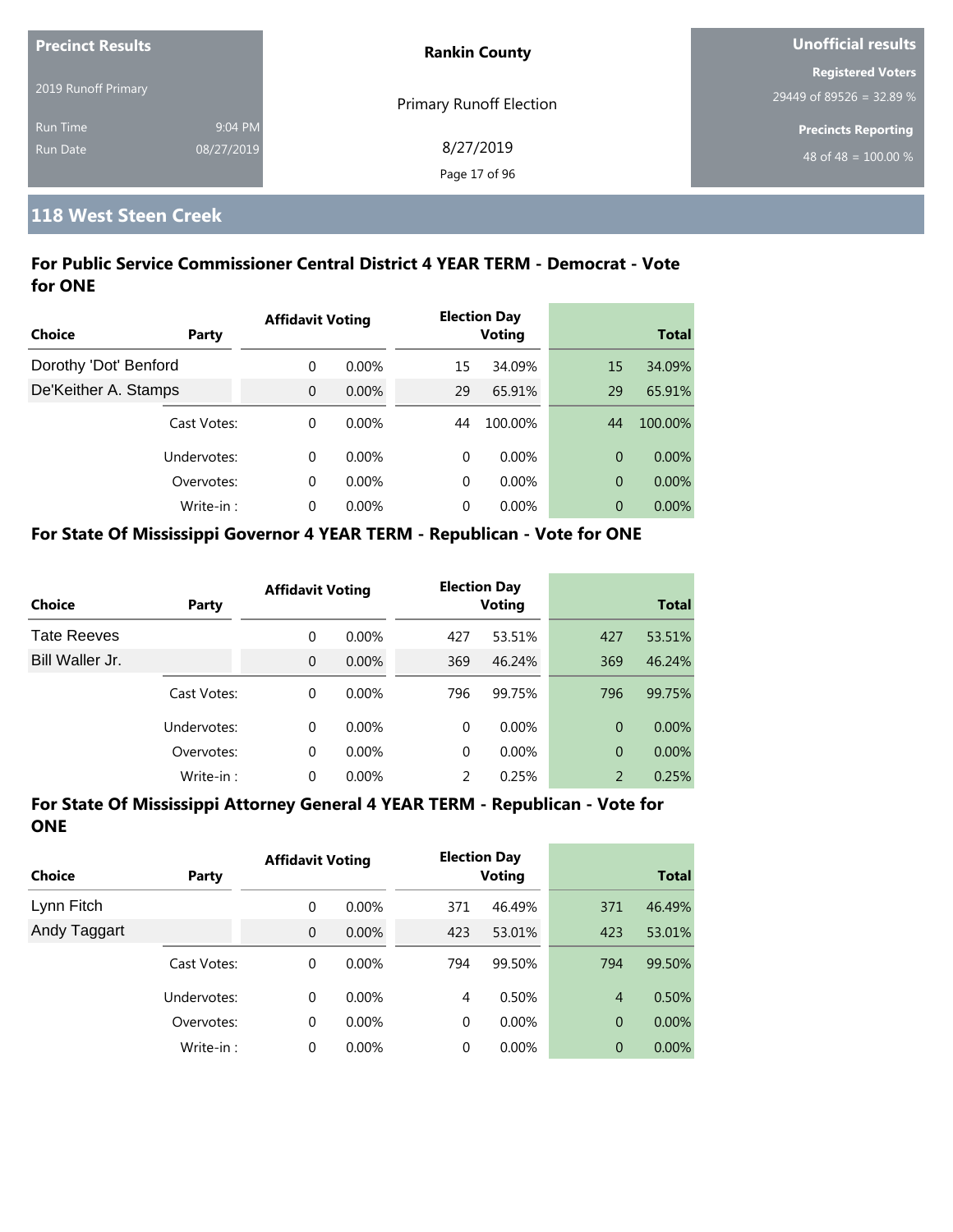**Precinct Results**

2019 Runoff Primary

Run Time 9:04 PM

Run Date 08/27/2019

**Rankin County**

Primary Runoff Election

8/27/2019

**Unofficial results**

**Registered Voters**

29449 of 89526 = 32.89 %

**Precincts Reporting**

48 of 48 = 100.00 %

## 118 West Steen Creek

### For Public Service Commissioner Central District 4 YEAR TERM - Democrat - Vote for ONE

| Choice | Party | Affidavit Voting | | Election Day Voting | | Total | |
|---|---|---|---|---|---|---|---|
| Dorothy 'Dot' Benford | | 0 | 0.00% | 15 | 34.09% | 15 | 34.09% |
| De'Keither A. Stamps | | 0 | 0.00% | 29 | 65.91% | 29 | 65.91% |
| | Cast Votes: | 0 | 0.00% | 44 | 100.00% | 44 | 100.00% |
| | Undervotes: | 0 | 0.00% | 0 | 0.00% | 0 | 0.00% |
| | Overvotes: | 0 | 0.00% | 0 | 0.00% | 0 | 0.00% |
| | Write-in : | 0 | 0.00% | 0 | 0.00% | 0 | 0.00% |

### For State Of Mississippi Governor 4 YEAR TERM - Republican - Vote for ONE

| Choice | Party | Affidavit Voting | | Election Day Voting | | Total | |
|---|---|---|---|---|---|---|---|
| Tate Reeves | | 0 | 0.00% | 427 | 53.51% | 427 | 53.51% |
| Bill Waller Jr. | | 0 | 0.00% | 369 | 46.24% | 369 | 46.24% |
| | Cast Votes: | 0 | 0.00% | 796 | 99.75% | 796 | 99.75% |
| | Undervotes: | 0 | 0.00% | 0 | 0.00% | 0 | 0.00% |
| | Overvotes: | 0 | 0.00% | 0 | 0.00% | 0 | 0.00% |
| | Write-in : | 0 | 0.00% | 2 | 0.25% | 2 | 0.25% |

### For State Of Mississippi Attorney General 4 YEAR TERM - Republican - Vote for ONE

| Choice | Party | Affidavit Voting | | Election Day Voting | | Total | |
|---|---|---|---|---|---|---|---|
| Lynn Fitch | | 0 | 0.00% | 371 | 46.49% | 371 | 46.49% |
| Andy Taggart | | 0 | 0.00% | 423 | 53.01% | 423 | 53.01% |
| | Cast Votes: | 0 | 0.00% | 794 | 99.50% | 794 | 99.50% |
| | Undervotes: | 0 | 0.00% | 4 | 0.50% | 4 | 0.50% |
| | Overvotes: | 0 | 0.00% | 0 | 0.00% | 0 | 0.00% |
| | Write-in : | 0 | 0.00% | 0 | 0.00% | 0 | 0.00% |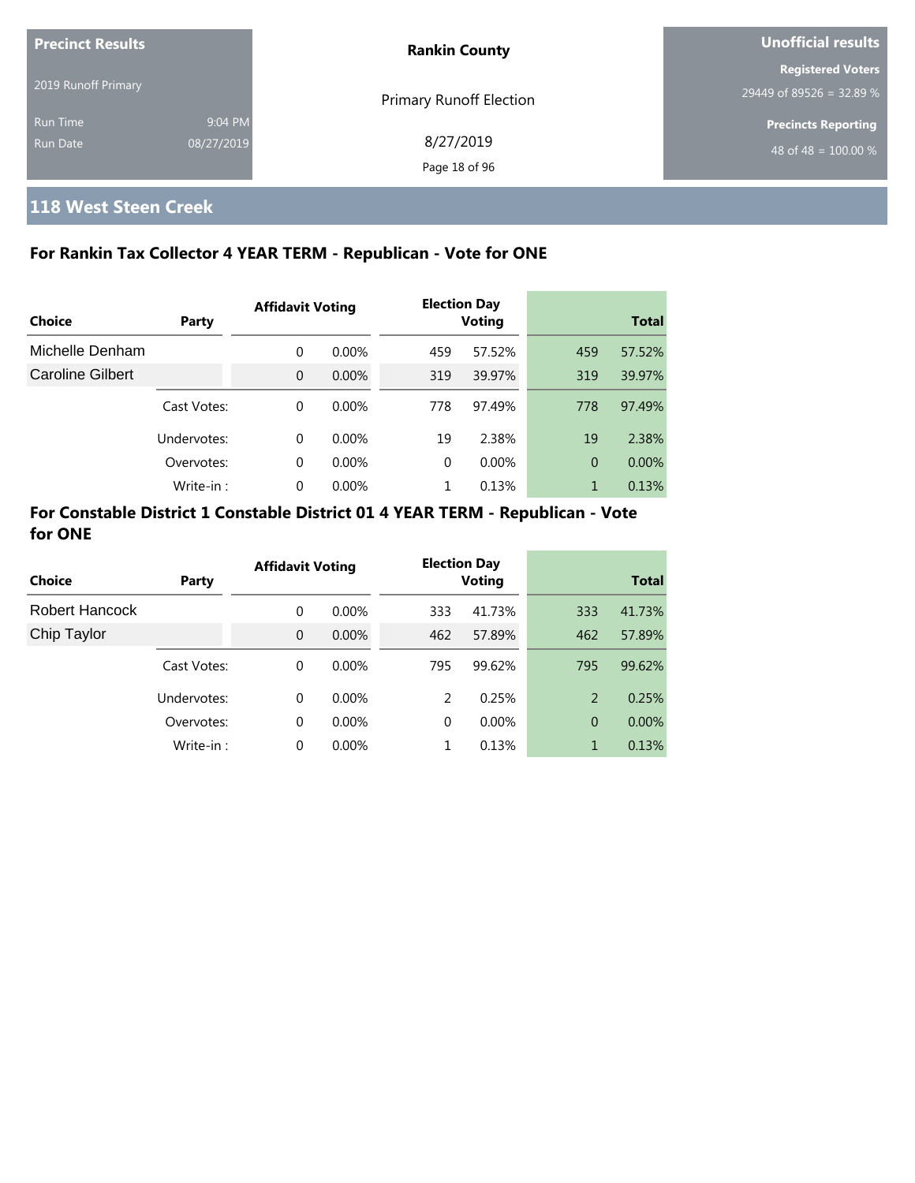**Precinct Results**

2019 Runoff Primary

Run Time 9:04 PM

Run Date 08/27/2019

**Rankin County**

Primary Runoff Election

8/27/2019

**Unofficial results**

**Registered Voters**

29449 of 89526 = 32.89 %

**Precincts Reporting**

48 of 48 = 100.00 %

## 118 West Steen Creek

### For Rankin Tax Collector 4 YEAR TERM - Republican - Vote for ONE

| Choice | Party | Affidavit Voting | | Election Day Voting | | Total | |
|---|---|---|---|---|---|---|---|
| Michelle Denham | | 0 | 0.00% | 459 | 57.52% | 459 | 57.52% |
| Caroline Gilbert | | 0 | 0.00% | 319 | 39.97% | 319 | 39.97% |
| | Cast Votes: | 0 | 0.00% | 778 | 97.49% | 778 | 97.49% |
| | Undervotes: | 0 | 0.00% | 19 | 2.38% | 19 | 2.38% |
| | Overvotes: | 0 | 0.00% | 0 | 0.00% | 0 | 0.00% |
| | Write-in : | 0 | 0.00% | 1 | 0.13% | 1 | 0.13% |

### For Constable District 1 Constable District 01 4 YEAR TERM - Republican - Vote for ONE

| Choice | Party | Affidavit Voting | | Election Day Voting | | Total | |
|---|---|---|---|---|---|---|---|
| Robert Hancock | | 0 | 0.00% | 333 | 41.73% | 333 | 41.73% |
| Chip Taylor | | 0 | 0.00% | 462 | 57.89% | 462 | 57.89% |
| | Cast Votes: | 0 | 0.00% | 795 | 99.62% | 795 | 99.62% |
| | Undervotes: | 0 | 0.00% | 2 | 0.25% | 2 | 0.25% |
| | Overvotes: | 0 | 0.00% | 0 | 0.00% | 0 | 0.00% |
| | Write-in : | 0 | 0.00% | 1 | 0.13% | 1 | 0.13% |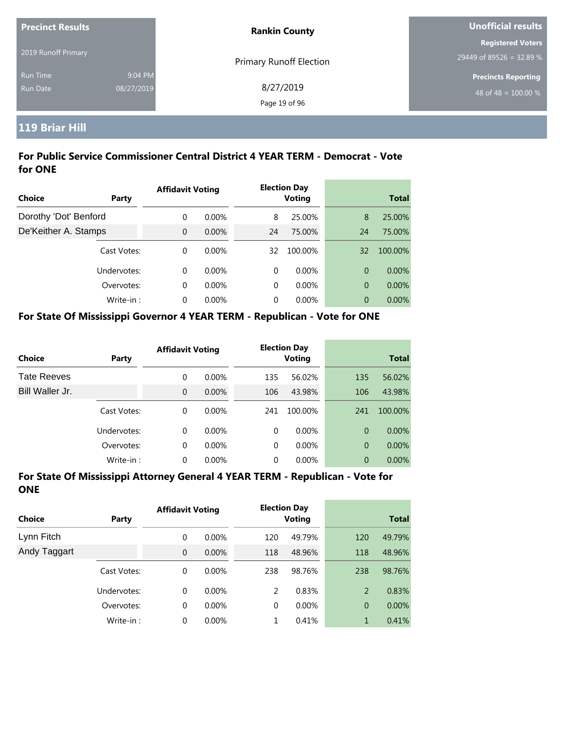| Precinct Results | | Rankin County | Unofficial results |
|---|---|---|---|
| 2019 Runoff Primary | | Primary Runoff Election | Registered Voters 29449 of 89526 = 32.89 % |
| Run Time | 9:04 PM | 8/27/2019 | Precincts Reporting 48 of 48 = 100.00 % |
| Run Date | 08/27/2019 | | |

## 119 Briar Hill

### For Public Service Commissioner Central District 4 YEAR TERM - Democrat - Vote for ONE

| Choice | Party | Affidavit Voting | | Election Day Voting | | Total | |
|---|---|---|---|---|---|---|---|
| Dorothy 'Dot' Benford | | 0 | 0.00% | 8 | 25.00% | 8 | 25.00% |
| De'Keither A. Stamps | | 0 | 0.00% | 24 | 75.00% | 24 | 75.00% |
| | Cast Votes: | 0 | 0.00% | 32 | 100.00% | 32 | 100.00% |
| | Undervotes: | 0 | 0.00% | 0 | 0.00% | 0 | 0.00% |
| | Overvotes: | 0 | 0.00% | 0 | 0.00% | 0 | 0.00% |
| | Write-in : | 0 | 0.00% | 0 | 0.00% | 0 | 0.00% |

### For State Of Mississippi Governor 4 YEAR TERM - Republican - Vote for ONE

| Choice | Party | Affidavit Voting | | Election Day Voting | | Total | |
|---|---|---|---|---|---|---|---|
| Tate Reeves | | 0 | 0.00% | 135 | 56.02% | 135 | 56.02% |
| Bill Waller Jr. | | 0 | 0.00% | 106 | 43.98% | 106 | 43.98% |
| | Cast Votes: | 0 | 0.00% | 241 | 100.00% | 241 | 100.00% |
| | Undervotes: | 0 | 0.00% | 0 | 0.00% | 0 | 0.00% |
| | Overvotes: | 0 | 0.00% | 0 | 0.00% | 0 | 0.00% |
| | Write-in : | 0 | 0.00% | 0 | 0.00% | 0 | 0.00% |

### For State Of Mississippi Attorney General 4 YEAR TERM - Republican - Vote for ONE

| Choice | Party | Affidavit Voting | | Election Day Voting | | Total | |
|---|---|---|---|---|---|---|---|
| Lynn Fitch | | 0 | 0.00% | 120 | 49.79% | 120 | 49.79% |
| Andy Taggart | | 0 | 0.00% | 118 | 48.96% | 118 | 48.96% |
| | Cast Votes: | 0 | 0.00% | 238 | 98.76% | 238 | 98.76% |
| | Undervotes: | 0 | 0.00% | 2 | 0.83% | 2 | 0.83% |
| | Overvotes: | 0 | 0.00% | 0 | 0.00% | 0 | 0.00% |
| | Write-in : | 0 | 0.00% | 1 | 0.41% | 1 | 0.41% |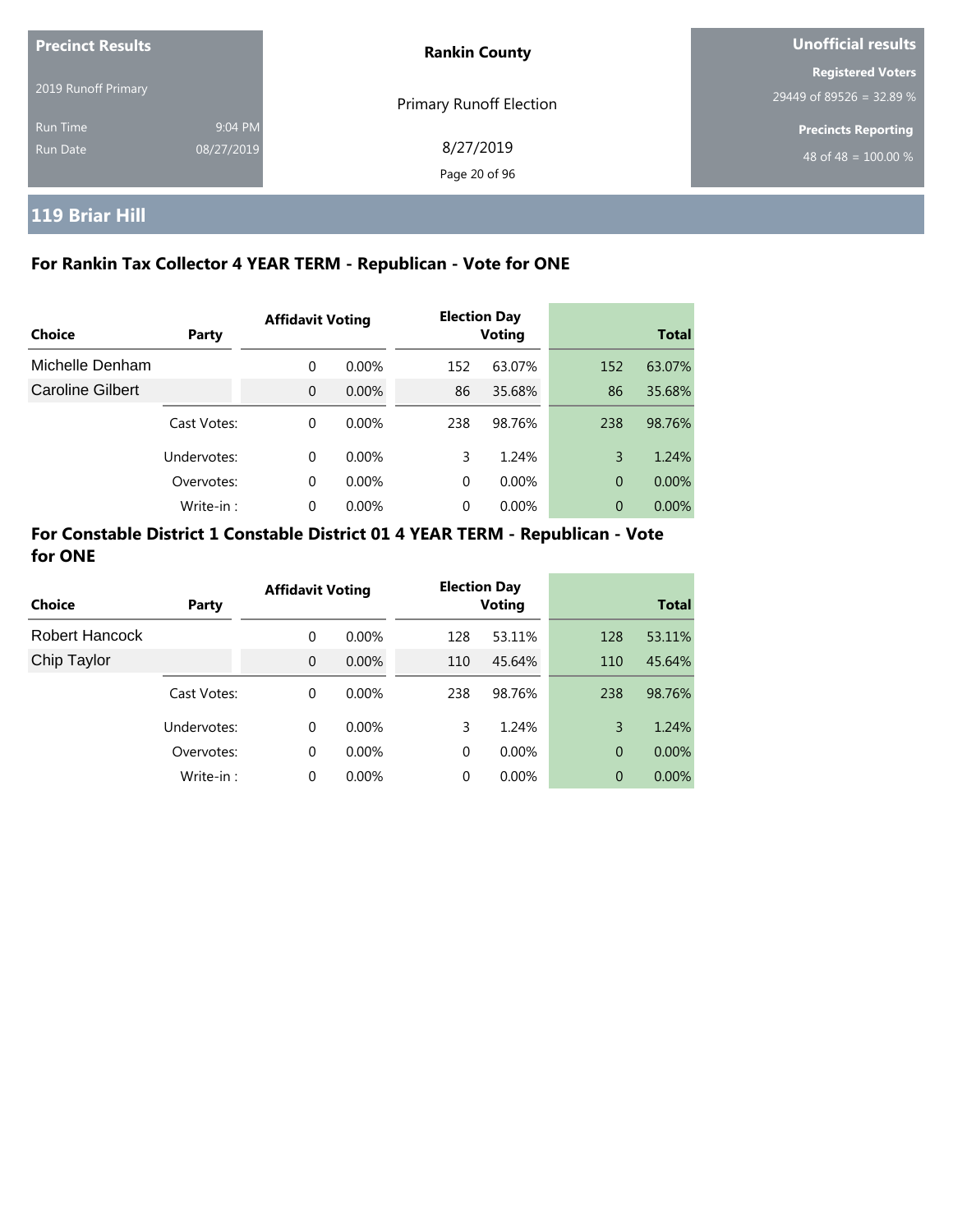**Precinct Results**

2019 Runoff Primary

Run Time 9:04 PM

Run Date 08/27/2019

**Rankin County**

Primary Runoff Election

8/27/2019

**Unofficial results**

**Registered Voters**

29449 of 89526 = 32.89 %

**Precincts Reporting**

48 of 48 = 100.00 %

## 119 Briar Hill

### For Rankin Tax Collector 4 YEAR TERM - Republican - Vote for ONE

| Choice | Party | Affidavit Voting | | Election Day Voting | | Total | |
|---|---|---|---|---|---|---|---|
| Michelle Denham | | 0 | 0.00% | 152 | 63.07% | 152 | 63.07% |
| Caroline Gilbert | | 0 | 0.00% | 86 | 35.68% | 86 | 35.68% |
| | Cast Votes: | 0 | 0.00% | 238 | 98.76% | 238 | 98.76% |
| | Undervotes: | 0 | 0.00% | 3 | 1.24% | 3 | 1.24% |
| | Overvotes: | 0 | 0.00% | 0 | 0.00% | 0 | 0.00% |
| | Write-in : | 0 | 0.00% | 0 | 0.00% | 0 | 0.00% |

### For Constable District 1 Constable District 01 4 YEAR TERM - Republican - Vote for ONE

| Choice | Party | Affidavit Voting | | Election Day Voting | | Total | |
|---|---|---|---|---|---|---|---|
| Robert Hancock | | 0 | 0.00% | 128 | 53.11% | 128 | 53.11% |
| Chip Taylor | | 0 | 0.00% | 110 | 45.64% | 110 | 45.64% |
| | Cast Votes: | 0 | 0.00% | 238 | 98.76% | 238 | 98.76% |
| | Undervotes: | 0 | 0.00% | 3 | 1.24% | 3 | 1.24% |
| | Overvotes: | 0 | 0.00% | 0 | 0.00% | 0 | 0.00% |
| | Write-in : | 0 | 0.00% | 0 | 0.00% | 0 | 0.00% |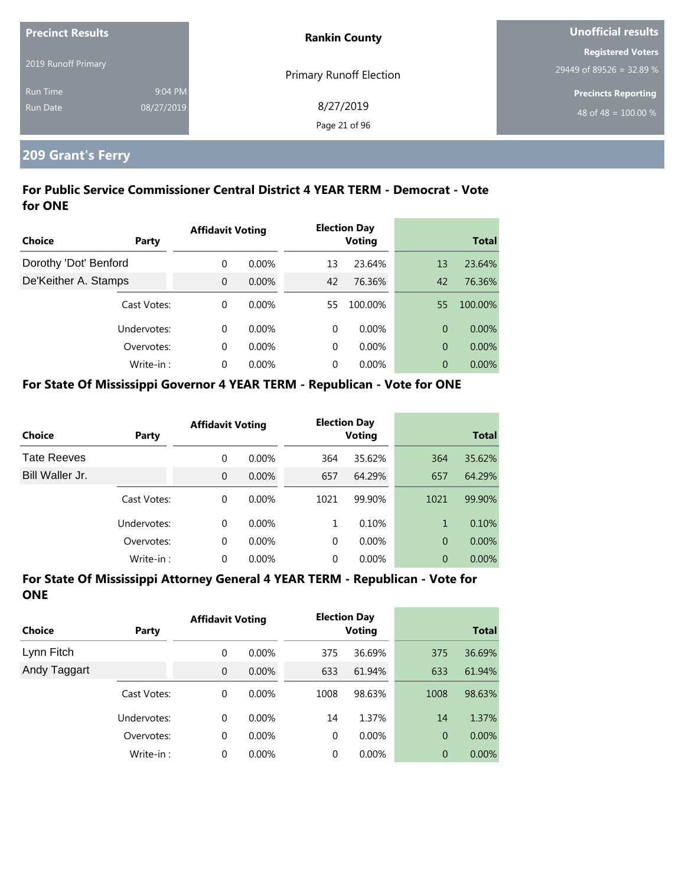| Precinct Results | | Rankin County | Unofficial results |
|---|---|---|---|
| 2019 Runoff Primary | | Primary Runoff Election | Registered Voters 29449 of 89526 = 32.89 % |
| Run Time | 9:04 PM | 8/27/2019 | Precincts Reporting 48 of 48 = 100.00 % |
| Run Date | 08/27/2019 | | |

## 209 Grant's Ferry

### For Public Service Commissioner Central District 4 YEAR TERM - Democrat - Vote for ONE

| Choice | Party | Affidavit Voting | | Election Day Voting | | Total | |
|---|---|---|---|---|---|---|---|
| Dorothy 'Dot' Benford | | 0 | 0.00% | 13 | 23.64% | 13 | 23.64% |
| De'Keither A. Stamps | | 0 | 0.00% | 42 | 76.36% | 42 | 76.36% |
| | Cast Votes: | 0 | 0.00% | 55 | 100.00% | 55 | 100.00% |
| | Undervotes: | 0 | 0.00% | 0 | 0.00% | 0 | 0.00% |
| | Overvotes: | 0 | 0.00% | 0 | 0.00% | 0 | 0.00% |
| | Write-in : | 0 | 0.00% | 0 | 0.00% | 0 | 0.00% |

### For State Of Mississippi Governor 4 YEAR TERM - Republican - Vote for ONE

| Choice | Party | Affidavit Voting | | Election Day Voting | | Total | |
|---|---|---|---|---|---|---|---|
| Tate Reeves | | 0 | 0.00% | 364 | 35.62% | 364 | 35.62% |
| Bill Waller Jr. | | 0 | 0.00% | 657 | 64.29% | 657 | 64.29% |
| | Cast Votes: | 0 | 0.00% | 1021 | 99.90% | 1021 | 99.90% |
| | Undervotes: | 0 | 0.00% | 1 | 0.10% | 1 | 0.10% |
| | Overvotes: | 0 | 0.00% | 0 | 0.00% | 0 | 0.00% |
| | Write-in : | 0 | 0.00% | 0 | 0.00% | 0 | 0.00% |

### For State Of Mississippi Attorney General 4 YEAR TERM - Republican - Vote for ONE

| Choice | Party | Affidavit Voting | | Election Day Voting | | Total | |
|---|---|---|---|---|---|---|---|
| Lynn Fitch | | 0 | 0.00% | 375 | 36.69% | 375 | 36.69% |
| Andy Taggart | | 0 | 0.00% | 633 | 61.94% | 633 | 61.94% |
| | Cast Votes: | 0 | 0.00% | 1008 | 98.63% | 1008 | 98.63% |
| | Undervotes: | 0 | 0.00% | 14 | 1.37% | 14 | 1.37% |
| | Overvotes: | 0 | 0.00% | 0 | 0.00% | 0 | 0.00% |
| | Write-in : | 0 | 0.00% | 0 | 0.00% | 0 | 0.00% |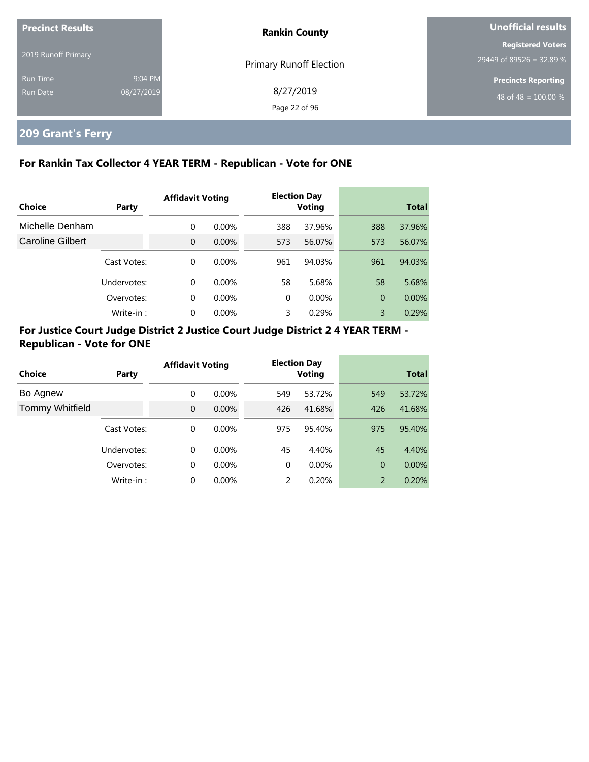**Precinct Results**

2019 Runoff Primary

Run Time 9:04 PM

Run Date 08/27/2019

**Rankin County**

Primary Runoff Election

8/27/2019

**Unofficial results**

**Registered Voters**

29449 of 89526 = 32.89 %

**Precincts Reporting**

48 of 48 = 100.00 %

## 209 Grant's Ferry

### For Rankin Tax Collector 4 YEAR TERM - Republican - Vote for ONE

| Choice | Party | Affidavit Voting | | Election Day Voting | | Total | |
|---|---|---|---|---|---|---|---|
| Michelle Denham | | 0 | 0.00% | 388 | 37.96% | 388 | 37.96% |
| Caroline Gilbert | | 0 | 0.00% | 573 | 56.07% | 573 | 56.07% |
| | Cast Votes: | 0 | 0.00% | 961 | 94.03% | 961 | 94.03% |
| | Undervotes: | 0 | 0.00% | 58 | 5.68% | 58 | 5.68% |
| | Overvotes: | 0 | 0.00% | 0 | 0.00% | 0 | 0.00% |
| | Write-in : | 0 | 0.00% | 3 | 0.29% | 3 | 0.29% |

### For Justice Court Judge District 2 Justice Court Judge District 2 4 YEAR TERM - Republican - Vote for ONE

| Choice | Party | Affidavit Voting | | Election Day Voting | | Total | |
|---|---|---|---|---|---|---|---|
| Bo Agnew | | 0 | 0.00% | 549 | 53.72% | 549 | 53.72% |
| Tommy Whitfield | | 0 | 0.00% | 426 | 41.68% | 426 | 41.68% |
| | Cast Votes: | 0 | 0.00% | 975 | 95.40% | 975 | 95.40% |
| | Undervotes: | 0 | 0.00% | 45 | 4.40% | 45 | 4.40% |
| | Overvotes: | 0 | 0.00% | 0 | 0.00% | 0 | 0.00% |
| | Write-in : | 0 | 0.00% | 2 | 0.20% | 2 | 0.20% |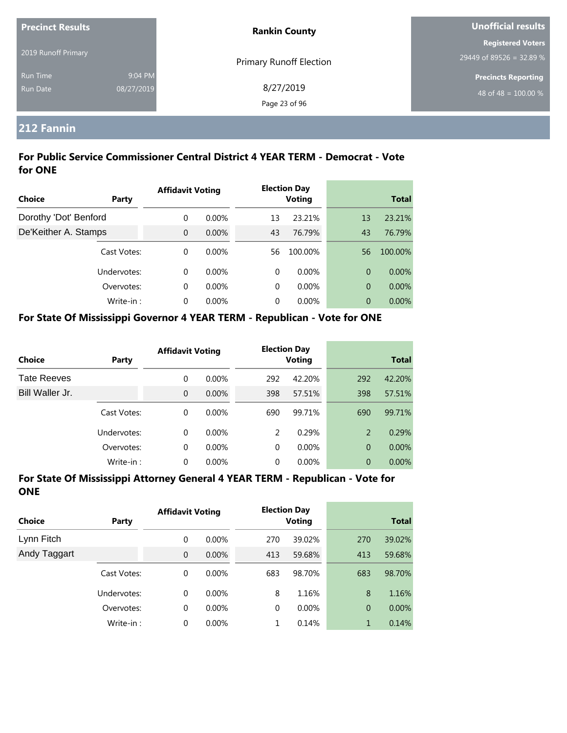**Precinct Results**

2019 Runoff Primary

Run Time 9:04 PM

Run Date 08/27/2019

**Rankin County**

Primary Runoff Election

8/27/2019

**Unofficial results**

**Registered Voters**

29449 of 89526 = 32.89 %

**Precincts Reporting**

48 of 48 = 100.00 %

## 212 Fannin

### For Public Service Commissioner Central District 4 YEAR TERM - Democrat - Vote for ONE

| Choice | Party | Affidavit Voting | | Election Day Voting | | Total | |
|---|---|---|---|---|---|---|---|
| Dorothy 'Dot' Benford | | 0 | 0.00% | 13 | 23.21% | 13 | 23.21% |
| De'Keither A. Stamps | | 0 | 0.00% | 43 | 76.79% | 43 | 76.79% |
| | Cast Votes: | 0 | 0.00% | 56 | 100.00% | 56 | 100.00% |
| | Undervotes: | 0 | 0.00% | 0 | 0.00% | 0 | 0.00% |
| | Overvotes: | 0 | 0.00% | 0 | 0.00% | 0 | 0.00% |
| | Write-in : | 0 | 0.00% | 0 | 0.00% | 0 | 0.00% |

### For State Of Mississippi Governor 4 YEAR TERM - Republican - Vote for ONE

| Choice | Party | Affidavit Voting | | Election Day Voting | | Total | |
|---|---|---|---|---|---|---|---|
| Tate Reeves | | 0 | 0.00% | 292 | 42.20% | 292 | 42.20% |
| Bill Waller Jr. | | 0 | 0.00% | 398 | 57.51% | 398 | 57.51% |
| | Cast Votes: | 0 | 0.00% | 690 | 99.71% | 690 | 99.71% |
| | Undervotes: | 0 | 0.00% | 2 | 0.29% | 2 | 0.29% |
| | Overvotes: | 0 | 0.00% | 0 | 0.00% | 0 | 0.00% |
| | Write-in : | 0 | 0.00% | 0 | 0.00% | 0 | 0.00% |

### For State Of Mississippi Attorney General 4 YEAR TERM - Republican - Vote for ONE

| Choice | Party | Affidavit Voting | | Election Day Voting | | Total | |
|---|---|---|---|---|---|---|---|
| Lynn Fitch | | 0 | 0.00% | 270 | 39.02% | 270 | 39.02% |
| Andy Taggart | | 0 | 0.00% | 413 | 59.68% | 413 | 59.68% |
| | Cast Votes: | 0 | 0.00% | 683 | 98.70% | 683 | 98.70% |
| | Undervotes: | 0 | 0.00% | 8 | 1.16% | 8 | 1.16% |
| | Overvotes: | 0 | 0.00% | 0 | 0.00% | 0 | 0.00% |
| | Write-in : | 0 | 0.00% | 1 | 0.14% | 1 | 0.14% |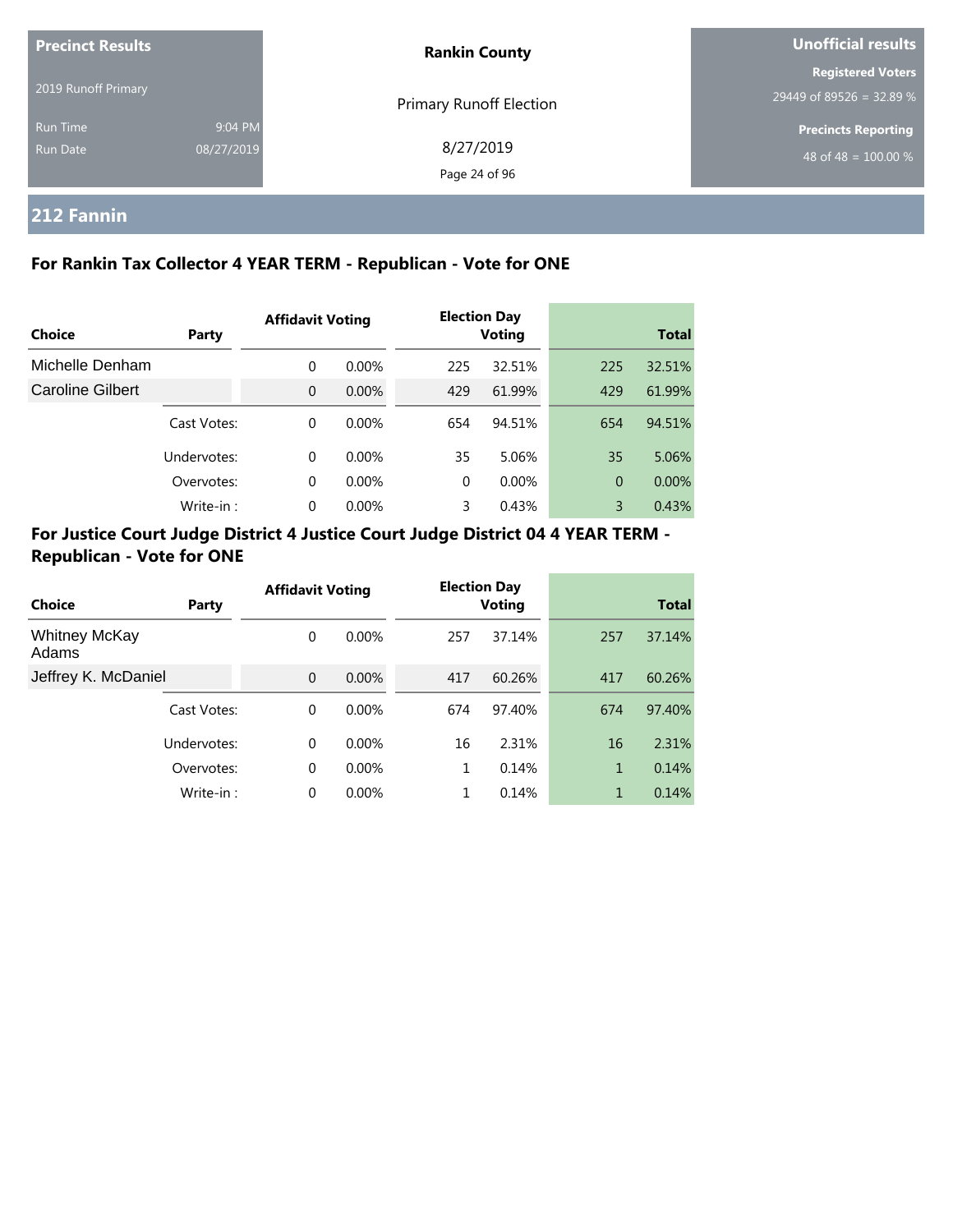**Precinct Results**

2019 Runoff Primary

Run Time 9:04 PM
Run Date 08/27/2019

**Rankin County**

Primary Runoff Election

8/27/2019

**Unofficial results**

**Registered Voters**
29449 of 89526 = 32.89 %

**Precincts Reporting**
48 of 48 = 100.00 %

## 212 Fannin

### For Rankin Tax Collector 4 YEAR TERM - Republican - Vote for ONE

| Choice | Party | Affidavit Voting | | Election Day Voting | | Total | |
|---|---|---|---|---|---|---|---|
| Michelle Denham | | 0 | 0.00% | 225 | 32.51% | 225 | 32.51% |
| Caroline Gilbert | | 0 | 0.00% | 429 | 61.99% | 429 | 61.99% |
| | Cast Votes: | 0 | 0.00% | 654 | 94.51% | 654 | 94.51% |
| | Undervotes: | 0 | 0.00% | 35 | 5.06% | 35 | 5.06% |
| | Overvotes: | 0 | 0.00% | 0 | 0.00% | 0 | 0.00% |
| | Write-in : | 0 | 0.00% | 3 | 0.43% | 3 | 0.43% |

### For Justice Court Judge District 4 Justice Court Judge District 04 4 YEAR TERM - Republican - Vote for ONE

| Choice | Party | Affidavit Voting | | Election Day Voting | | Total | |
|---|---|---|---|---|---|---|---|
| Whitney McKay Adams | | 0 | 0.00% | 257 | 37.14% | 257 | 37.14% |
| Jeffrey K. McDaniel | | 0 | 0.00% | 417 | 60.26% | 417 | 60.26% |
| | Cast Votes: | 0 | 0.00% | 674 | 97.40% | 674 | 97.40% |
| | Undervotes: | 0 | 0.00% | 16 | 2.31% | 16 | 2.31% |
| | Overvotes: | 0 | 0.00% | 1 | 0.14% | 1 | 0.14% |
| | Write-in : | 0 | 0.00% | 1 | 0.14% | 1 | 0.14% |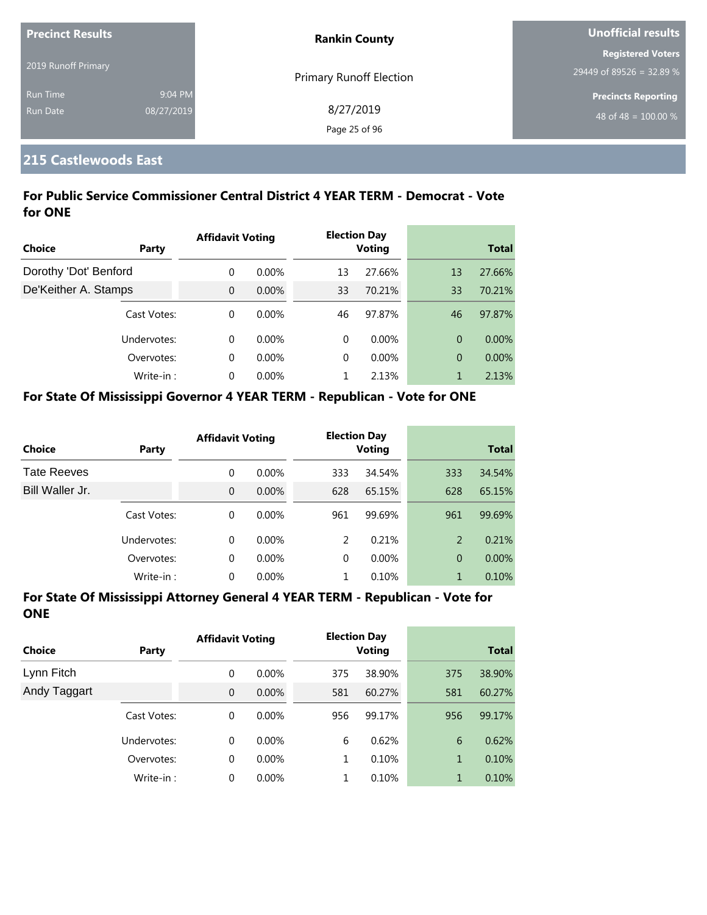| Precinct Results | | Rankin County | Unofficial results |
|---|---|---|---|
| 2019 Runoff Primary | | Primary Runoff Election | Registered Voters 29449 of 89526 = 32.89 % |
| Run Time | 9:04 PM | 8/27/2019 | Precincts Reporting |
| Run Date | 08/27/2019 | | 48 of 48 = 100.00 % |

## 215 Castlewoods East

### For Public Service Commissioner Central District 4 YEAR TERM - Democrat - Vote for ONE

| Choice | Party | Affidavit Voting | | Election Day Voting | | Total | |
|---|---|---|---|---|---|---|---|
| Dorothy 'Dot' Benford | | 0 | 0.00% | 13 | 27.66% | 13 | 27.66% |
| De'Keither A. Stamps | | 0 | 0.00% | 33 | 70.21% | 33 | 70.21% |
| | Cast Votes: | 0 | 0.00% | 46 | 97.87% | 46 | 97.87% |
| | Undervotes: | 0 | 0.00% | 0 | 0.00% | 0 | 0.00% |
| | Overvotes: | 0 | 0.00% | 0 | 0.00% | 0 | 0.00% |
| | Write-in : | 0 | 0.00% | 1 | 2.13% | 1 | 2.13% |

### For State Of Mississippi Governor 4 YEAR TERM - Republican - Vote for ONE

| Choice | Party | Affidavit Voting | | Election Day Voting | | Total | |
|---|---|---|---|---|---|---|---|
| Tate Reeves | | 0 | 0.00% | 333 | 34.54% | 333 | 34.54% |
| Bill Waller Jr. | | 0 | 0.00% | 628 | 65.15% | 628 | 65.15% |
| | Cast Votes: | 0 | 0.00% | 961 | 99.69% | 961 | 99.69% |
| | Undervotes: | 0 | 0.00% | 2 | 0.21% | 2 | 0.21% |
| | Overvotes: | 0 | 0.00% | 0 | 0.00% | 0 | 0.00% |
| | Write-in : | 0 | 0.00% | 1 | 0.10% | 1 | 0.10% |

### For State Of Mississippi Attorney General 4 YEAR TERM - Republican - Vote for ONE

| Choice | Party | Affidavit Voting | | Election Day Voting | | Total | |
|---|---|---|---|---|---|---|---|
| Lynn Fitch | | 0 | 0.00% | 375 | 38.90% | 375 | 38.90% |
| Andy Taggart | | 0 | 0.00% | 581 | 60.27% | 581 | 60.27% |
| | Cast Votes: | 0 | 0.00% | 956 | 99.17% | 956 | 99.17% |
| | Undervotes: | 0 | 0.00% | 6 | 0.62% | 6 | 0.62% |
| | Overvotes: | 0 | 0.00% | 1 | 0.10% | 1 | 0.10% |
| | Write-in : | 0 | 0.00% | 1 | 0.10% | 1 | 0.10% |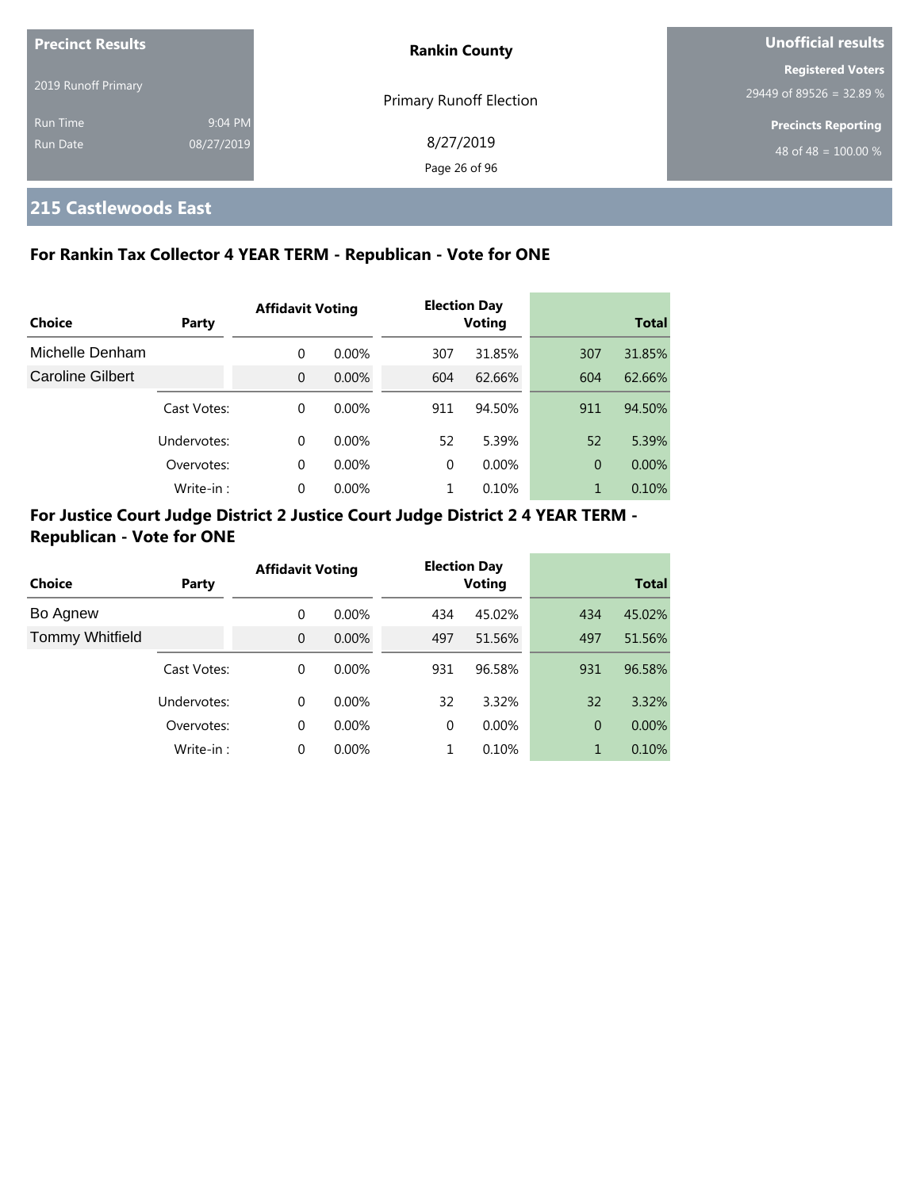| Precinct Results | | Rankin County | Unofficial results |
|---|---|---|---|
| 2019 Runoff Primary | | Primary Runoff Election | Registered Voters 29449 of 89526 = 32.89 % |
| Run Time | 9:04 PM | 8/27/2019 | Precincts Reporting |
| Run Date | 08/27/2019 | | 48 of 48 = 100.00 % |

## 215 Castlewoods East

### For Rankin Tax Collector 4 YEAR TERM - Republican - Vote for ONE

| Choice | Party | Affidavit Voting | | Election Day Voting | | Total | |
|---|---|---|---|---|---|---|---|
| Michelle Denham | | 0 | 0.00% | 307 | 31.85% | 307 | 31.85% |
| Caroline Gilbert | | 0 | 0.00% | 604 | 62.66% | 604 | 62.66% |
| | Cast Votes: | 0 | 0.00% | 911 | 94.50% | 911 | 94.50% |
| | Undervotes: | 0 | 0.00% | 52 | 5.39% | 52 | 5.39% |
| | Overvotes: | 0 | 0.00% | 0 | 0.00% | 0 | 0.00% |
| | Write-in : | 0 | 0.00% | 1 | 0.10% | 1 | 0.10% |

### For Justice Court Judge District 2 Justice Court Judge District 2 4 YEAR TERM - Republican - Vote for ONE

| Choice | Party | Affidavit Voting | | Election Day Voting | | Total | |
|---|---|---|---|---|---|---|---|
| Bo Agnew | | 0 | 0.00% | 434 | 45.02% | 434 | 45.02% |
| Tommy Whitfield | | 0 | 0.00% | 497 | 51.56% | 497 | 51.56% |
| | Cast Votes: | 0 | 0.00% | 931 | 96.58% | 931 | 96.58% |
| | Undervotes: | 0 | 0.00% | 32 | 3.32% | 32 | 3.32% |
| | Overvotes: | 0 | 0.00% | 0 | 0.00% | 0 | 0.00% |
| | Write-in : | 0 | 0.00% | 1 | 0.10% | 1 | 0.10% |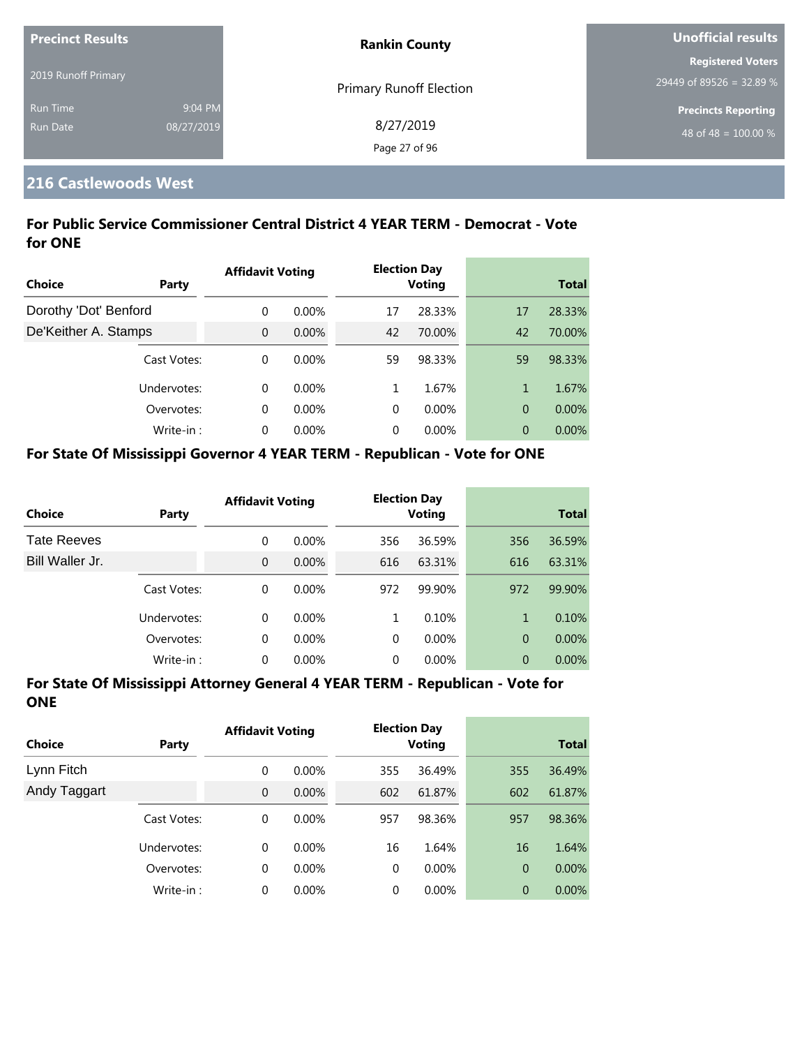| Precinct Results | | Rankin County | Unofficial results |
|---|---|---|---|
| 2019 Runoff Primary | | Primary Runoff Election | Registered Voters 29449 of 89526 = 32.89 % |
| Run Time | 9:04 PM | 8/27/2019 | Precincts Reporting |
| Run Date | 08/27/2019 | | 48 of 48 = 100.00 % |

## 216 Castlewoods West

### For Public Service Commissioner Central District 4 YEAR TERM - Democrat - Vote for ONE

| Choice | Party | Affidavit Voting | | Election Day Voting | | Total | |
|---|---|---|---|---|---|---|---|
| Dorothy 'Dot' Benford | | 0 | 0.00% | 17 | 28.33% | 17 | 28.33% |
| De'Keither A. Stamps | | 0 | 0.00% | 42 | 70.00% | 42 | 70.00% |
| | Cast Votes: | 0 | 0.00% | 59 | 98.33% | 59 | 98.33% |
| | Undervotes: | 0 | 0.00% | 1 | 1.67% | 1 | 1.67% |
| | Overvotes: | 0 | 0.00% | 0 | 0.00% | 0 | 0.00% |
| | Write-in : | 0 | 0.00% | 0 | 0.00% | 0 | 0.00% |

### For State Of Mississippi Governor 4 YEAR TERM - Republican - Vote for ONE

| Choice | Party | Affidavit Voting | | Election Day Voting | | Total | |
|---|---|---|---|---|---|---|---|
| Tate Reeves | | 0 | 0.00% | 356 | 36.59% | 356 | 36.59% |
| Bill Waller Jr. | | 0 | 0.00% | 616 | 63.31% | 616 | 63.31% |
| | Cast Votes: | 0 | 0.00% | 972 | 99.90% | 972 | 99.90% |
| | Undervotes: | 0 | 0.00% | 1 | 0.10% | 1 | 0.10% |
| | Overvotes: | 0 | 0.00% | 0 | 0.00% | 0 | 0.00% |
| | Write-in : | 0 | 0.00% | 0 | 0.00% | 0 | 0.00% |

### For State Of Mississippi Attorney General 4 YEAR TERM - Republican - Vote for ONE

| Choice | Party | Affidavit Voting | | Election Day Voting | | Total | |
|---|---|---|---|---|---|---|---|
| Lynn Fitch | | 0 | 0.00% | 355 | 36.49% | 355 | 36.49% |
| Andy Taggart | | 0 | 0.00% | 602 | 61.87% | 602 | 61.87% |
| | Cast Votes: | 0 | 0.00% | 957 | 98.36% | 957 | 98.36% |
| | Undervotes: | 0 | 0.00% | 16 | 1.64% | 16 | 1.64% |
| | Overvotes: | 0 | 0.00% | 0 | 0.00% | 0 | 0.00% |
| | Write-in : | 0 | 0.00% | 0 | 0.00% | 0 | 0.00% |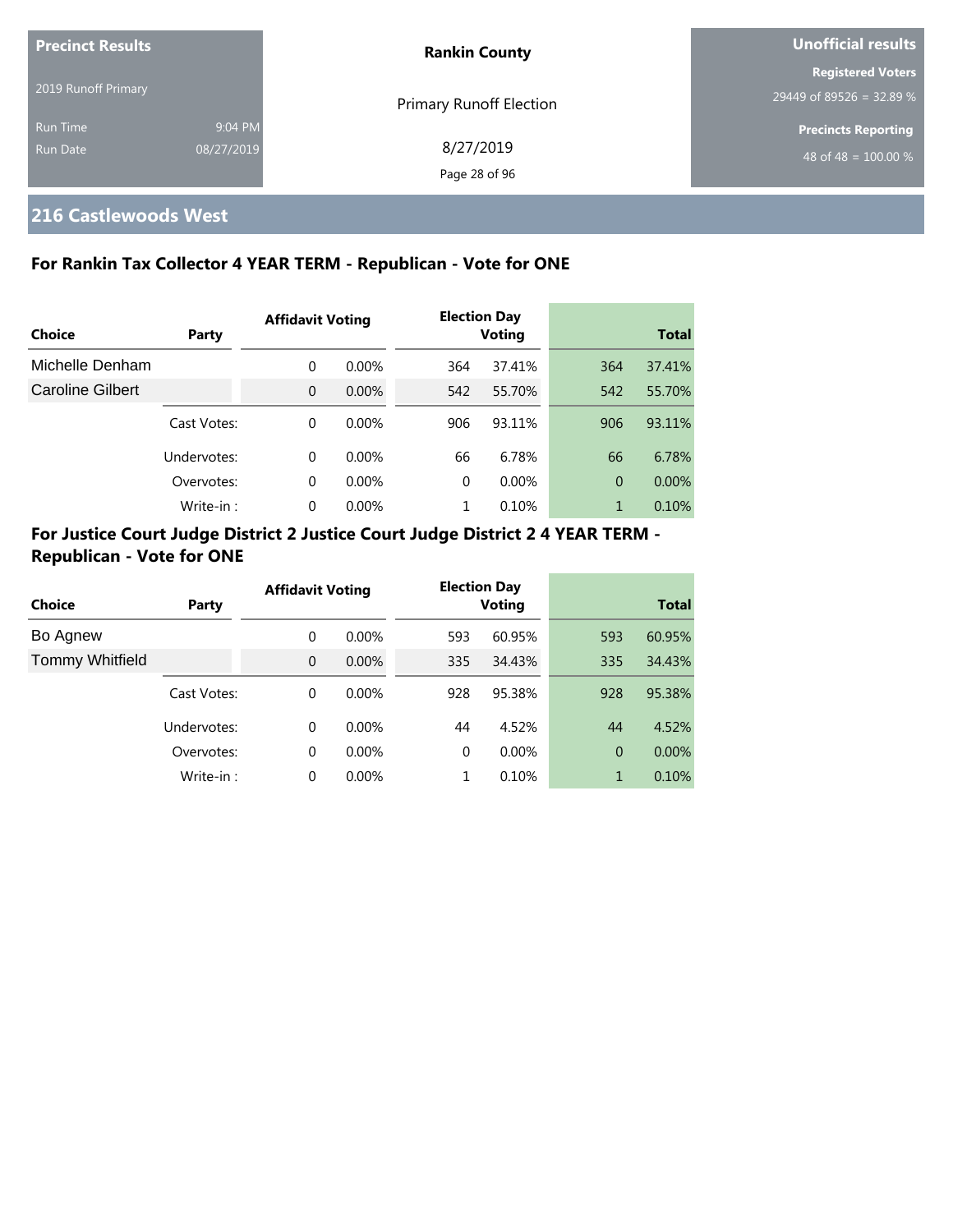**Precinct Results**

2019 Runoff Primary

Run Time 9:04 PM
Run Date 08/27/2019

**Rankin County**

Primary Runoff Election

8/27/2019

**Unofficial results**

**Registered Voters**
29449 of 89526 = 32.89 %

**Precincts Reporting**
48 of 48 = 100.00 %

## 216 Castlewoods West

### For Rankin Tax Collector 4 YEAR TERM - Republican - Vote for ONE

| Choice | Party | Affidavit Voting | | Election Day Voting | | Total | |
|---|---|---|---|---|---|---|---|
| Michelle Denham | | 0 | 0.00% | 364 | 37.41% | 364 | 37.41% |
| Caroline Gilbert | | 0 | 0.00% | 542 | 55.70% | 542 | 55.70% |
| | Cast Votes: | 0 | 0.00% | 906 | 93.11% | 906 | 93.11% |
| | Undervotes: | 0 | 0.00% | 66 | 6.78% | 66 | 6.78% |
| | Overvotes: | 0 | 0.00% | 0 | 0.00% | 0 | 0.00% |
| | Write-in : | 0 | 0.00% | 1 | 0.10% | 1 | 0.10% |

### For Justice Court Judge District 2 Justice Court Judge District 2 4 YEAR TERM - Republican - Vote for ONE

| Choice | Party | Affidavit Voting | | Election Day Voting | | Total | |
|---|---|---|---|---|---|---|---|
| Bo Agnew | | 0 | 0.00% | 593 | 60.95% | 593 | 60.95% |
| Tommy Whitfield | | 0 | 0.00% | 335 | 34.43% | 335 | 34.43% |
| | Cast Votes: | 0 | 0.00% | 928 | 95.38% | 928 | 95.38% |
| | Undervotes: | 0 | 0.00% | 44 | 4.52% | 44 | 4.52% |
| | Overvotes: | 0 | 0.00% | 0 | 0.00% | 0 | 0.00% |
| | Write-in : | 0 | 0.00% | 1 | 0.10% | 1 | 0.10% |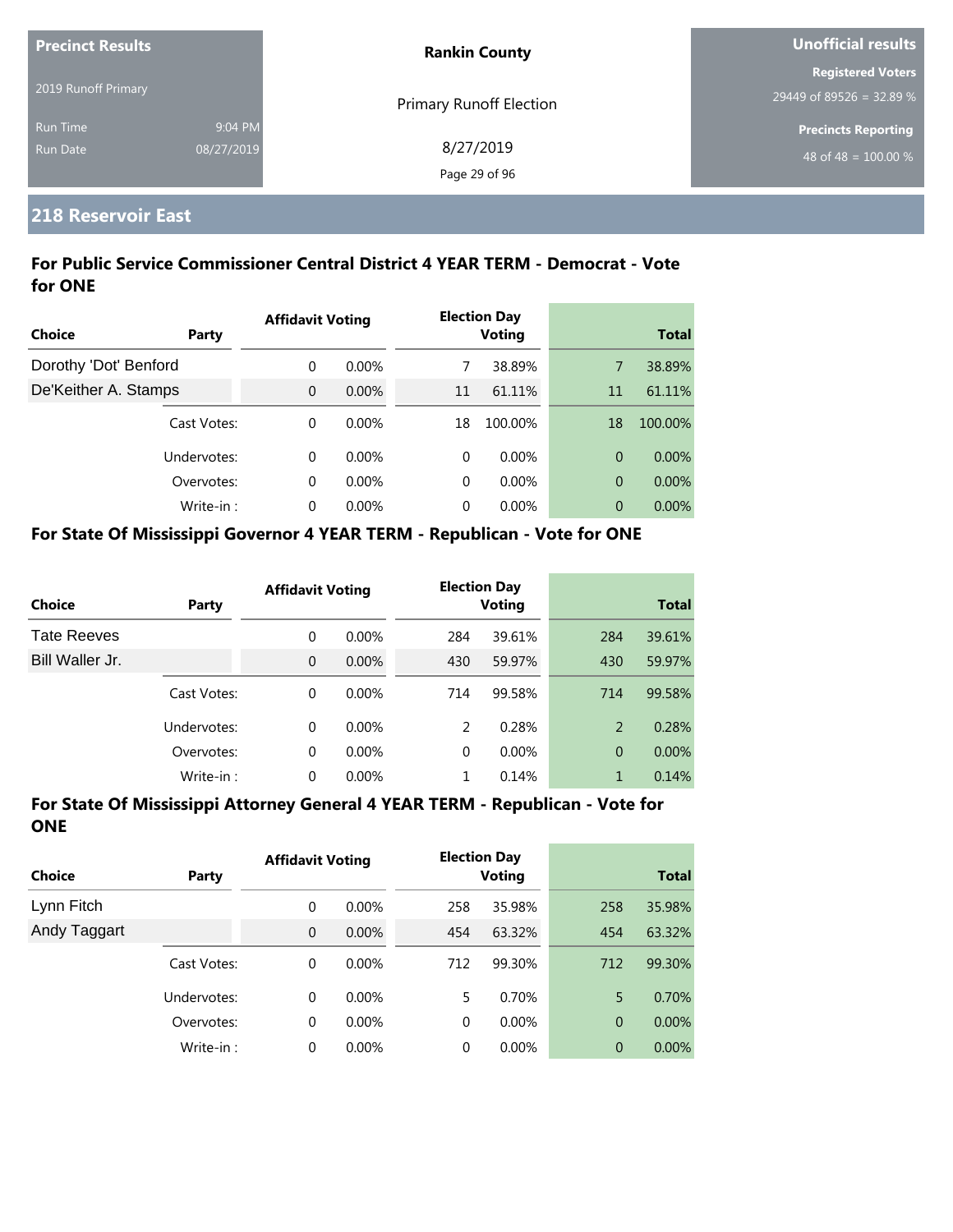**Precinct Results**

2019 Runoff Primary

Run Time 9:04 PM

Run Date 08/27/2019

**Rankin County**

Primary Runoff Election

8/27/2019

**Unofficial results**

**Registered Voters**

29449 of 89526 = 32.89 %

**Precincts Reporting**

48 of 48 = 100.00 %

## 218 Reservoir East

### For Public Service Commissioner Central District 4 YEAR TERM - Democrat - Vote for ONE

| Choice | Party | Affidavit Voting | | Election Day Voting | | Total | |
|---|---|---|---|---|---|---|---|
| Dorothy 'Dot' Benford | | 0 | 0.00% | 7 | 38.89% | 7 | 38.89% |
| De'Keither A. Stamps | | 0 | 0.00% | 11 | 61.11% | 11 | 61.11% |
| | Cast Votes: | 0 | 0.00% | 18 | 100.00% | 18 | 100.00% |
| | Undervotes: | 0 | 0.00% | 0 | 0.00% | 0 | 0.00% |
| | Overvotes: | 0 | 0.00% | 0 | 0.00% | 0 | 0.00% |
| | Write-in : | 0 | 0.00% | 0 | 0.00% | 0 | 0.00% |

### For State Of Mississippi Governor 4 YEAR TERM - Republican - Vote for ONE

| Choice | Party | Affidavit Voting | | Election Day Voting | | Total | |
|---|---|---|---|---|---|---|---|
| Tate Reeves | | 0 | 0.00% | 284 | 39.61% | 284 | 39.61% |
| Bill Waller Jr. | | 0 | 0.00% | 430 | 59.97% | 430 | 59.97% |
| | Cast Votes: | 0 | 0.00% | 714 | 99.58% | 714 | 99.58% |
| | Undervotes: | 0 | 0.00% | 2 | 0.28% | 2 | 0.28% |
| | Overvotes: | 0 | 0.00% | 0 | 0.00% | 0 | 0.00% |
| | Write-in : | 0 | 0.00% | 1 | 0.14% | 1 | 0.14% |

### For State Of Mississippi Attorney General 4 YEAR TERM - Republican - Vote for ONE

| Choice | Party | Affidavit Voting | | Election Day Voting | | Total | |
|---|---|---|---|---|---|---|---|
| Lynn Fitch | | 0 | 0.00% | 258 | 35.98% | 258 | 35.98% |
| Andy Taggart | | 0 | 0.00% | 454 | 63.32% | 454 | 63.32% |
| | Cast Votes: | 0 | 0.00% | 712 | 99.30% | 712 | 99.30% |
| | Undervotes: | 0 | 0.00% | 5 | 0.70% | 5 | 0.70% |
| | Overvotes: | 0 | 0.00% | 0 | 0.00% | 0 | 0.00% |
| | Write-in : | 0 | 0.00% | 0 | 0.00% | 0 | 0.00% |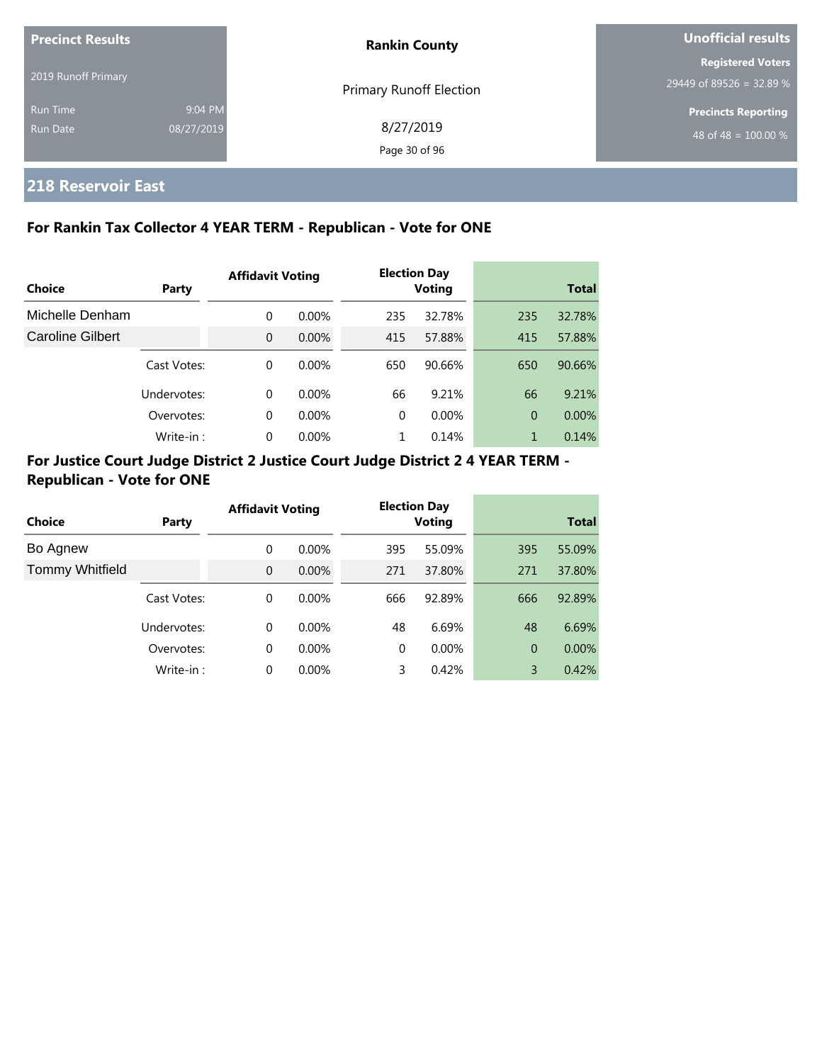**Precinct Results**

2019 Runoff Primary

Run Time 9:04 PM

Run Date 08/27/2019

**Rankin County**

Primary Runoff Election

8/27/2019

**Unofficial results**

**Registered Voters**

29449 of 89526 = 32.89 %

**Precincts Reporting**

48 of 48 = 100.00 %

## 218 Reservoir East

### For Rankin Tax Collector 4 YEAR TERM - Republican - Vote for ONE

| Choice | Party | Affidavit Voting | | Election Day Voting | | Total | |
|---|---|---|---|---|---|---|---|
| Michelle Denham | | 0 | 0.00% | 235 | 32.78% | 235 | 32.78% |
| Caroline Gilbert | | 0 | 0.00% | 415 | 57.88% | 415 | 57.88% |
| | Cast Votes: | 0 | 0.00% | 650 | 90.66% | 650 | 90.66% |
| | Undervotes: | 0 | 0.00% | 66 | 9.21% | 66 | 9.21% |
| | Overvotes: | 0 | 0.00% | 0 | 0.00% | 0 | 0.00% |
| | Write-in : | 0 | 0.00% | 1 | 0.14% | 1 | 0.14% |

### For Justice Court Judge District 2 Justice Court Judge District 2 4 YEAR TERM - Republican - Vote for ONE

| Choice | Party | Affidavit Voting | | Election Day Voting | | Total | |
|---|---|---|---|---|---|---|---|
| Bo Agnew | | 0 | 0.00% | 395 | 55.09% | 395 | 55.09% |
| Tommy Whitfield | | 0 | 0.00% | 271 | 37.80% | 271 | 37.80% |
| | Cast Votes: | 0 | 0.00% | 666 | 92.89% | 666 | 92.89% |
| | Undervotes: | 0 | 0.00% | 48 | 6.69% | 48 | 6.69% |
| | Overvotes: | 0 | 0.00% | 0 | 0.00% | 0 | 0.00% |
| | Write-in : | 0 | 0.00% | 3 | 0.42% | 3 | 0.42% |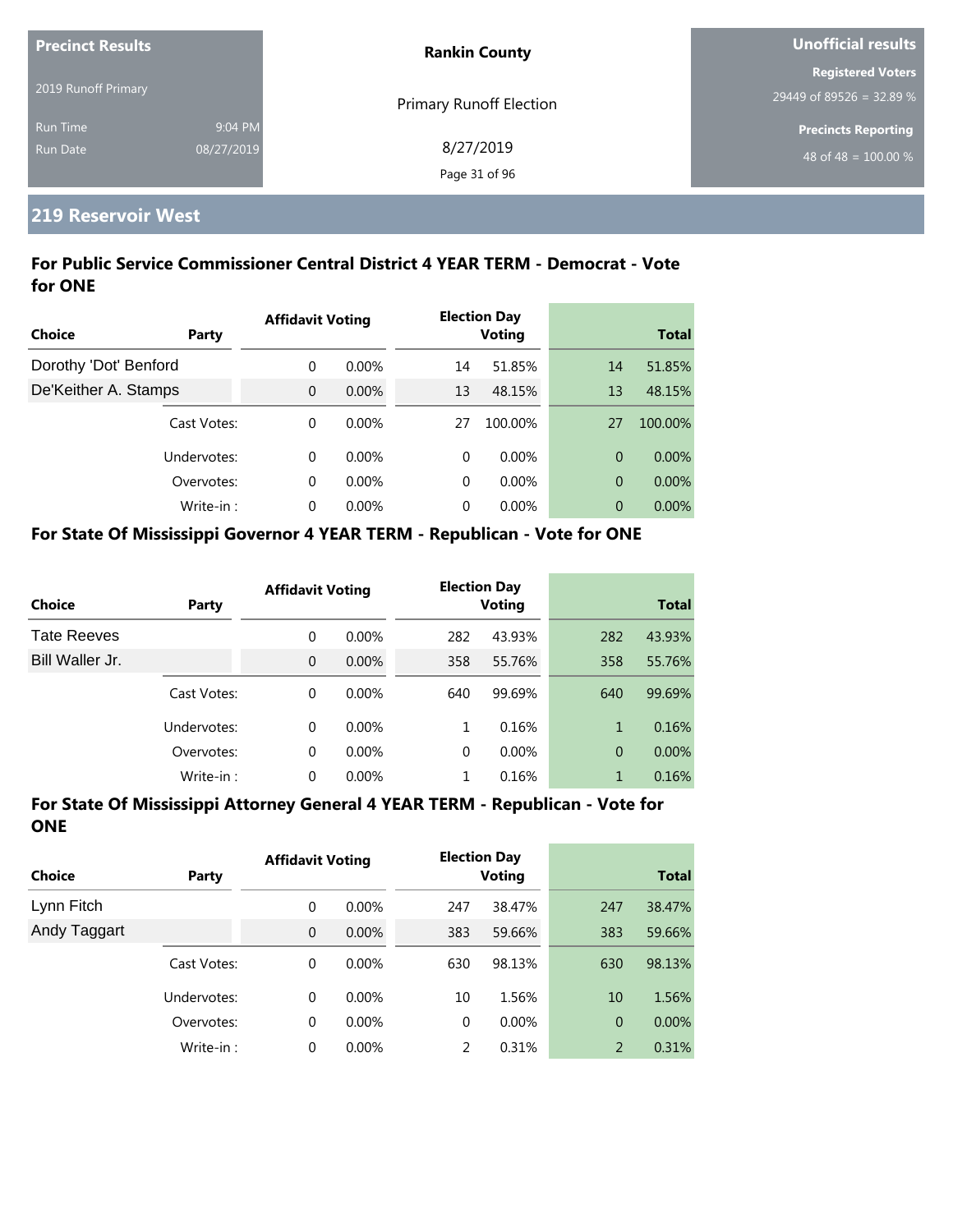| Precinct Results | | Rankin County | Unofficial results |
|---|---|---|---|
| 2019 Runoff Primary | | Primary Runoff Election | Registered Voters 29449 of 89526 = 32.89 % |
| Run Time | 9:04 PM | 8/27/2019 | Precincts Reporting |
| Run Date | 08/27/2019 | | 48 of 48 = 100.00 % |

## 219 Reservoir West

### For Public Service Commissioner Central District 4 YEAR TERM - Democrat - Vote for ONE

| Choice | Party | Affidavit Voting | | Election Day Voting | | Total | |
|---|---|---|---|---|---|---|---|
| Dorothy 'Dot' Benford | | 0 | 0.00% | 14 | 51.85% | 14 | 51.85% |
| De'Keither A. Stamps | | 0 | 0.00% | 13 | 48.15% | 13 | 48.15% |
| | Cast Votes: | 0 | 0.00% | 27 | 100.00% | 27 | 100.00% |
| | Undervotes: | 0 | 0.00% | 0 | 0.00% | 0 | 0.00% |
| | Overvotes: | 0 | 0.00% | 0 | 0.00% | 0 | 0.00% |
| | Write-in : | 0 | 0.00% | 0 | 0.00% | 0 | 0.00% |

### For State Of Mississippi Governor 4 YEAR TERM - Republican - Vote for ONE

| Choice | Party | Affidavit Voting | | Election Day Voting | | Total | |
|---|---|---|---|---|---|---|---|
| Tate Reeves | | 0 | 0.00% | 282 | 43.93% | 282 | 43.93% |
| Bill Waller Jr. | | 0 | 0.00% | 358 | 55.76% | 358 | 55.76% |
| | Cast Votes: | 0 | 0.00% | 640 | 99.69% | 640 | 99.69% |
| | Undervotes: | 0 | 0.00% | 1 | 0.16% | 1 | 0.16% |
| | Overvotes: | 0 | 0.00% | 0 | 0.00% | 0 | 0.00% |
| | Write-in : | 0 | 0.00% | 1 | 0.16% | 1 | 0.16% |

### For State Of Mississippi Attorney General 4 YEAR TERM - Republican - Vote for ONE

| Choice | Party | Affidavit Voting | | Election Day Voting | | Total | |
|---|---|---|---|---|---|---|---|
| Lynn Fitch | | 0 | 0.00% | 247 | 38.47% | 247 | 38.47% |
| Andy Taggart | | 0 | 0.00% | 383 | 59.66% | 383 | 59.66% |
| | Cast Votes: | 0 | 0.00% | 630 | 98.13% | 630 | 98.13% |
| | Undervotes: | 0 | 0.00% | 10 | 1.56% | 10 | 1.56% |
| | Overvotes: | 0 | 0.00% | 0 | 0.00% | 0 | 0.00% |
| | Write-in : | 0 | 0.00% | 2 | 0.31% | 2 | 0.31% |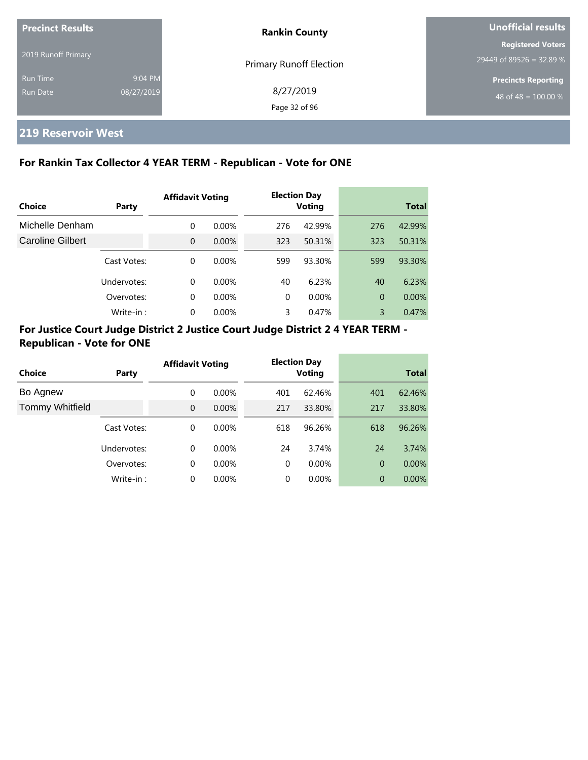**Precinct Results**

2019 Runoff Primary

Run Time 9:04 PM

Run Date 08/27/2019

**Rankin County**

Primary Runoff Election

8/27/2019

**Unofficial results**

**Registered Voters**

29449 of 89526 = 32.89 %

**Precincts Reporting**

48 of 48 = 100.00 %

## 219 Reservoir West

### For Rankin Tax Collector 4 YEAR TERM - Republican - Vote for ONE

| Choice | Party | Affidavit Voting | | Election Day Voting | | Total | |
|---|---|---|---|---|---|---|---|
| Michelle Denham | | 0 | 0.00% | 276 | 42.99% | 276 | 42.99% |
| Caroline Gilbert | | 0 | 0.00% | 323 | 50.31% | 323 | 50.31% |
| | Cast Votes: | 0 | 0.00% | 599 | 93.30% | 599 | 93.30% |
| | Undervotes: | 0 | 0.00% | 40 | 6.23% | 40 | 6.23% |
| | Overvotes: | 0 | 0.00% | 0 | 0.00% | 0 | 0.00% |
| | Write-in : | 0 | 0.00% | 3 | 0.47% | 3 | 0.47% |

### For Justice Court Judge District 2 Justice Court Judge District 2 4 YEAR TERM - Republican - Vote for ONE

| Choice | Party | Affidavit Voting | | Election Day Voting | | Total | |
|---|---|---|---|---|---|---|---|
| Bo Agnew | | 0 | 0.00% | 401 | 62.46% | 401 | 62.46% |
| Tommy Whitfield | | 0 | 0.00% | 217 | 33.80% | 217 | 33.80% |
| | Cast Votes: | 0 | 0.00% | 618 | 96.26% | 618 | 96.26% |
| | Undervotes: | 0 | 0.00% | 24 | 3.74% | 24 | 3.74% |
| | Overvotes: | 0 | 0.00% | 0 | 0.00% | 0 | 0.00% |
| | Write-in : | 0 | 0.00% | 0 | 0.00% | 0 | 0.00% |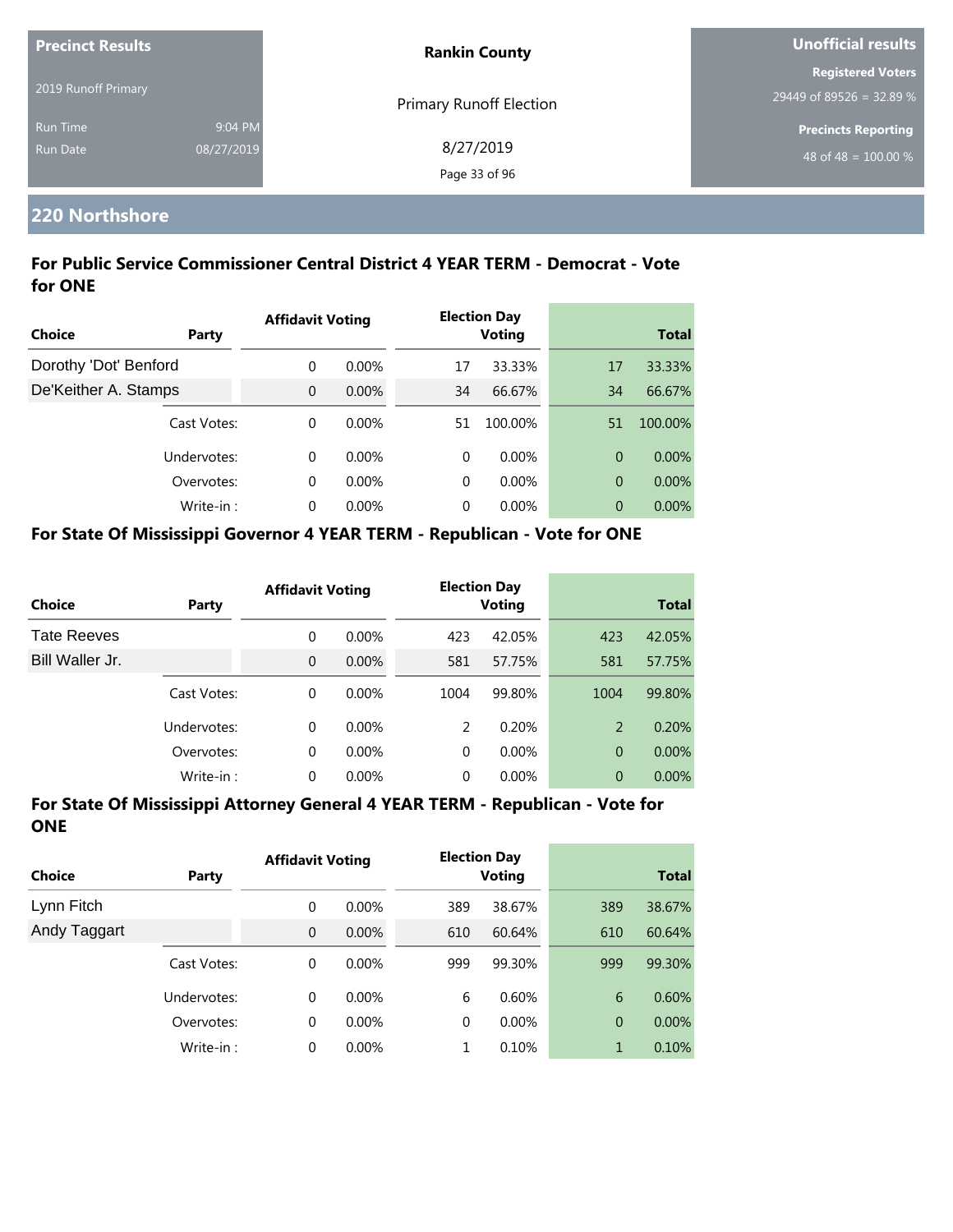| Precinct Results | | Rankin County | Unofficial results |
|---|---|---|---|
| 2019 Runoff Primary | | Primary Runoff Election | Registered Voters 29449 of 89526 = 32.89 % |
| Run Time | 9:04 PM | 8/27/2019 | Precincts Reporting 48 of 48 = 100.00 % |
| Run Date | 08/27/2019 | | |

## 220 Northshore

### For Public Service Commissioner Central District 4 YEAR TERM - Democrat - Vote for ONE

| Choice | Party | Affidavit Voting | | Election Day Voting | | Total | |
|---|---|---|---|---|---|---|---|
| Dorothy 'Dot' Benford | | 0 | 0.00% | 17 | 33.33% | 17 | 33.33% |
| De'Keither A. Stamps | | 0 | 0.00% | 34 | 66.67% | 34 | 66.67% |
| | Cast Votes: | 0 | 0.00% | 51 | 100.00% | 51 | 100.00% |
| | Undervotes: | 0 | 0.00% | 0 | 0.00% | 0 | 0.00% |
| | Overvotes: | 0 | 0.00% | 0 | 0.00% | 0 | 0.00% |
| | Write-in : | 0 | 0.00% | 0 | 0.00% | 0 | 0.00% |

### For State Of Mississippi Governor 4 YEAR TERM - Republican - Vote for ONE

| Choice | Party | Affidavit Voting | | Election Day Voting | | Total | |
|---|---|---|---|---|---|---|---|
| Tate Reeves | | 0 | 0.00% | 423 | 42.05% | 423 | 42.05% |
| Bill Waller Jr. | | 0 | 0.00% | 581 | 57.75% | 581 | 57.75% |
| | Cast Votes: | 0 | 0.00% | 1004 | 99.80% | 1004 | 99.80% |
| | Undervotes: | 0 | 0.00% | 2 | 0.20% | 2 | 0.20% |
| | Overvotes: | 0 | 0.00% | 0 | 0.00% | 0 | 0.00% |
| | Write-in : | 0 | 0.00% | 0 | 0.00% | 0 | 0.00% |

### For State Of Mississippi Attorney General 4 YEAR TERM - Republican - Vote for ONE

| Choice | Party | Affidavit Voting | | Election Day Voting | | Total | |
|---|---|---|---|---|---|---|---|
| Lynn Fitch | | 0 | 0.00% | 389 | 38.67% | 389 | 38.67% |
| Andy Taggart | | 0 | 0.00% | 610 | 60.64% | 610 | 60.64% |
| | Cast Votes: | 0 | 0.00% | 999 | 99.30% | 999 | 99.30% |
| | Undervotes: | 0 | 0.00% | 6 | 0.60% | 6 | 0.60% |
| | Overvotes: | 0 | 0.00% | 0 | 0.00% | 0 | 0.00% |
| | Write-in : | 0 | 0.00% | 1 | 0.10% | 1 | 0.10% |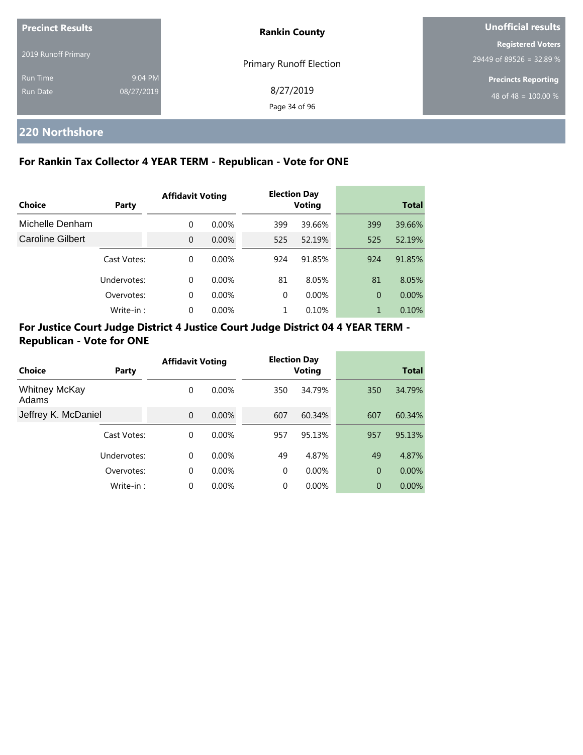**Precinct Results**

2019 Runoff Primary

Run Time 9:04 PM

Run Date 08/27/2019

**Rankin County**

Primary Runoff Election

8/27/2019

**Unofficial results**

**Registered Voters**

29449 of 89526 = 32.89 %

**Precincts Reporting**

48 of 48 = 100.00 %

## 220 Northshore

### For Rankin Tax Collector 4 YEAR TERM - Republican - Vote for ONE

| Choice | Party | Affidavit Voting | | Election Day Voting | | Total | |
|---|---|---|---|---|---|---|---|
| Michelle Denham | | 0 | 0.00% | 399 | 39.66% | 399 | 39.66% |
| Caroline Gilbert | | 0 | 0.00% | 525 | 52.19% | 525 | 52.19% |
| | Cast Votes: | 0 | 0.00% | 924 | 91.85% | 924 | 91.85% |
| | Undervotes: | 0 | 0.00% | 81 | 8.05% | 81 | 8.05% |
| | Overvotes: | 0 | 0.00% | 0 | 0.00% | 0 | 0.00% |
| | Write-in : | 0 | 0.00% | 1 | 0.10% | 1 | 0.10% |

### For Justice Court Judge District 4 Justice Court Judge District 04 4 YEAR TERM - Republican - Vote for ONE

| Choice | Party | Affidavit Voting | | Election Day Voting | | Total | |
|---|---|---|---|---|---|---|---|
| Whitney McKay Adams | | 0 | 0.00% | 350 | 34.79% | 350 | 34.79% |
| Jeffrey K. McDaniel | | 0 | 0.00% | 607 | 60.34% | 607 | 60.34% |
| | Cast Votes: | 0 | 0.00% | 957 | 95.13% | 957 | 95.13% |
| | Undervotes: | 0 | 0.00% | 49 | 4.87% | 49 | 4.87% |
| | Overvotes: | 0 | 0.00% | 0 | 0.00% | 0 | 0.00% |
| | Write-in : | 0 | 0.00% | 0 | 0.00% | 0 | 0.00% |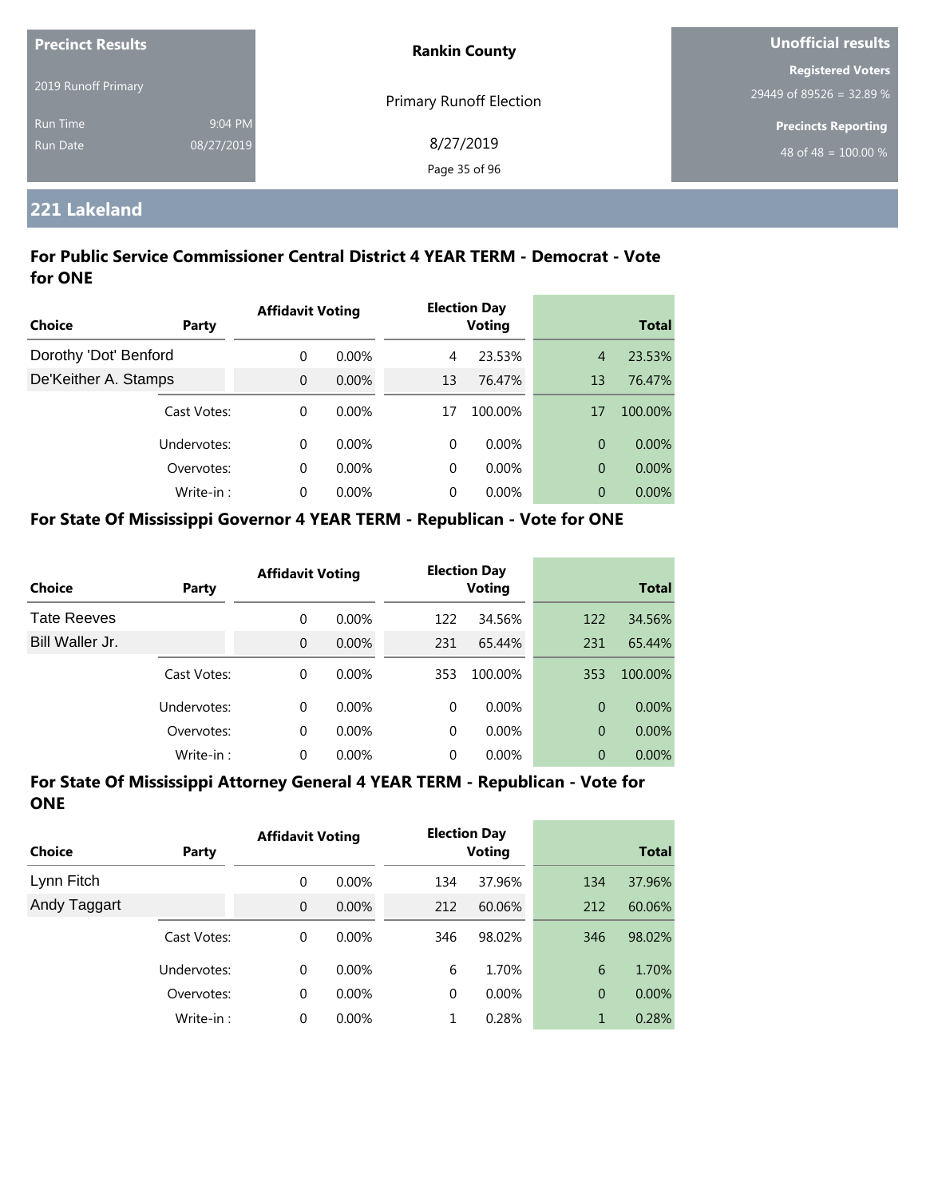| Precinct Results | | Rankin County | Unofficial results |
|---|---|---|---|
| 2019 Runoff Primary | | Primary Runoff Election | Registered Voters 29449 of 89526 = 32.89 % |
| Run Time | 9:04 PM | 8/27/2019 | Precincts Reporting |
| Run Date | 08/27/2019 | | 48 of 48 = 100.00 % |

## 221 Lakeland

### For Public Service Commissioner Central District 4 YEAR TERM - Democrat - Vote for ONE

| Choice | Party | Affidavit Voting | | Election Day Voting | | Total | |
|---|---|---|---|---|---|---|---|
| Dorothy 'Dot' Benford | | 0 | 0.00% | 4 | 23.53% | 4 | 23.53% |
| De'Keither A. Stamps | | 0 | 0.00% | 13 | 76.47% | 13 | 76.47% |
| | Cast Votes: | 0 | 0.00% | 17 | 100.00% | 17 | 100.00% |
| | Undervotes: | 0 | 0.00% | 0 | 0.00% | 0 | 0.00% |
| | Overvotes: | 0 | 0.00% | 0 | 0.00% | 0 | 0.00% |
| | Write-in : | 0 | 0.00% | 0 | 0.00% | 0 | 0.00% |

### For State Of Mississippi Governor 4 YEAR TERM - Republican - Vote for ONE

| Choice | Party | Affidavit Voting | | Election Day Voting | | Total | |
|---|---|---|---|---|---|---|---|
| Tate Reeves | | 0 | 0.00% | 122 | 34.56% | 122 | 34.56% |
| Bill Waller Jr. | | 0 | 0.00% | 231 | 65.44% | 231 | 65.44% |
| | Cast Votes: | 0 | 0.00% | 353 | 100.00% | 353 | 100.00% |
| | Undervotes: | 0 | 0.00% | 0 | 0.00% | 0 | 0.00% |
| | Overvotes: | 0 | 0.00% | 0 | 0.00% | 0 | 0.00% |
| | Write-in : | 0 | 0.00% | 0 | 0.00% | 0 | 0.00% |

### For State Of Mississippi Attorney General 4 YEAR TERM - Republican - Vote for ONE

| Choice | Party | Affidavit Voting | | Election Day Voting | | Total | |
|---|---|---|---|---|---|---|---|
| Lynn Fitch | | 0 | 0.00% | 134 | 37.96% | 134 | 37.96% |
| Andy Taggart | | 0 | 0.00% | 212 | 60.06% | 212 | 60.06% |
| | Cast Votes: | 0 | 0.00% | 346 | 98.02% | 346 | 98.02% |
| | Undervotes: | 0 | 0.00% | 6 | 1.70% | 6 | 1.70% |
| | Overvotes: | 0 | 0.00% | 0 | 0.00% | 0 | 0.00% |
| | Write-in : | 0 | 0.00% | 1 | 0.28% | 1 | 0.28% |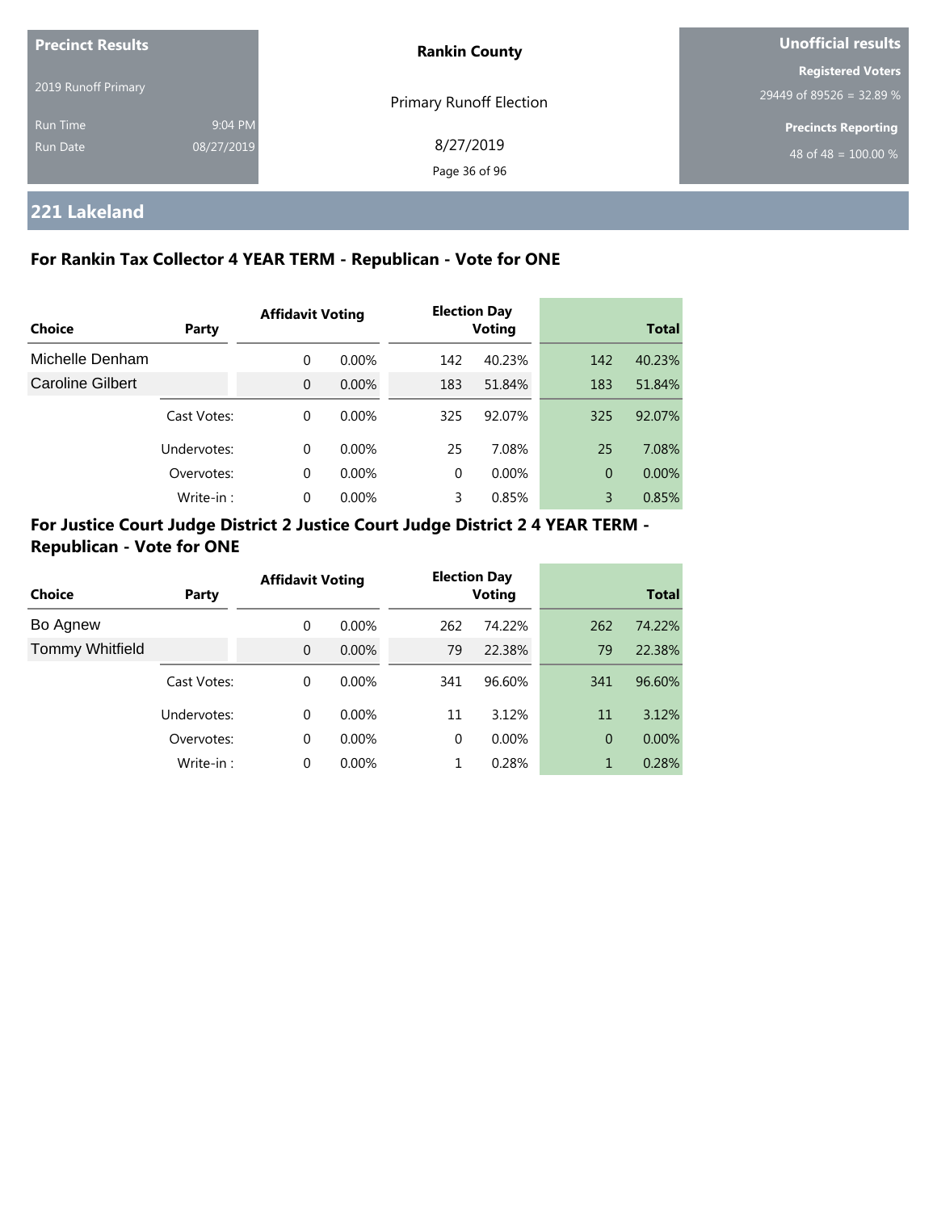**Precinct Results**

2019 Runoff Primary

Run Time 9:04 PM

Run Date 08/27/2019

**Rankin County**

Primary Runoff Election

8/27/2019

**Unofficial results**

**Registered Voters**

29449 of 89526 = 32.89 %

**Precincts Reporting**

48 of 48 = 100.00 %

## 221 Lakeland

### For Rankin Tax Collector 4 YEAR TERM - Republican - Vote for ONE

| Choice | Party | Affidavit Voting | | Election Day Voting | | Total | |
|---|---|---|---|---|---|---|---|
| Michelle Denham | | 0 | 0.00% | 142 | 40.23% | 142 | 40.23% |
| Caroline Gilbert | | 0 | 0.00% | 183 | 51.84% | 183 | 51.84% |
| | Cast Votes: | 0 | 0.00% | 325 | 92.07% | 325 | 92.07% |
| | Undervotes: | 0 | 0.00% | 25 | 7.08% | 25 | 7.08% |
| | Overvotes: | 0 | 0.00% | 0 | 0.00% | 0 | 0.00% |
| | Write-in : | 0 | 0.00% | 3 | 0.85% | 3 | 0.85% |

### For Justice Court Judge District 2 Justice Court Judge District 2 4 YEAR TERM - Republican - Vote for ONE

| Choice | Party | Affidavit Voting | | Election Day Voting | | Total | |
|---|---|---|---|---|---|---|---|
| Bo Agnew | | 0 | 0.00% | 262 | 74.22% | 262 | 74.22% |
| Tommy Whitfield | | 0 | 0.00% | 79 | 22.38% | 79 | 22.38% |
| | Cast Votes: | 0 | 0.00% | 341 | 96.60% | 341 | 96.60% |
| | Undervotes: | 0 | 0.00% | 11 | 3.12% | 11 | 3.12% |
| | Overvotes: | 0 | 0.00% | 0 | 0.00% | 0 | 0.00% |
| | Write-in : | 0 | 0.00% | 1 | 0.28% | 1 | 0.28% |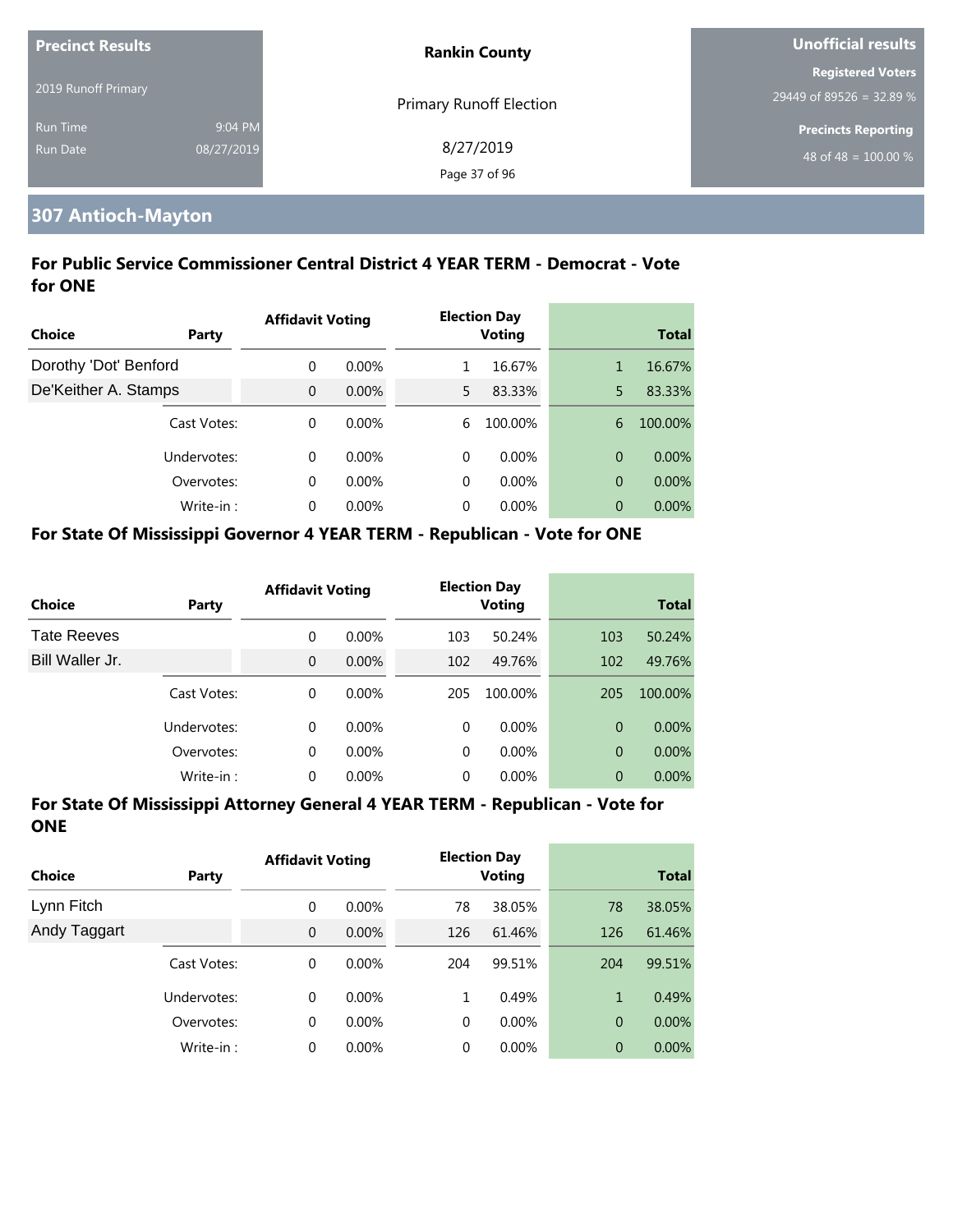Precinct Results

2019 Runoff Primary

Run Time 9:04 PM

Run Date 08/27/2019

**Rankin County**

Primary Runoff Election

8/27/2019

**Unofficial results**

Registered Voters

29449 of 89526 = 32.89 %

Precincts Reporting

48 of 48 = 100.00 %

## 307 Antioch-Mayton

### For Public Service Commissioner Central District 4 YEAR TERM - Democrat - Vote for ONE

| Choice | Party | Affidavit Voting | | Election Day Voting | | Total | |
|---|---|---|---|---|---|---|---|
| Dorothy 'Dot' Benford | | 0 | 0.00% | 1 | 16.67% | 1 | 16.67% |
| De'Keither A. Stamps | | 0 | 0.00% | 5 | 83.33% | 5 | 83.33% |
| | Cast Votes: | 0 | 0.00% | 6 | 100.00% | 6 | 100.00% |
| | Undervotes: | 0 | 0.00% | 0 | 0.00% | 0 | 0.00% |
| | Overvotes: | 0 | 0.00% | 0 | 0.00% | 0 | 0.00% |
| | Write-in : | 0 | 0.00% | 0 | 0.00% | 0 | 0.00% |

### For State Of Mississippi Governor 4 YEAR TERM - Republican - Vote for ONE

| Choice | Party | Affidavit Voting | | Election Day Voting | | Total | |
|---|---|---|---|---|---|---|---|
| Tate Reeves | | 0 | 0.00% | 103 | 50.24% | 103 | 50.24% |
| Bill Waller Jr. | | 0 | 0.00% | 102 | 49.76% | 102 | 49.76% |
| | Cast Votes: | 0 | 0.00% | 205 | 100.00% | 205 | 100.00% |
| | Undervotes: | 0 | 0.00% | 0 | 0.00% | 0 | 0.00% |
| | Overvotes: | 0 | 0.00% | 0 | 0.00% | 0 | 0.00% |
| | Write-in : | 0 | 0.00% | 0 | 0.00% | 0 | 0.00% |

### For State Of Mississippi Attorney General 4 YEAR TERM - Republican - Vote for ONE

| Choice | Party | Affidavit Voting | | Election Day Voting | | Total | |
|---|---|---|---|---|---|---|---|
| Lynn Fitch | | 0 | 0.00% | 78 | 38.05% | 78 | 38.05% |
| Andy Taggart | | 0 | 0.00% | 126 | 61.46% | 126 | 61.46% |
| | Cast Votes: | 0 | 0.00% | 204 | 99.51% | 204 | 99.51% |
| | Undervotes: | 0 | 0.00% | 1 | 0.49% | 1 | 0.49% |
| | Overvotes: | 0 | 0.00% | 0 | 0.00% | 0 | 0.00% |
| | Write-in : | 0 | 0.00% | 0 | 0.00% | 0 | 0.00% |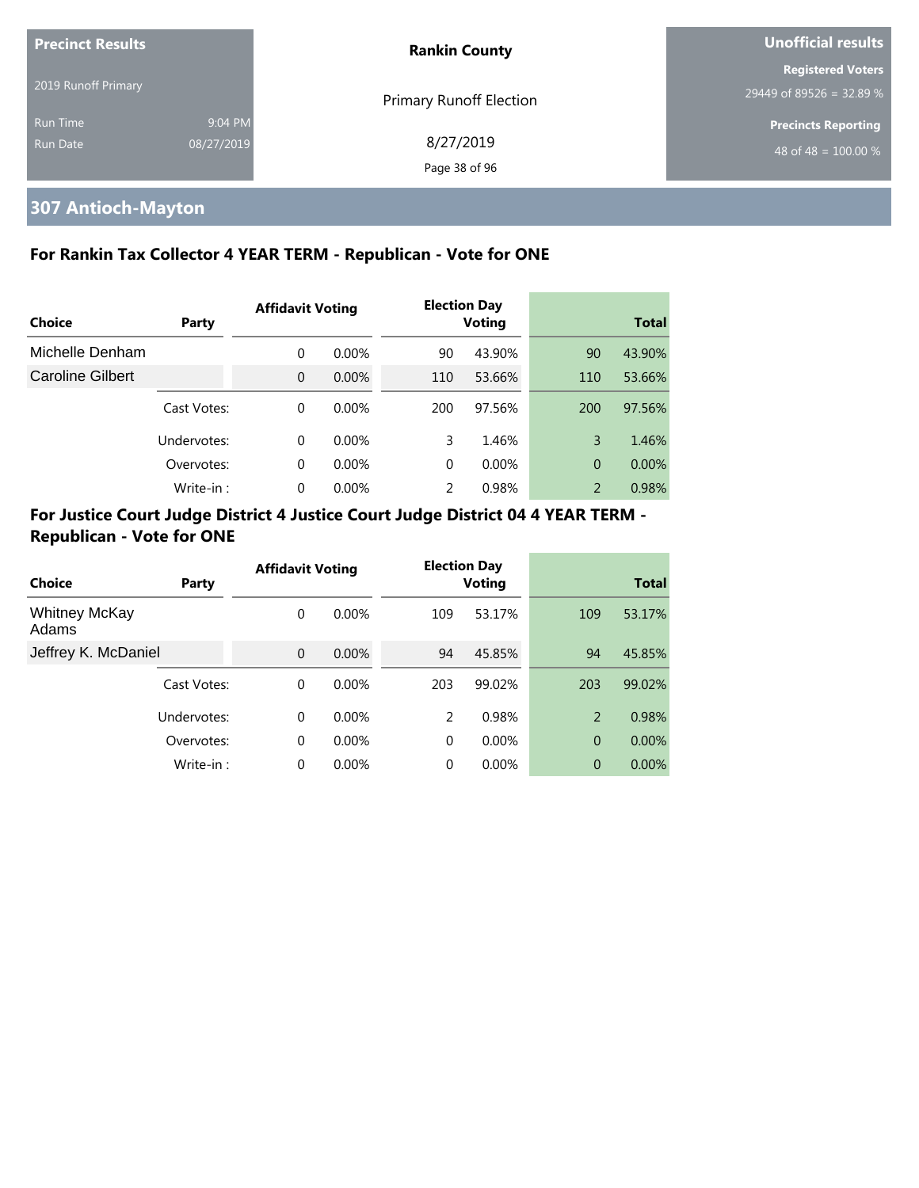## 307 Antioch-Mayton

### For Rankin Tax Collector 4 YEAR TERM - Republican - Vote for ONE

| Choice | Party | Affidavit Voting | | Election Day Voting | | Total | |
|---|---|---|---|---|---|---|---|
| Michelle Denham | | 0 | 0.00% | 90 | 43.90% | 90 | 43.90% |
| Caroline Gilbert | | 0 | 0.00% | 110 | 53.66% | 110 | 53.66% |
| | Cast Votes: | 0 | 0.00% | 200 | 97.56% | 200 | 97.56% |
| | Undervotes: | 0 | 0.00% | 3 | 1.46% | 3 | 1.46% |
| | Overvotes: | 0 | 0.00% | 0 | 0.00% | 0 | 0.00% |
| | Write-in : | 0 | 0.00% | 2 | 0.98% | 2 | 0.98% |

### For Justice Court Judge District 4 Justice Court Judge District 04 4 YEAR TERM - Republican - Vote for ONE

| Choice | Party | Affidavit Voting | | Election Day Voting | | Total | |
|---|---|---|---|---|---|---|---|
| Whitney McKay Adams | | 0 | 0.00% | 109 | 53.17% | 109 | 53.17% |
| Jeffrey K. McDaniel | | 0 | 0.00% | 94 | 45.85% | 94 | 45.85% |
| | Cast Votes: | 0 | 0.00% | 203 | 99.02% | 203 | 99.02% |
| | Undervotes: | 0 | 0.00% | 2 | 0.98% | 2 | 0.98% |
| | Overvotes: | 0 | 0.00% | 0 | 0.00% | 0 | 0.00% |
| | Write-in : | 0 | 0.00% | 0 | 0.00% | 0 | 0.00% |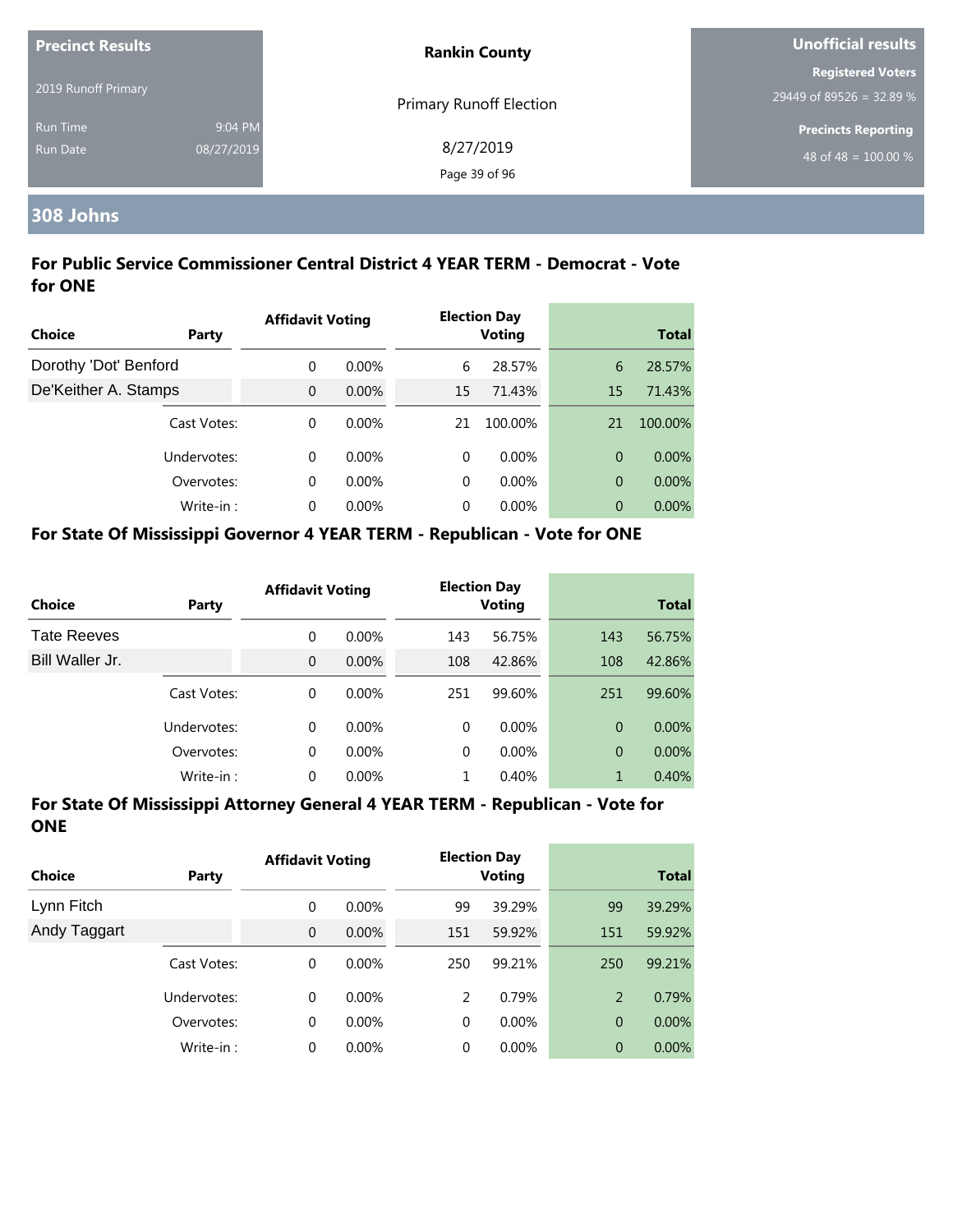| Precinct Results | | Rankin County | Unofficial results |
|---|---|---|---|
| 2019 Runoff Primary | | Primary Runoff Election | Registered Voters |
| Run Time | 9:04 PM | 8/27/2019 | 29449 of 89526 = 32.89 % |
| Run Date | 08/27/2019 | | Precincts Reporting |
| | | | 48 of 48 = 100.00 % |

## 308 Johns

### For Public Service Commissioner Central District 4 YEAR TERM - Democrat - Vote for ONE

| Choice | Party | Affidavit Voting | | Election Day Voting | | Total | |
|---|---|---|---|---|---|---|---|
| Dorothy 'Dot' Benford | | 0 | 0.00% | 6 | 28.57% | 6 | 28.57% |
| De'Keither A. Stamps | | 0 | 0.00% | 15 | 71.43% | 15 | 71.43% |
| | Cast Votes: | 0 | 0.00% | 21 | 100.00% | 21 | 100.00% |
| | Undervotes: | 0 | 0.00% | 0 | 0.00% | 0 | 0.00% |
| | Overvotes: | 0 | 0.00% | 0 | 0.00% | 0 | 0.00% |
| | Write-in : | 0 | 0.00% | 0 | 0.00% | 0 | 0.00% |

### For State Of Mississippi Governor 4 YEAR TERM - Republican - Vote for ONE

| Choice | Party | Affidavit Voting | | Election Day Voting | | Total | |
|---|---|---|---|---|---|---|---|
| Tate Reeves | | 0 | 0.00% | 143 | 56.75% | 143 | 56.75% |
| Bill Waller Jr. | | 0 | 0.00% | 108 | 42.86% | 108 | 42.86% |
| | Cast Votes: | 0 | 0.00% | 251 | 99.60% | 251 | 99.60% |
| | Undervotes: | 0 | 0.00% | 0 | 0.00% | 0 | 0.00% |
| | Overvotes: | 0 | 0.00% | 0 | 0.00% | 0 | 0.00% |
| | Write-in : | 0 | 0.00% | 1 | 0.40% | 1 | 0.40% |

### For State Of Mississippi Attorney General 4 YEAR TERM - Republican - Vote for ONE

| Choice | Party | Affidavit Voting | | Election Day Voting | | Total | |
|---|---|---|---|---|---|---|---|
| Lynn Fitch | | 0 | 0.00% | 99 | 39.29% | 99 | 39.29% |
| Andy Taggart | | 0 | 0.00% | 151 | 59.92% | 151 | 59.92% |
| | Cast Votes: | 0 | 0.00% | 250 | 99.21% | 250 | 99.21% |
| | Undervotes: | 0 | 0.00% | 2 | 0.79% | 2 | 0.79% |
| | Overvotes: | 0 | 0.00% | 0 | 0.00% | 0 | 0.00% |
| | Write-in : | 0 | 0.00% | 0 | 0.00% | 0 | 0.00% |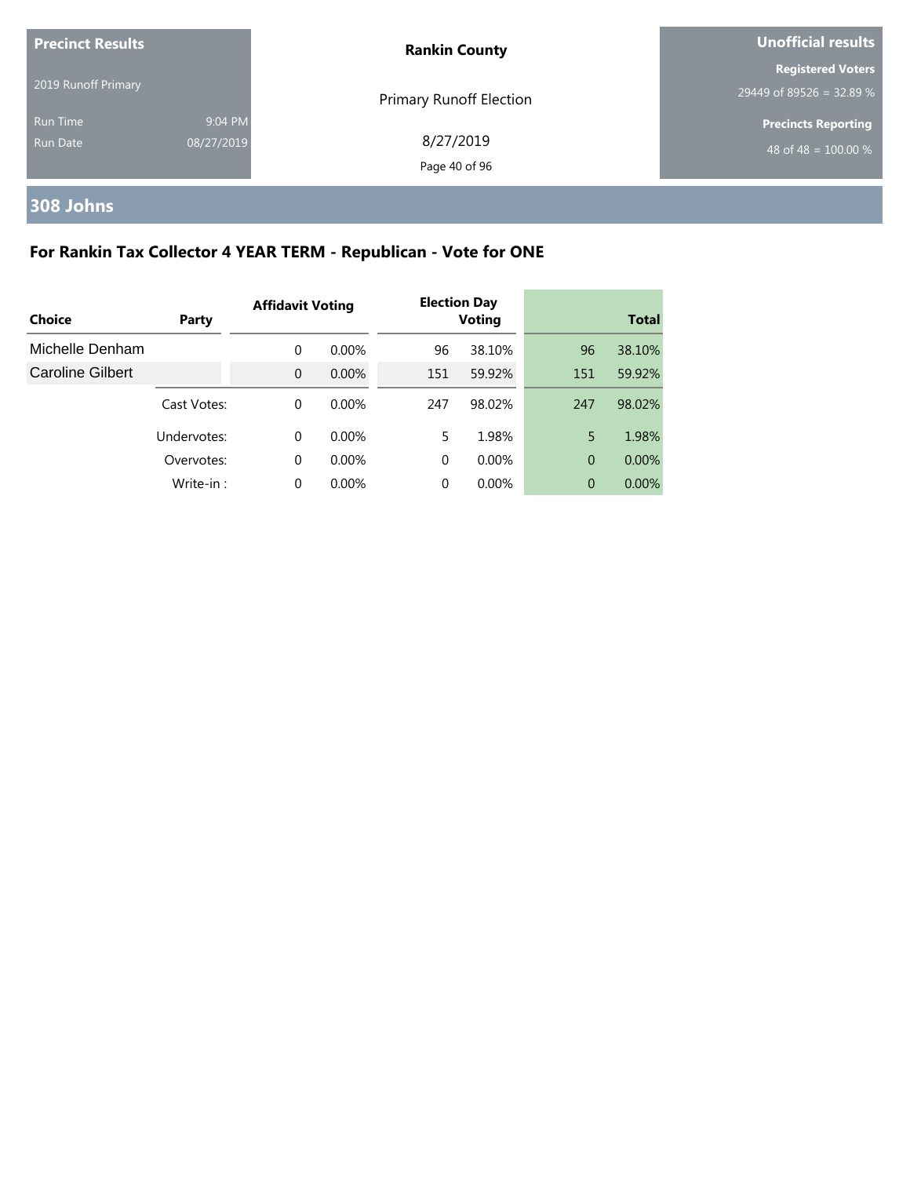**Precinct Results**

2019 Runoff Primary

Run Time 9:04 PM
Run Date 08/27/2019

**Rankin County**

Primary Runoff Election

8/27/2019

**Unofficial results**

**Registered Voters**
29449 of 89526 = 32.89 %

**Precincts Reporting**
48 of 48 = 100.00 %

# 308 Johns

## For Rankin Tax Collector 4 YEAR TERM - Republican - Vote for ONE

| Choice | Party | Affidavit Voting | | Election Day Voting | | Total | |
|---|---|---|---|---|---|---|---|
| Michelle Denham | | 0 | 0.00% | 96 | 38.10% | 96 | 38.10% |
| Caroline Gilbert | | 0 | 0.00% | 151 | 59.92% | 151 | 59.92% |
| | Cast Votes: | 0 | 0.00% | 247 | 98.02% | 247 | 98.02% |
| | Undervotes: | 0 | 0.00% | 5 | 1.98% | 5 | 1.98% |
| | Overvotes: | 0 | 0.00% | 0 | 0.00% | 0 | 0.00% |
| | Write-in : | 0 | 0.00% | 0 | 0.00% | 0 | 0.00% |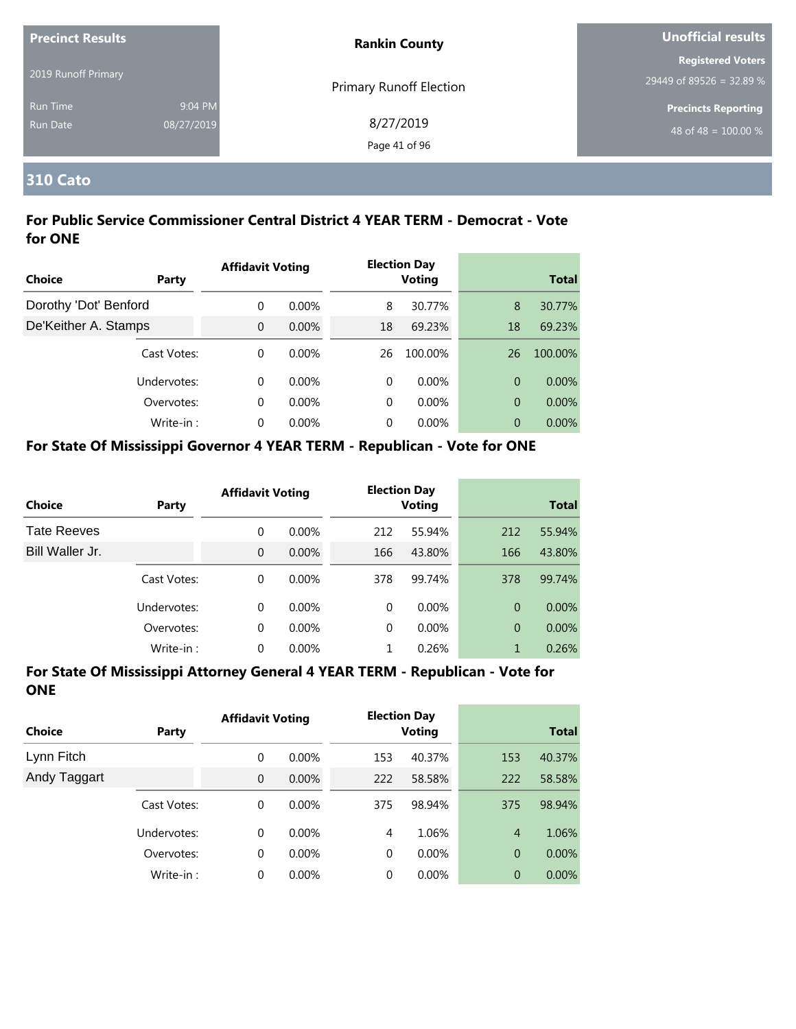**Precinct Results**

2019 Runoff Primary

Run Time 9:04 PM

Run Date 08/27/2019

**Rankin County**

Primary Runoff Election

8/27/2019

**Unofficial results**

**Registered Voters**

29449 of 89526 = 32.89 %

**Precincts Reporting**

48 of 48 = 100.00 %

## 310 Cato

### For Public Service Commissioner Central District 4 YEAR TERM - Democrat - Vote for ONE

| Choice | Party | Affidavit Voting | | Election Day Voting | | Total | |
|---|---|---|---|---|---|---|---|
| Dorothy 'Dot' Benford | | 0 | 0.00% | 8 | 30.77% | 8 | 30.77% |
| De'Keither A. Stamps | | 0 | 0.00% | 18 | 69.23% | 18 | 69.23% |
| | Cast Votes: | 0 | 0.00% | 26 | 100.00% | 26 | 100.00% |
| | Undervotes: | 0 | 0.00% | 0 | 0.00% | 0 | 0.00% |
| | Overvotes: | 0 | 0.00% | 0 | 0.00% | 0 | 0.00% |
| | Write-in : | 0 | 0.00% | 0 | 0.00% | 0 | 0.00% |

### For State Of Mississippi Governor 4 YEAR TERM - Republican - Vote for ONE

| Choice | Party | Affidavit Voting | | Election Day Voting | | Total | |
|---|---|---|---|---|---|---|---|
| Tate Reeves | | 0 | 0.00% | 212 | 55.94% | 212 | 55.94% |
| Bill Waller Jr. | | 0 | 0.00% | 166 | 43.80% | 166 | 43.80% |
| | Cast Votes: | 0 | 0.00% | 378 | 99.74% | 378 | 99.74% |
| | Undervotes: | 0 | 0.00% | 0 | 0.00% | 0 | 0.00% |
| | Overvotes: | 0 | 0.00% | 0 | 0.00% | 0 | 0.00% |
| | Write-in : | 0 | 0.00% | 1 | 0.26% | 1 | 0.26% |

### For State Of Mississippi Attorney General 4 YEAR TERM - Republican - Vote for ONE

| Choice | Party | Affidavit Voting | | Election Day Voting | | Total | |
|---|---|---|---|---|---|---|---|
| Lynn Fitch | | 0 | 0.00% | 153 | 40.37% | 153 | 40.37% |
| Andy Taggart | | 0 | 0.00% | 222 | 58.58% | 222 | 58.58% |
| | Cast Votes: | 0 | 0.00% | 375 | 98.94% | 375 | 98.94% |
| | Undervotes: | 0 | 0.00% | 4 | 1.06% | 4 | 1.06% |
| | Overvotes: | 0 | 0.00% | 0 | 0.00% | 0 | 0.00% |
| | Write-in : | 0 | 0.00% | 0 | 0.00% | 0 | 0.00% |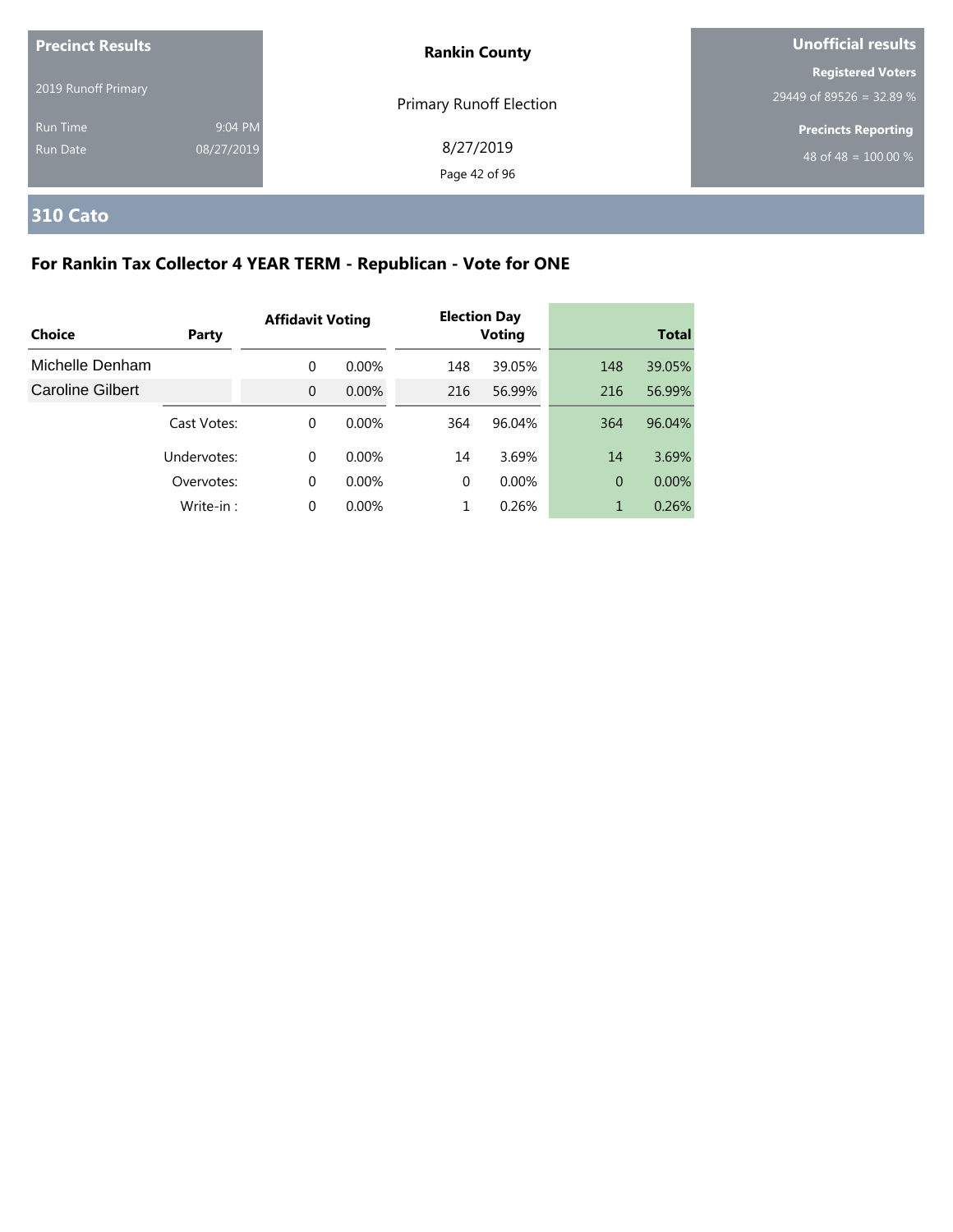**Precinct Results**

2019 Runoff Primary

Run Time 9:04 PM

Run Date 08/27/2019

**Rankin County**

Primary Runoff Election

8/27/2019

**Unofficial results**

**Registered Voters**

29449 of 89526 = 32.89 %

**Precincts Reporting**

48 of 48 = 100.00 %

## 310 Cato

### For Rankin Tax Collector 4 YEAR TERM - Republican - Vote for ONE

| Choice | Party | Affidavit Voting | | Election Day Voting | | Total | |
|---|---|---|---|---|---|---|---|
| Michelle Denham | | 0 | 0.00% | 148 | 39.05% | 148 | 39.05% |
| Caroline Gilbert | | 0 | 0.00% | 216 | 56.99% | 216 | 56.99% |
| | Cast Votes: | 0 | 0.00% | 364 | 96.04% | 364 | 96.04% |
| | Undervotes: | 0 | 0.00% | 14 | 3.69% | 14 | 3.69% |
| | Overvotes: | 0 | 0.00% | 0 | 0.00% | 0 | 0.00% |
| | Write-in : | 0 | 0.00% | 1 | 0.26% | 1 | 0.26% |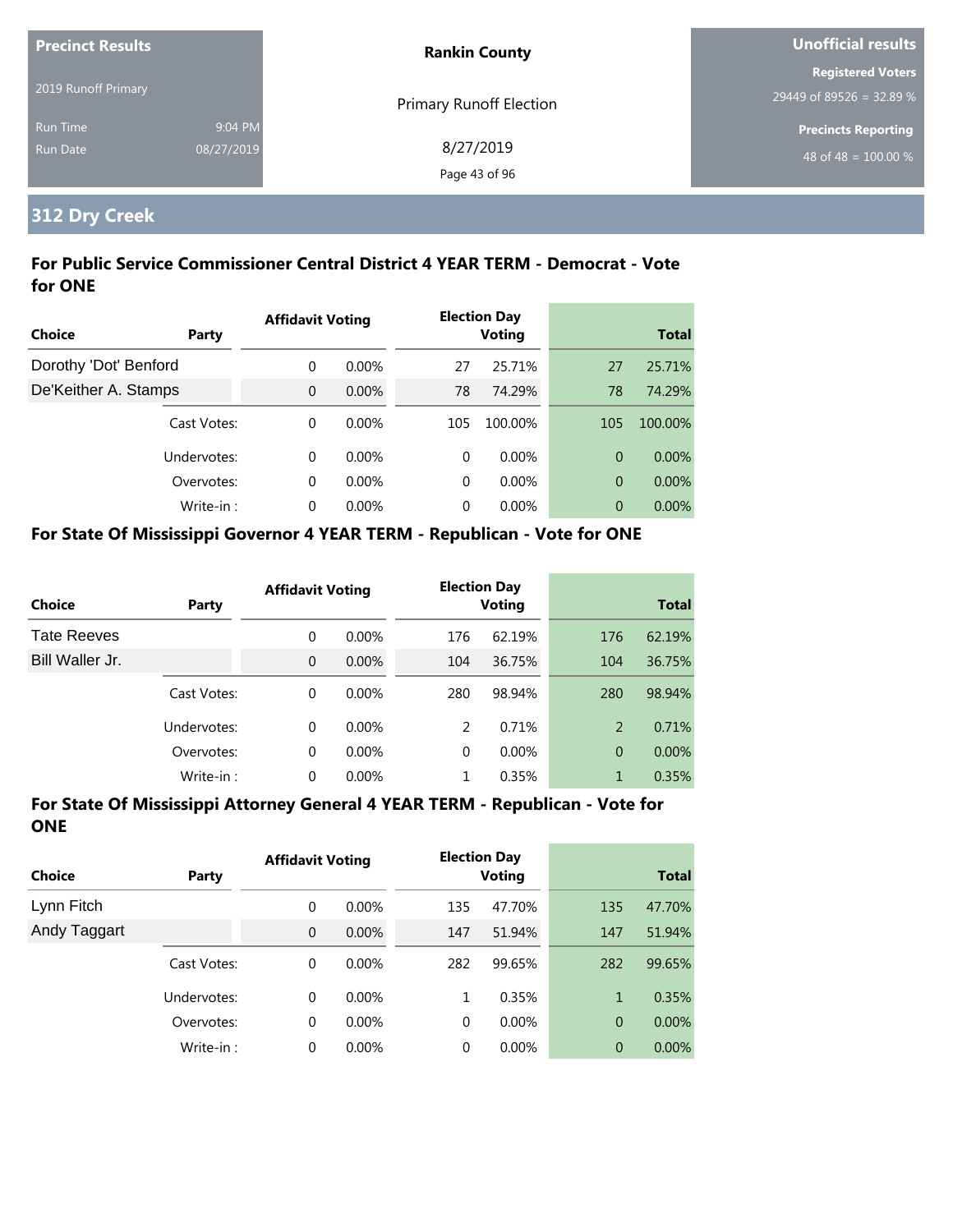| Precinct Results | | Rankin County | Unofficial results |
|---|---|---|---|
| 2019 Runoff Primary | | Primary Runoff Election | Registered Voters 29449 of 89526 = 32.89 % |
| Run Time | 9:04 PM | 8/27/2019 | Precincts Reporting |
| Run Date | 08/27/2019 | | 48 of 48 = 100.00 % |

## 312 Dry Creek

### For Public Service Commissioner Central District 4 YEAR TERM - Democrat - Vote for ONE

| Choice | Party | Affidavit Voting | | Election Day Voting | | Total | |
|---|---|---|---|---|---|---|---|
| Dorothy 'Dot' Benford | | 0 | 0.00% | 27 | 25.71% | 27 | 25.71% |
| De'Keither A. Stamps | | 0 | 0.00% | 78 | 74.29% | 78 | 74.29% |
| | Cast Votes: | 0 | 0.00% | 105 | 100.00% | 105 | 100.00% |
| | Undervotes: | 0 | 0.00% | 0 | 0.00% | 0 | 0.00% |
| | Overvotes: | 0 | 0.00% | 0 | 0.00% | 0 | 0.00% |
| | Write-in : | 0 | 0.00% | 0 | 0.00% | 0 | 0.00% |

### For State Of Mississippi Governor 4 YEAR TERM - Republican - Vote for ONE

| Choice | Party | Affidavit Voting | | Election Day Voting | | Total | |
|---|---|---|---|---|---|---|---|
| Tate Reeves | | 0 | 0.00% | 176 | 62.19% | 176 | 62.19% |
| Bill Waller Jr. | | 0 | 0.00% | 104 | 36.75% | 104 | 36.75% |
| | Cast Votes: | 0 | 0.00% | 280 | 98.94% | 280 | 98.94% |
| | Undervotes: | 0 | 0.00% | 2 | 0.71% | 2 | 0.71% |
| | Overvotes: | 0 | 0.00% | 0 | 0.00% | 0 | 0.00% |
| | Write-in : | 0 | 0.00% | 1 | 0.35% | 1 | 0.35% |

### For State Of Mississippi Attorney General 4 YEAR TERM - Republican - Vote for ONE

| Choice | Party | Affidavit Voting | | Election Day Voting | | Total | |
|---|---|---|---|---|---|---|---|
| Lynn Fitch | | 0 | 0.00% | 135 | 47.70% | 135 | 47.70% |
| Andy Taggart | | 0 | 0.00% | 147 | 51.94% | 147 | 51.94% |
| | Cast Votes: | 0 | 0.00% | 282 | 99.65% | 282 | 99.65% |
| | Undervotes: | 0 | 0.00% | 1 | 0.35% | 1 | 0.35% |
| | Overvotes: | 0 | 0.00% | 0 | 0.00% | 0 | 0.00% |
| | Write-in : | 0 | 0.00% | 0 | 0.00% | 0 | 0.00% |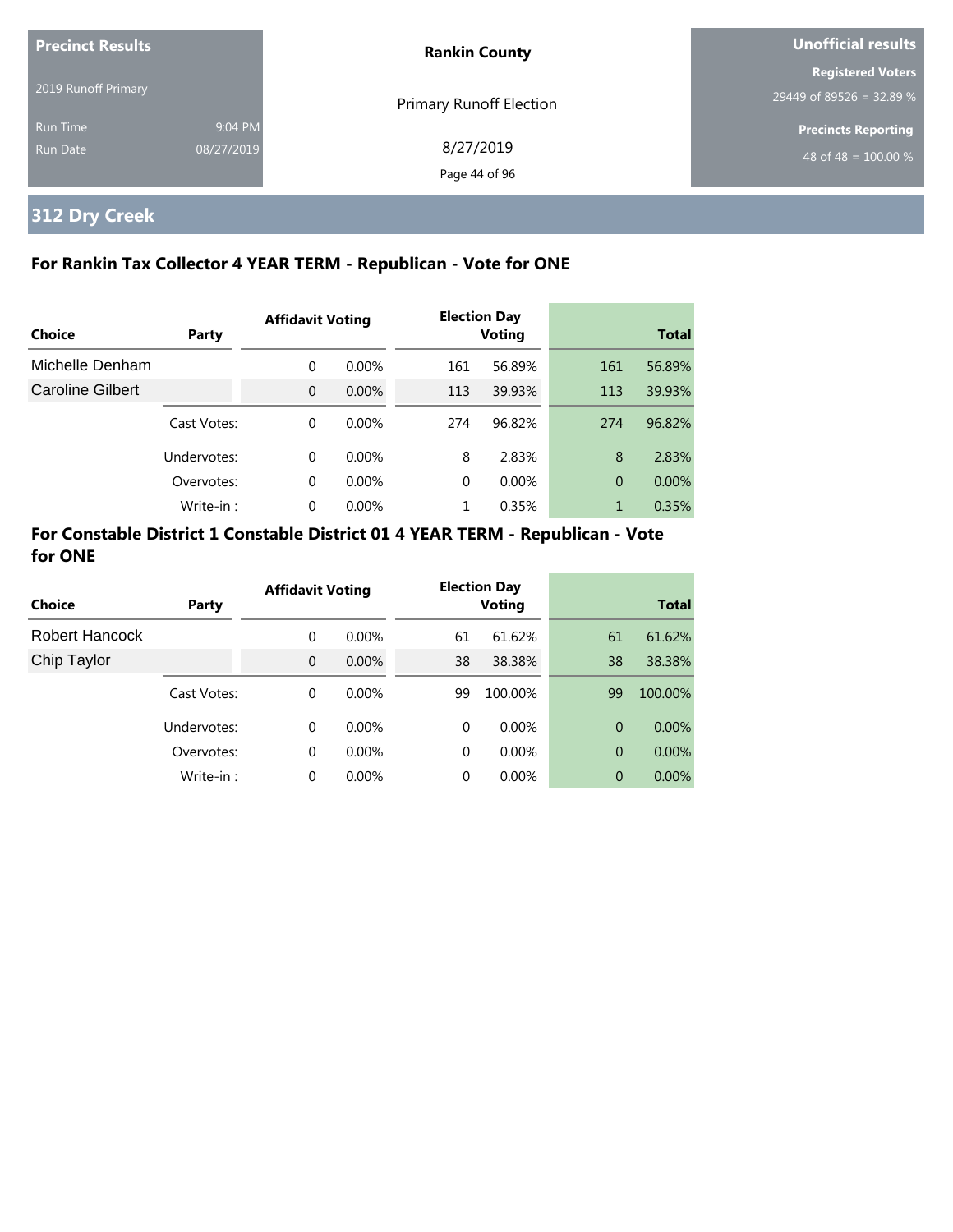**Precinct Results**

2019 Runoff Primary

Run Time 9:04 PM

Run Date 08/27/2019

**Rankin County**

Primary Runoff Election

8/27/2019

**Unofficial results**

**Registered Voters**

29449 of 89526 = 32.89 %

**Precincts Reporting**

48 of 48 = 100.00 %

# 312 Dry Creek

## For Rankin Tax Collector 4 YEAR TERM - Republican - Vote for ONE

| Choice | Party | Affidavit Voting | | Election Day Voting | | Total | |
|---|---|---|---|---|---|---|---|
| Michelle Denham | | 0 | 0.00% | 161 | 56.89% | 161 | 56.89% |
| Caroline Gilbert | | 0 | 0.00% | 113 | 39.93% | 113 | 39.93% |
| | Cast Votes: | 0 | 0.00% | 274 | 96.82% | 274 | 96.82% |
| | Undervotes: | 0 | 0.00% | 8 | 2.83% | 8 | 2.83% |
| | Overvotes: | 0 | 0.00% | 0 | 0.00% | 0 | 0.00% |
| | Write-in : | 0 | 0.00% | 1 | 0.35% | 1 | 0.35% |

## For Constable District 1 Constable District 01 4 YEAR TERM - Republican - Vote for ONE

| Choice | Party | Affidavit Voting | | Election Day Voting | | Total | |
|---|---|---|---|---|---|---|---|
| Robert Hancock | | 0 | 0.00% | 61 | 61.62% | 61 | 61.62% |
| Chip Taylor | | 0 | 0.00% | 38 | 38.38% | 38 | 38.38% |
| | Cast Votes: | 0 | 0.00% | 99 | 100.00% | 99 | 100.00% |
| | Undervotes: | 0 | 0.00% | 0 | 0.00% | 0 | 0.00% |
| | Overvotes: | 0 | 0.00% | 0 | 0.00% | 0 | 0.00% |
| | Write-in : | 0 | 0.00% | 0 | 0.00% | 0 | 0.00% |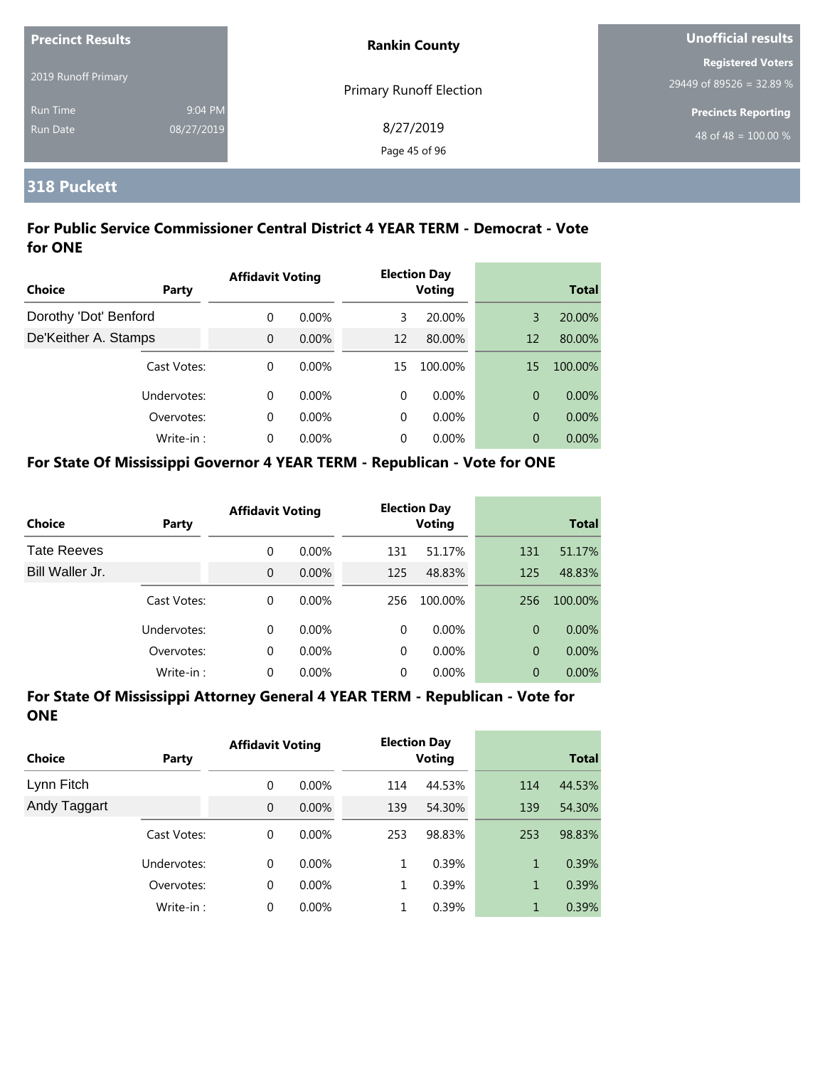| Precinct Results | | Rankin County | Unofficial results |
|---|---|---|---|
| 2019 Runoff Primary | | Primary Runoff Election | Registered Voters 29449 of 89526 = 32.89 % |
| Run Time | 9:04 PM | 8/27/2019 | Precincts Reporting |
| Run Date | 08/27/2019 | | 48 of 48 = 100.00 % |

## 318 Puckett

### For Public Service Commissioner Central District 4 YEAR TERM - Democrat - Vote for ONE

| Choice | Party | Affidavit Voting | | Election Day Voting | | Total | |
|---|---|---|---|---|---|---|---|
| Dorothy 'Dot' Benford | | 0 | 0.00% | 3 | 20.00% | 3 | 20.00% |
| De'Keither A. Stamps | | 0 | 0.00% | 12 | 80.00% | 12 | 80.00% |
| | Cast Votes: | 0 | 0.00% | 15 | 100.00% | 15 | 100.00% |
| | Undervotes: | 0 | 0.00% | 0 | 0.00% | 0 | 0.00% |
| | Overvotes: | 0 | 0.00% | 0 | 0.00% | 0 | 0.00% |
| | Write-in : | 0 | 0.00% | 0 | 0.00% | 0 | 0.00% |

### For State Of Mississippi Governor 4 YEAR TERM - Republican - Vote for ONE

| Choice | Party | Affidavit Voting | | Election Day Voting | | Total | |
|---|---|---|---|---|---|---|---|
| Tate Reeves | | 0 | 0.00% | 131 | 51.17% | 131 | 51.17% |
| Bill Waller Jr. | | 0 | 0.00% | 125 | 48.83% | 125 | 48.83% |
| | Cast Votes: | 0 | 0.00% | 256 | 100.00% | 256 | 100.00% |
| | Undervotes: | 0 | 0.00% | 0 | 0.00% | 0 | 0.00% |
| | Overvotes: | 0 | 0.00% | 0 | 0.00% | 0 | 0.00% |
| | Write-in : | 0 | 0.00% | 0 | 0.00% | 0 | 0.00% |

### For State Of Mississippi Attorney General 4 YEAR TERM - Republican - Vote for ONE

| Choice | Party | Affidavit Voting | | Election Day Voting | | Total | |
|---|---|---|---|---|---|---|---|
| Lynn Fitch | | 0 | 0.00% | 114 | 44.53% | 114 | 44.53% |
| Andy Taggart | | 0 | 0.00% | 139 | 54.30% | 139 | 54.30% |
| | Cast Votes: | 0 | 0.00% | 253 | 98.83% | 253 | 98.83% |
| | Undervotes: | 0 | 0.00% | 1 | 0.39% | 1 | 0.39% |
| | Overvotes: | 0 | 0.00% | 1 | 0.39% | 1 | 0.39% |
| | Write-in : | 0 | 0.00% | 1 | 0.39% | 1 | 0.39% |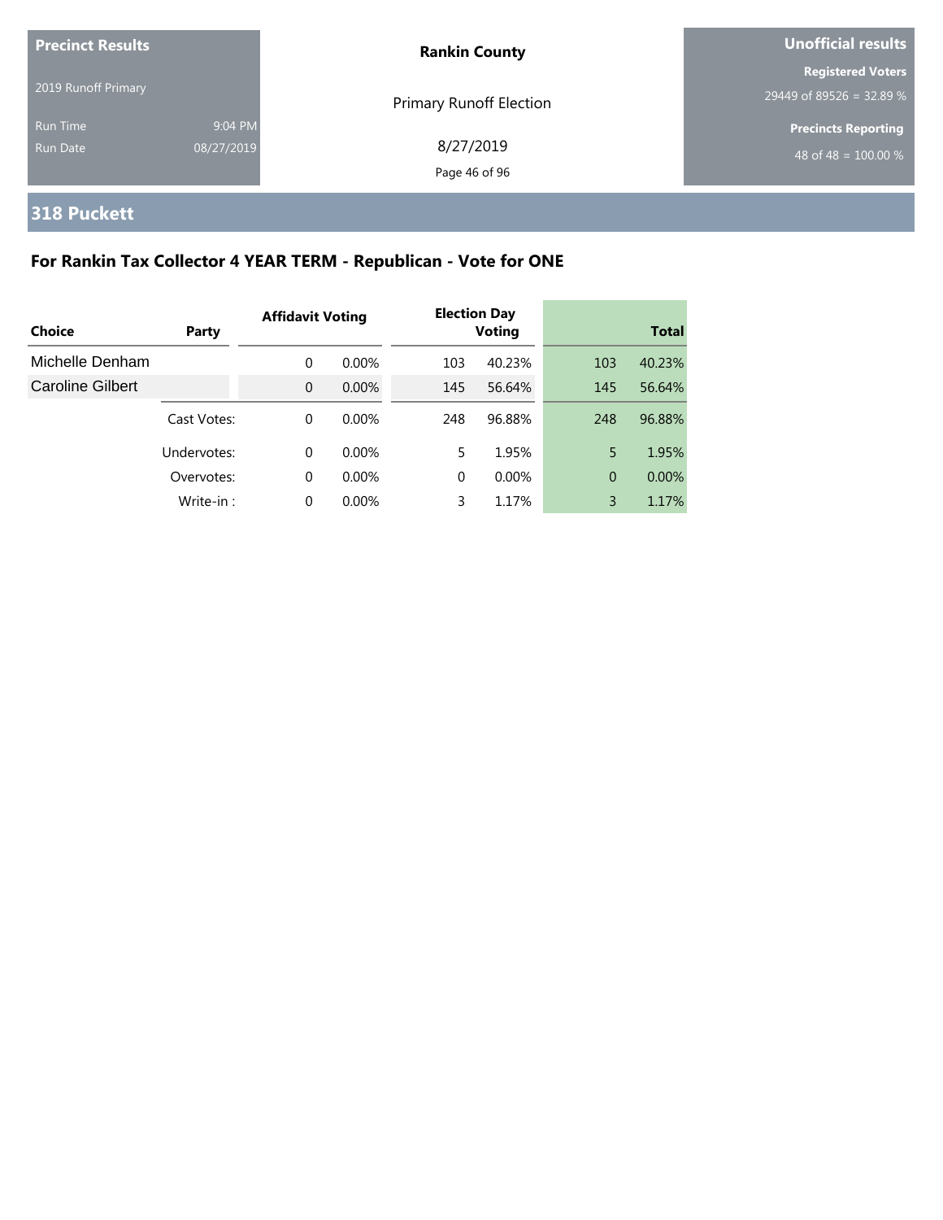| Precinct Results | | Rankin County | Unofficial results |
|---|---|---|---|
| 2019 Runoff Primary | | Primary Runoff Election | Registered Voters 29449 of 89526 = 32.89 % |
| Run Time | 9:04 PM | 8/27/2019 | Precincts Reporting |
| Run Date | 08/27/2019 | | 48 of 48 = 100.00 % |

## 318 Puckett

### For Rankin Tax Collector 4 YEAR TERM - Republican - Vote for ONE

| Choice | Party | Affidavit Voting | | Election Day Voting | | Total | |
|---|---|---|---|---|---|---|---|
| Michelle Denham | | 0 | 0.00% | 103 | 40.23% | 103 | 40.23% |
| Caroline Gilbert | | 0 | 0.00% | 145 | 56.64% | 145 | 56.64% |
| | Cast Votes: | 0 | 0.00% | 248 | 96.88% | 248 | 96.88% |
| | Undervotes: | 0 | 0.00% | 5 | 1.95% | 5 | 1.95% |
| | Overvotes: | 0 | 0.00% | 0 | 0.00% | 0 | 0.00% |
| | Write-in : | 0 | 0.00% | 3 | 1.17% | 3 | 1.17% |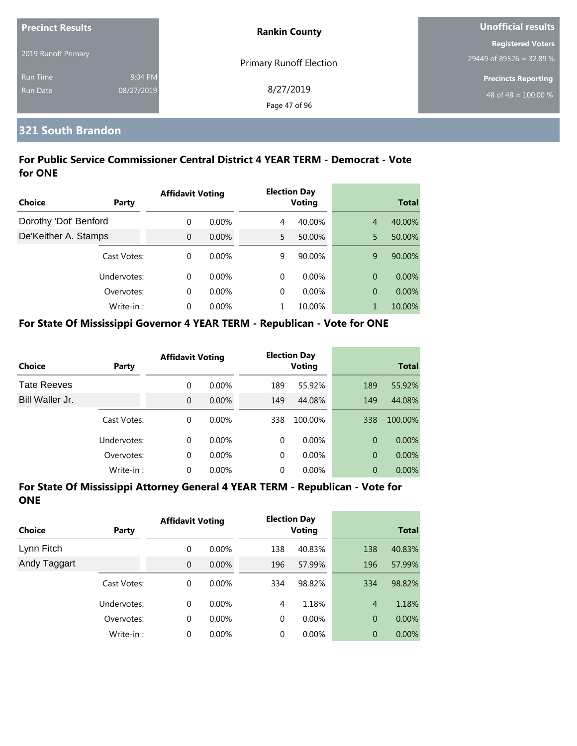**Precinct Results**

2019 Runoff Primary

Run Time 9:04 PM

Run Date 08/27/2019

**Rankin County**

Primary Runoff Election

8/27/2019

**Unofficial results**

**Registered Voters**

29449 of 89526 = 32.89 %

**Precincts Reporting**

48 of 48 = 100.00 %

## 321 South Brandon

### For Public Service Commissioner Central District 4 YEAR TERM - Democrat - Vote for ONE

| Choice | Party | Affidavit Voting | | Election Day Voting | | Total | |
|---|---|---|---|---|---|---|---|
| Dorothy 'Dot' Benford | | 0 | 0.00% | 4 | 40.00% | 4 | 40.00% |
| De'Keither A. Stamps | | 0 | 0.00% | 5 | 50.00% | 5 | 50.00% |
| | Cast Votes: | 0 | 0.00% | 9 | 90.00% | 9 | 90.00% |
| | Undervotes: | 0 | 0.00% | 0 | 0.00% | 0 | 0.00% |
| | Overvotes: | 0 | 0.00% | 0 | 0.00% | 0 | 0.00% |
| | Write-in : | 0 | 0.00% | 1 | 10.00% | 1 | 10.00% |

### For State Of Mississippi Governor 4 YEAR TERM - Republican - Vote for ONE

| Choice | Party | Affidavit Voting | | Election Day Voting | | Total | |
|---|---|---|---|---|---|---|---|
| Tate Reeves | | 0 | 0.00% | 189 | 55.92% | 189 | 55.92% |
| Bill Waller Jr. | | 0 | 0.00% | 149 | 44.08% | 149 | 44.08% |
| | Cast Votes: | 0 | 0.00% | 338 | 100.00% | 338 | 100.00% |
| | Undervotes: | 0 | 0.00% | 0 | 0.00% | 0 | 0.00% |
| | Overvotes: | 0 | 0.00% | 0 | 0.00% | 0 | 0.00% |
| | Write-in : | 0 | 0.00% | 0 | 0.00% | 0 | 0.00% |

### For State Of Mississippi Attorney General 4 YEAR TERM - Republican - Vote for ONE

| Choice | Party | Affidavit Voting | | Election Day Voting | | Total | |
|---|---|---|---|---|---|---|---|
| Lynn Fitch | | 0 | 0.00% | 138 | 40.83% | 138 | 40.83% |
| Andy Taggart | | 0 | 0.00% | 196 | 57.99% | 196 | 57.99% |
| | Cast Votes: | 0 | 0.00% | 334 | 98.82% | 334 | 98.82% |
| | Undervotes: | 0 | 0.00% | 4 | 1.18% | 4 | 1.18% |
| | Overvotes: | 0 | 0.00% | 0 | 0.00% | 0 | 0.00% |
| | Write-in : | 0 | 0.00% | 0 | 0.00% | 0 | 0.00% |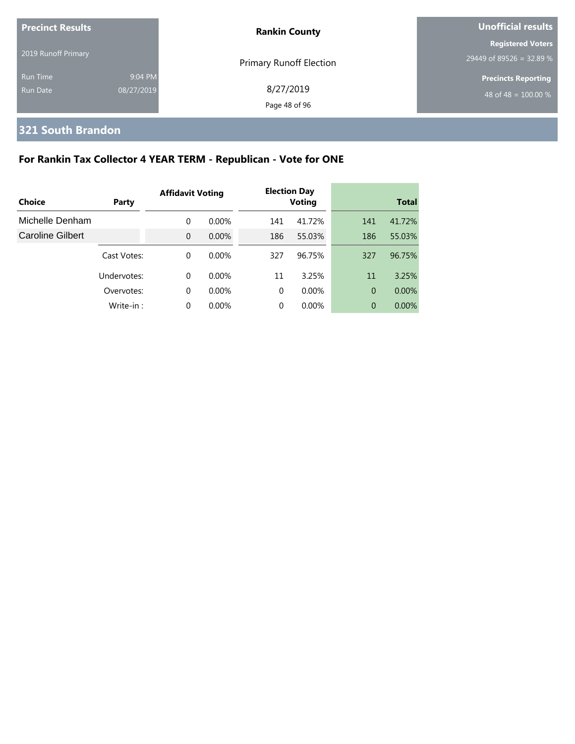| Precinct Results | | Rankin County | Unofficial results |
| --- | --- | --- | --- |
| 2019 Runoff Primary | | Primary Runoff Election | Registered Voters 29449 of 89526 = 32.89 % |
| Run Time | 9:04 PM | 8/27/2019 | Precincts Reporting |
| Run Date | 08/27/2019 | | 48 of 48 = 100.00 % |

## 321 South Brandon

### For Rankin Tax Collector 4 YEAR TERM - Republican - Vote for ONE

| Choice | Party | Affidavit Voting | | Election Day Voting | | Total | |
| --- | --- | --- | --- | --- | --- | --- | --- |
| Michelle Denham | | 0 | 0.00% | 141 | 41.72% | 141 | 41.72% |
| Caroline Gilbert | | 0 | 0.00% | 186 | 55.03% | 186 | 55.03% |
| | Cast Votes: | 0 | 0.00% | 327 | 96.75% | 327 | 96.75% |
| | Undervotes: | 0 | 0.00% | 11 | 3.25% | 11 | 3.25% |
| | Overvotes: | 0 | 0.00% | 0 | 0.00% | 0 | 0.00% |
| | Write-in : | 0 | 0.00% | 0 | 0.00% | 0 | 0.00% |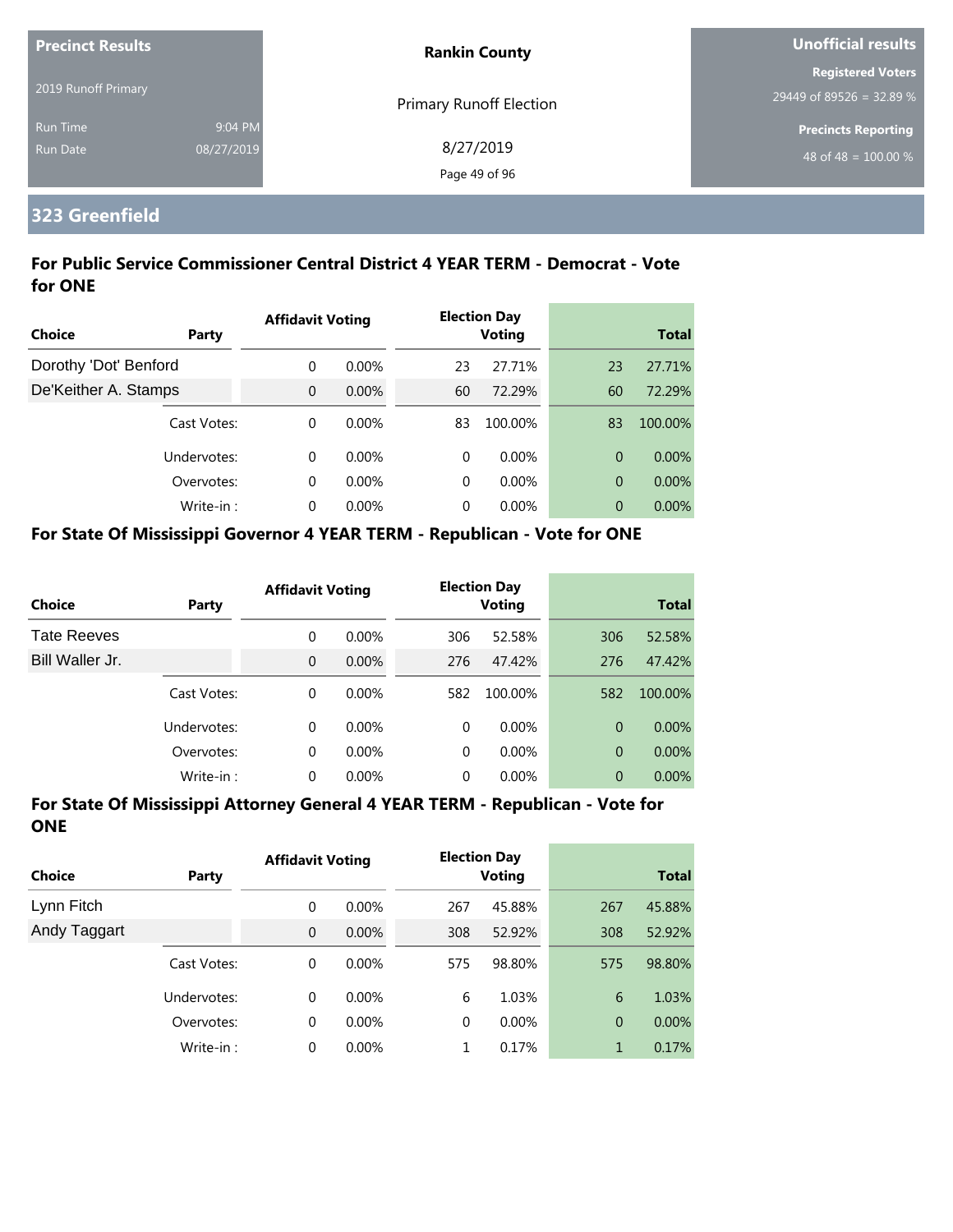**Precinct Results**

2019 Runoff Primary

Run Time 9:04 PM

Run Date 08/27/2019

**Rankin County**

Primary Runoff Election

8/27/2019

**Unofficial results**

**Registered Voters**

29449 of 89526 = 32.89 %

**Precincts Reporting**

48 of 48 = 100.00 %

## 323 Greenfield

### For Public Service Commissioner Central District 4 YEAR TERM - Democrat - Vote for ONE

| Choice | Party | Affidavit Voting | | Election Day Voting | | Total | |
|---|---|---|---|---|---|---|---|
| Dorothy 'Dot' Benford | | 0 | 0.00% | 23 | 27.71% | 23 | 27.71% |
| De'Keither A. Stamps | | 0 | 0.00% | 60 | 72.29% | 60 | 72.29% |
| | Cast Votes: | 0 | 0.00% | 83 | 100.00% | 83 | 100.00% |
| | Undervotes: | 0 | 0.00% | 0 | 0.00% | 0 | 0.00% |
| | Overvotes: | 0 | 0.00% | 0 | 0.00% | 0 | 0.00% |
| | Write-in : | 0 | 0.00% | 0 | 0.00% | 0 | 0.00% |

### For State Of Mississippi Governor 4 YEAR TERM - Republican - Vote for ONE

| Choice | Party | Affidavit Voting | | Election Day Voting | | Total | |
|---|---|---|---|---|---|---|---|
| Tate Reeves | | 0 | 0.00% | 306 | 52.58% | 306 | 52.58% |
| Bill Waller Jr. | | 0 | 0.00% | 276 | 47.42% | 276 | 47.42% |
| | Cast Votes: | 0 | 0.00% | 582 | 100.00% | 582 | 100.00% |
| | Undervotes: | 0 | 0.00% | 0 | 0.00% | 0 | 0.00% |
| | Overvotes: | 0 | 0.00% | 0 | 0.00% | 0 | 0.00% |
| | Write-in : | 0 | 0.00% | 0 | 0.00% | 0 | 0.00% |

### For State Of Mississippi Attorney General 4 YEAR TERM - Republican - Vote for ONE

| Choice | Party | Affidavit Voting | | Election Day Voting | | Total | |
|---|---|---|---|---|---|---|---|
| Lynn Fitch | | 0 | 0.00% | 267 | 45.88% | 267 | 45.88% |
| Andy Taggart | | 0 | 0.00% | 308 | 52.92% | 308 | 52.92% |
| | Cast Votes: | 0 | 0.00% | 575 | 98.80% | 575 | 98.80% |
| | Undervotes: | 0 | 0.00% | 6 | 1.03% | 6 | 1.03% |
| | Overvotes: | 0 | 0.00% | 0 | 0.00% | 0 | 0.00% |
| | Write-in : | 0 | 0.00% | 1 | 0.17% | 1 | 0.17% |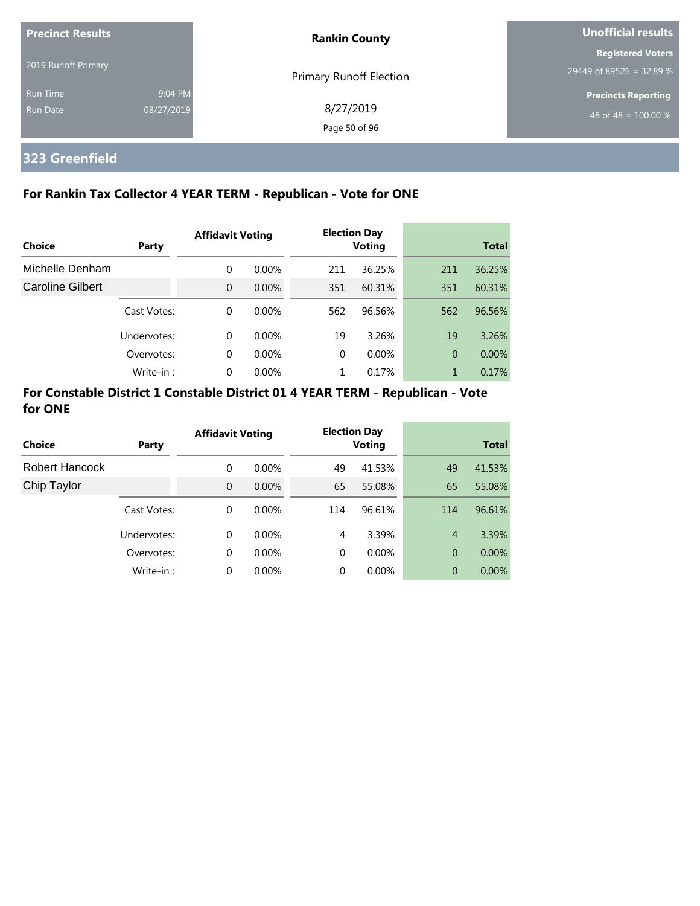| Precinct Results | | Rankin County | Unofficial results |
|---|---|---|---|
| 2019 Runoff Primary | | Primary Runoff Election | Registered Voters 29449 of 89526 = 32.89 % |
| Run Time | 9:04 PM | 8/27/2019 | Precincts Reporting 48 of 48 = 100.00 % |
| Run Date | 08/27/2019 | | |

## 323 Greenfield

### For Rankin Tax Collector 4 YEAR TERM - Republican - Vote for ONE

| Choice | Party | Affidavit Voting | | Election Day Voting | | Total | |
|---|---|---|---|---|---|---|---|
| Michelle Denham | | 0 | 0.00% | 211 | 36.25% | 211 | 36.25% |
| Caroline Gilbert | | 0 | 0.00% | 351 | 60.31% | 351 | 60.31% |
| | Cast Votes: | 0 | 0.00% | 562 | 96.56% | 562 | 96.56% |
| | Undervotes: | 0 | 0.00% | 19 | 3.26% | 19 | 3.26% |
| | Overvotes: | 0 | 0.00% | 0 | 0.00% | 0 | 0.00% |
| | Write-in : | 0 | 0.00% | 1 | 0.17% | 1 | 0.17% |

### For Constable District 1 Constable District 01 4 YEAR TERM - Republican - Vote for ONE

| Choice | Party | Affidavit Voting | | Election Day Voting | | Total | |
|---|---|---|---|---|---|---|---|
| Robert Hancock | | 0 | 0.00% | 49 | 41.53% | 49 | 41.53% |
| Chip Taylor | | 0 | 0.00% | 65 | 55.08% | 65 | 55.08% |
| | Cast Votes: | 0 | 0.00% | 114 | 96.61% | 114 | 96.61% |
| | Undervotes: | 0 | 0.00% | 4 | 3.39% | 4 | 3.39% |
| | Overvotes: | 0 | 0.00% | 0 | 0.00% | 0 | 0.00% |
| | Write-in : | 0 | 0.00% | 0 | 0.00% | 0 | 0.00% |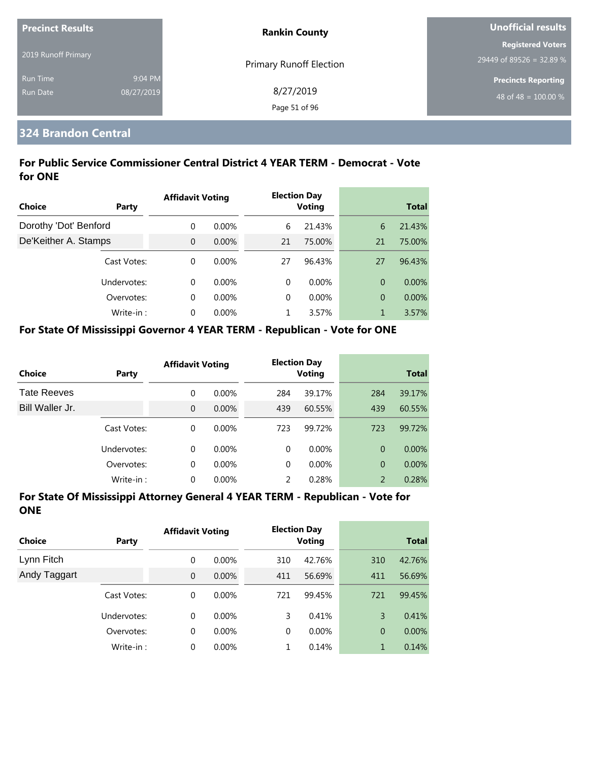| Precinct Results | Rankin County | Unofficial results |
|---|---|---|
| 2019 Runoff Primary | Primary Runoff Election | Registered Voters 29449 of 89526 = 32.89 % |
| Run Time 9:04 PM | 8/27/2019 | Precincts Reporting |
| Run Date 08/27/2019 | | 48 of 48 = 100.00 % |

## 324 Brandon Central

### For Public Service Commissioner Central District 4 YEAR TERM - Democrat - Vote for ONE

| Choice | Party | Affidavit Voting | | Election Day Voting | | Total | |
|---|---|---|---|---|---|---|---|
| Dorothy 'Dot' Benford | | 0 | 0.00% | 6 | 21.43% | 6 | 21.43% |
| De'Keither A. Stamps | | 0 | 0.00% | 21 | 75.00% | 21 | 75.00% |
| | Cast Votes: | 0 | 0.00% | 27 | 96.43% | 27 | 96.43% |
| | Undervotes: | 0 | 0.00% | 0 | 0.00% | 0 | 0.00% |
| | Overvotes: | 0 | 0.00% | 0 | 0.00% | 0 | 0.00% |
| | Write-in : | 0 | 0.00% | 1 | 3.57% | 1 | 3.57% |

### For State Of Mississippi Governor 4 YEAR TERM - Republican - Vote for ONE

| Choice | Party | Affidavit Voting | | Election Day Voting | | Total | |
|---|---|---|---|---|---|---|---|
| Tate Reeves | | 0 | 0.00% | 284 | 39.17% | 284 | 39.17% |
| Bill Waller Jr. | | 0 | 0.00% | 439 | 60.55% | 439 | 60.55% |
| | Cast Votes: | 0 | 0.00% | 723 | 99.72% | 723 | 99.72% |
| | Undervotes: | 0 | 0.00% | 0 | 0.00% | 0 | 0.00% |
| | Overvotes: | 0 | 0.00% | 0 | 0.00% | 0 | 0.00% |
| | Write-in : | 0 | 0.00% | 2 | 0.28% | 2 | 0.28% |

### For State Of Mississippi Attorney General 4 YEAR TERM - Republican - Vote for ONE

| Choice | Party | Affidavit Voting | | Election Day Voting | | Total | |
|---|---|---|---|---|---|---|---|
| Lynn Fitch | | 0 | 0.00% | 310 | 42.76% | 310 | 42.76% |
| Andy Taggart | | 0 | 0.00% | 411 | 56.69% | 411 | 56.69% |
| | Cast Votes: | 0 | 0.00% | 721 | 99.45% | 721 | 99.45% |
| | Undervotes: | 0 | 0.00% | 3 | 0.41% | 3 | 0.41% |
| | Overvotes: | 0 | 0.00% | 0 | 0.00% | 0 | 0.00% |
| | Write-in : | 0 | 0.00% | 1 | 0.14% | 1 | 0.14% |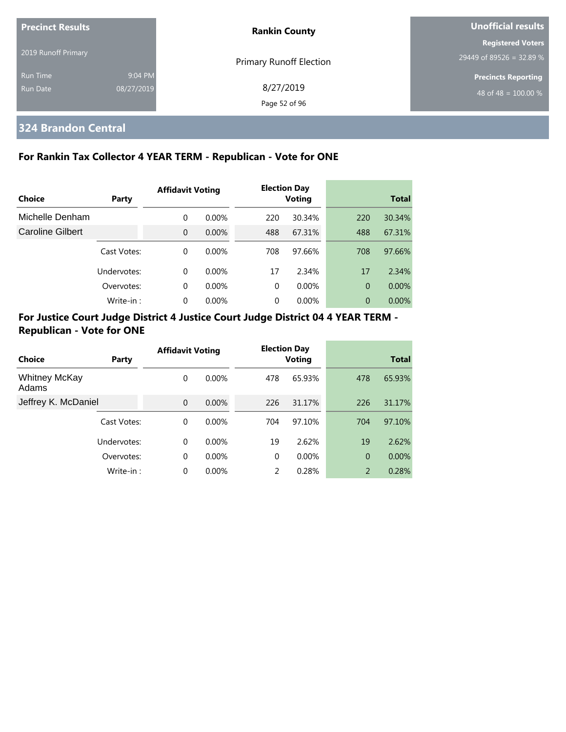| Precinct Results | | Rankin County | Unofficial results |
|---|---|---|---|
| 2019 Runoff Primary | | Primary Runoff Election | Registered Voters 29449 of 89526 = 32.89 % |
| Run Time | 9:04 PM | 8/27/2019 | Precincts Reporting |
| Run Date | 08/27/2019 | | 48 of 48 = 100.00 % |

## 324 Brandon Central

### For Rankin Tax Collector 4 YEAR TERM - Republican - Vote for ONE

| Choice | Party | Affidavit Voting | | Election Day Voting | | Total | |
|---|---|---|---|---|---|---|---|
| Michelle Denham | | 0 | 0.00% | 220 | 30.34% | 220 | 30.34% |
| Caroline Gilbert | | 0 | 0.00% | 488 | 67.31% | 488 | 67.31% |
| | Cast Votes: | 0 | 0.00% | 708 | 97.66% | 708 | 97.66% |
| | Undervotes: | 0 | 0.00% | 17 | 2.34% | 17 | 2.34% |
| | Overvotes: | 0 | 0.00% | 0 | 0.00% | 0 | 0.00% |
| | Write-in : | 0 | 0.00% | 0 | 0.00% | 0 | 0.00% |

### For Justice Court Judge District 4 Justice Court Judge District 04 4 YEAR TERM - Republican - Vote for ONE

| Choice | Party | Affidavit Voting | | Election Day Voting | | Total | |
|---|---|---|---|---|---|---|---|
| Whitney McKay Adams | | 0 | 0.00% | 478 | 65.93% | 478 | 65.93% |
| Jeffrey K. McDaniel | | 0 | 0.00% | 226 | 31.17% | 226 | 31.17% |
| | Cast Votes: | 0 | 0.00% | 704 | 97.10% | 704 | 97.10% |
| | Undervotes: | 0 | 0.00% | 19 | 2.62% | 19 | 2.62% |
| | Overvotes: | 0 | 0.00% | 0 | 0.00% | 0 | 0.00% |
| | Write-in : | 0 | 0.00% | 2 | 0.28% | 2 | 0.28% |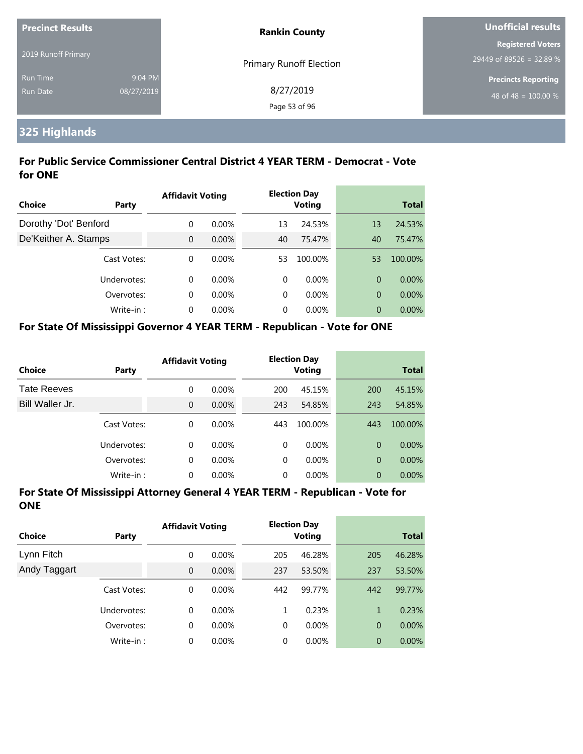| Precinct Results | | Rankin County | Unofficial results |
|---|---|---|---|
| 2019 Runoff Primary | | Primary Runoff Election | Registered Voters 29449 of 89526 = 32.89 % |
| Run Time | 9:04 PM | 8/27/2019 | Precincts Reporting 48 of 48 = 100.00 % |
| Run Date | 08/27/2019 | | |

## 325 Highlands

### For Public Service Commissioner Central District 4 YEAR TERM - Democrat - Vote for ONE

| Choice | Party | Affidavit Voting | | Election Day Voting | | Total | |
|---|---|---|---|---|---|---|---|
| Dorothy 'Dot' Benford | | 0 | 0.00% | 13 | 24.53% | 13 | 24.53% |
| De'Keither A. Stamps | | 0 | 0.00% | 40 | 75.47% | 40 | 75.47% |
| | Cast Votes: | 0 | 0.00% | 53 | 100.00% | 53 | 100.00% |
| | Undervotes: | 0 | 0.00% | 0 | 0.00% | 0 | 0.00% |
| | Overvotes: | 0 | 0.00% | 0 | 0.00% | 0 | 0.00% |
| | Write-in : | 0 | 0.00% | 0 | 0.00% | 0 | 0.00% |

### For State Of Mississippi Governor 4 YEAR TERM - Republican - Vote for ONE

| Choice | Party | Affidavit Voting | | Election Day Voting | | Total | |
|---|---|---|---|---|---|---|---|
| Tate Reeves | | 0 | 0.00% | 200 | 45.15% | 200 | 45.15% |
| Bill Waller Jr. | | 0 | 0.00% | 243 | 54.85% | 243 | 54.85% |
| | Cast Votes: | 0 | 0.00% | 443 | 100.00% | 443 | 100.00% |
| | Undervotes: | 0 | 0.00% | 0 | 0.00% | 0 | 0.00% |
| | Overvotes: | 0 | 0.00% | 0 | 0.00% | 0 | 0.00% |
| | Write-in : | 0 | 0.00% | 0 | 0.00% | 0 | 0.00% |

### For State Of Mississippi Attorney General 4 YEAR TERM - Republican - Vote for ONE

| Choice | Party | Affidavit Voting | | Election Day Voting | | Total | |
|---|---|---|---|---|---|---|---|
| Lynn Fitch | | 0 | 0.00% | 205 | 46.28% | 205 | 46.28% |
| Andy Taggart | | 0 | 0.00% | 237 | 53.50% | 237 | 53.50% |
| | Cast Votes: | 0 | 0.00% | 442 | 99.77% | 442 | 99.77% |
| | Undervotes: | 0 | 0.00% | 1 | 0.23% | 1 | 0.23% |
| | Overvotes: | 0 | 0.00% | 0 | 0.00% | 0 | 0.00% |
| | Write-in : | 0 | 0.00% | 0 | 0.00% | 0 | 0.00% |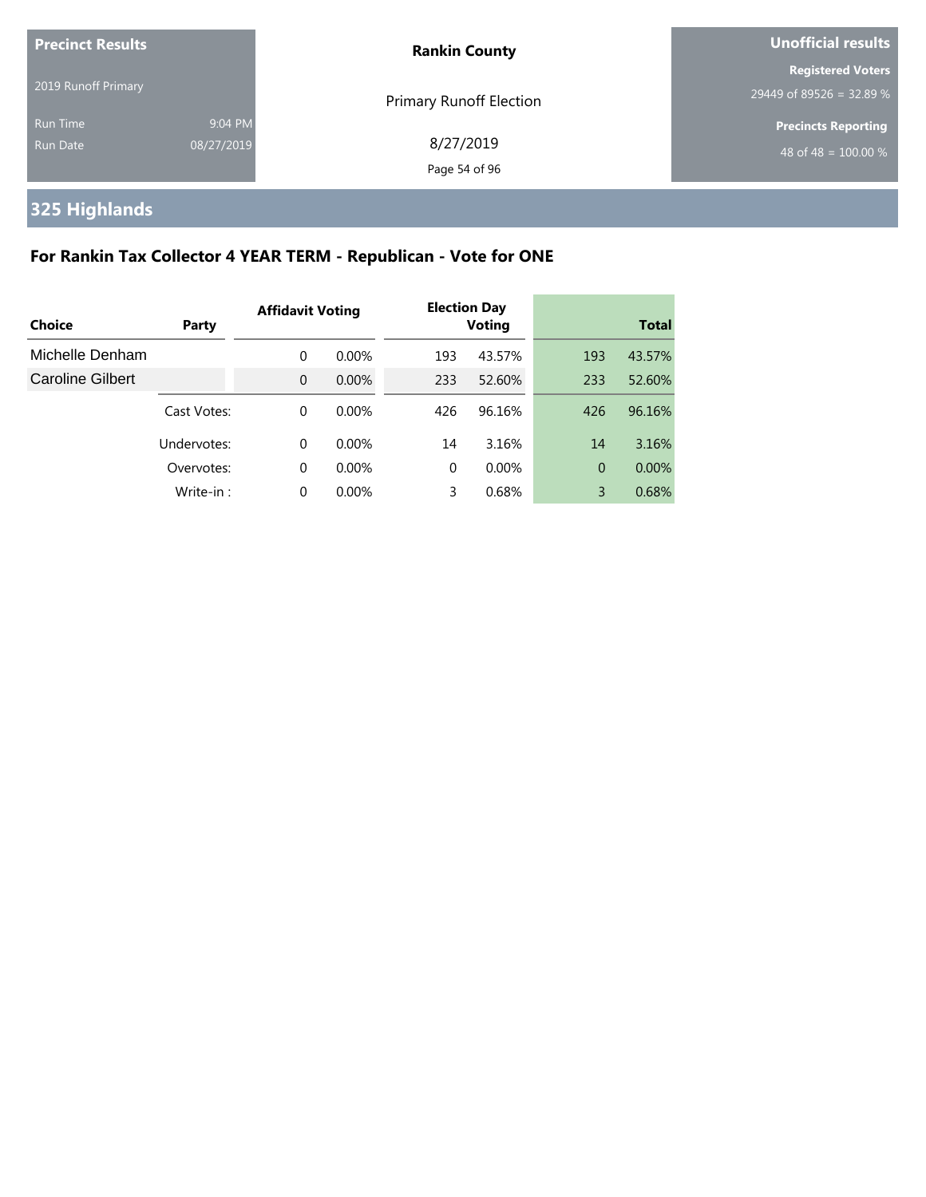**Precinct Results**

2019 Runoff Primary

Run Time 9:04 PM
Run Date 08/27/2019

**Rankin County**

Primary Runoff Election

8/27/2019

**Unofficial results**

**Registered Voters**
29449 of 89526 = 32.89 %

**Precincts Reporting**
48 of 48 = 100.00 %

## 325 Highlands

### For Rankin Tax Collector 4 YEAR TERM - Republican - Vote for ONE

| Choice | Party | Affidavit Voting | | Election Day Voting | | Total | |
|---|---|---|---|---|---|---|---|
| Michelle Denham | | 0 | 0.00% | 193 | 43.57% | 193 | 43.57% |
| Caroline Gilbert | | 0 | 0.00% | 233 | 52.60% | 233 | 52.60% |
| | Cast Votes: | 0 | 0.00% | 426 | 96.16% | 426 | 96.16% |
| | Undervotes: | 0 | 0.00% | 14 | 3.16% | 14 | 3.16% |
| | Overvotes: | 0 | 0.00% | 0 | 0.00% | 0 | 0.00% |
| | Write-in : | 0 | 0.00% | 3 | 0.68% | 3 | 0.68% |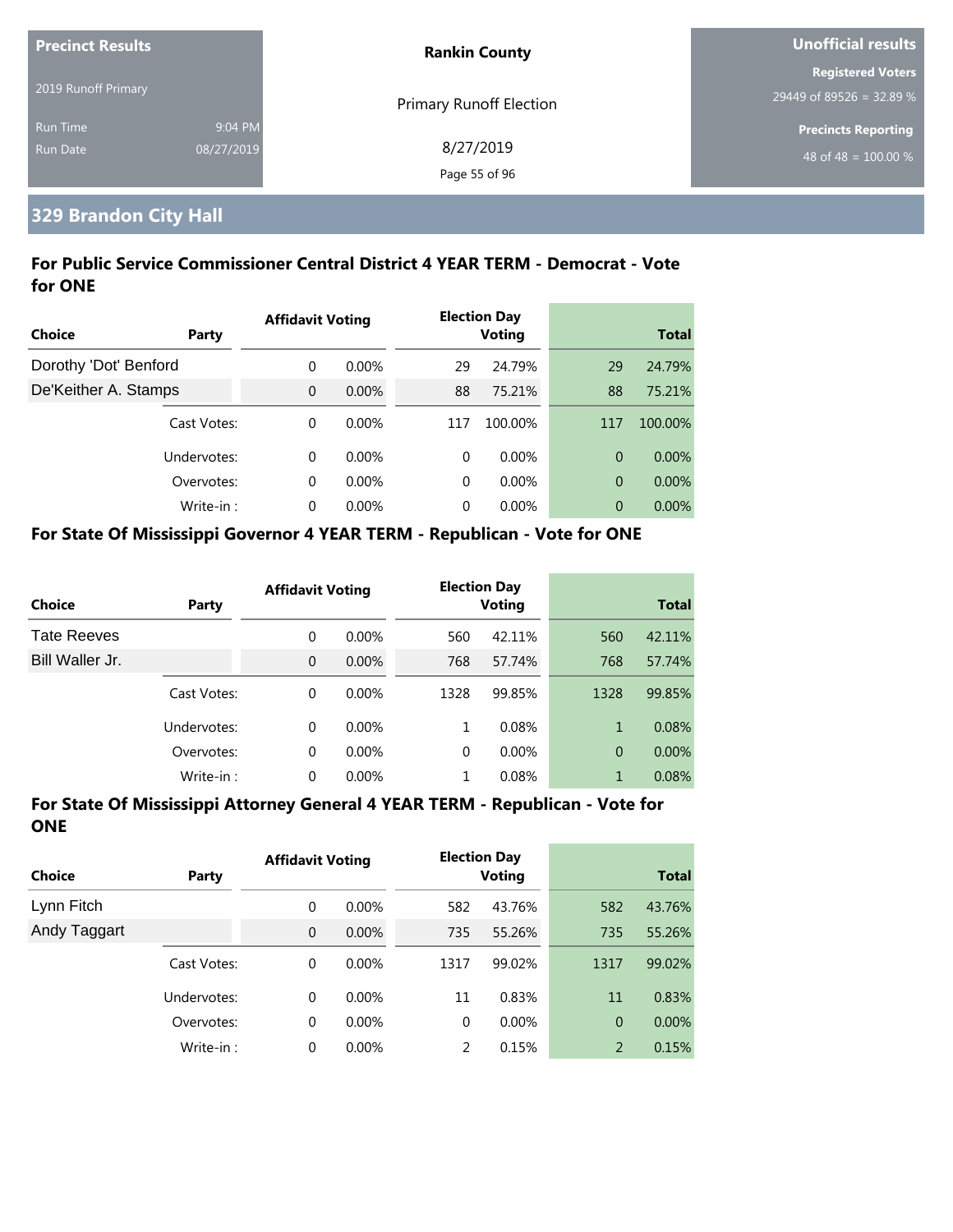**Precinct Results**

2019 Runoff Primary

Run Time 9:04 PM

Run Date 08/27/2019

**Rankin County**

Primary Runoff Election

8/27/2019

**Unofficial results**

**Registered Voters**

29449 of 89526 = 32.89 %

**Precincts Reporting**

48 of 48 = 100.00 %

## 329 Brandon City Hall

### For Public Service Commissioner Central District 4 YEAR TERM - Democrat - Vote for ONE

| Choice | Party | Affidavit Voting | | Election Day Voting | | Total | |
|---|---|---|---|---|---|---|---|
| Dorothy 'Dot' Benford | | 0 | 0.00% | 29 | 24.79% | 29 | 24.79% |
| De'Keither A. Stamps | | 0 | 0.00% | 88 | 75.21% | 88 | 75.21% |
| | Cast Votes: | 0 | 0.00% | 117 | 100.00% | 117 | 100.00% |
| | Undervotes: | 0 | 0.00% | 0 | 0.00% | 0 | 0.00% |
| | Overvotes: | 0 | 0.00% | 0 | 0.00% | 0 | 0.00% |
| | Write-in : | 0 | 0.00% | 0 | 0.00% | 0 | 0.00% |

### For State Of Mississippi Governor 4 YEAR TERM - Republican - Vote for ONE

| Choice | Party | Affidavit Voting | | Election Day Voting | | Total | |
|---|---|---|---|---|---|---|---|
| Tate Reeves | | 0 | 0.00% | 560 | 42.11% | 560 | 42.11% |
| Bill Waller Jr. | | 0 | 0.00% | 768 | 57.74% | 768 | 57.74% |
| | Cast Votes: | 0 | 0.00% | 1328 | 99.85% | 1328 | 99.85% |
| | Undervotes: | 0 | 0.00% | 1 | 0.08% | 1 | 0.08% |
| | Overvotes: | 0 | 0.00% | 0 | 0.00% | 0 | 0.00% |
| | Write-in : | 0 | 0.00% | 1 | 0.08% | 1 | 0.08% |

### For State Of Mississippi Attorney General 4 YEAR TERM - Republican - Vote for ONE

| Choice | Party | Affidavit Voting | | Election Day Voting | | Total | |
|---|---|---|---|---|---|---|---|
| Lynn Fitch | | 0 | 0.00% | 582 | 43.76% | 582 | 43.76% |
| Andy Taggart | | 0 | 0.00% | 735 | 55.26% | 735 | 55.26% |
| | Cast Votes: | 0 | 0.00% | 1317 | 99.02% | 1317 | 99.02% |
| | Undervotes: | 0 | 0.00% | 11 | 0.83% | 11 | 0.83% |
| | Overvotes: | 0 | 0.00% | 0 | 0.00% | 0 | 0.00% |
| | Write-in : | 0 | 0.00% | 2 | 0.15% | 2 | 0.15% |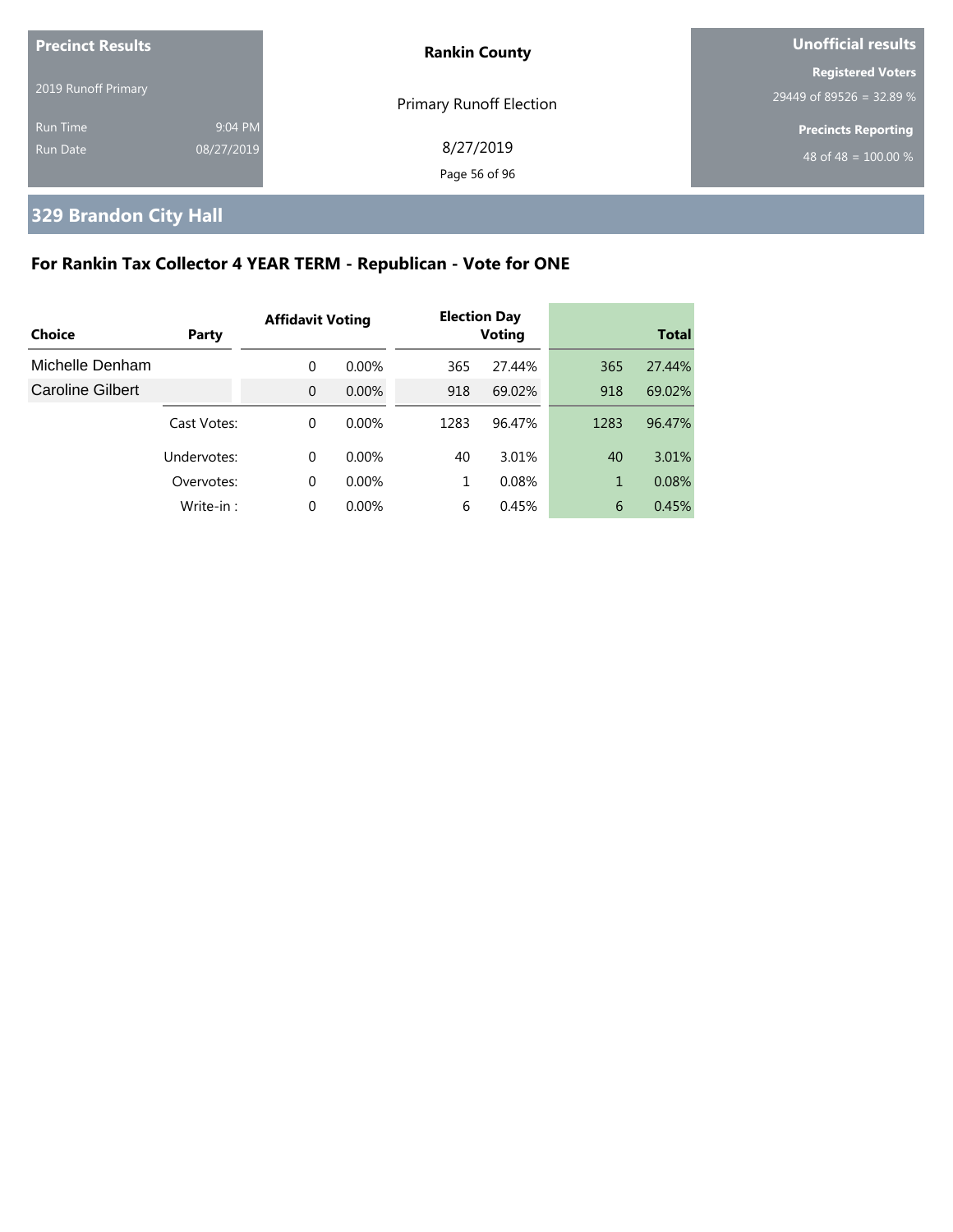| Precinct Results | | Rankin County | Unofficial results |
|---|---|---|---|
| 2019 Runoff Primary | | Primary Runoff Election | Registered Voters |
| | | | 29449 of 89526 = 32.89 % |
| Run Time | 9:04 PM | 8/27/2019 | Precincts Reporting |
| Run Date | 08/27/2019 | | 48 of 48 = 100.00 % |

## 329 Brandon City Hall

### For Rankin Tax Collector 4 YEAR TERM - Republican - Vote for ONE

| Choice | Party | Affidavit Voting | | Election Day Voting | | Total | |
|---|---|---|---|---|---|---|---|
| Michelle Denham | | 0 | 0.00% | 365 | 27.44% | 365 | 27.44% |
| Caroline Gilbert | | 0 | 0.00% | 918 | 69.02% | 918 | 69.02% |
| | Cast Votes: | 0 | 0.00% | 1283 | 96.47% | 1283 | 96.47% |
| | Undervotes: | 0 | 0.00% | 40 | 3.01% | 40 | 3.01% |
| | Overvotes: | 0 | 0.00% | 1 | 0.08% | 1 | 0.08% |
| | Write-in : | 0 | 0.00% | 6 | 0.45% | 6 | 0.45% |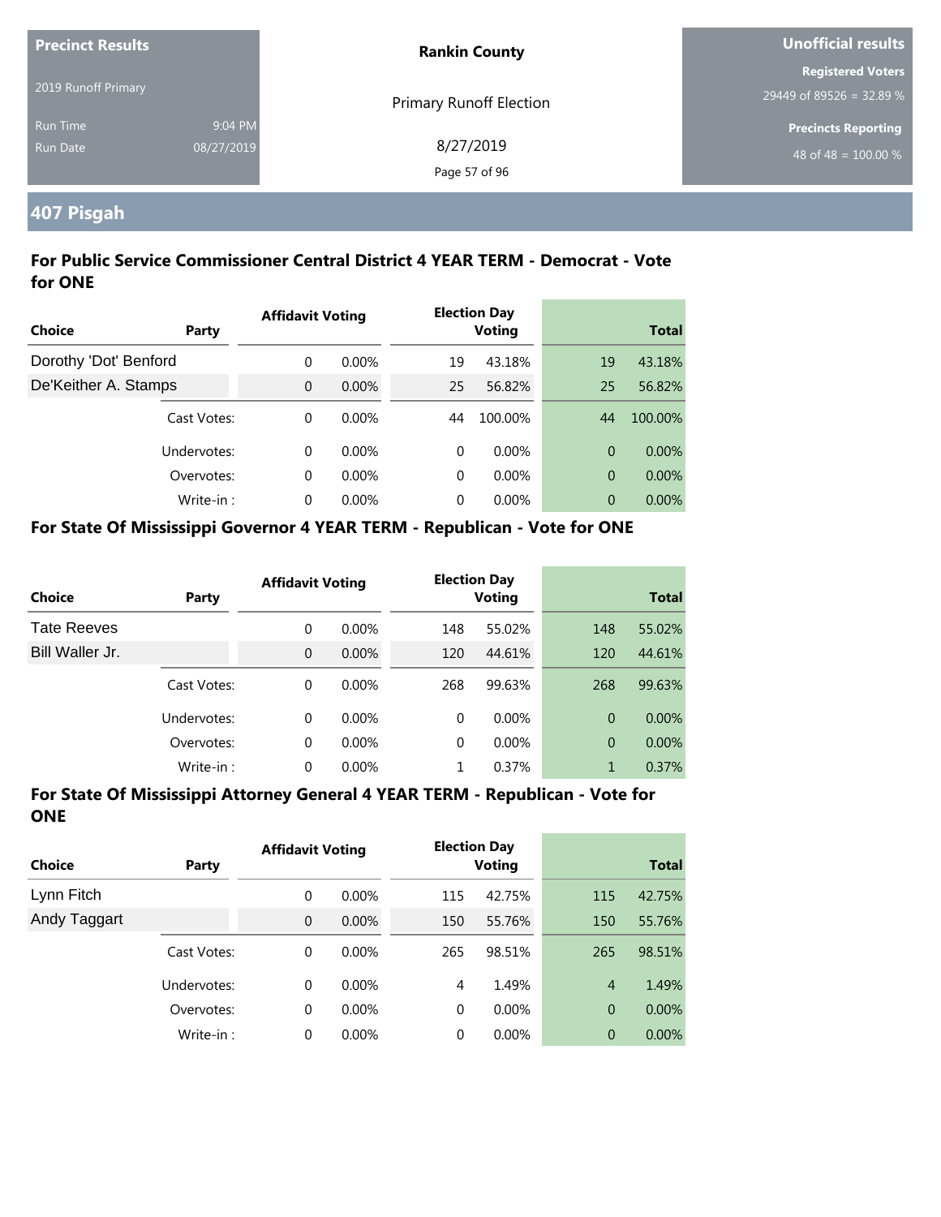**Precinct Results**

2019 Runoff Primary

Run Time 9:04 PM

Run Date 08/27/2019

**Rankin County**

Primary Runoff Election

8/27/2019

**Unofficial results**

**Registered Voters**

29449 of 89526 = 32.89 %

**Precincts Reporting**

48 of 48 = 100.00 %

## 407 Pisgah

### For Public Service Commissioner Central District 4 YEAR TERM - Democrat - Vote for ONE

| Choice | Party | Affidavit Voting | | Election Day Voting | | Total | |
|---|---|---|---|---|---|---|---|
| Dorothy 'Dot' Benford | | 0 | 0.00% | 19 | 43.18% | 19 | 43.18% |
| De'Keither A. Stamps | | 0 | 0.00% | 25 | 56.82% | 25 | 56.82% |
| | Cast Votes: | 0 | 0.00% | 44 | 100.00% | 44 | 100.00% |
| | Undervotes: | 0 | 0.00% | 0 | 0.00% | 0 | 0.00% |
| | Overvotes: | 0 | 0.00% | 0 | 0.00% | 0 | 0.00% |
| | Write-in : | 0 | 0.00% | 0 | 0.00% | 0 | 0.00% |

### For State Of Mississippi Governor 4 YEAR TERM - Republican - Vote for ONE

| Choice | Party | Affidavit Voting | | Election Day Voting | | Total | |
|---|---|---|---|---|---|---|---|
| Tate Reeves | | 0 | 0.00% | 148 | 55.02% | 148 | 55.02% |
| Bill Waller Jr. | | 0 | 0.00% | 120 | 44.61% | 120 | 44.61% |
| | Cast Votes: | 0 | 0.00% | 268 | 99.63% | 268 | 99.63% |
| | Undervotes: | 0 | 0.00% | 0 | 0.00% | 0 | 0.00% |
| | Overvotes: | 0 | 0.00% | 0 | 0.00% | 0 | 0.00% |
| | Write-in : | 0 | 0.00% | 1 | 0.37% | 1 | 0.37% |

### For State Of Mississippi Attorney General 4 YEAR TERM - Republican - Vote for ONE

| Choice | Party | Affidavit Voting | | Election Day Voting | | Total | |
|---|---|---|---|---|---|---|---|
| Lynn Fitch | | 0 | 0.00% | 115 | 42.75% | 115 | 42.75% |
| Andy Taggart | | 0 | 0.00% | 150 | 55.76% | 150 | 55.76% |
| | Cast Votes: | 0 | 0.00% | 265 | 98.51% | 265 | 98.51% |
| | Undervotes: | 0 | 0.00% | 4 | 1.49% | 4 | 1.49% |
| | Overvotes: | 0 | 0.00% | 0 | 0.00% | 0 | 0.00% |
| | Write-in : | 0 | 0.00% | 0 | 0.00% | 0 | 0.00% |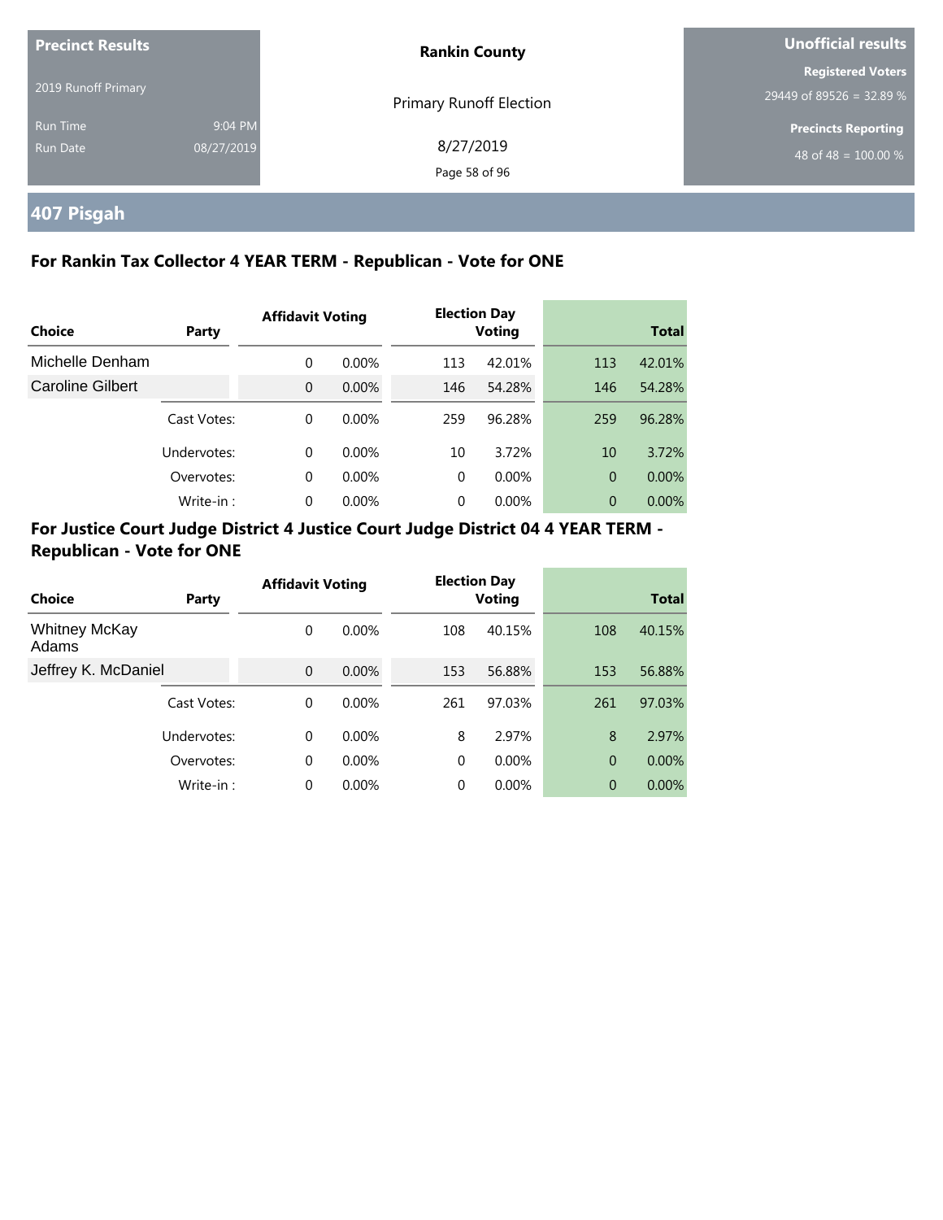| Precinct Results | | Rankin County | Unofficial results |
|---|---|---|---|
| 2019 Runoff Primary | | Primary Runoff Election | Registered Voters 29449 of 89526 = 32.89 % |
| Run Time | 9:04 PM | 8/27/2019 | Precincts Reporting |
| Run Date | 08/27/2019 | | 48 of 48 = 100.00 % |

## 407 Pisgah

### For Rankin Tax Collector 4 YEAR TERM - Republican - Vote for ONE

| Choice | Party | Affidavit Voting | | Election Day Voting | | Total | |
|---|---|---|---|---|---|---|---|
| Michelle Denham | | 0 | 0.00% | 113 | 42.01% | 113 | 42.01% |
| Caroline Gilbert | | 0 | 0.00% | 146 | 54.28% | 146 | 54.28% |
| | Cast Votes: | 0 | 0.00% | 259 | 96.28% | 259 | 96.28% |
| | Undervotes: | 0 | 0.00% | 10 | 3.72% | 10 | 3.72% |
| | Overvotes: | 0 | 0.00% | 0 | 0.00% | 0 | 0.00% |
| | Write-in : | 0 | 0.00% | 0 | 0.00% | 0 | 0.00% |

### For Justice Court Judge District 4 Justice Court Judge District 04 4 YEAR TERM - Republican - Vote for ONE

| Choice | Party | Affidavit Voting | | Election Day Voting | | Total | |
|---|---|---|---|---|---|---|---|
| Whitney McKay Adams | | 0 | 0.00% | 108 | 40.15% | 108 | 40.15% |
| Jeffrey K. McDaniel | | 0 | 0.00% | 153 | 56.88% | 153 | 56.88% |
| | Cast Votes: | 0 | 0.00% | 261 | 97.03% | 261 | 97.03% |
| | Undervotes: | 0 | 0.00% | 8 | 2.97% | 8 | 2.97% |
| | Overvotes: | 0 | 0.00% | 0 | 0.00% | 0 | 0.00% |
| | Write-in : | 0 | 0.00% | 0 | 0.00% | 0 | 0.00% |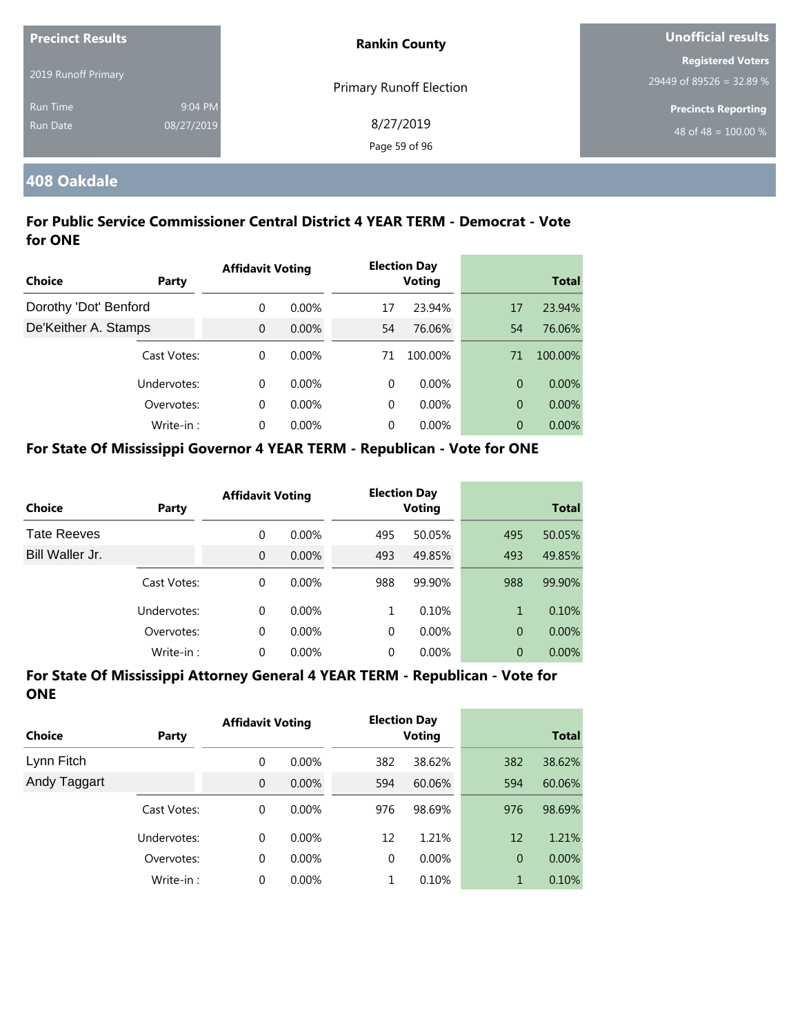Precinct Results

2019 Runoff Primary

Run Time 9:04 PM

Run Date 08/27/2019

**Rankin County**

Primary Runoff Election

8/27/2019

**Unofficial results**

**Registered Voters**

29449 of 89526 = 32.89 %

**Precincts Reporting**

48 of 48 = 100.00 %

## 408 Oakdale

### For Public Service Commissioner Central District 4 YEAR TERM - Democrat - Vote for ONE

| Choice | Party | Affidavit Voting | | Election Day Voting | | Total | |
|---|---|---|---|---|---|---|---|
| Dorothy 'Dot' Benford | | 0 | 0.00% | 17 | 23.94% | 17 | 23.94% |
| De'Keither A. Stamps | | 0 | 0.00% | 54 | 76.06% | 54 | 76.06% |
| | Cast Votes: | 0 | 0.00% | 71 | 100.00% | 71 | 100.00% |
| | Undervotes: | 0 | 0.00% | 0 | 0.00% | 0 | 0.00% |
| | Overvotes: | 0 | 0.00% | 0 | 0.00% | 0 | 0.00% |
| | Write-in : | 0 | 0.00% | 0 | 0.00% | 0 | 0.00% |

### For State Of Mississippi Governor 4 YEAR TERM - Republican - Vote for ONE

| Choice | Party | Affidavit Voting | | Election Day Voting | | Total | |
|---|---|---|---|---|---|---|---|
| Tate Reeves | | 0 | 0.00% | 495 | 50.05% | 495 | 50.05% |
| Bill Waller Jr. | | 0 | 0.00% | 493 | 49.85% | 493 | 49.85% |
| | Cast Votes: | 0 | 0.00% | 988 | 99.90% | 988 | 99.90% |
| | Undervotes: | 0 | 0.00% | 1 | 0.10% | 1 | 0.10% |
| | Overvotes: | 0 | 0.00% | 0 | 0.00% | 0 | 0.00% |
| | Write-in : | 0 | 0.00% | 0 | 0.00% | 0 | 0.00% |

### For State Of Mississippi Attorney General 4 YEAR TERM - Republican - Vote for ONE

| Choice | Party | Affidavit Voting | | Election Day Voting | | Total | |
|---|---|---|---|---|---|---|---|
| Lynn Fitch | | 0 | 0.00% | 382 | 38.62% | 382 | 38.62% |
| Andy Taggart | | 0 | 0.00% | 594 | 60.06% | 594 | 60.06% |
| | Cast Votes: | 0 | 0.00% | 976 | 98.69% | 976 | 98.69% |
| | Undervotes: | 0 | 0.00% | 12 | 1.21% | 12 | 1.21% |
| | Overvotes: | 0 | 0.00% | 0 | 0.00% | 0 | 0.00% |
| | Write-in : | 0 | 0.00% | 1 | 0.10% | 1 | 0.10% |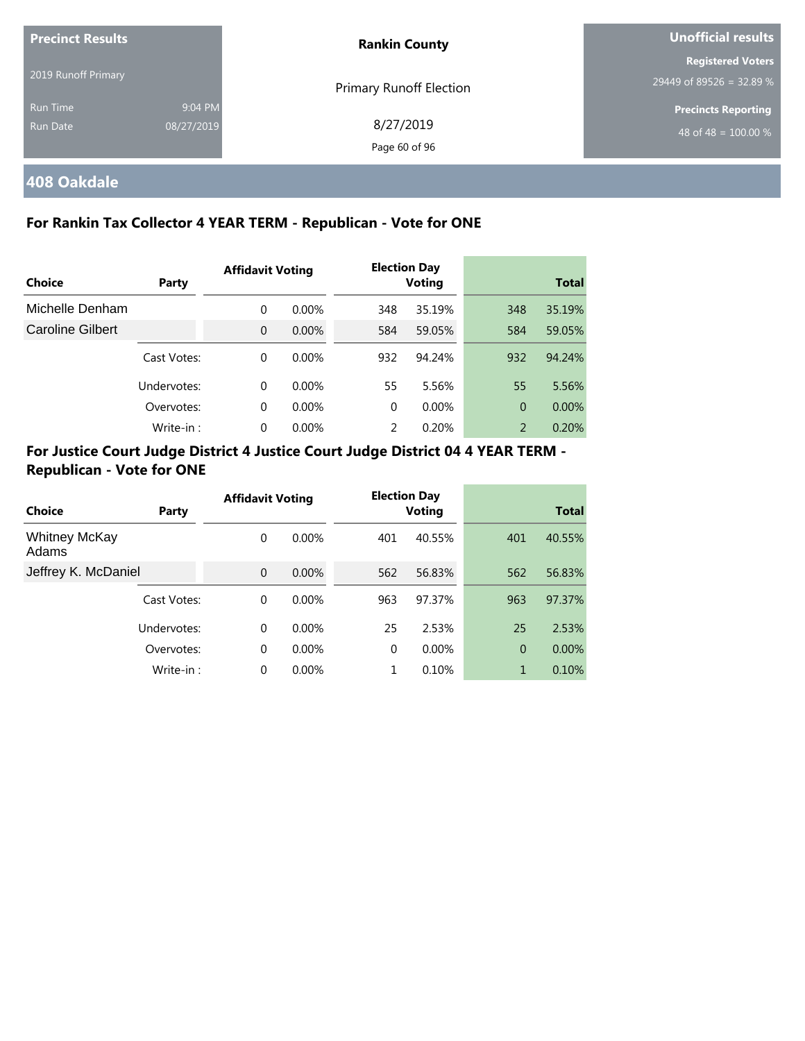| Precinct Results | | Rankin County | Unofficial results |
|---|---|---|---|
| 2019 Runoff Primary | | Primary Runoff Election | Registered Voters |
| | | | 29449 of 89526 = 32.89 % |
| Run Time | 9:04 PM | 8/27/2019 | Precincts Reporting |
| Run Date | 08/27/2019 | | 48 of 48 = 100.00 % |

## 408 Oakdale

### For Rankin Tax Collector 4 YEAR TERM - Republican - Vote for ONE

| Choice | Party | Affidavit Voting | | Election Day Voting | | Total | |
|---|---|---|---|---|---|---|---|
| Michelle Denham | | 0 | 0.00% | 348 | 35.19% | 348 | 35.19% |
| Caroline Gilbert | | 0 | 0.00% | 584 | 59.05% | 584 | 59.05% |
| | Cast Votes: | 0 | 0.00% | 932 | 94.24% | 932 | 94.24% |
| | Undervotes: | 0 | 0.00% | 55 | 5.56% | 55 | 5.56% |
| | Overvotes: | 0 | 0.00% | 0 | 0.00% | 0 | 0.00% |
| | Write-in : | 0 | 0.00% | 2 | 0.20% | 2 | 0.20% |

### For Justice Court Judge District 4 Justice Court Judge District 04 4 YEAR TERM - Republican - Vote for ONE

| Choice | Party | Affidavit Voting | | Election Day Voting | | Total | |
|---|---|---|---|---|---|---|---|
| Whitney McKay Adams | | 0 | 0.00% | 401 | 40.55% | 401 | 40.55% |
| Jeffrey K. McDaniel | | 0 | 0.00% | 562 | 56.83% | 562 | 56.83% |
| | Cast Votes: | 0 | 0.00% | 963 | 97.37% | 963 | 97.37% |
| | Undervotes: | 0 | 0.00% | 25 | 2.53% | 25 | 2.53% |
| | Overvotes: | 0 | 0.00% | 0 | 0.00% | 0 | 0.00% |
| | Write-in : | 0 | 0.00% | 1 | 0.10% | 1 | 0.10% |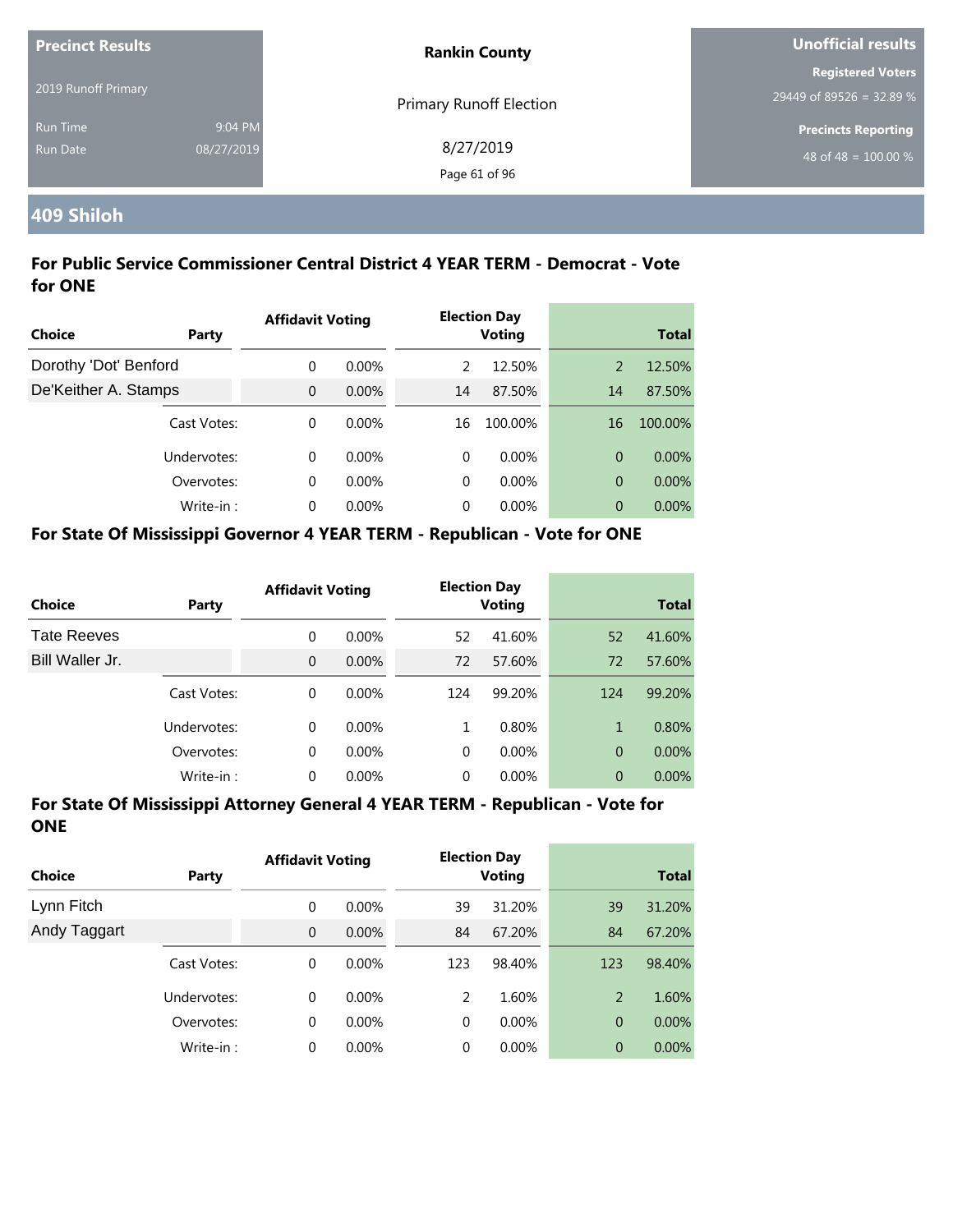**Precinct Results**

2019 Runoff Primary

Run Time 9:04 PM

Run Date 08/27/2019

**Rankin County**

Primary Runoff Election

8/27/2019

**Unofficial results**

**Registered Voters**

29449 of 89526 = 32.89 %

**Precincts Reporting**

48 of 48 = 100.00 %

## 409 Shiloh

### For Public Service Commissioner Central District 4 YEAR TERM - Democrat - Vote for ONE

| Choice | Party | Affidavit Voting | | Election Day Voting | | Total | |
|---|---|---|---|---|---|---|---|
| Dorothy 'Dot' Benford | | 0 | 0.00% | 2 | 12.50% | 2 | 12.50% |
| De'Keither A. Stamps | | 0 | 0.00% | 14 | 87.50% | 14 | 87.50% |
| | Cast Votes: | 0 | 0.00% | 16 | 100.00% | 16 | 100.00% |
| | Undervotes: | 0 | 0.00% | 0 | 0.00% | 0 | 0.00% |
| | Overvotes: | 0 | 0.00% | 0 | 0.00% | 0 | 0.00% |
| | Write-in : | 0 | 0.00% | 0 | 0.00% | 0 | 0.00% |

### For State Of Mississippi Governor 4 YEAR TERM - Republican - Vote for ONE

| Choice | Party | Affidavit Voting | | Election Day Voting | | Total | |
|---|---|---|---|---|---|---|---|
| Tate Reeves | | 0 | 0.00% | 52 | 41.60% | 52 | 41.60% |
| Bill Waller Jr. | | 0 | 0.00% | 72 | 57.60% | 72 | 57.60% |
| | Cast Votes: | 0 | 0.00% | 124 | 99.20% | 124 | 99.20% |
| | Undervotes: | 0 | 0.00% | 1 | 0.80% | 1 | 0.80% |
| | Overvotes: | 0 | 0.00% | 0 | 0.00% | 0 | 0.00% |
| | Write-in : | 0 | 0.00% | 0 | 0.00% | 0 | 0.00% |

### For State Of Mississippi Attorney General 4 YEAR TERM - Republican - Vote for ONE

| Choice | Party | Affidavit Voting | | Election Day Voting | | Total | |
|---|---|---|---|---|---|---|---|
| Lynn Fitch | | 0 | 0.00% | 39 | 31.20% | 39 | 31.20% |
| Andy Taggart | | 0 | 0.00% | 84 | 67.20% | 84 | 67.20% |
| | Cast Votes: | 0 | 0.00% | 123 | 98.40% | 123 | 98.40% |
| | Undervotes: | 0 | 0.00% | 2 | 1.60% | 2 | 1.60% |
| | Overvotes: | 0 | 0.00% | 0 | 0.00% | 0 | 0.00% |
| | Write-in : | 0 | 0.00% | 0 | 0.00% | 0 | 0.00% |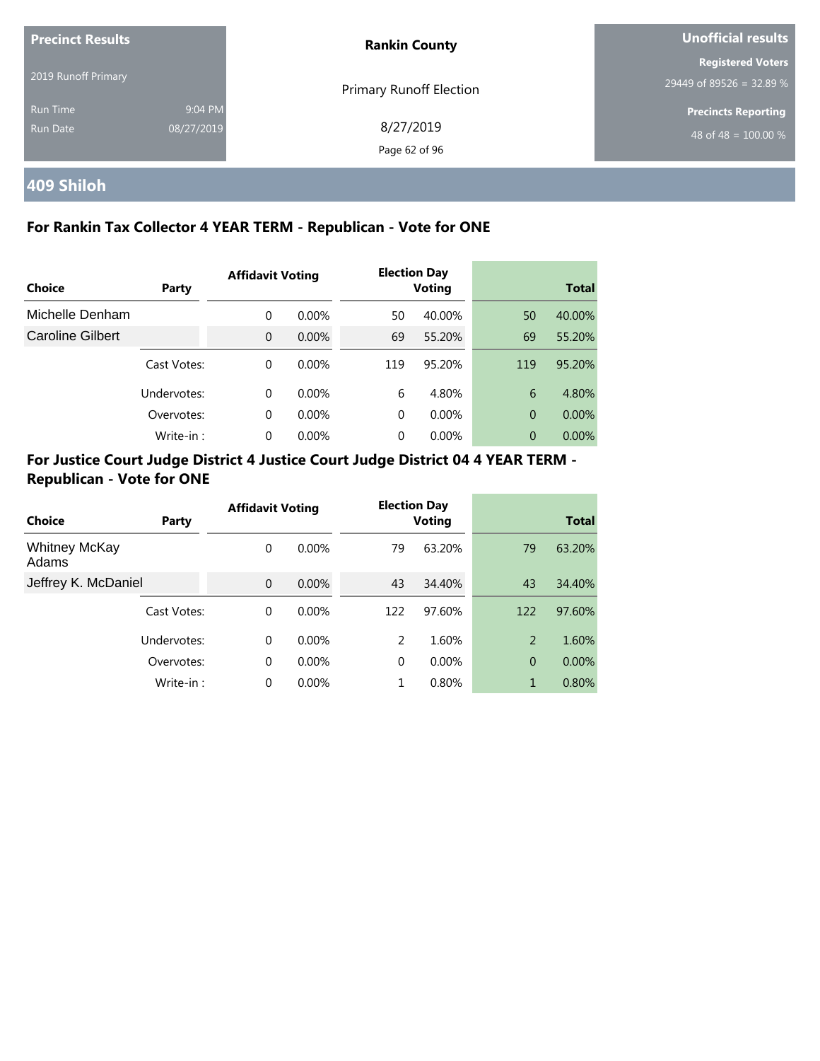**Precinct Results**

2019 Runoff Primary

Run Time 9:04 PM

Run Date 08/27/2019

**Rankin County**

Primary Runoff Election

8/27/2019

**Unofficial results**

**Registered Voters**

29449 of 89526 = 32.89 %

**Precincts Reporting**

48 of 48 = 100.00 %

## 409 Shiloh

### For Rankin Tax Collector 4 YEAR TERM - Republican - Vote for ONE

| Choice | Party | Affidavit Voting | | Election Day Voting | | Total | |
|---|---|---|---|---|---|---|---|
| Michelle Denham | | 0 | 0.00% | 50 | 40.00% | 50 | 40.00% |
| Caroline Gilbert | | 0 | 0.00% | 69 | 55.20% | 69 | 55.20% |
| | Cast Votes: | 0 | 0.00% | 119 | 95.20% | 119 | 95.20% |
| | Undervotes: | 0 | 0.00% | 6 | 4.80% | 6 | 4.80% |
| | Overvotes: | 0 | 0.00% | 0 | 0.00% | 0 | 0.00% |
| | Write-in : | 0 | 0.00% | 0 | 0.00% | 0 | 0.00% |

### For Justice Court Judge District 4 Justice Court Judge District 04 4 YEAR TERM - Republican - Vote for ONE

| Choice | Party | Affidavit Voting | | Election Day Voting | | Total | |
|---|---|---|---|---|---|---|---|
| Whitney McKay Adams | | 0 | 0.00% | 79 | 63.20% | 79 | 63.20% |
| Jeffrey K. McDaniel | | 0 | 0.00% | 43 | 34.40% | 43 | 34.40% |
| | Cast Votes: | 0 | 0.00% | 122 | 97.60% | 122 | 97.60% |
| | Undervotes: | 0 | 0.00% | 2 | 1.60% | 2 | 1.60% |
| | Overvotes: | 0 | 0.00% | 0 | 0.00% | 0 | 0.00% |
| | Write-in : | 0 | 0.00% | 1 | 0.80% | 1 | 0.80% |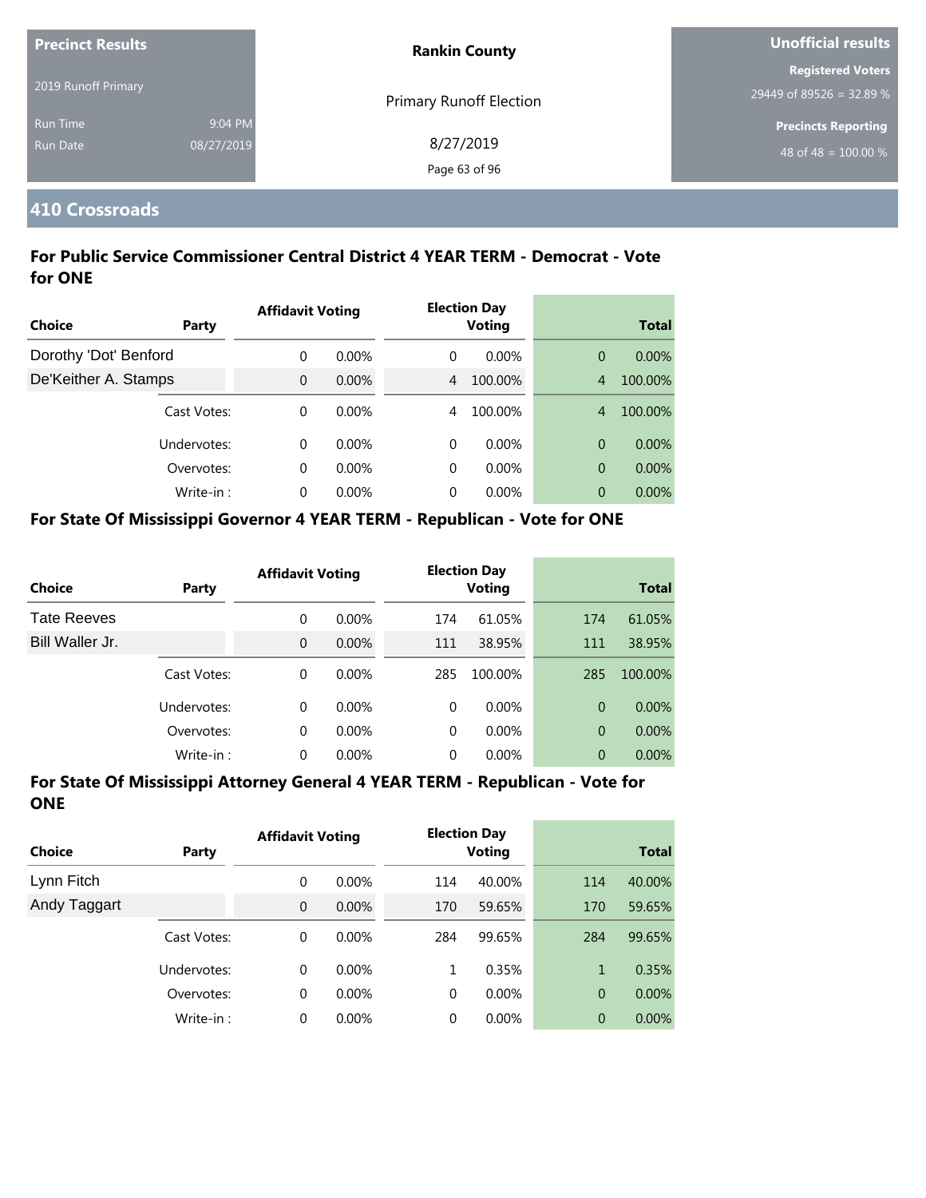| Precinct Results | | Rankin County | Unofficial results |
|---|---|---|---|
| 2019 Runoff Primary | | Primary Runoff Election | Registered Voters |
| | | | 29449 of 89526 = 32.89 % |
| Run Time | 9:04 PM | 8/27/2019 | Precincts Reporting |
| Run Date | 08/27/2019 | | 48 of 48 = 100.00 % |

## 410 Crossroads

### For Public Service Commissioner Central District 4 YEAR TERM - Democrat - Vote for ONE

| Choice | Party | Affidavit Voting | | Election Day Voting | | Total | |
|---|---|---|---|---|---|---|---|
| Dorothy 'Dot' Benford | | 0 | 0.00% | 0 | 0.00% | 0 | 0.00% |
| De'Keither A. Stamps | | 0 | 0.00% | 4 | 100.00% | 4 | 100.00% |
| | Cast Votes: | 0 | 0.00% | 4 | 100.00% | 4 | 100.00% |
| | Undervotes: | 0 | 0.00% | 0 | 0.00% | 0 | 0.00% |
| | Overvotes: | 0 | 0.00% | 0 | 0.00% | 0 | 0.00% |
| | Write-in : | 0 | 0.00% | 0 | 0.00% | 0 | 0.00% |

### For State Of Mississippi Governor 4 YEAR TERM - Republican - Vote for ONE

| Choice | Party | Affidavit Voting | | Election Day Voting | | Total | |
|---|---|---|---|---|---|---|---|
| Tate Reeves | | 0 | 0.00% | 174 | 61.05% | 174 | 61.05% |
| Bill Waller Jr. | | 0 | 0.00% | 111 | 38.95% | 111 | 38.95% |
| | Cast Votes: | 0 | 0.00% | 285 | 100.00% | 285 | 100.00% |
| | Undervotes: | 0 | 0.00% | 0 | 0.00% | 0 | 0.00% |
| | Overvotes: | 0 | 0.00% | 0 | 0.00% | 0 | 0.00% |
| | Write-in : | 0 | 0.00% | 0 | 0.00% | 0 | 0.00% |

### For State Of Mississippi Attorney General 4 YEAR TERM - Republican - Vote for ONE

| Choice | Party | Affidavit Voting | | Election Day Voting | | Total | |
|---|---|---|---|---|---|---|---|
| Lynn Fitch | | 0 | 0.00% | 114 | 40.00% | 114 | 40.00% |
| Andy Taggart | | 0 | 0.00% | 170 | 59.65% | 170 | 59.65% |
| | Cast Votes: | 0 | 0.00% | 284 | 99.65% | 284 | 99.65% |
| | Undervotes: | 0 | 0.00% | 1 | 0.35% | 1 | 0.35% |
| | Overvotes: | 0 | 0.00% | 0 | 0.00% | 0 | 0.00% |
| | Write-in : | 0 | 0.00% | 0 | 0.00% | 0 | 0.00% |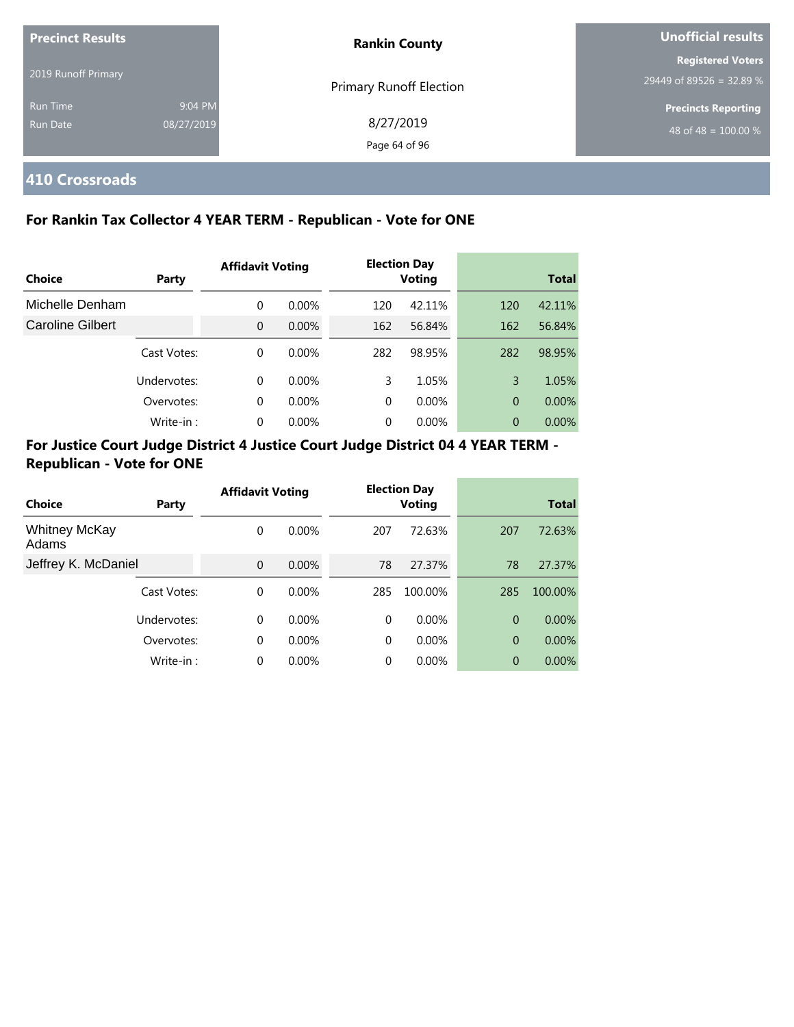## 410 Crossroads

### For Rankin Tax Collector 4 YEAR TERM - Republican - Vote for ONE

| Choice | Party | Affidavit Voting | | Election Day Voting | | Total | |
|---|---|---|---|---|---|---|---|
| Michelle Denham | | 0 | 0.00% | 120 | 42.11% | 120 | 42.11% |
| Caroline Gilbert | | 0 | 0.00% | 162 | 56.84% | 162 | 56.84% |
| | Cast Votes: | 0 | 0.00% | 282 | 98.95% | 282 | 98.95% |
| | Undervotes: | 0 | 0.00% | 3 | 1.05% | 3 | 1.05% |
| | Overvotes: | 0 | 0.00% | 0 | 0.00% | 0 | 0.00% |
| | Write-in : | 0 | 0.00% | 0 | 0.00% | 0 | 0.00% |

### For Justice Court Judge District 4 Justice Court Judge District 04 4 YEAR TERM - Republican - Vote for ONE

| Choice | Party | Affidavit Voting | | Election Day Voting | | Total | |
|---|---|---|---|---|---|---|---|
| Whitney McKay Adams | | 0 | 0.00% | 207 | 72.63% | 207 | 72.63% |
| Jeffrey K. McDaniel | | 0 | 0.00% | 78 | 27.37% | 78 | 27.37% |
| | Cast Votes: | 0 | 0.00% | 285 | 100.00% | 285 | 100.00% |
| | Undervotes: | 0 | 0.00% | 0 | 0.00% | 0 | 0.00% |
| | Overvotes: | 0 | 0.00% | 0 | 0.00% | 0 | 0.00% |
| | Write-in : | 0 | 0.00% | 0 | 0.00% | 0 | 0.00% |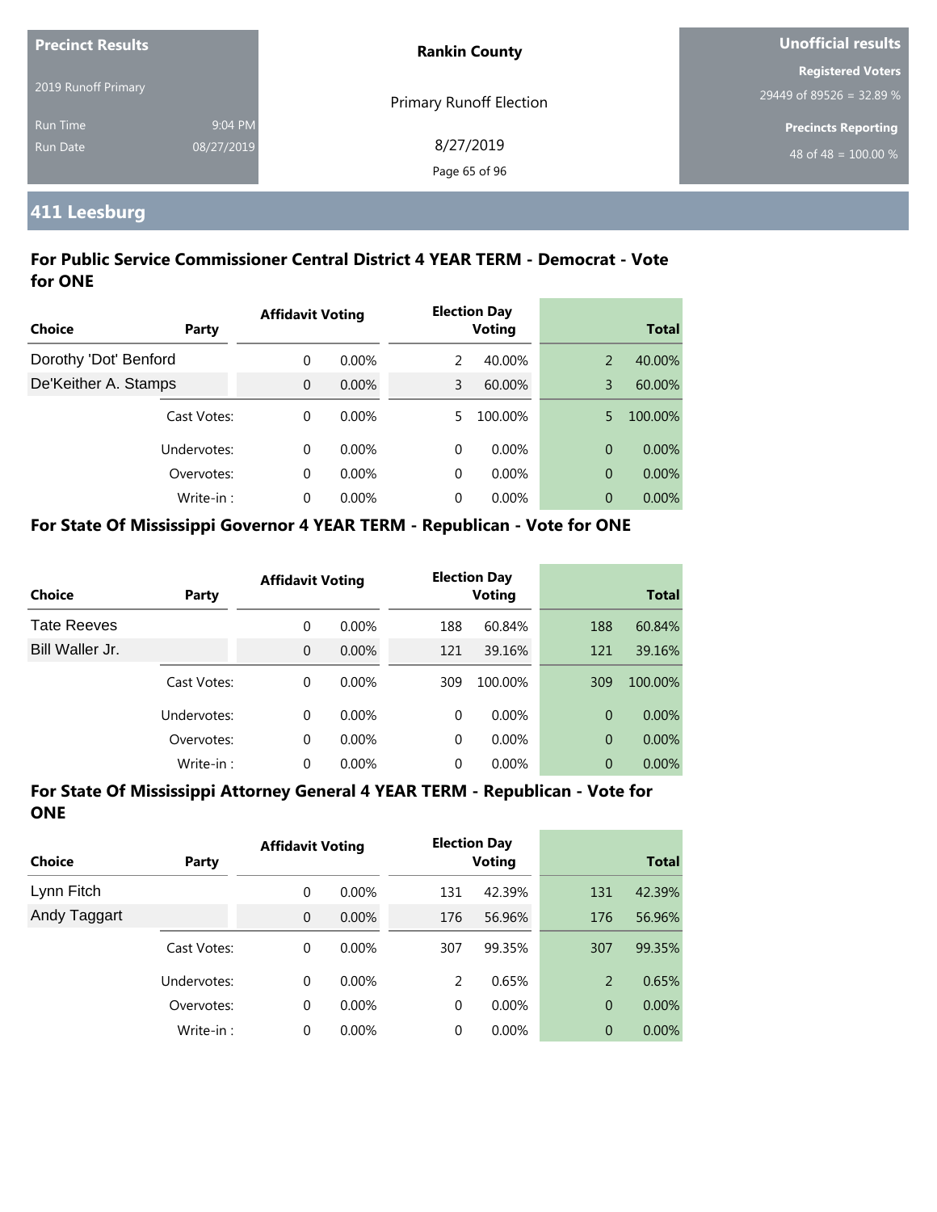**Precinct Results**

2019 Runoff Primary

Run Time 9:04 PM

Run Date 08/27/2019

**Rankin County**

Primary Runoff Election

8/27/2019

**Unofficial results**

**Registered Voters**

29449 of 89526 = 32.89 %

**Precincts Reporting**

48 of 48 = 100.00 %

## 411 Leesburg

### For Public Service Commissioner Central District 4 YEAR TERM - Democrat - Vote for ONE

| Choice | Party | Affidavit Voting | | Election Day Voting | | Total | |
|---|---|---|---|---|---|---|---|
| Dorothy 'Dot' Benford | | 0 | 0.00% | 2 | 40.00% | 2 | 40.00% |
| De'Keither A. Stamps | | 0 | 0.00% | 3 | 60.00% | 3 | 60.00% |
| | Cast Votes: | 0 | 0.00% | 5 | 100.00% | 5 | 100.00% |
| | Undervotes: | 0 | 0.00% | 0 | 0.00% | 0 | 0.00% |
| | Overvotes: | 0 | 0.00% | 0 | 0.00% | 0 | 0.00% |
| | Write-in : | 0 | 0.00% | 0 | 0.00% | 0 | 0.00% |

### For State Of Mississippi Governor 4 YEAR TERM - Republican - Vote for ONE

| Choice | Party | Affidavit Voting | | Election Day Voting | | Total | |
|---|---|---|---|---|---|---|---|
| Tate Reeves | | 0 | 0.00% | 188 | 60.84% | 188 | 60.84% |
| Bill Waller Jr. | | 0 | 0.00% | 121 | 39.16% | 121 | 39.16% |
| | Cast Votes: | 0 | 0.00% | 309 | 100.00% | 309 | 100.00% |
| | Undervotes: | 0 | 0.00% | 0 | 0.00% | 0 | 0.00% |
| | Overvotes: | 0 | 0.00% | 0 | 0.00% | 0 | 0.00% |
| | Write-in : | 0 | 0.00% | 0 | 0.00% | 0 | 0.00% |

### For State Of Mississippi Attorney General 4 YEAR TERM - Republican - Vote for ONE

| Choice | Party | Affidavit Voting | | Election Day Voting | | Total | |
|---|---|---|---|---|---|---|---|
| Lynn Fitch | | 0 | 0.00% | 131 | 42.39% | 131 | 42.39% |
| Andy Taggart | | 0 | 0.00% | 176 | 56.96% | 176 | 56.96% |
| | Cast Votes: | 0 | 0.00% | 307 | 99.35% | 307 | 99.35% |
| | Undervotes: | 0 | 0.00% | 2 | 0.65% | 2 | 0.65% |
| | Overvotes: | 0 | 0.00% | 0 | 0.00% | 0 | 0.00% |
| | Write-in : | 0 | 0.00% | 0 | 0.00% | 0 | 0.00% |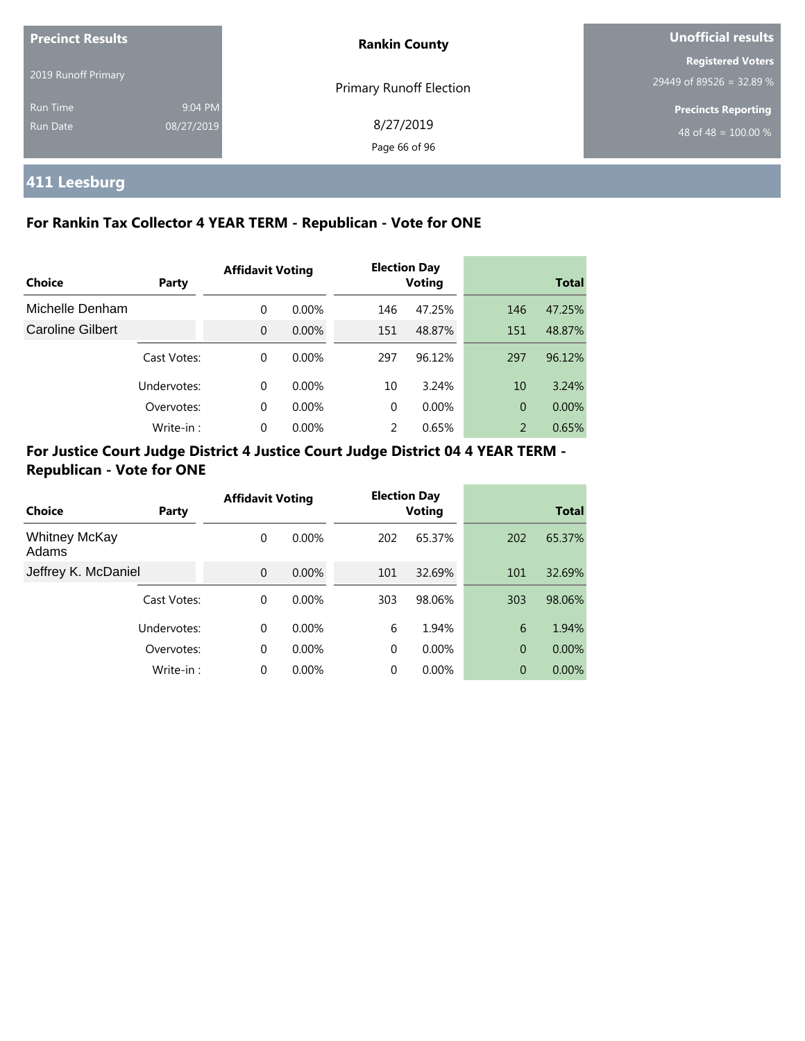| Precinct Results | | Rankin County | Unofficial results |
| --- | --- | --- | --- |
| 2019 Runoff Primary | | Primary Runoff Election | Registered Voters |
| Run Time | 9:04 PM | 8/27/2019 | 29449 of 89526 = 32.89 % |
| Run Date | 08/27/2019 | | Precincts Reporting |
| | | | 48 of 48 = 100.00 % |

## 411 Leesburg

### For Rankin Tax Collector 4 YEAR TERM - Republican - Vote for ONE

| Choice | Party | Affidavit Voting | | Election Day Voting | | Total | |
| --- | --- | --- | --- | --- | --- | --- | --- |
| Michelle Denham | | 0 | 0.00% | 146 | 47.25% | 146 | 47.25% |
| Caroline Gilbert | | 0 | 0.00% | 151 | 48.87% | 151 | 48.87% |
| | Cast Votes: | 0 | 0.00% | 297 | 96.12% | 297 | 96.12% |
| | Undervotes: | 0 | 0.00% | 10 | 3.24% | 10 | 3.24% |
| | Overvotes: | 0 | 0.00% | 0 | 0.00% | 0 | 0.00% |
| | Write-in : | 0 | 0.00% | 2 | 0.65% | 2 | 0.65% |

### For Justice Court Judge District 4 Justice Court Judge District 04 4 YEAR TERM - Republican - Vote for ONE

| Choice | Party | Affidavit Voting | | Election Day Voting | | Total | |
| --- | --- | --- | --- | --- | --- | --- | --- |
| Whitney McKay Adams | | 0 | 0.00% | 202 | 65.37% | 202 | 65.37% |
| Jeffrey K. McDaniel | | 0 | 0.00% | 101 | 32.69% | 101 | 32.69% |
| | Cast Votes: | 0 | 0.00% | 303 | 98.06% | 303 | 98.06% |
| | Undervotes: | 0 | 0.00% | 6 | 1.94% | 6 | 1.94% |
| | Overvotes: | 0 | 0.00% | 0 | 0.00% | 0 | 0.00% |
| | Write-in : | 0 | 0.00% | 0 | 0.00% | 0 | 0.00% |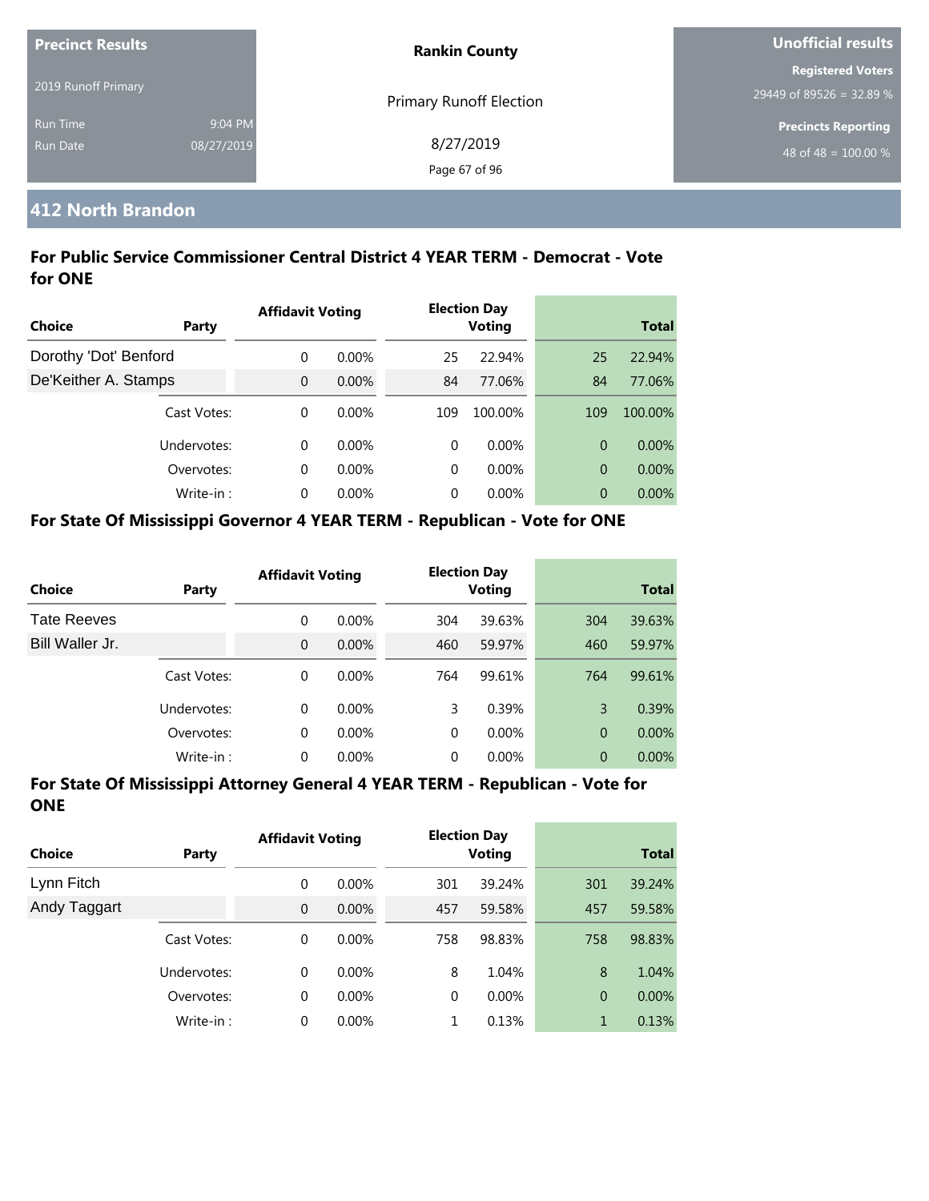| Precinct Results | | Rankin County | Unofficial results |
|---|---|---|---|
| 2019 Runoff Primary | | Primary Runoff Election | Registered Voters |
| Run Time | 9:04 PM | 8/27/2019 | 29449 of 89526 = 32.89 % |
| Run Date | 08/27/2019 | | Precincts Reporting |
| | | | 48 of 48 = 100.00 % |

## 412 North Brandon

### For Public Service Commissioner Central District 4 YEAR TERM - Democrat - Vote for ONE

| Choice | Party | Affidavit Voting | | Election Day Voting | | Total | |
|---|---|---|---|---|---|---|---|
| Dorothy 'Dot' Benford | | 0 | 0.00% | 25 | 22.94% | 25 | 22.94% |
| De'Keither A. Stamps | | 0 | 0.00% | 84 | 77.06% | 84 | 77.06% |
| | Cast Votes: | 0 | 0.00% | 109 | 100.00% | 109 | 100.00% |
| | Undervotes: | 0 | 0.00% | 0 | 0.00% | 0 | 0.00% |
| | Overvotes: | 0 | 0.00% | 0 | 0.00% | 0 | 0.00% |
| | Write-in : | 0 | 0.00% | 0 | 0.00% | 0 | 0.00% |

### For State Of Mississippi Governor 4 YEAR TERM - Republican - Vote for ONE

| Choice | Party | Affidavit Voting | | Election Day Voting | | Total | |
|---|---|---|---|---|---|---|---|
| Tate Reeves | | 0 | 0.00% | 304 | 39.63% | 304 | 39.63% |
| Bill Waller Jr. | | 0 | 0.00% | 460 | 59.97% | 460 | 59.97% |
| | Cast Votes: | 0 | 0.00% | 764 | 99.61% | 764 | 99.61% |
| | Undervotes: | 0 | 0.00% | 3 | 0.39% | 3 | 0.39% |
| | Overvotes: | 0 | 0.00% | 0 | 0.00% | 0 | 0.00% |
| | Write-in : | 0 | 0.00% | 0 | 0.00% | 0 | 0.00% |

### For State Of Mississippi Attorney General 4 YEAR TERM - Republican - Vote for ONE

| Choice | Party | Affidavit Voting | | Election Day Voting | | Total | |
|---|---|---|---|---|---|---|---|
| Lynn Fitch | | 0 | 0.00% | 301 | 39.24% | 301 | 39.24% |
| Andy Taggart | | 0 | 0.00% | 457 | 59.58% | 457 | 59.58% |
| | Cast Votes: | 0 | 0.00% | 758 | 98.83% | 758 | 98.83% |
| | Undervotes: | 0 | 0.00% | 8 | 1.04% | 8 | 1.04% |
| | Overvotes: | 0 | 0.00% | 0 | 0.00% | 0 | 0.00% |
| | Write-in : | 0 | 0.00% | 1 | 0.13% | 1 | 0.13% |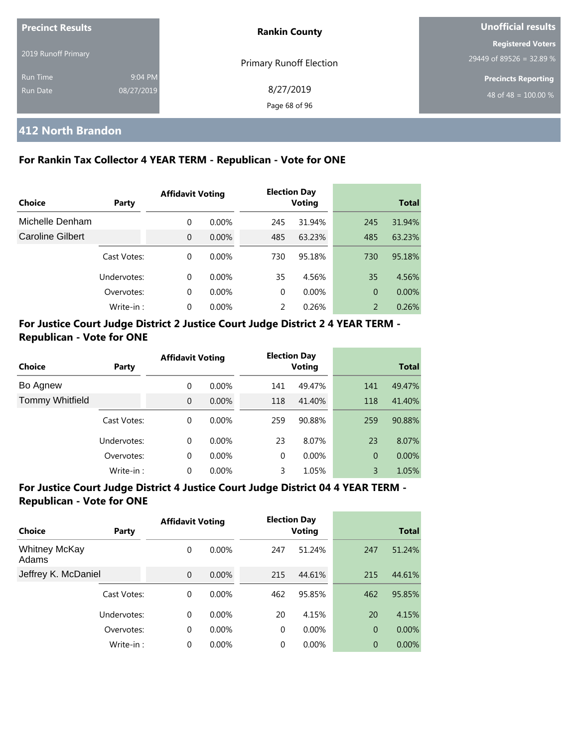**Precinct Results**

2019 Runoff Primary

Run Time 9:04 PM
Run Date 08/27/2019

**Rankin County**

Primary Runoff Election

8/27/2019

**Unofficial results**

**Registered Voters**
29449 of 89526 = 32.89 %

**Precincts Reporting**
48 of 48 = 100.00 %

## 412 North Brandon

### For Rankin Tax Collector 4 YEAR TERM - Republican - Vote for ONE

| Choice | Party | Affidavit Voting | | Election Day Voting | | Total | |
|---|---|---|---|---|---|---|---|
| Michelle Denham | | 0 | 0.00% | 245 | 31.94% | 245 | 31.94% |
| Caroline Gilbert | | 0 | 0.00% | 485 | 63.23% | 485 | 63.23% |
| | Cast Votes: | 0 | 0.00% | 730 | 95.18% | 730 | 95.18% |
| | Undervotes: | 0 | 0.00% | 35 | 4.56% | 35 | 4.56% |
| | Overvotes: | 0 | 0.00% | 0 | 0.00% | 0 | 0.00% |
| | Write-in : | 0 | 0.00% | 2 | 0.26% | 2 | 0.26% |

### For Justice Court Judge District 2 Justice Court Judge District 2 4 YEAR TERM - Republican - Vote for ONE

| Choice | Party | Affidavit Voting | | Election Day Voting | | Total | |
|---|---|---|---|---|---|---|---|
| Bo Agnew | | 0 | 0.00% | 141 | 49.47% | 141 | 49.47% |
| Tommy Whitfield | | 0 | 0.00% | 118 | 41.40% | 118 | 41.40% |
| | Cast Votes: | 0 | 0.00% | 259 | 90.88% | 259 | 90.88% |
| | Undervotes: | 0 | 0.00% | 23 | 8.07% | 23 | 8.07% |
| | Overvotes: | 0 | 0.00% | 0 | 0.00% | 0 | 0.00% |
| | Write-in : | 0 | 0.00% | 3 | 1.05% | 3 | 1.05% |

### For Justice Court Judge District 4 Justice Court Judge District 04 4 YEAR TERM - Republican - Vote for ONE

| Choice | Party | Affidavit Voting | | Election Day Voting | | Total | |
|---|---|---|---|---|---|---|---|
| Whitney McKay Adams | | 0 | 0.00% | 247 | 51.24% | 247 | 51.24% |
| Jeffrey K. McDaniel | | 0 | 0.00% | 215 | 44.61% | 215 | 44.61% |
| | Cast Votes: | 0 | 0.00% | 462 | 95.85% | 462 | 95.85% |
| | Undervotes: | 0 | 0.00% | 20 | 4.15% | 20 | 4.15% |
| | Overvotes: | 0 | 0.00% | 0 | 0.00% | 0 | 0.00% |
| | Write-in : | 0 | 0.00% | 0 | 0.00% | 0 | 0.00% |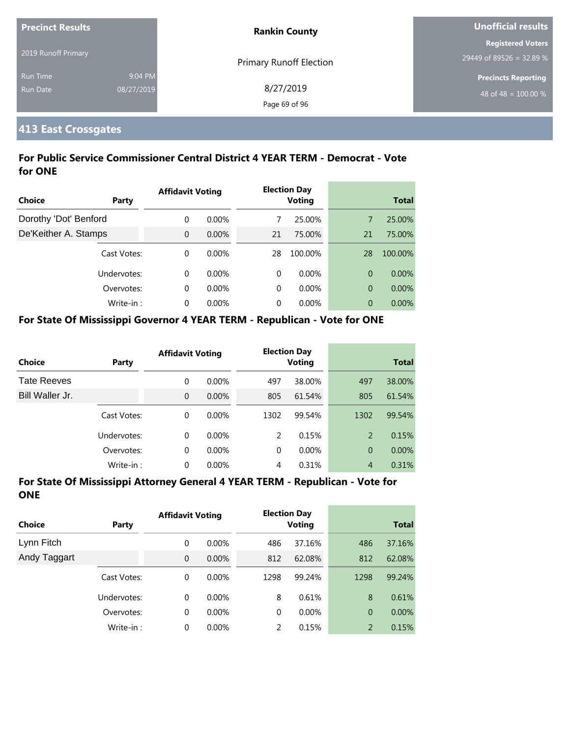**Precinct Results**

2019 Runoff Primary

Run Time 9:04 PM

Run Date 08/27/2019

**Rankin County**

Primary Runoff Election

8/27/2019

**Unofficial results**

**Registered Voters**

29449 of 89526 = 32.89 %

**Precincts Reporting**

48 of 48 = 100.00 %

## 413 East Crossgates

### For Public Service Commissioner Central District 4 YEAR TERM - Democrat - Vote for ONE

| Choice | Party | Affidavit Voting | | Election Day Voting | | Total | |
|---|---|---|---|---|---|---|---|
| Dorothy 'Dot' Benford | | 0 | 0.00% | 7 | 25.00% | 7 | 25.00% |
| De'Keither A. Stamps | | 0 | 0.00% | 21 | 75.00% | 21 | 75.00% |
| | Cast Votes: | 0 | 0.00% | 28 | 100.00% | 28 | 100.00% |
| | Undervotes: | 0 | 0.00% | 0 | 0.00% | 0 | 0.00% |
| | Overvotes: | 0 | 0.00% | 0 | 0.00% | 0 | 0.00% |
| | Write-in : | 0 | 0.00% | 0 | 0.00% | 0 | 0.00% |

### For State Of Mississippi Governor 4 YEAR TERM - Republican - Vote for ONE

| Choice | Party | Affidavit Voting | | Election Day Voting | | Total | |
|---|---|---|---|---|---|---|---|
| Tate Reeves | | 0 | 0.00% | 497 | 38.00% | 497 | 38.00% |
| Bill Waller Jr. | | 0 | 0.00% | 805 | 61.54% | 805 | 61.54% |
| | Cast Votes: | 0 | 0.00% | 1302 | 99.54% | 1302 | 99.54% |
| | Undervotes: | 0 | 0.00% | 2 | 0.15% | 2 | 0.15% |
| | Overvotes: | 0 | 0.00% | 0 | 0.00% | 0 | 0.00% |
| | Write-in : | 0 | 0.00% | 4 | 0.31% | 4 | 0.31% |

### For State Of Mississippi Attorney General 4 YEAR TERM - Republican - Vote for ONE

| Choice | Party | Affidavit Voting | | Election Day Voting | | Total | |
|---|---|---|---|---|---|---|---|
| Lynn Fitch | | 0 | 0.00% | 486 | 37.16% | 486 | 37.16% |
| Andy Taggart | | 0 | 0.00% | 812 | 62.08% | 812 | 62.08% |
| | Cast Votes: | 0 | 0.00% | 1298 | 99.24% | 1298 | 99.24% |
| | Undervotes: | 0 | 0.00% | 8 | 0.61% | 8 | 0.61% |
| | Overvotes: | 0 | 0.00% | 0 | 0.00% | 0 | 0.00% |
| | Write-in : | 0 | 0.00% | 2 | 0.15% | 2 | 0.15% |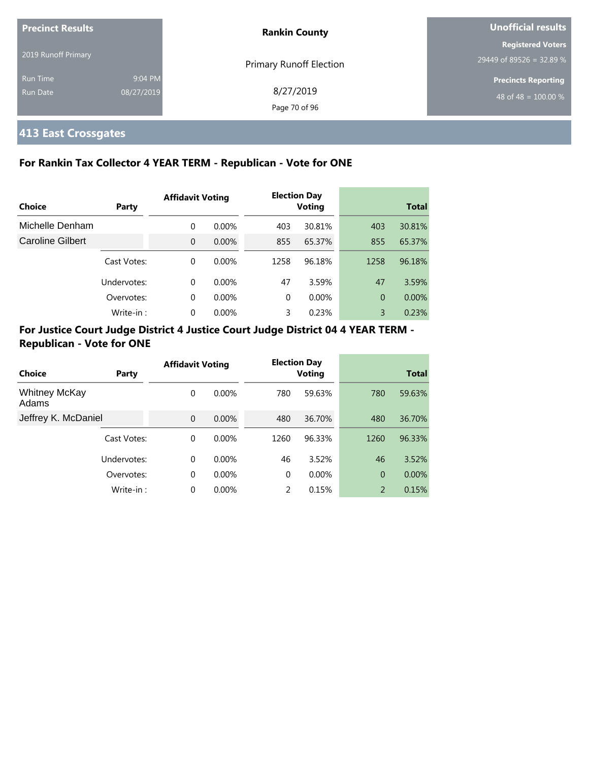**Precinct Results**

2019 Runoff Primary

Run Time 9:04 PM

Run Date 08/27/2019

**Rankin County**

Primary Runoff Election

8/27/2019

**Unofficial results**

**Registered Voters**

29449 of 89526 = 32.89 %

**Precincts Reporting**

48 of 48 = 100.00 %

## 413 East Crossgates

### For Rankin Tax Collector 4 YEAR TERM - Republican - Vote for ONE

| Choice | Party | Affidavit Voting | | Election Day Voting | | Total | |
|---|---|---|---|---|---|---|---|
| Michelle Denham | | 0 | 0.00% | 403 | 30.81% | 403 | 30.81% |
| Caroline Gilbert | | 0 | 0.00% | 855 | 65.37% | 855 | 65.37% |
| | Cast Votes: | 0 | 0.00% | 1258 | 96.18% | 1258 | 96.18% |
| | Undervotes: | 0 | 0.00% | 47 | 3.59% | 47 | 3.59% |
| | Overvotes: | 0 | 0.00% | 0 | 0.00% | 0 | 0.00% |
| | Write-in : | 0 | 0.00% | 3 | 0.23% | 3 | 0.23% |

### For Justice Court Judge District 4 Justice Court Judge District 04 4 YEAR TERM - Republican - Vote for ONE

| Choice | Party | Affidavit Voting | | Election Day Voting | | Total | |
|---|---|---|---|---|---|---|---|
| Whitney McKay Adams | | 0 | 0.00% | 780 | 59.63% | 780 | 59.63% |
| Jeffrey K. McDaniel | | 0 | 0.00% | 480 | 36.70% | 480 | 36.70% |
| | Cast Votes: | 0 | 0.00% | 1260 | 96.33% | 1260 | 96.33% |
| | Undervotes: | 0 | 0.00% | 46 | 3.52% | 46 | 3.52% |
| | Overvotes: | 0 | 0.00% | 0 | 0.00% | 0 | 0.00% |
| | Write-in : | 0 | 0.00% | 2 | 0.15% | 2 | 0.15% |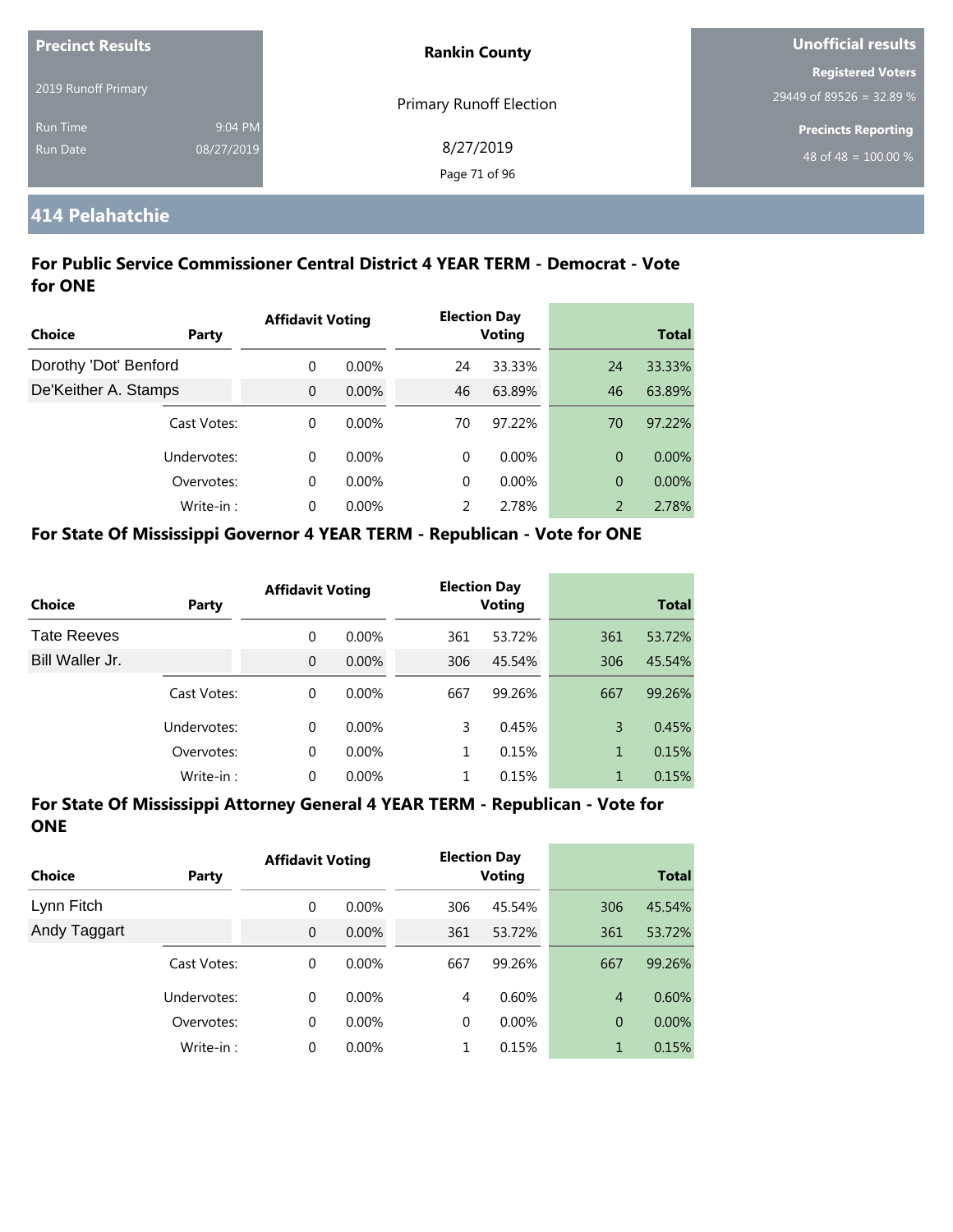**Precinct Results**

2019 Runoff Primary

Run Time 9:04 PM

Run Date 08/27/2019

**Rankin County**

Primary Runoff Election

8/27/2019

**Unofficial results**

**Registered Voters**

29449 of 89526 = 32.89 %

**Precincts Reporting**

48 of 48 = 100.00 %

## 414 Pelahatchie

### For Public Service Commissioner Central District 4 YEAR TERM - Democrat - Vote for ONE

| Choice | Party | Affidavit Voting | | Election Day Voting | | Total | |
|---|---|---|---|---|---|---|---|
| Dorothy 'Dot' Benford | | 0 | 0.00% | 24 | 33.33% | 24 | 33.33% |
| De'Keither A. Stamps | | 0 | 0.00% | 46 | 63.89% | 46 | 63.89% |
| | Cast Votes: | 0 | 0.00% | 70 | 97.22% | 70 | 97.22% |
| | Undervotes: | 0 | 0.00% | 0 | 0.00% | 0 | 0.00% |
| | Overvotes: | 0 | 0.00% | 0 | 0.00% | 0 | 0.00% |
| | Write-in : | 0 | 0.00% | 2 | 2.78% | 2 | 2.78% |

### For State Of Mississippi Governor 4 YEAR TERM - Republican - Vote for ONE

| Choice | Party | Affidavit Voting | | Election Day Voting | | Total | |
|---|---|---|---|---|---|---|---|
| Tate Reeves | | 0 | 0.00% | 361 | 53.72% | 361 | 53.72% |
| Bill Waller Jr. | | 0 | 0.00% | 306 | 45.54% | 306 | 45.54% |
| | Cast Votes: | 0 | 0.00% | 667 | 99.26% | 667 | 99.26% |
| | Undervotes: | 0 | 0.00% | 3 | 0.45% | 3 | 0.45% |
| | Overvotes: | 0 | 0.00% | 1 | 0.15% | 1 | 0.15% |
| | Write-in : | 0 | 0.00% | 1 | 0.15% | 1 | 0.15% |

### For State Of Mississippi Attorney General 4 YEAR TERM - Republican - Vote for ONE

| Choice | Party | Affidavit Voting | | Election Day Voting | | Total | |
|---|---|---|---|---|---|---|---|
| Lynn Fitch | | 0 | 0.00% | 306 | 45.54% | 306 | 45.54% |
| Andy Taggart | | 0 | 0.00% | 361 | 53.72% | 361 | 53.72% |
| | Cast Votes: | 0 | 0.00% | 667 | 99.26% | 667 | 99.26% |
| | Undervotes: | 0 | 0.00% | 4 | 0.60% | 4 | 0.60% |
| | Overvotes: | 0 | 0.00% | 0 | 0.00% | 0 | 0.00% |
| | Write-in : | 0 | 0.00% | 1 | 0.15% | 1 | 0.15% |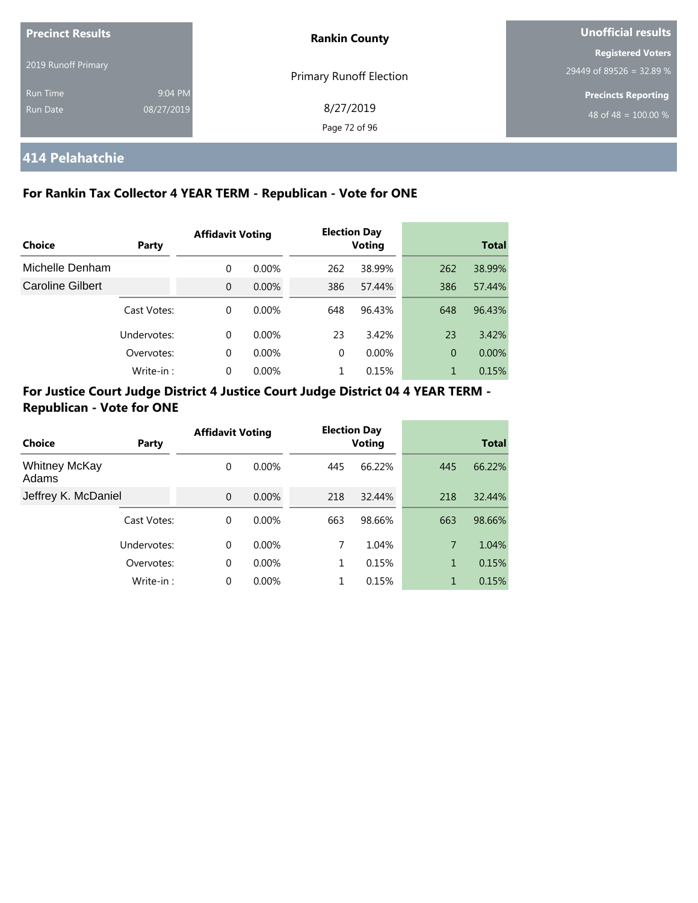| Precinct Results | | Rankin County | Unofficial results |
|---|---|---|---|
| 2019 Runoff Primary | | Primary Runoff Election | Registered Voters |
| | | | 29449 of 89526 = 32.89 % |
| Run Time | 9:04 PM | 8/27/2019 | Precincts Reporting |
| Run Date | 08/27/2019 | | 48 of 48 = 100.00 % |

## 414 Pelahatchie

### For Rankin Tax Collector 4 YEAR TERM - Republican - Vote for ONE

| Choice | Party | Affidavit Voting | | Election Day Voting | | Total | |
|---|---|---|---|---|---|---|---|
| Michelle Denham | | 0 | 0.00% | 262 | 38.99% | 262 | 38.99% |
| Caroline Gilbert | | 0 | 0.00% | 386 | 57.44% | 386 | 57.44% |
| | Cast Votes: | 0 | 0.00% | 648 | 96.43% | 648 | 96.43% |
| | Undervotes: | 0 | 0.00% | 23 | 3.42% | 23 | 3.42% |
| | Overvotes: | 0 | 0.00% | 0 | 0.00% | 0 | 0.00% |
| | Write-in : | 0 | 0.00% | 1 | 0.15% | 1 | 0.15% |

### For Justice Court Judge District 4 Justice Court Judge District 04 4 YEAR TERM - Republican - Vote for ONE

| Choice | Party | Affidavit Voting | | Election Day Voting | | Total | |
|---|---|---|---|---|---|---|---|
| Whitney McKay Adams | | 0 | 0.00% | 445 | 66.22% | 445 | 66.22% |
| Jeffrey K. McDaniel | | 0 | 0.00% | 218 | 32.44% | 218 | 32.44% |
| | Cast Votes: | 0 | 0.00% | 663 | 98.66% | 663 | 98.66% |
| | Undervotes: | 0 | 0.00% | 7 | 1.04% | 7 | 1.04% |
| | Overvotes: | 0 | 0.00% | 1 | 0.15% | 1 | 0.15% |
| | Write-in : | 0 | 0.00% | 1 | 0.15% | 1 | 0.15% |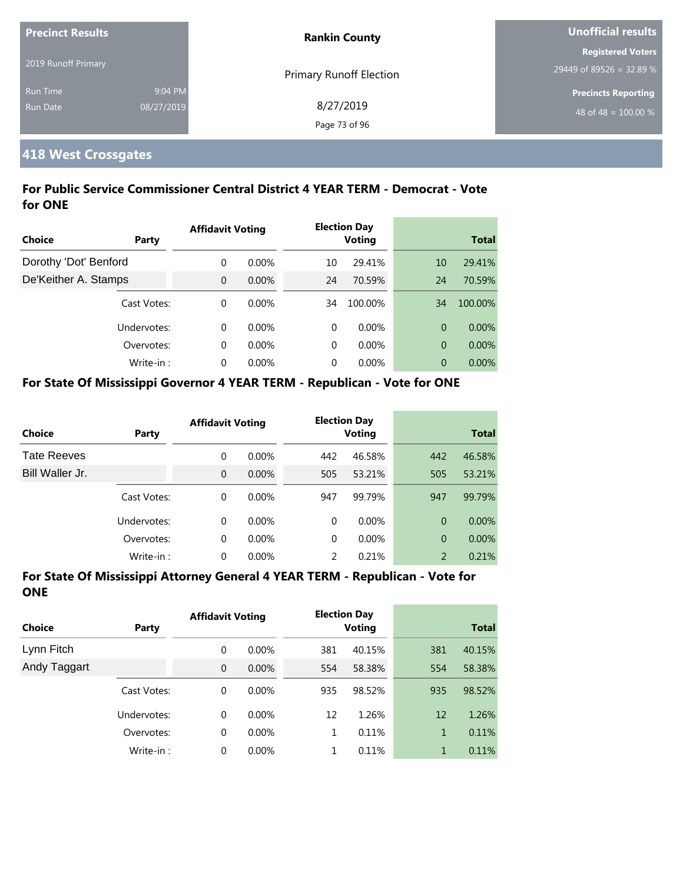| Precinct Results | | Rankin County | Unofficial results |
|---|---|---|---|
| 2019 Runoff Primary | | Primary Runoff Election | Registered Voters |
| Run Time | 9:04 PM | 8/27/2019 | 29449 of 89526 = 32.89 % |
| Run Date | 08/27/2019 | | Precincts Reporting |
| | | | 48 of 48 = 100.00 % |

## 418 West Crossgates

### For Public Service Commissioner Central District 4 YEAR TERM - Democrat - Vote for ONE

| Choice | Party | Affidavit Voting | | Election Day Voting | | Total | |
|---|---|---|---|---|---|---|---|
| Dorothy 'Dot' Benford | | 0 | 0.00% | 10 | 29.41% | 10 | 29.41% |
| De'Keither A. Stamps | | 0 | 0.00% | 24 | 70.59% | 24 | 70.59% |
| | Cast Votes: | 0 | 0.00% | 34 | 100.00% | 34 | 100.00% |
| | Undervotes: | 0 | 0.00% | 0 | 0.00% | 0 | 0.00% |
| | Overvotes: | 0 | 0.00% | 0 | 0.00% | 0 | 0.00% |
| | Write-in : | 0 | 0.00% | 0 | 0.00% | 0 | 0.00% |

### For State Of Mississippi Governor 4 YEAR TERM - Republican - Vote for ONE

| Choice | Party | Affidavit Voting | | Election Day Voting | | Total | |
|---|---|---|---|---|---|---|---|
| Tate Reeves | | 0 | 0.00% | 442 | 46.58% | 442 | 46.58% |
| Bill Waller Jr. | | 0 | 0.00% | 505 | 53.21% | 505 | 53.21% |
| | Cast Votes: | 0 | 0.00% | 947 | 99.79% | 947 | 99.79% |
| | Undervotes: | 0 | 0.00% | 0 | 0.00% | 0 | 0.00% |
| | Overvotes: | 0 | 0.00% | 0 | 0.00% | 0 | 0.00% |
| | Write-in : | 0 | 0.00% | 2 | 0.21% | 2 | 0.21% |

### For State Of Mississippi Attorney General 4 YEAR TERM - Republican - Vote for ONE

| Choice | Party | Affidavit Voting | | Election Day Voting | | Total | |
|---|---|---|---|---|---|---|---|
| Lynn Fitch | | 0 | 0.00% | 381 | 40.15% | 381 | 40.15% |
| Andy Taggart | | 0 | 0.00% | 554 | 58.38% | 554 | 58.38% |
| | Cast Votes: | 0 | 0.00% | 935 | 98.52% | 935 | 98.52% |
| | Undervotes: | 0 | 0.00% | 12 | 1.26% | 12 | 1.26% |
| | Overvotes: | 0 | 0.00% | 1 | 0.11% | 1 | 0.11% |
| | Write-in : | 0 | 0.00% | 1 | 0.11% | 1 | 0.11% |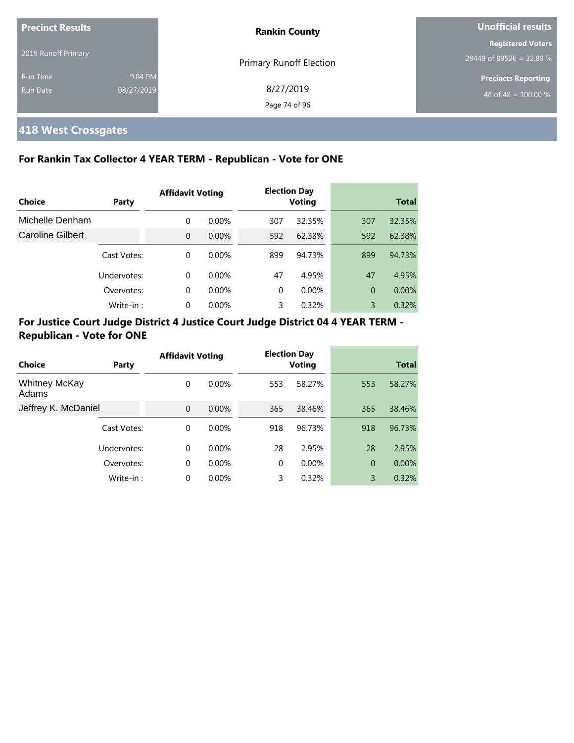| Precinct Results | | Rankin County | Unofficial results |
|---|---|---|---|
| 2019 Runoff Primary | | Primary Runoff Election | Registered Voters 29449 of 89526 = 32.89 % |
| Run Time | 9:04 PM | 8/27/2019 | Precincts Reporting |
| Run Date | 08/27/2019 | | 48 of 48 = 100.00 % |

## 418 West Crossgates

### For Rankin Tax Collector 4 YEAR TERM - Republican - Vote for ONE

| Choice | Party | Affidavit Voting | | Election Day Voting | | Total | |
|---|---|---|---|---|---|---|---|
| Michelle Denham | | 0 | 0.00% | 307 | 32.35% | 307 | 32.35% |
| Caroline Gilbert | | 0 | 0.00% | 592 | 62.38% | 592 | 62.38% |
| | Cast Votes: | 0 | 0.00% | 899 | 94.73% | 899 | 94.73% |
| | Undervotes: | 0 | 0.00% | 47 | 4.95% | 47 | 4.95% |
| | Overvotes: | 0 | 0.00% | 0 | 0.00% | 0 | 0.00% |
| | Write-in : | 0 | 0.00% | 3 | 0.32% | 3 | 0.32% |

### For Justice Court Judge District 4 Justice Court Judge District 04 4 YEAR TERM - Republican - Vote for ONE

| Choice | Party | Affidavit Voting | | Election Day Voting | | Total | |
|---|---|---|---|---|---|---|---|
| Whitney McKay Adams | | 0 | 0.00% | 553 | 58.27% | 553 | 58.27% |
| Jeffrey K. McDaniel | | 0 | 0.00% | 365 | 38.46% | 365 | 38.46% |
| | Cast Votes: | 0 | 0.00% | 918 | 96.73% | 918 | 96.73% |
| | Undervotes: | 0 | 0.00% | 28 | 2.95% | 28 | 2.95% |
| | Overvotes: | 0 | 0.00% | 0 | 0.00% | 0 | 0.00% |
| | Write-in : | 0 | 0.00% | 3 | 0.32% | 3 | 0.32% |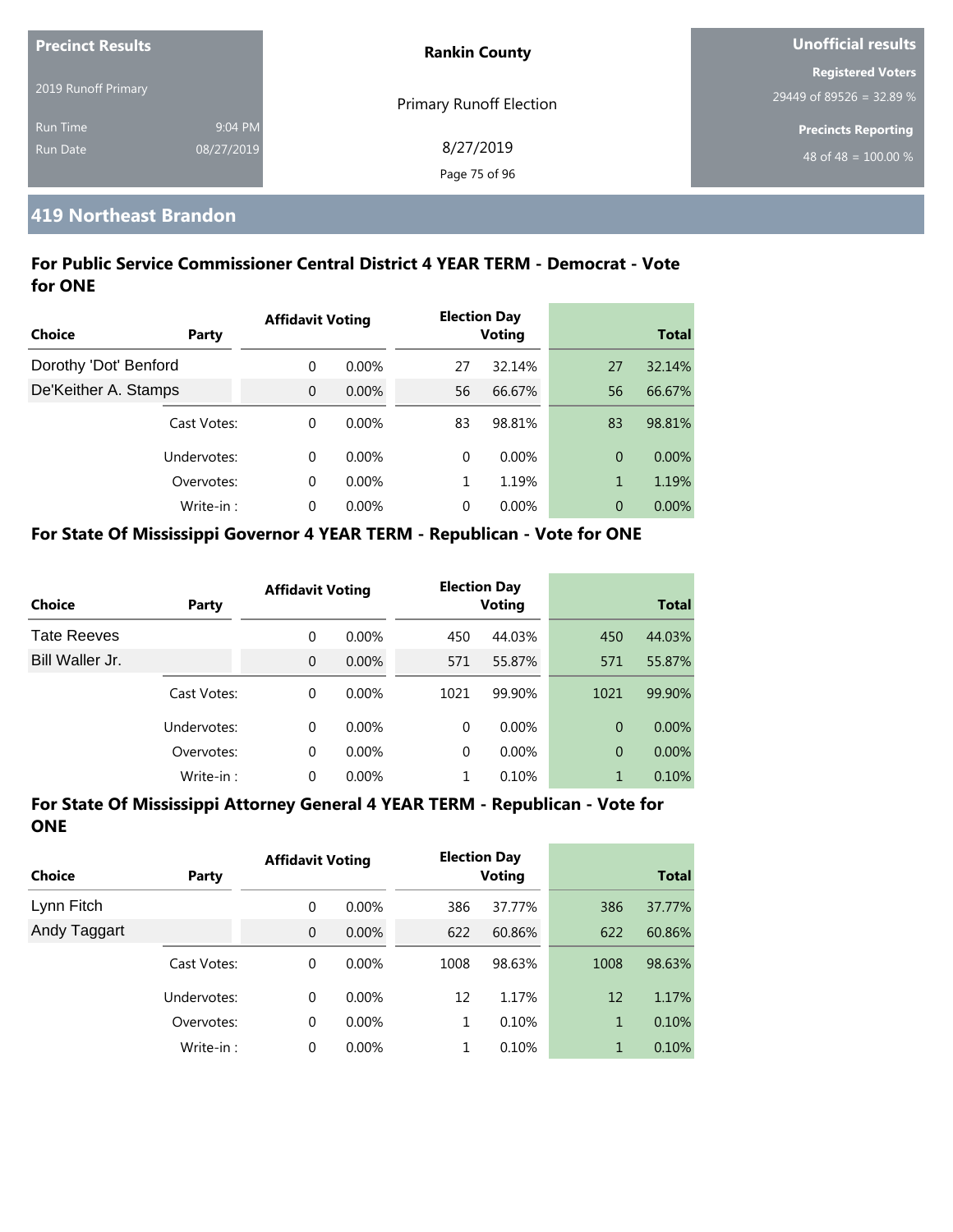| Precinct Results | | Rankin County | Unofficial results |
|---|---|---|---|
| 2019 Runoff Primary | | Primary Runoff Election | Registered Voters 29449 of 89526 = 32.89 % |
| Run Time | 9:04 PM | 8/27/2019 | Precincts Reporting |
| Run Date | 08/27/2019 | | 48 of 48 = 100.00 % |

## 419 Northeast Brandon

### For Public Service Commissioner Central District 4 YEAR TERM - Democrat - Vote for ONE

| Choice | Party | Affidavit Voting | | Election Day Voting | | Total | |
|---|---|---|---|---|---|---|---|
| Dorothy 'Dot' Benford | | 0 | 0.00% | 27 | 32.14% | 27 | 32.14% |
| De'Keither A. Stamps | | 0 | 0.00% | 56 | 66.67% | 56 | 66.67% |
| | Cast Votes: | 0 | 0.00% | 83 | 98.81% | 83 | 98.81% |
| | Undervotes: | 0 | 0.00% | 0 | 0.00% | 0 | 0.00% |
| | Overvotes: | 0 | 0.00% | 1 | 1.19% | 1 | 1.19% |
| | Write-in : | 0 | 0.00% | 0 | 0.00% | 0 | 0.00% |

### For State Of Mississippi Governor 4 YEAR TERM - Republican - Vote for ONE

| Choice | Party | Affidavit Voting | | Election Day Voting | | Total | |
|---|---|---|---|---|---|---|---|
| Tate Reeves | | 0 | 0.00% | 450 | 44.03% | 450 | 44.03% |
| Bill Waller Jr. | | 0 | 0.00% | 571 | 55.87% | 571 | 55.87% |
| | Cast Votes: | 0 | 0.00% | 1021 | 99.90% | 1021 | 99.90% |
| | Undervotes: | 0 | 0.00% | 0 | 0.00% | 0 | 0.00% |
| | Overvotes: | 0 | 0.00% | 0 | 0.00% | 0 | 0.00% |
| | Write-in : | 0 | 0.00% | 1 | 0.10% | 1 | 0.10% |

### For State Of Mississippi Attorney General 4 YEAR TERM - Republican - Vote for ONE

| Choice | Party | Affidavit Voting | | Election Day Voting | | Total | |
|---|---|---|---|---|---|---|---|
| Lynn Fitch | | 0 | 0.00% | 386 | 37.77% | 386 | 37.77% |
| Andy Taggart | | 0 | 0.00% | 622 | 60.86% | 622 | 60.86% |
| | Cast Votes: | 0 | 0.00% | 1008 | 98.63% | 1008 | 98.63% |
| | Undervotes: | 0 | 0.00% | 12 | 1.17% | 12 | 1.17% |
| | Overvotes: | 0 | 0.00% | 1 | 0.10% | 1 | 0.10% |
| | Write-in : | 0 | 0.00% | 1 | 0.10% | 1 | 0.10% |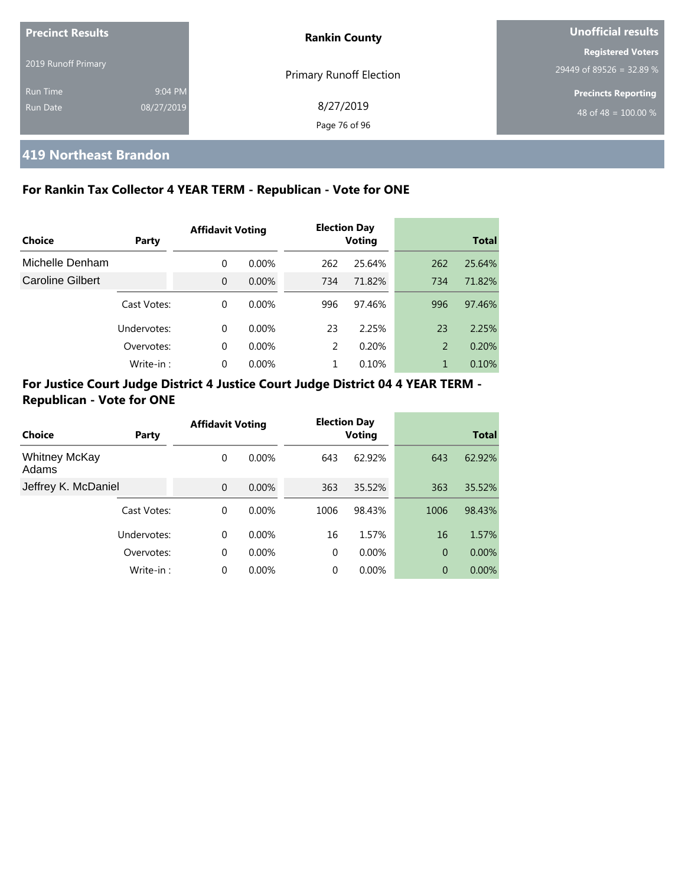**Precinct Results**

2019 Runoff Primary

Run Time 9:04 PM

Run Date 08/27/2019

**Rankin County**

Primary Runoff Election

8/27/2019

**Unofficial results**

**Registered Voters**

29449 of 89526 = 32.89 %

**Precincts Reporting**

48 of 48 = 100.00 %

## 419 Northeast Brandon

### For Rankin Tax Collector 4 YEAR TERM - Republican - Vote for ONE

| Choice | Party | Affidavit Voting | | Election Day Voting | | Total | |
|---|---|---|---|---|---|---|---|
| Michelle Denham | | 0 | 0.00% | 262 | 25.64% | 262 | 25.64% |
| Caroline Gilbert | | 0 | 0.00% | 734 | 71.82% | 734 | 71.82% |
| | Cast Votes: | 0 | 0.00% | 996 | 97.46% | 996 | 97.46% |
| | Undervotes: | 0 | 0.00% | 23 | 2.25% | 23 | 2.25% |
| | Overvotes: | 0 | 0.00% | 2 | 0.20% | 2 | 0.20% |
| | Write-in : | 0 | 0.00% | 1 | 0.10% | 1 | 0.10% |

### For Justice Court Judge District 4 Justice Court Judge District 04 4 YEAR TERM - Republican - Vote for ONE

| Choice | Party | Affidavit Voting | | Election Day Voting | | Total | |
|---|---|---|---|---|---|---|---|
| Whitney McKay Adams | | 0 | 0.00% | 643 | 62.92% | 643 | 62.92% |
| Jeffrey K. McDaniel | | 0 | 0.00% | 363 | 35.52% | 363 | 35.52% |
| | Cast Votes: | 0 | 0.00% | 1006 | 98.43% | 1006 | 98.43% |
| | Undervotes: | 0 | 0.00% | 16 | 1.57% | 16 | 1.57% |
| | Overvotes: | 0 | 0.00% | 0 | 0.00% | 0 | 0.00% |
| | Write-in : | 0 | 0.00% | 0 | 0.00% | 0 | 0.00% |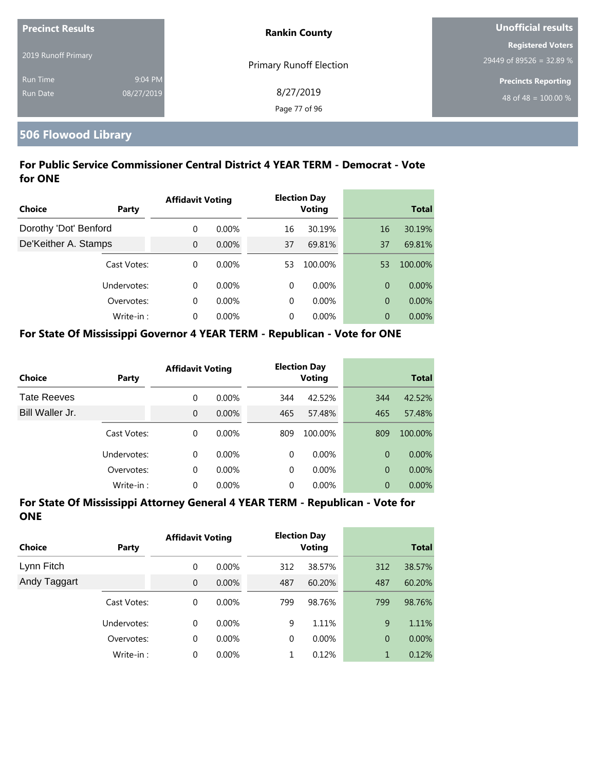**Precinct Results**

2019 Runoff Primary

Run Time 9:04 PM

Run Date 08/27/2019

**Rankin County**

Primary Runoff Election

8/27/2019

**Unofficial results**

**Registered Voters**

29449 of 89526 = 32.89 %

**Precincts Reporting**

48 of 48 = 100.00 %

## 506 Flowood Library

### For Public Service Commissioner Central District 4 YEAR TERM - Democrat - Vote for ONE

| Choice | Party | Affidavit Voting | | Election Day Voting | | Total | |
|---|---|---|---|---|---|---|---|
| Dorothy 'Dot' Benford | | 0 | 0.00% | 16 | 30.19% | 16 | 30.19% |
| De'Keither A. Stamps | | 0 | 0.00% | 37 | 69.81% | 37 | 69.81% |
| | Cast Votes: | 0 | 0.00% | 53 | 100.00% | 53 | 100.00% |
| | Undervotes: | 0 | 0.00% | 0 | 0.00% | 0 | 0.00% |
| | Overvotes: | 0 | 0.00% | 0 | 0.00% | 0 | 0.00% |
| | Write-in : | 0 | 0.00% | 0 | 0.00% | 0 | 0.00% |

### For State Of Mississippi Governor 4 YEAR TERM - Republican - Vote for ONE

| Choice | Party | Affidavit Voting | | Election Day Voting | | Total | |
|---|---|---|---|---|---|---|---|
| Tate Reeves | | 0 | 0.00% | 344 | 42.52% | 344 | 42.52% |
| Bill Waller Jr. | | 0 | 0.00% | 465 | 57.48% | 465 | 57.48% |
| | Cast Votes: | 0 | 0.00% | 809 | 100.00% | 809 | 100.00% |
| | Undervotes: | 0 | 0.00% | 0 | 0.00% | 0 | 0.00% |
| | Overvotes: | 0 | 0.00% | 0 | 0.00% | 0 | 0.00% |
| | Write-in : | 0 | 0.00% | 0 | 0.00% | 0 | 0.00% |

### For State Of Mississippi Attorney General 4 YEAR TERM - Republican - Vote for ONE

| Choice | Party | Affidavit Voting | | Election Day Voting | | Total | |
|---|---|---|---|---|---|---|---|
| Lynn Fitch | | 0 | 0.00% | 312 | 38.57% | 312 | 38.57% |
| Andy Taggart | | 0 | 0.00% | 487 | 60.20% | 487 | 60.20% |
| | Cast Votes: | 0 | 0.00% | 799 | 98.76% | 799 | 98.76% |
| | Undervotes: | 0 | 0.00% | 9 | 1.11% | 9 | 1.11% |
| | Overvotes: | 0 | 0.00% | 0 | 0.00% | 0 | 0.00% |
| | Write-in : | 0 | 0.00% | 1 | 0.12% | 1 | 0.12% |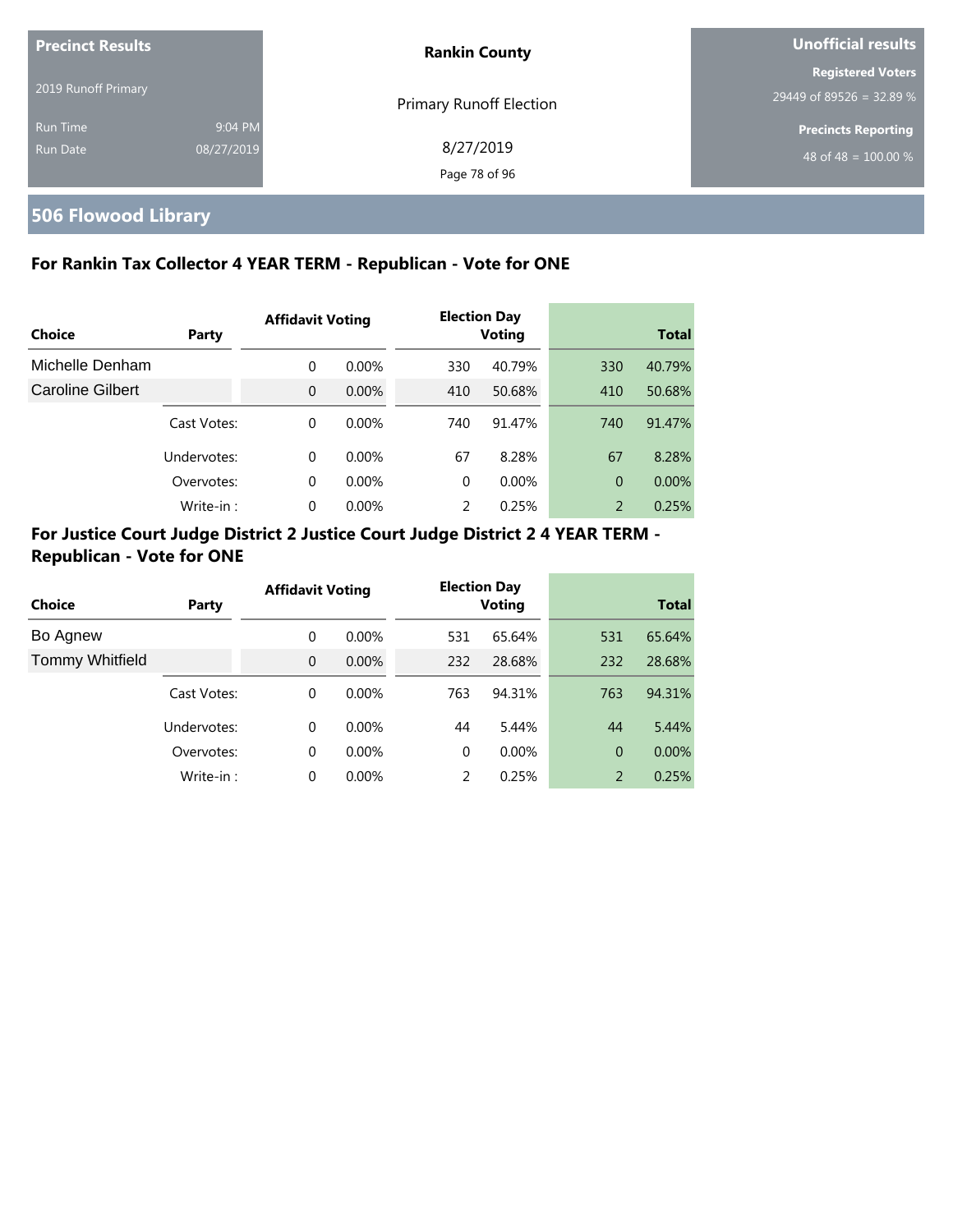| Precinct Results | | Rankin County | Unofficial results |
|---|---|---|---|
| 2019 Runoff Primary | | Primary Runoff Election | Registered Voters |
| | | | 29449 of 89526 = 32.89 % |
| Run Time | 9:04 PM | 8/27/2019 | Precincts Reporting |
| Run Date | 08/27/2019 | | 48 of 48 = 100.00 % |

## 506 Flowood Library

### For Rankin Tax Collector 4 YEAR TERM - Republican - Vote for ONE

| Choice | Party | Affidavit Voting | | Election Day Voting | | Total | |
|---|---|---|---|---|---|---|---|
| Michelle Denham | | 0 | 0.00% | 330 | 40.79% | 330 | 40.79% |
| Caroline Gilbert | | 0 | 0.00% | 410 | 50.68% | 410 | 50.68% |
| | Cast Votes: | 0 | 0.00% | 740 | 91.47% | 740 | 91.47% |
| | Undervotes: | 0 | 0.00% | 67 | 8.28% | 67 | 8.28% |
| | Overvotes: | 0 | 0.00% | 0 | 0.00% | 0 | 0.00% |
| | Write-in : | 0 | 0.00% | 2 | 0.25% | 2 | 0.25% |

### For Justice Court Judge District 2 Justice Court Judge District 2 4 YEAR TERM - Republican - Vote for ONE

| Choice | Party | Affidavit Voting | | Election Day Voting | | Total | |
|---|---|---|---|---|---|---|---|
| Bo Agnew | | 0 | 0.00% | 531 | 65.64% | 531 | 65.64% |
| Tommy Whitfield | | 0 | 0.00% | 232 | 28.68% | 232 | 28.68% |
| | Cast Votes: | 0 | 0.00% | 763 | 94.31% | 763 | 94.31% |
| | Undervotes: | 0 | 0.00% | 44 | 5.44% | 44 | 5.44% |
| | Overvotes: | 0 | 0.00% | 0 | 0.00% | 0 | 0.00% |
| | Write-in : | 0 | 0.00% | 2 | 0.25% | 2 | 0.25% |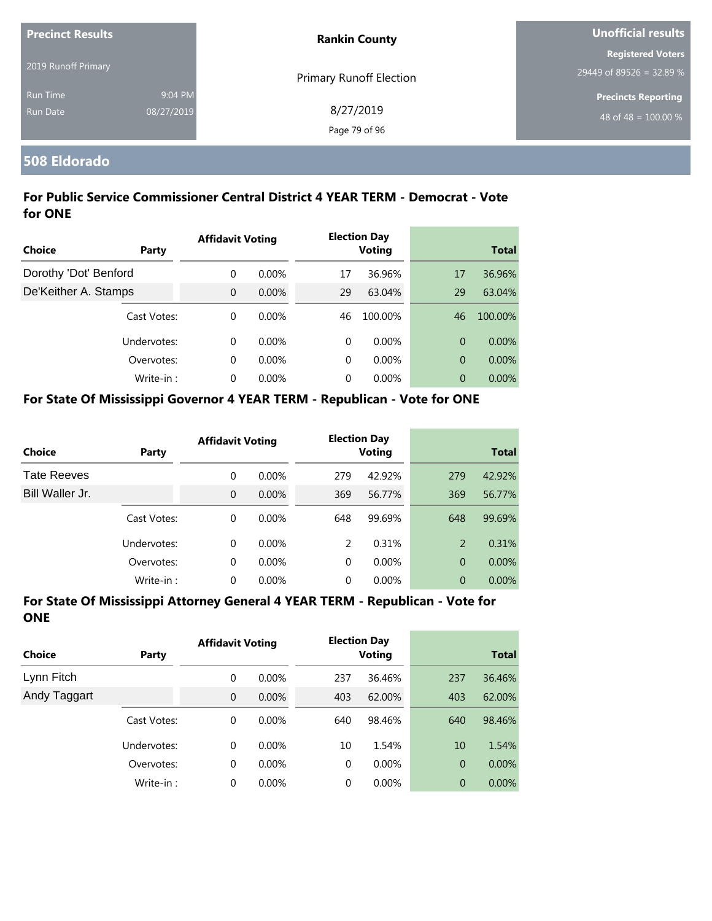| Precinct Results | | Rankin County | Unofficial results |
|---|---|---|---|
| 2019 Runoff Primary | | Primary Runoff Election | Registered Voters 29449 of 89526 = 32.89 % |
| Run Time | 9:04 PM | 8/27/2019 | Precincts Reporting |
| Run Date | 08/27/2019 | | 48 of 48 = 100.00 % |

## 508 Eldorado

### For Public Service Commissioner Central District 4 YEAR TERM - Democrat - Vote for ONE

| Choice | Party | Affidavit Voting | | Election Day Voting | | Total | |
|---|---|---|---|---|---|---|---|
| Dorothy 'Dot' Benford | | 0 | 0.00% | 17 | 36.96% | 17 | 36.96% |
| De'Keither A. Stamps | | 0 | 0.00% | 29 | 63.04% | 29 | 63.04% |
| | Cast Votes: | 0 | 0.00% | 46 | 100.00% | 46 | 100.00% |
| | Undervotes: | 0 | 0.00% | 0 | 0.00% | 0 | 0.00% |
| | Overvotes: | 0 | 0.00% | 0 | 0.00% | 0 | 0.00% |
| | Write-in : | 0 | 0.00% | 0 | 0.00% | 0 | 0.00% |

### For State Of Mississippi Governor 4 YEAR TERM - Republican - Vote for ONE

| Choice | Party | Affidavit Voting | | Election Day Voting | | Total | |
|---|---|---|---|---|---|---|---|
| Tate Reeves | | 0 | 0.00% | 279 | 42.92% | 279 | 42.92% |
| Bill Waller Jr. | | 0 | 0.00% | 369 | 56.77% | 369 | 56.77% |
| | Cast Votes: | 0 | 0.00% | 648 | 99.69% | 648 | 99.69% |
| | Undervotes: | 0 | 0.00% | 2 | 0.31% | 2 | 0.31% |
| | Overvotes: | 0 | 0.00% | 0 | 0.00% | 0 | 0.00% |
| | Write-in : | 0 | 0.00% | 0 | 0.00% | 0 | 0.00% |

### For State Of Mississippi Attorney General 4 YEAR TERM - Republican - Vote for ONE

| Choice | Party | Affidavit Voting | | Election Day Voting | | Total | |
|---|---|---|---|---|---|---|---|
| Lynn Fitch | | 0 | 0.00% | 237 | 36.46% | 237 | 36.46% |
| Andy Taggart | | 0 | 0.00% | 403 | 62.00% | 403 | 62.00% |
| | Cast Votes: | 0 | 0.00% | 640 | 98.46% | 640 | 98.46% |
| | Undervotes: | 0 | 0.00% | 10 | 1.54% | 10 | 1.54% |
| | Overvotes: | 0 | 0.00% | 0 | 0.00% | 0 | 0.00% |
| | Write-in : | 0 | 0.00% | 0 | 0.00% | 0 | 0.00% |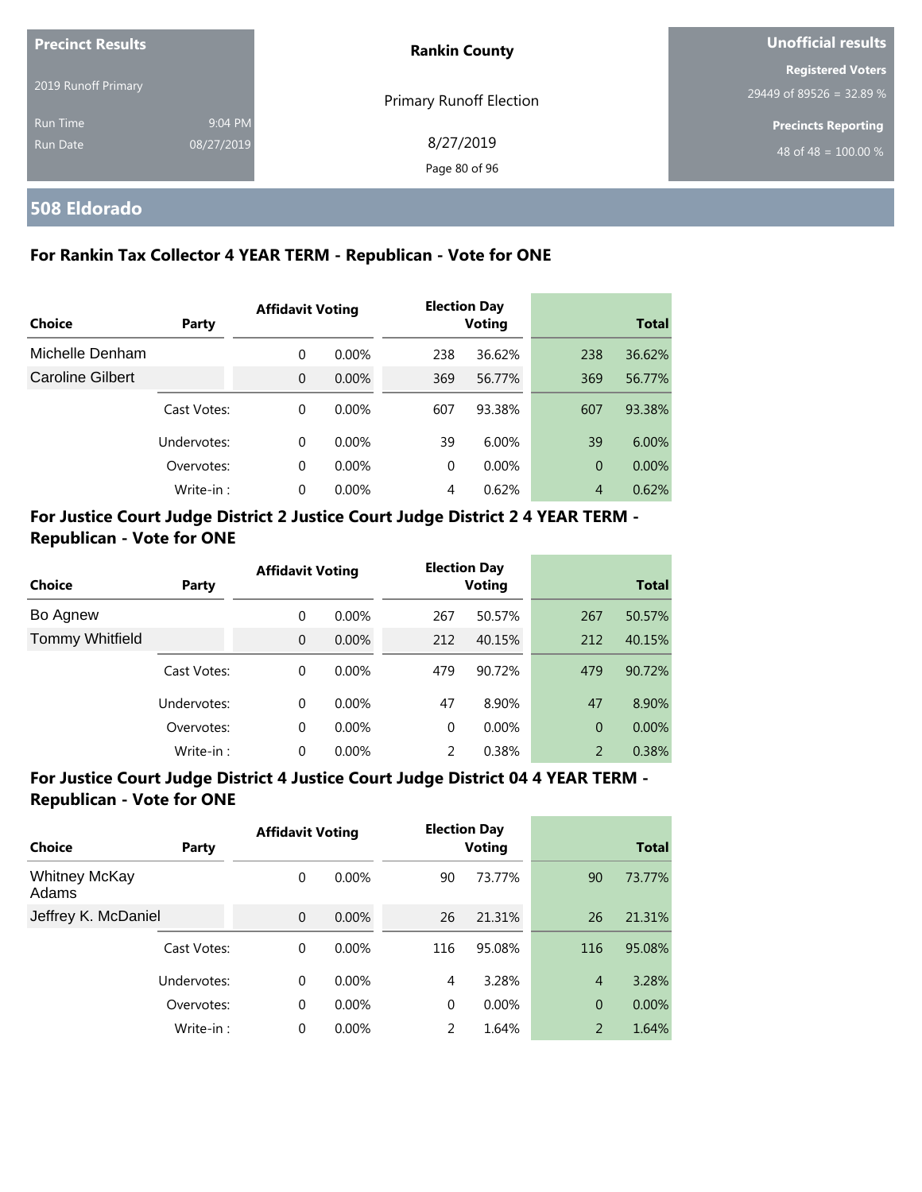**Precinct Results**

2019 Runoff Primary

Run Time 9:04 PM
Run Date 08/27/2019

**Rankin County**

Primary Runoff Election

8/27/2019

**Unofficial results**

**Registered Voters**
29449 of 89526 = 32.89 %

**Precincts Reporting**
48 of 48 = 100.00 %

## 508 Eldorado

### For Rankin Tax Collector 4 YEAR TERM - Republican - Vote for ONE

| Choice | Party | Affidavit Voting | | Election Day Voting | | Total | |
|---|---|---|---|---|---|---|---|
| Michelle Denham | | 0 | 0.00% | 238 | 36.62% | 238 | 36.62% |
| Caroline Gilbert | | 0 | 0.00% | 369 | 56.77% | 369 | 56.77% |
| | Cast Votes: | 0 | 0.00% | 607 | 93.38% | 607 | 93.38% |
| | Undervotes: | 0 | 0.00% | 39 | 6.00% | 39 | 6.00% |
| | Overvotes: | 0 | 0.00% | 0 | 0.00% | 0 | 0.00% |
| | Write-in : | 0 | 0.00% | 4 | 0.62% | 4 | 0.62% |

### For Justice Court Judge District 2 Justice Court Judge District 2 4 YEAR TERM - Republican - Vote for ONE

| Choice | Party | Affidavit Voting | | Election Day Voting | | Total | |
|---|---|---|---|---|---|---|---|
| Bo Agnew | | 0 | 0.00% | 267 | 50.57% | 267 | 50.57% |
| Tommy Whitfield | | 0 | 0.00% | 212 | 40.15% | 212 | 40.15% |
| | Cast Votes: | 0 | 0.00% | 479 | 90.72% | 479 | 90.72% |
| | Undervotes: | 0 | 0.00% | 47 | 8.90% | 47 | 8.90% |
| | Overvotes: | 0 | 0.00% | 0 | 0.00% | 0 | 0.00% |
| | Write-in : | 0 | 0.00% | 2 | 0.38% | 2 | 0.38% |

### For Justice Court Judge District 4 Justice Court Judge District 04 4 YEAR TERM - Republican - Vote for ONE

| Choice | Party | Affidavit Voting | | Election Day Voting | | Total | |
|---|---|---|---|---|---|---|---|
| Whitney McKay Adams | | 0 | 0.00% | 90 | 73.77% | 90 | 73.77% |
| Jeffrey K. McDaniel | | 0 | 0.00% | 26 | 21.31% | 26 | 21.31% |
| | Cast Votes: | 0 | 0.00% | 116 | 95.08% | 116 | 95.08% |
| | Undervotes: | 0 | 0.00% | 4 | 3.28% | 4 | 3.28% |
| | Overvotes: | 0 | 0.00% | 0 | 0.00% | 0 | 0.00% |
| | Write-in : | 0 | 0.00% | 2 | 1.64% | 2 | 1.64% |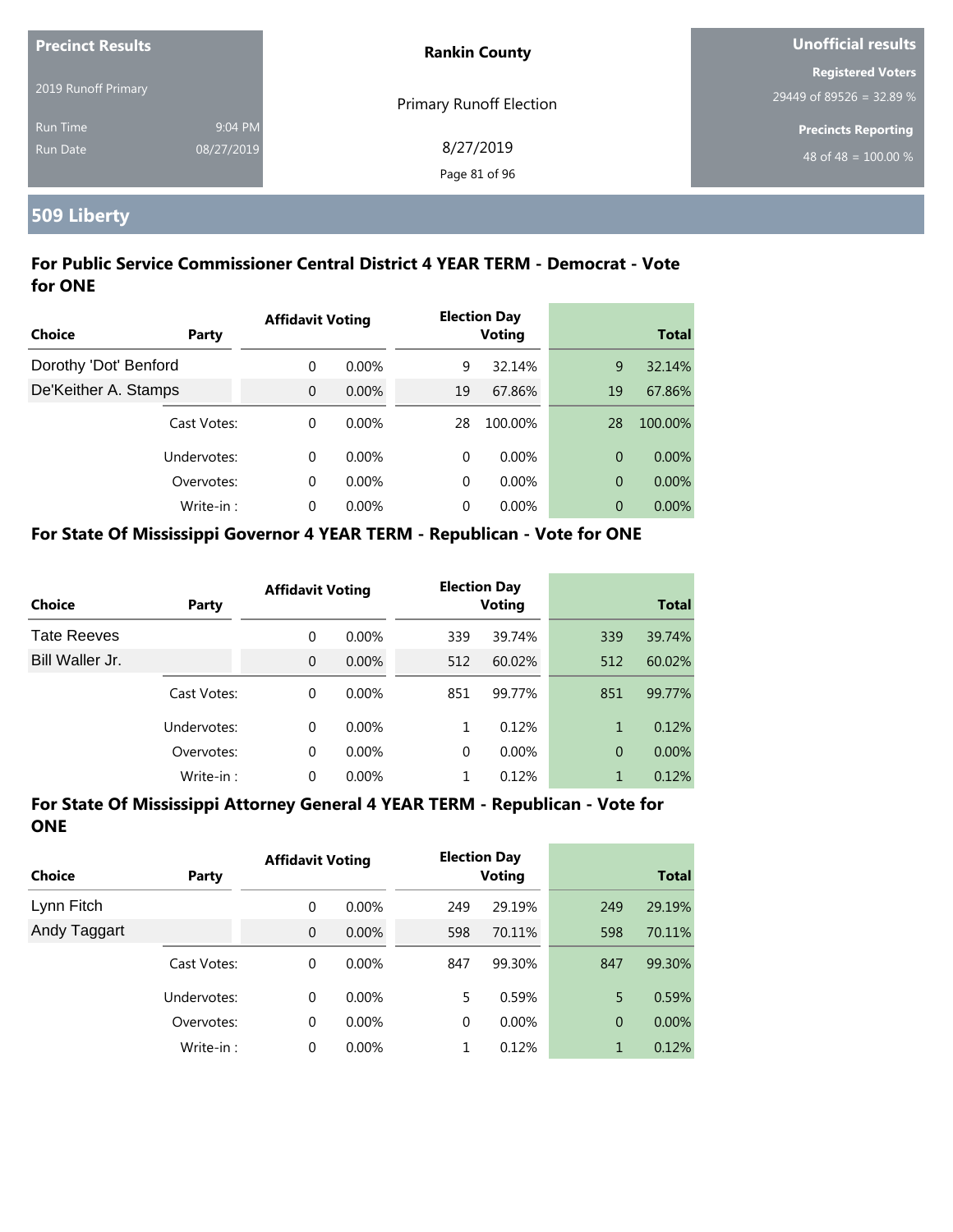| Precinct Results | | Rankin County | Unofficial results |
|---|---|---|---|
| 2019 Runoff Primary | | Primary Runoff Election | Registered Voters |
| | | | 29449 of 89526 = 32.89 % |
| Run Time | 9:04 PM | 8/27/2019 | Precincts Reporting |
| Run Date | 08/27/2019 | | 48 of 48 = 100.00 % |

## 509 Liberty

### For Public Service Commissioner Central District 4 YEAR TERM - Democrat - Vote for ONE

| Choice | Party | Affidavit Voting | | Election Day Voting | | Total | |
|---|---|---|---|---|---|---|---|
| Dorothy 'Dot' Benford | | 0 | 0.00% | 9 | 32.14% | 9 | 32.14% |
| De'Keither A. Stamps | | 0 | 0.00% | 19 | 67.86% | 19 | 67.86% |
| | Cast Votes: | 0 | 0.00% | 28 | 100.00% | 28 | 100.00% |
| | Undervotes: | 0 | 0.00% | 0 | 0.00% | 0 | 0.00% |
| | Overvotes: | 0 | 0.00% | 0 | 0.00% | 0 | 0.00% |
| | Write-in : | 0 | 0.00% | 0 | 0.00% | 0 | 0.00% |

### For State Of Mississippi Governor 4 YEAR TERM - Republican - Vote for ONE

| Choice | Party | Affidavit Voting | | Election Day Voting | | Total | |
|---|---|---|---|---|---|---|---|
| Tate Reeves | | 0 | 0.00% | 339 | 39.74% | 339 | 39.74% |
| Bill Waller Jr. | | 0 | 0.00% | 512 | 60.02% | 512 | 60.02% |
| | Cast Votes: | 0 | 0.00% | 851 | 99.77% | 851 | 99.77% |
| | Undervotes: | 0 | 0.00% | 1 | 0.12% | 1 | 0.12% |
| | Overvotes: | 0 | 0.00% | 0 | 0.00% | 0 | 0.00% |
| | Write-in : | 0 | 0.00% | 1 | 0.12% | 1 | 0.12% |

### For State Of Mississippi Attorney General 4 YEAR TERM - Republican - Vote for ONE

| Choice | Party | Affidavit Voting | | Election Day Voting | | Total | |
|---|---|---|---|---|---|---|---|
| Lynn Fitch | | 0 | 0.00% | 249 | 29.19% | 249 | 29.19% |
| Andy Taggart | | 0 | 0.00% | 598 | 70.11% | 598 | 70.11% |
| | Cast Votes: | 0 | 0.00% | 847 | 99.30% | 847 | 99.30% |
| | Undervotes: | 0 | 0.00% | 5 | 0.59% | 5 | 0.59% |
| | Overvotes: | 0 | 0.00% | 0 | 0.00% | 0 | 0.00% |
| | Write-in : | 0 | 0.00% | 1 | 0.12% | 1 | 0.12% |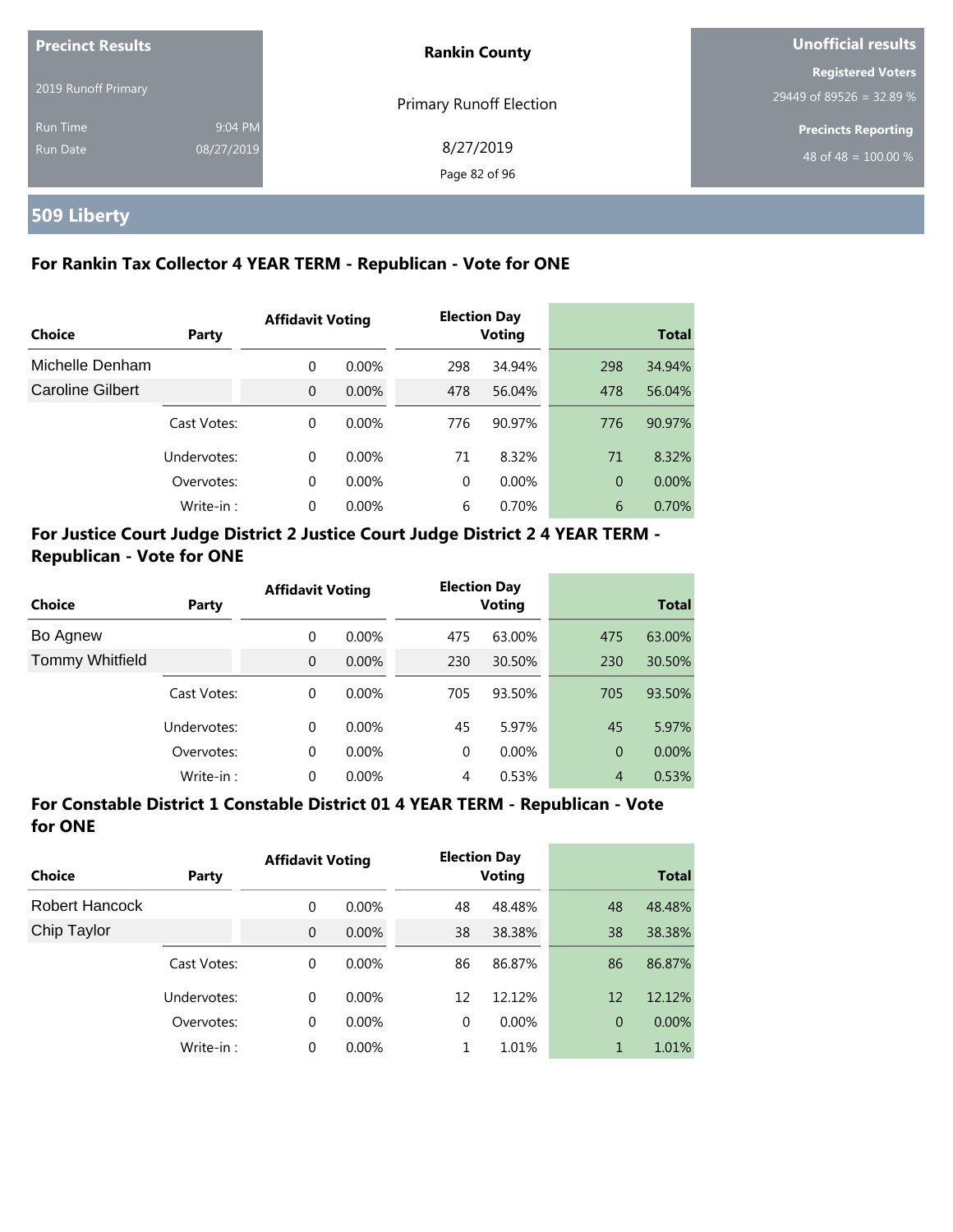## 509 Liberty

### For Rankin Tax Collector 4 YEAR TERM - Republican - Vote for ONE

| Choice | Party | Affidavit Voting | | Election Day Voting | | Total | |
|---|---|---|---|---|---|---|---|
| Michelle Denham | | 0 | 0.00% | 298 | 34.94% | 298 | 34.94% |
| Caroline Gilbert | | 0 | 0.00% | 478 | 56.04% | 478 | 56.04% |
| | Cast Votes: | 0 | 0.00% | 776 | 90.97% | 776 | 90.97% |
| | Undervotes: | 0 | 0.00% | 71 | 8.32% | 71 | 8.32% |
| | Overvotes: | 0 | 0.00% | 0 | 0.00% | 0 | 0.00% |
| | Write-in : | 0 | 0.00% | 6 | 0.70% | 6 | 0.70% |

### For Justice Court Judge District 2 Justice Court Judge District 2 4 YEAR TERM - Republican - Vote for ONE

| Choice | Party | Affidavit Voting | | Election Day Voting | | Total | |
|---|---|---|---|---|---|---|---|
| Bo Agnew | | 0 | 0.00% | 475 | 63.00% | 475 | 63.00% |
| Tommy Whitfield | | 0 | 0.00% | 230 | 30.50% | 230 | 30.50% |
| | Cast Votes: | 0 | 0.00% | 705 | 93.50% | 705 | 93.50% |
| | Undervotes: | 0 | 0.00% | 45 | 5.97% | 45 | 5.97% |
| | Overvotes: | 0 | 0.00% | 0 | 0.00% | 0 | 0.00% |
| | Write-in : | 0 | 0.00% | 4 | 0.53% | 4 | 0.53% |

### For Constable District 1 Constable District 01 4 YEAR TERM - Republican - Vote for ONE

| Choice | Party | Affidavit Voting | | Election Day Voting | | Total | |
|---|---|---|---|---|---|---|---|
| Robert Hancock | | 0 | 0.00% | 48 | 48.48% | 48 | 48.48% |
| Chip Taylor | | 0 | 0.00% | 38 | 38.38% | 38 | 38.38% |
| | Cast Votes: | 0 | 0.00% | 86 | 86.87% | 86 | 86.87% |
| | Undervotes: | 0 | 0.00% | 12 | 12.12% | 12 | 12.12% |
| | Overvotes: | 0 | 0.00% | 0 | 0.00% | 0 | 0.00% |
| | Write-in : | 0 | 0.00% | 1 | 1.01% | 1 | 1.01% |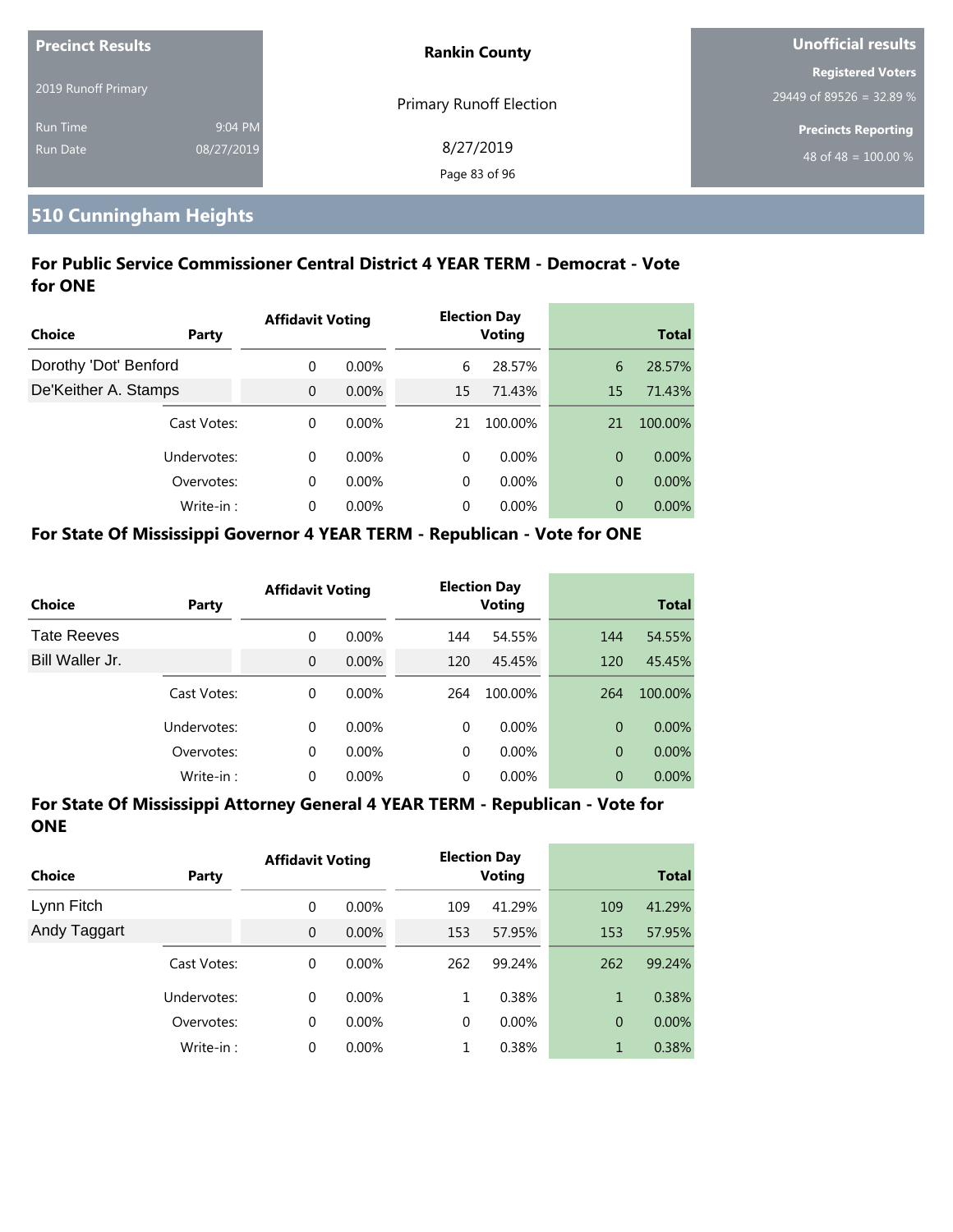| Precinct Results | | Rankin County | Unofficial results |
|---|---|---|---|
| 2019 Runoff Primary | | Primary Runoff Election | Registered Voters |
| | | | 29449 of 89526 = 32.89 % |
| Run Time | 9:04 PM | 8/27/2019 | Precincts Reporting |
| Run Date | 08/27/2019 | | 48 of 48 = 100.00 % |

## 510 Cunningham Heights

### For Public Service Commissioner Central District 4 YEAR TERM - Democrat - Vote for ONE

| Choice | Party | Affidavit Voting | | Election Day Voting | | Total | |
|---|---|---|---|---|---|---|---|
| Dorothy 'Dot' Benford | | 0 | 0.00% | 6 | 28.57% | 6 | 28.57% |
| De'Keither A. Stamps | | 0 | 0.00% | 15 | 71.43% | 15 | 71.43% |
| | Cast Votes: | 0 | 0.00% | 21 | 100.00% | 21 | 100.00% |
| | Undervotes: | 0 | 0.00% | 0 | 0.00% | 0 | 0.00% |
| | Overvotes: | 0 | 0.00% | 0 | 0.00% | 0 | 0.00% |
| | Write-in : | 0 | 0.00% | 0 | 0.00% | 0 | 0.00% |

### For State Of Mississippi Governor 4 YEAR TERM - Republican - Vote for ONE

| Choice | Party | Affidavit Voting | | Election Day Voting | | Total | |
|---|---|---|---|---|---|---|---|
| Tate Reeves | | 0 | 0.00% | 144 | 54.55% | 144 | 54.55% |
| Bill Waller Jr. | | 0 | 0.00% | 120 | 45.45% | 120 | 45.45% |
| | Cast Votes: | 0 | 0.00% | 264 | 100.00% | 264 | 100.00% |
| | Undervotes: | 0 | 0.00% | 0 | 0.00% | 0 | 0.00% |
| | Overvotes: | 0 | 0.00% | 0 | 0.00% | 0 | 0.00% |
| | Write-in : | 0 | 0.00% | 0 | 0.00% | 0 | 0.00% |

### For State Of Mississippi Attorney General 4 YEAR TERM - Republican - Vote for ONE

| Choice | Party | Affidavit Voting | | Election Day Voting | | Total | |
|---|---|---|---|---|---|---|---|
| Lynn Fitch | | 0 | 0.00% | 109 | 41.29% | 109 | 41.29% |
| Andy Taggart | | 0 | 0.00% | 153 | 57.95% | 153 | 57.95% |
| | Cast Votes: | 0 | 0.00% | 262 | 99.24% | 262 | 99.24% |
| | Undervotes: | 0 | 0.00% | 1 | 0.38% | 1 | 0.38% |
| | Overvotes: | 0 | 0.00% | 0 | 0.00% | 0 | 0.00% |
| | Write-in : | 0 | 0.00% | 1 | 0.38% | 1 | 0.38% |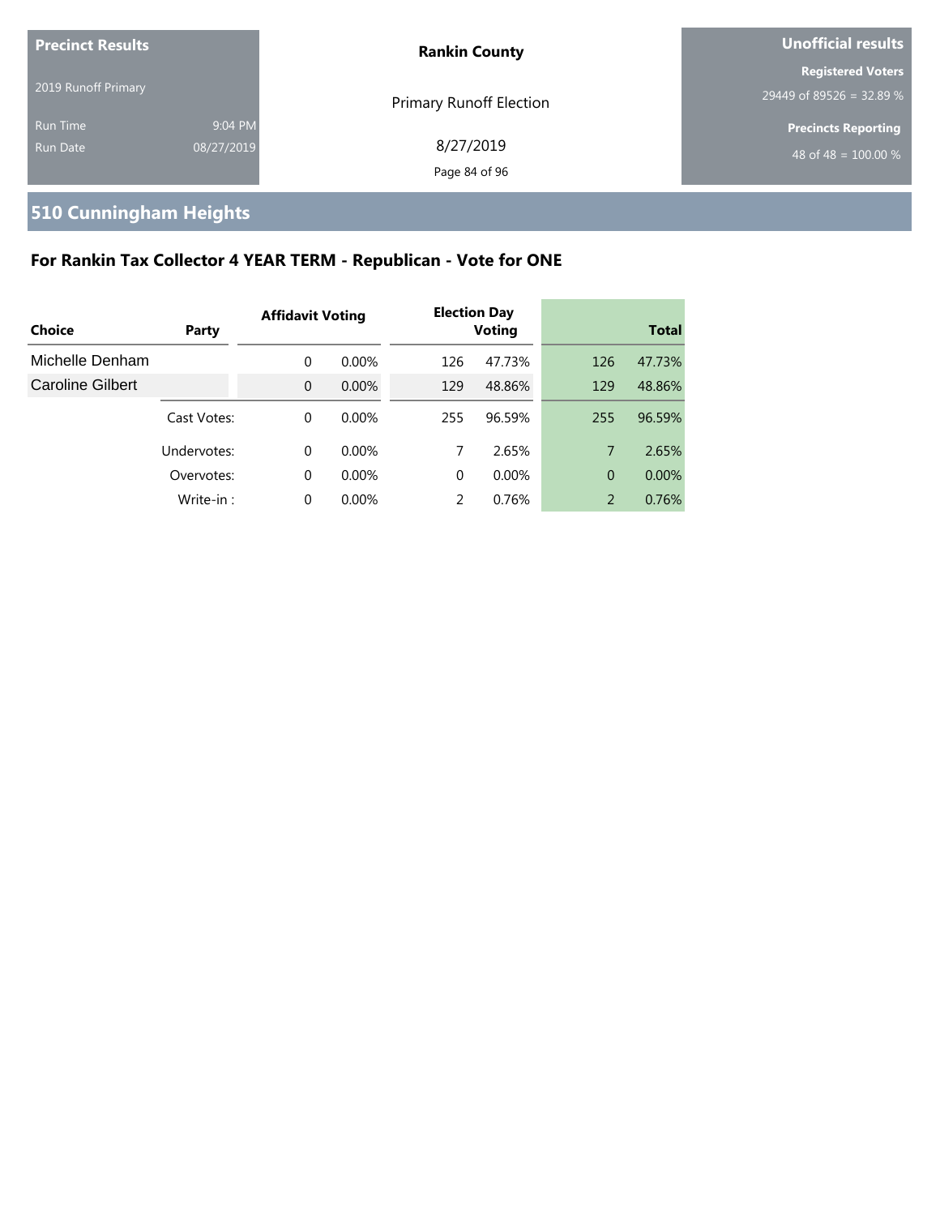| Precinct Results | | Rankin County | Unofficial results |
|---|---|---|---|
| 2019 Runoff Primary | | Primary Runoff Election | Registered Voters 29449 of 89526 = 32.89 % |
| Run Time | 9:04 PM | 8/27/2019 | Precincts Reporting |
| Run Date | 08/27/2019 | | 48 of 48 = 100.00 % |

## 510 Cunningham Heights

### For Rankin Tax Collector 4 YEAR TERM - Republican - Vote for ONE

| Choice | Party | Affidavit Voting | | Election Day Voting | | Total | |
|---|---|---|---|---|---|---|---|
| Michelle Denham | | 0 | 0.00% | 126 | 47.73% | 126 | 47.73% |
| Caroline Gilbert | | 0 | 0.00% | 129 | 48.86% | 129 | 48.86% |
| | Cast Votes: | 0 | 0.00% | 255 | 96.59% | 255 | 96.59% |
| | Undervotes: | 0 | 0.00% | 7 | 2.65% | 7 | 2.65% |
| | Overvotes: | 0 | 0.00% | 0 | 0.00% | 0 | 0.00% |
| | Write-in : | 0 | 0.00% | 2 | 0.76% | 2 | 0.76% |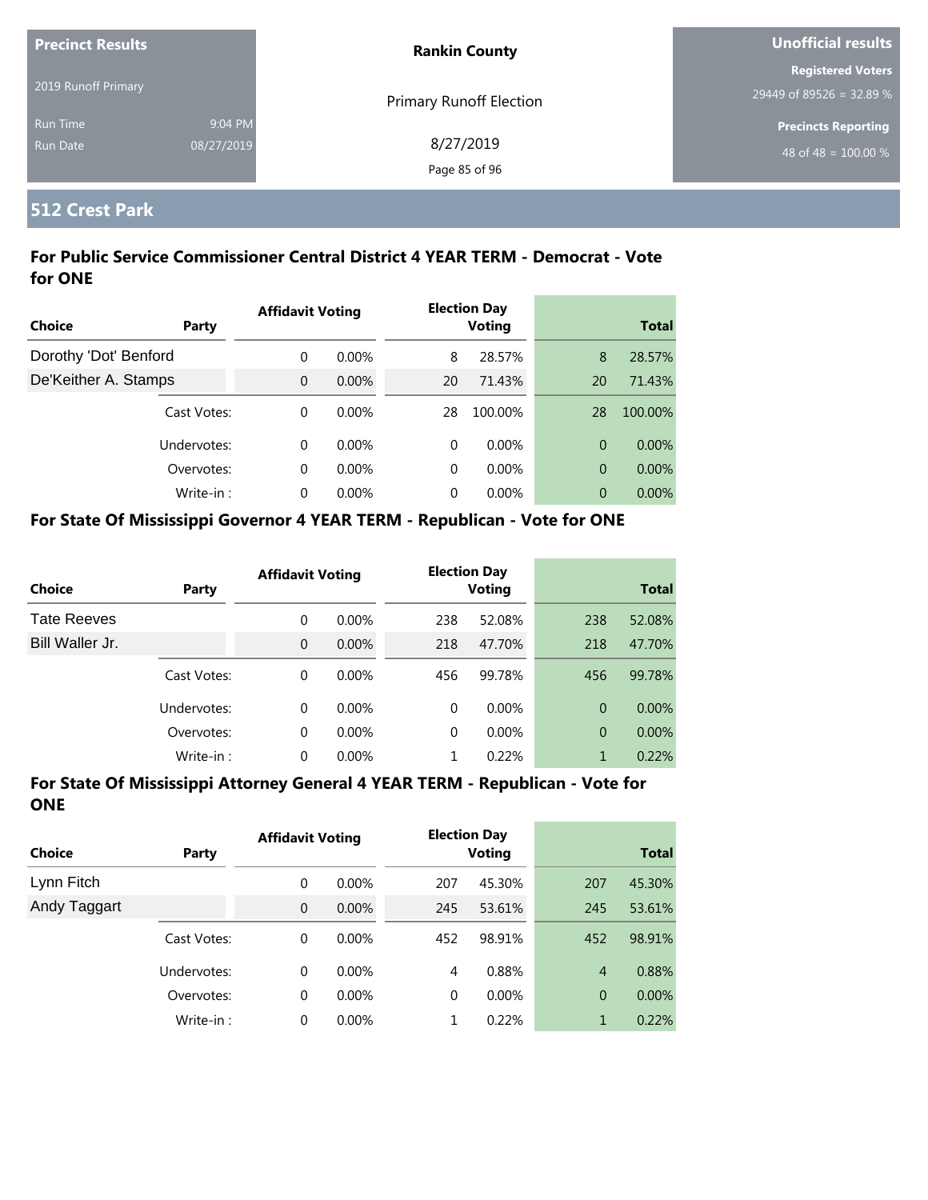**Precinct Results**

2019 Runoff Primary

Run Time 9:04 PM

Run Date 08/27/2019

**Rankin County**

Primary Runoff Election

8/27/2019

**Unofficial results**

**Registered Voters**

29449 of 89526 = 32.89 %

**Precincts Reporting**

48 of 48 = 100.00 %

## 512 Crest Park

### For Public Service Commissioner Central District 4 YEAR TERM - Democrat - Vote for ONE

| Choice | Party | Affidavit Voting | | Election Day Voting | | Total | |
|---|---|---|---|---|---|---|---|
| Dorothy 'Dot' Benford | | 0 | 0.00% | 8 | 28.57% | 8 | 28.57% |
| De'Keither A. Stamps | | 0 | 0.00% | 20 | 71.43% | 20 | 71.43% |
| | Cast Votes: | 0 | 0.00% | 28 | 100.00% | 28 | 100.00% |
| | Undervotes: | 0 | 0.00% | 0 | 0.00% | 0 | 0.00% |
| | Overvotes: | 0 | 0.00% | 0 | 0.00% | 0 | 0.00% |
| | Write-in : | 0 | 0.00% | 0 | 0.00% | 0 | 0.00% |

### For State Of Mississippi Governor 4 YEAR TERM - Republican - Vote for ONE

| Choice | Party | Affidavit Voting | | Election Day Voting | | Total | |
|---|---|---|---|---|---|---|---|
| Tate Reeves | | 0 | 0.00% | 238 | 52.08% | 238 | 52.08% |
| Bill Waller Jr. | | 0 | 0.00% | 218 | 47.70% | 218 | 47.70% |
| | Cast Votes: | 0 | 0.00% | 456 | 99.78% | 456 | 99.78% |
| | Undervotes: | 0 | 0.00% | 0 | 0.00% | 0 | 0.00% |
| | Overvotes: | 0 | 0.00% | 0 | 0.00% | 0 | 0.00% |
| | Write-in : | 0 | 0.00% | 1 | 0.22% | 1 | 0.22% |

### For State Of Mississippi Attorney General 4 YEAR TERM - Republican - Vote for ONE

| Choice | Party | Affidavit Voting | | Election Day Voting | | Total | |
|---|---|---|---|---|---|---|---|
| Lynn Fitch | | 0 | 0.00% | 207 | 45.30% | 207 | 45.30% |
| Andy Taggart | | 0 | 0.00% | 245 | 53.61% | 245 | 53.61% |
| | Cast Votes: | 0 | 0.00% | 452 | 98.91% | 452 | 98.91% |
| | Undervotes: | 0 | 0.00% | 4 | 0.88% | 4 | 0.88% |
| | Overvotes: | 0 | 0.00% | 0 | 0.00% | 0 | 0.00% |
| | Write-in : | 0 | 0.00% | 1 | 0.22% | 1 | 0.22% |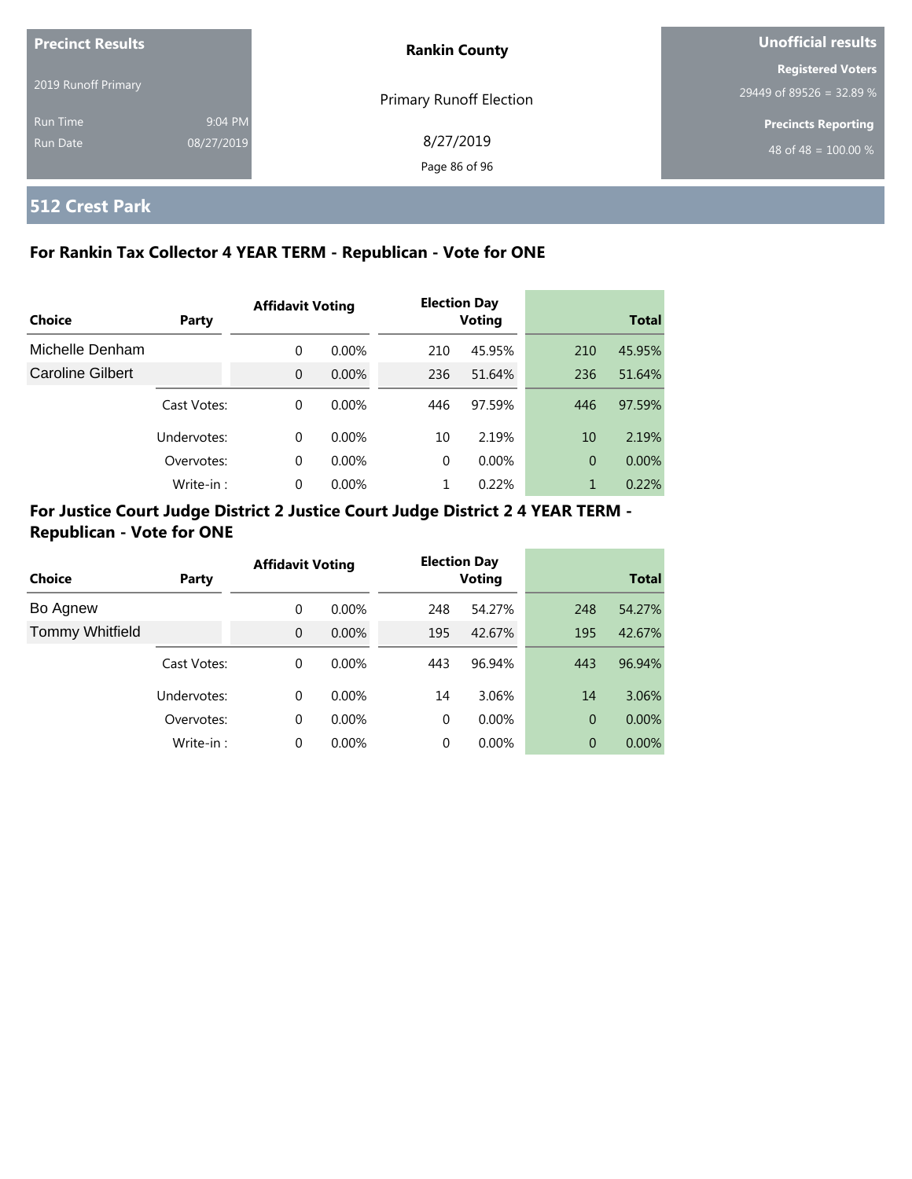| Precinct Results | | Rankin County | Unofficial results |
|---|---|---|---|
| 2019 Runoff Primary | | Primary Runoff Election | Registered Voters |
| | | | 29449 of 89526 = 32.89 % |
| Run Time | 9:04 PM | 8/27/2019 | Precincts Reporting |
| Run Date | 08/27/2019 | | 48 of 48 = 100.00 % |

## 512 Crest Park

### For Rankin Tax Collector 4 YEAR TERM - Republican - Vote for ONE

| Choice | Party | Affidavit Voting | | Election Day Voting | | Total | |
|---|---|---|---|---|---|---|---|
| Michelle Denham | | 0 | 0.00% | 210 | 45.95% | 210 | 45.95% |
| Caroline Gilbert | | 0 | 0.00% | 236 | 51.64% | 236 | 51.64% |
| | Cast Votes: | 0 | 0.00% | 446 | 97.59% | 446 | 97.59% |
| | Undervotes: | 0 | 0.00% | 10 | 2.19% | 10 | 2.19% |
| | Overvotes: | 0 | 0.00% | 0 | 0.00% | 0 | 0.00% |
| | Write-in : | 0 | 0.00% | 1 | 0.22% | 1 | 0.22% |

### For Justice Court Judge District 2 Justice Court Judge District 2 4 YEAR TERM - Republican - Vote for ONE

| Choice | Party | Affidavit Voting | | Election Day Voting | | Total | |
|---|---|---|---|---|---|---|---|
| Bo Agnew | | 0 | 0.00% | 248 | 54.27% | 248 | 54.27% |
| Tommy Whitfield | | 0 | 0.00% | 195 | 42.67% | 195 | 42.67% |
| | Cast Votes: | 0 | 0.00% | 443 | 96.94% | 443 | 96.94% |
| | Undervotes: | 0 | 0.00% | 14 | 3.06% | 14 | 3.06% |
| | Overvotes: | 0 | 0.00% | 0 | 0.00% | 0 | 0.00% |
| | Write-in : | 0 | 0.00% | 0 | 0.00% | 0 | 0.00% |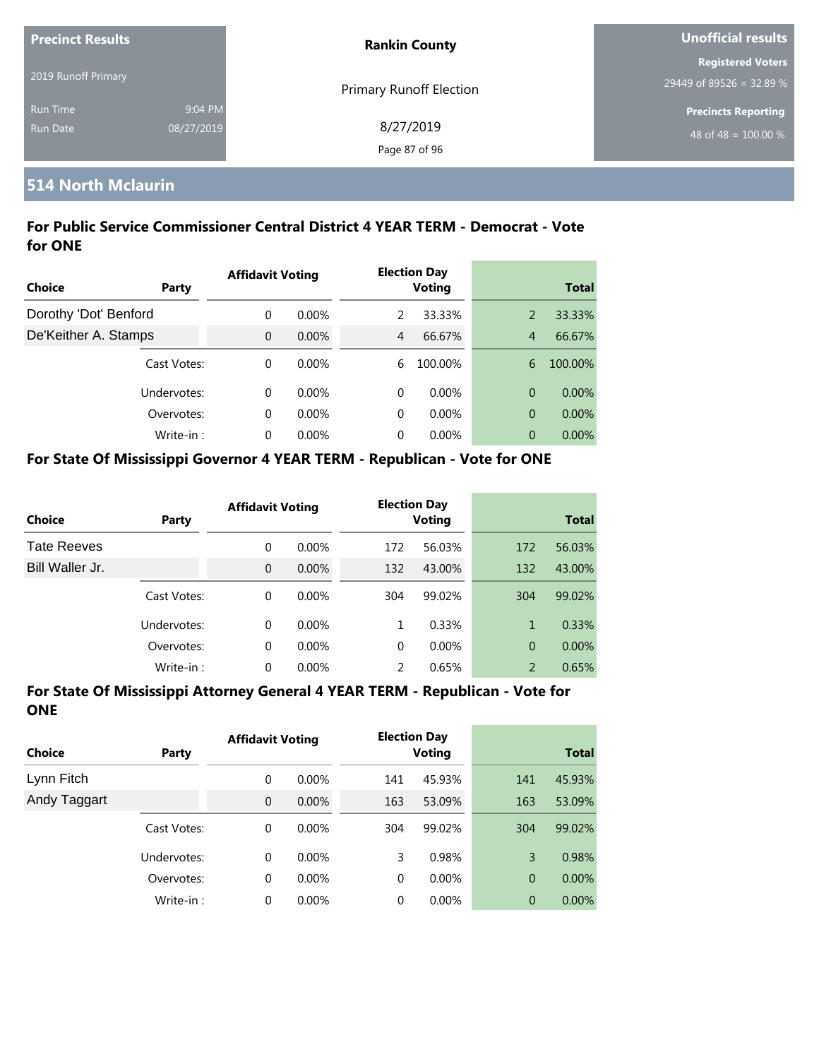**Precinct Results**

2019 Runoff Primary

Run Time 9:04 PM
Run Date 08/27/2019

**Rankin County**

Primary Runoff Election

8/27/2019

**Unofficial results**

**Registered Voters**
29449 of 89526 = 32.89 %

**Precincts Reporting**
48 of 48 = 100.00 %

## 514 North Mclaurin

### For Public Service Commissioner Central District 4 YEAR TERM - Democrat - Vote for ONE

| Choice | Party | Affidavit Voting | | Election Day Voting | | Total | |
|---|---|---|---|---|---|---|---|
| Dorothy 'Dot' Benford | | 0 | 0.00% | 2 | 33.33% | 2 | 33.33% |
| De'Keither A. Stamps | | 0 | 0.00% | 4 | 66.67% | 4 | 66.67% |
| | Cast Votes: | 0 | 0.00% | 6 | 100.00% | 6 | 100.00% |
| | Undervotes: | 0 | 0.00% | 0 | 0.00% | 0 | 0.00% |
| | Overvotes: | 0 | 0.00% | 0 | 0.00% | 0 | 0.00% |
| | Write-in : | 0 | 0.00% | 0 | 0.00% | 0 | 0.00% |

### For State Of Mississippi Governor 4 YEAR TERM - Republican - Vote for ONE

| Choice | Party | Affidavit Voting | | Election Day Voting | | Total | |
|---|---|---|---|---|---|---|---|
| Tate Reeves | | 0 | 0.00% | 172 | 56.03% | 172 | 56.03% |
| Bill Waller Jr. | | 0 | 0.00% | 132 | 43.00% | 132 | 43.00% |
| | Cast Votes: | 0 | 0.00% | 304 | 99.02% | 304 | 99.02% |
| | Undervotes: | 0 | 0.00% | 1 | 0.33% | 1 | 0.33% |
| | Overvotes: | 0 | 0.00% | 0 | 0.00% | 0 | 0.00% |
| | Write-in : | 0 | 0.00% | 2 | 0.65% | 2 | 0.65% |

### For State Of Mississippi Attorney General 4 YEAR TERM - Republican - Vote for ONE

| Choice | Party | Affidavit Voting | | Election Day Voting | | Total | |
|---|---|---|---|---|---|---|---|
| Lynn Fitch | | 0 | 0.00% | 141 | 45.93% | 141 | 45.93% |
| Andy Taggart | | 0 | 0.00% | 163 | 53.09% | 163 | 53.09% |
| | Cast Votes: | 0 | 0.00% | 304 | 99.02% | 304 | 99.02% |
| | Undervotes: | 0 | 0.00% | 3 | 0.98% | 3 | 0.98% |
| | Overvotes: | 0 | 0.00% | 0 | 0.00% | 0 | 0.00% |
| | Write-in : | 0 | 0.00% | 0 | 0.00% | 0 | 0.00% |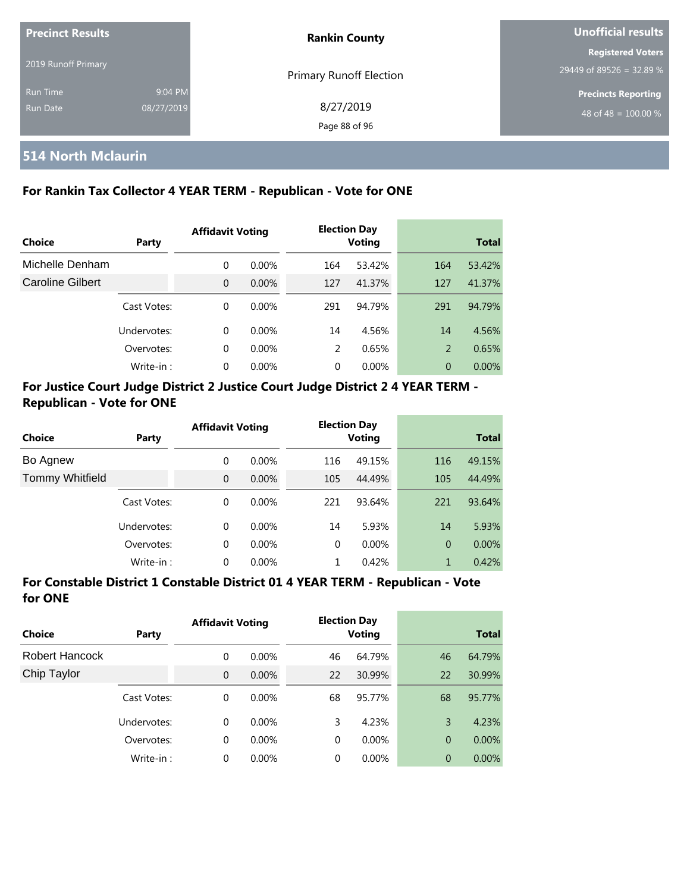| Precinct Results | | Rankin County | Unofficial results |
|---|---|---|---|
| 2019 Runoff Primary | | Primary Runoff Election | Registered Voters |
| Run Time | 9:04 PM | 8/27/2019 | 29449 of 89526 = 32.89 % |
| Run Date | 08/27/2019 | | Precincts Reporting |
| | | | 48 of 48 = 100.00 % |

## 514 North Mclaurin

### For Rankin Tax Collector 4 YEAR TERM - Republican - Vote for ONE

| Choice | Party | Affidavit Voting | | Election Day Voting | | Total | |
|---|---|---|---|---|---|---|---|
| Michelle Denham | | 0 | 0.00% | 164 | 53.42% | 164 | 53.42% |
| Caroline Gilbert | | 0 | 0.00% | 127 | 41.37% | 127 | 41.37% |
| | Cast Votes: | 0 | 0.00% | 291 | 94.79% | 291 | 94.79% |
| | Undervotes: | 0 | 0.00% | 14 | 4.56% | 14 | 4.56% |
| | Overvotes: | 0 | 0.00% | 2 | 0.65% | 2 | 0.65% |
| | Write-in : | 0 | 0.00% | 0 | 0.00% | 0 | 0.00% |

### For Justice Court Judge District 2 Justice Court Judge District 2 4 YEAR TERM - Republican - Vote for ONE

| Choice | Party | Affidavit Voting | | Election Day Voting | | Total | |
|---|---|---|---|---|---|---|---|
| Bo Agnew | | 0 | 0.00% | 116 | 49.15% | 116 | 49.15% |
| Tommy Whitfield | | 0 | 0.00% | 105 | 44.49% | 105 | 44.49% |
| | Cast Votes: | 0 | 0.00% | 221 | 93.64% | 221 | 93.64% |
| | Undervotes: | 0 | 0.00% | 14 | 5.93% | 14 | 5.93% |
| | Overvotes: | 0 | 0.00% | 0 | 0.00% | 0 | 0.00% |
| | Write-in : | 0 | 0.00% | 1 | 0.42% | 1 | 0.42% |

### For Constable District 1 Constable District 01 4 YEAR TERM - Republican - Vote for ONE

| Choice | Party | Affidavit Voting | | Election Day Voting | | Total | |
|---|---|---|---|---|---|---|---|
| Robert Hancock | | 0 | 0.00% | 46 | 64.79% | 46 | 64.79% |
| Chip Taylor | | 0 | 0.00% | 22 | 30.99% | 22 | 30.99% |
| | Cast Votes: | 0 | 0.00% | 68 | 95.77% | 68 | 95.77% |
| | Undervotes: | 0 | 0.00% | 3 | 4.23% | 3 | 4.23% |
| | Overvotes: | 0 | 0.00% | 0 | 0.00% | 0 | 0.00% |
| | Write-in : | 0 | 0.00% | 0 | 0.00% | 0 | 0.00% |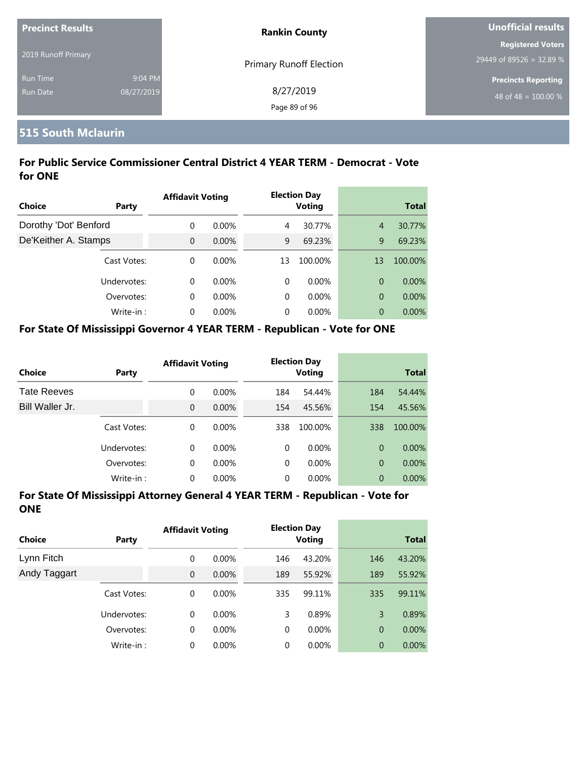**Precinct Results**

2019 Runoff Primary

Run Time 9:04 PM

Run Date 08/27/2019

**Rankin County**

Primary Runoff Election

8/27/2019

**Unofficial results**

**Registered Voters**

29449 of 89526 = 32.89 %

**Precincts Reporting**

48 of 48 = 100.00 %

## 515 South Mclaurin

### For Public Service Commissioner Central District 4 YEAR TERM - Democrat - Vote for ONE

| Choice | Party | Affidavit Voting | | Election Day Voting | | Total | |
|---|---|---|---|---|---|---|---|
| Dorothy 'Dot' Benford | | 0 | 0.00% | 4 | 30.77% | 4 | 30.77% |
| De'Keither A. Stamps | | 0 | 0.00% | 9 | 69.23% | 9 | 69.23% |
| | Cast Votes: | 0 | 0.00% | 13 | 100.00% | 13 | 100.00% |
| | Undervotes: | 0 | 0.00% | 0 | 0.00% | 0 | 0.00% |
| | Overvotes: | 0 | 0.00% | 0 | 0.00% | 0 | 0.00% |
| | Write-in : | 0 | 0.00% | 0 | 0.00% | 0 | 0.00% |

### For State Of Mississippi Governor 4 YEAR TERM - Republican - Vote for ONE

| Choice | Party | Affidavit Voting | | Election Day Voting | | Total | |
|---|---|---|---|---|---|---|---|
| Tate Reeves | | 0 | 0.00% | 184 | 54.44% | 184 | 54.44% |
| Bill Waller Jr. | | 0 | 0.00% | 154 | 45.56% | 154 | 45.56% |
| | Cast Votes: | 0 | 0.00% | 338 | 100.00% | 338 | 100.00% |
| | Undervotes: | 0 | 0.00% | 0 | 0.00% | 0 | 0.00% |
| | Overvotes: | 0 | 0.00% | 0 | 0.00% | 0 | 0.00% |
| | Write-in : | 0 | 0.00% | 0 | 0.00% | 0 | 0.00% |

### For State Of Mississippi Attorney General 4 YEAR TERM - Republican - Vote for ONE

| Choice | Party | Affidavit Voting | | Election Day Voting | | Total | |
|---|---|---|---|---|---|---|---|
| Lynn Fitch | | 0 | 0.00% | 146 | 43.20% | 146 | 43.20% |
| Andy Taggart | | 0 | 0.00% | 189 | 55.92% | 189 | 55.92% |
| | Cast Votes: | 0 | 0.00% | 335 | 99.11% | 335 | 99.11% |
| | Undervotes: | 0 | 0.00% | 3 | 0.89% | 3 | 0.89% |
| | Overvotes: | 0 | 0.00% | 0 | 0.00% | 0 | 0.00% |
| | Write-in : | 0 | 0.00% | 0 | 0.00% | 0 | 0.00% |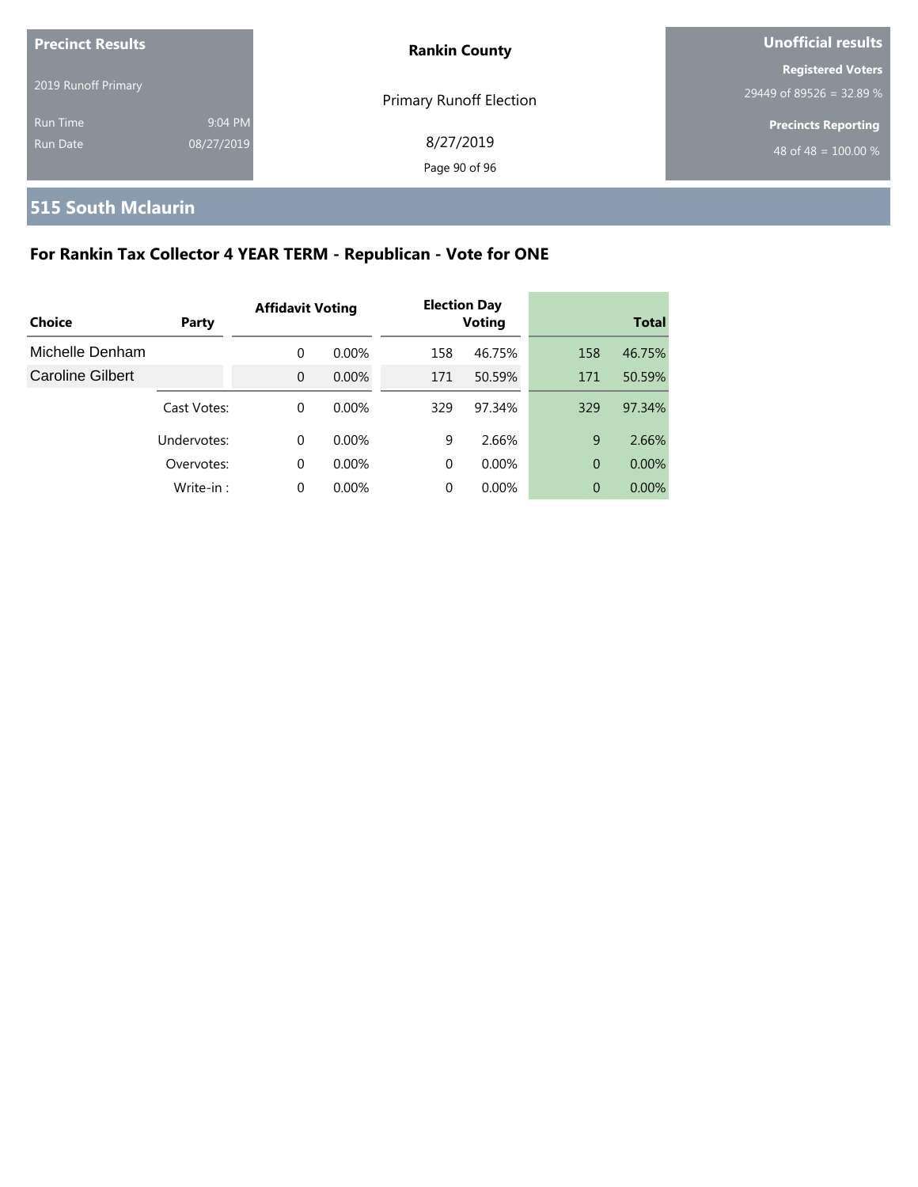| Precinct Results | | Rankin County | Unofficial results |
|---|---|---|---|
| 2019 Runoff Primary | | Primary Runoff Election | Registered Voters 29449 of 89526 = 32.89 % |
| Run Time | 9:04 PM | 8/27/2019 | Precincts Reporting |
| Run Date | 08/27/2019 | | 48 of 48 = 100.00 % |

## 515 South Mclaurin

### For Rankin Tax Collector 4 YEAR TERM - Republican - Vote for ONE

| Choice | Party | Affidavit Voting | | Election Day Voting | | Total | |
|---|---|---|---|---|---|---|---|
| Michelle Denham | | 0 | 0.00% | 158 | 46.75% | 158 | 46.75% |
| Caroline Gilbert | | 0 | 0.00% | 171 | 50.59% | 171 | 50.59% |
| | Cast Votes: | 0 | 0.00% | 329 | 97.34% | 329 | 97.34% |
| | Undervotes: | 0 | 0.00% | 9 | 2.66% | 9 | 2.66% |
| | Overvotes: | 0 | 0.00% | 0 | 0.00% | 0 | 0.00% |
| | Write-in : | 0 | 0.00% | 0 | 0.00% | 0 | 0.00% |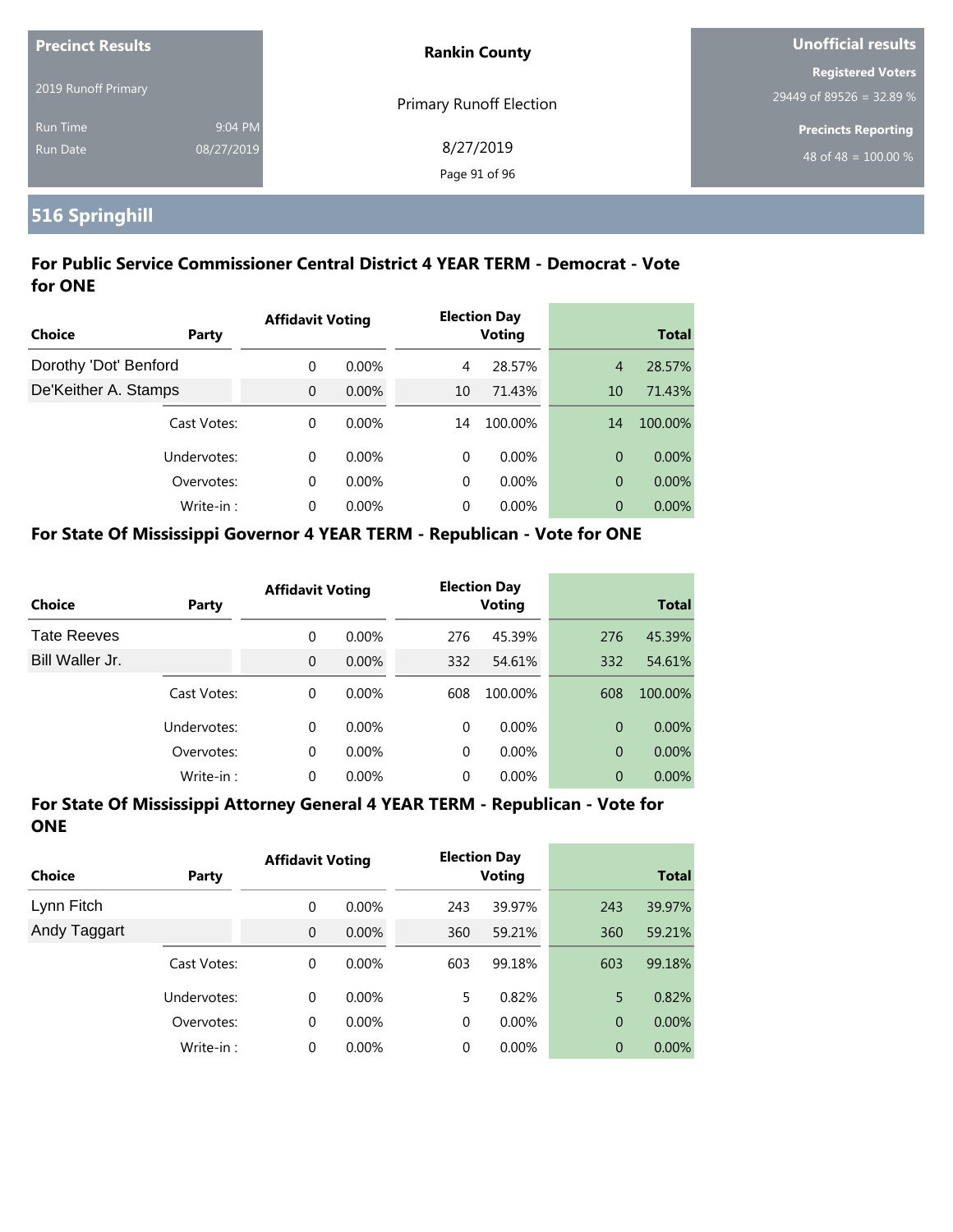**Precinct Results**

2019 Runoff Primary

Run Time 9:04 PM
Run Date 08/27/2019

**Rankin County**

Primary Runoff Election

8/27/2019

**Unofficial results**

**Registered Voters**
29449 of 89526 = 32.89 %

**Precincts Reporting**
48 of 48 = 100.00 %

## 516 Springhill

### For Public Service Commissioner Central District 4 YEAR TERM - Democrat - Vote for ONE

| Choice | Party | Affidavit Voting | | Election Day Voting | | Total | |
|---|---|---|---|---|---|---|---|
| Dorothy 'Dot' Benford | | 0 | 0.00% | 4 | 28.57% | 4 | 28.57% |
| De'Keither A. Stamps | | 0 | 0.00% | 10 | 71.43% | 10 | 71.43% |
| | Cast Votes: | 0 | 0.00% | 14 | 100.00% | 14 | 100.00% |
| | Undervotes: | 0 | 0.00% | 0 | 0.00% | 0 | 0.00% |
| | Overvotes: | 0 | 0.00% | 0 | 0.00% | 0 | 0.00% |
| | Write-in : | 0 | 0.00% | 0 | 0.00% | 0 | 0.00% |

### For State Of Mississippi Governor 4 YEAR TERM - Republican - Vote for ONE

| Choice | Party | Affidavit Voting | | Election Day Voting | | Total | |
|---|---|---|---|---|---|---|---|
| Tate Reeves | | 0 | 0.00% | 276 | 45.39% | 276 | 45.39% |
| Bill Waller Jr. | | 0 | 0.00% | 332 | 54.61% | 332 | 54.61% |
| | Cast Votes: | 0 | 0.00% | 608 | 100.00% | 608 | 100.00% |
| | Undervotes: | 0 | 0.00% | 0 | 0.00% | 0 | 0.00% |
| | Overvotes: | 0 | 0.00% | 0 | 0.00% | 0 | 0.00% |
| | Write-in : | 0 | 0.00% | 0 | 0.00% | 0 | 0.00% |

### For State Of Mississippi Attorney General 4 YEAR TERM - Republican - Vote for ONE

| Choice | Party | Affidavit Voting | | Election Day Voting | | Total | |
|---|---|---|---|---|---|---|---|
| Lynn Fitch | | 0 | 0.00% | 243 | 39.97% | 243 | 39.97% |
| Andy Taggart | | 0 | 0.00% | 360 | 59.21% | 360 | 59.21% |
| | Cast Votes: | 0 | 0.00% | 603 | 99.18% | 603 | 99.18% |
| | Undervotes: | 0 | 0.00% | 5 | 0.82% | 5 | 0.82% |
| | Overvotes: | 0 | 0.00% | 0 | 0.00% | 0 | 0.00% |
| | Write-in : | 0 | 0.00% | 0 | 0.00% | 0 | 0.00% |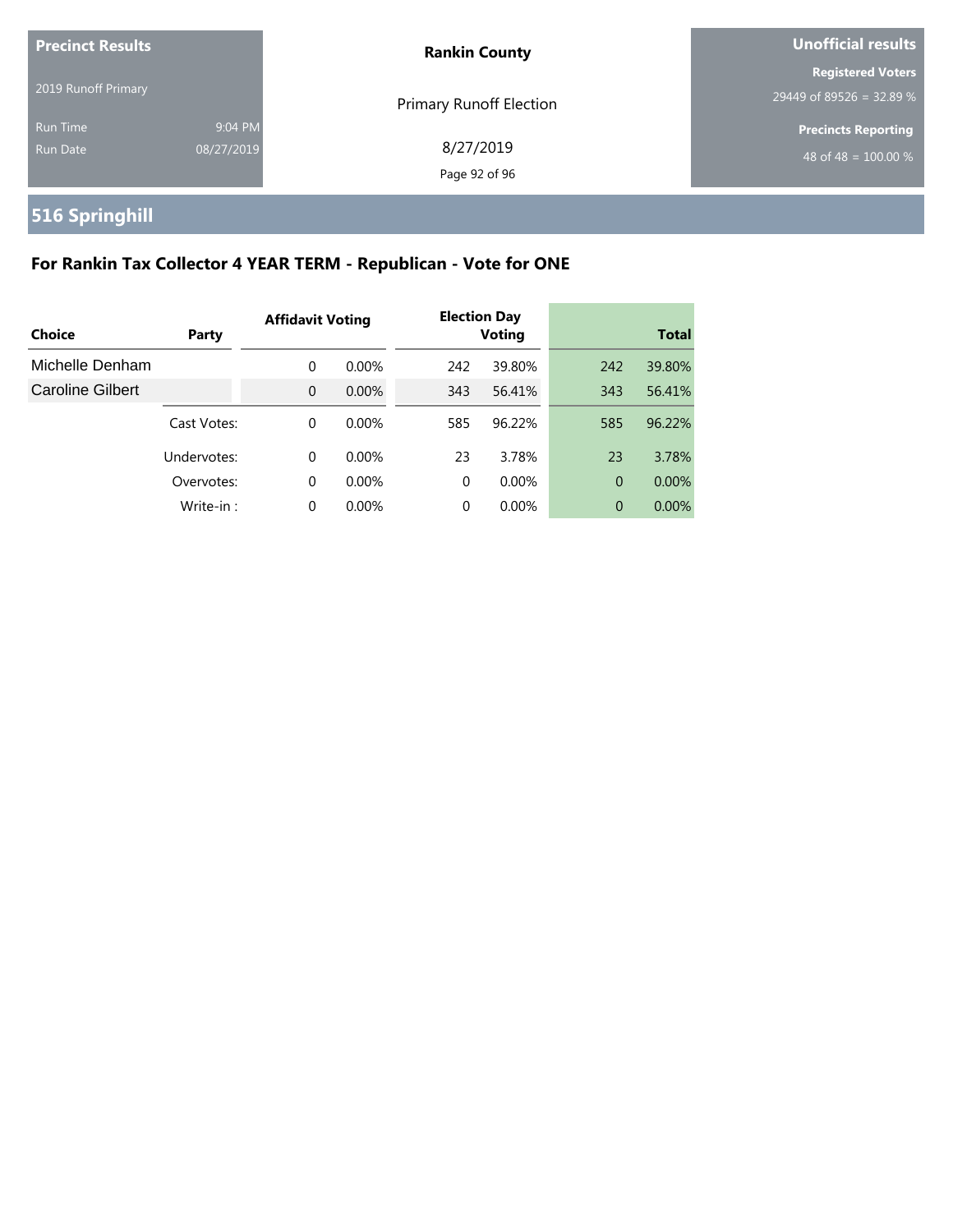Precinct Results

2019 Runoff Primary

Run Time 9:04 PM
Run Date 08/27/2019

**Rankin County**

Primary Runoff Election

8/27/2019

**Unofficial results**

**Registered Voters**
29449 of 89526 = 32.89 %

**Precincts Reporting**
48 of 48 = 100.00 %

# 516 Springhill

## For Rankin Tax Collector 4 YEAR TERM - Republican - Vote for ONE

| Choice | Party | Affidavit Voting | | Election Day Voting | | Total | |
|---|---|---|---|---|---|---|---|
| Michelle Denham | | 0 | 0.00% | 242 | 39.80% | 242 | 39.80% |
| Caroline Gilbert | | 0 | 0.00% | 343 | 56.41% | 343 | 56.41% |
| | Cast Votes: | 0 | 0.00% | 585 | 96.22% | 585 | 96.22% |
| | Undervotes: | 0 | 0.00% | 23 | 3.78% | 23 | 3.78% |
| | Overvotes: | 0 | 0.00% | 0 | 0.00% | 0 | 0.00% |
| | Write-in : | 0 | 0.00% | 0 | 0.00% | 0 | 0.00% |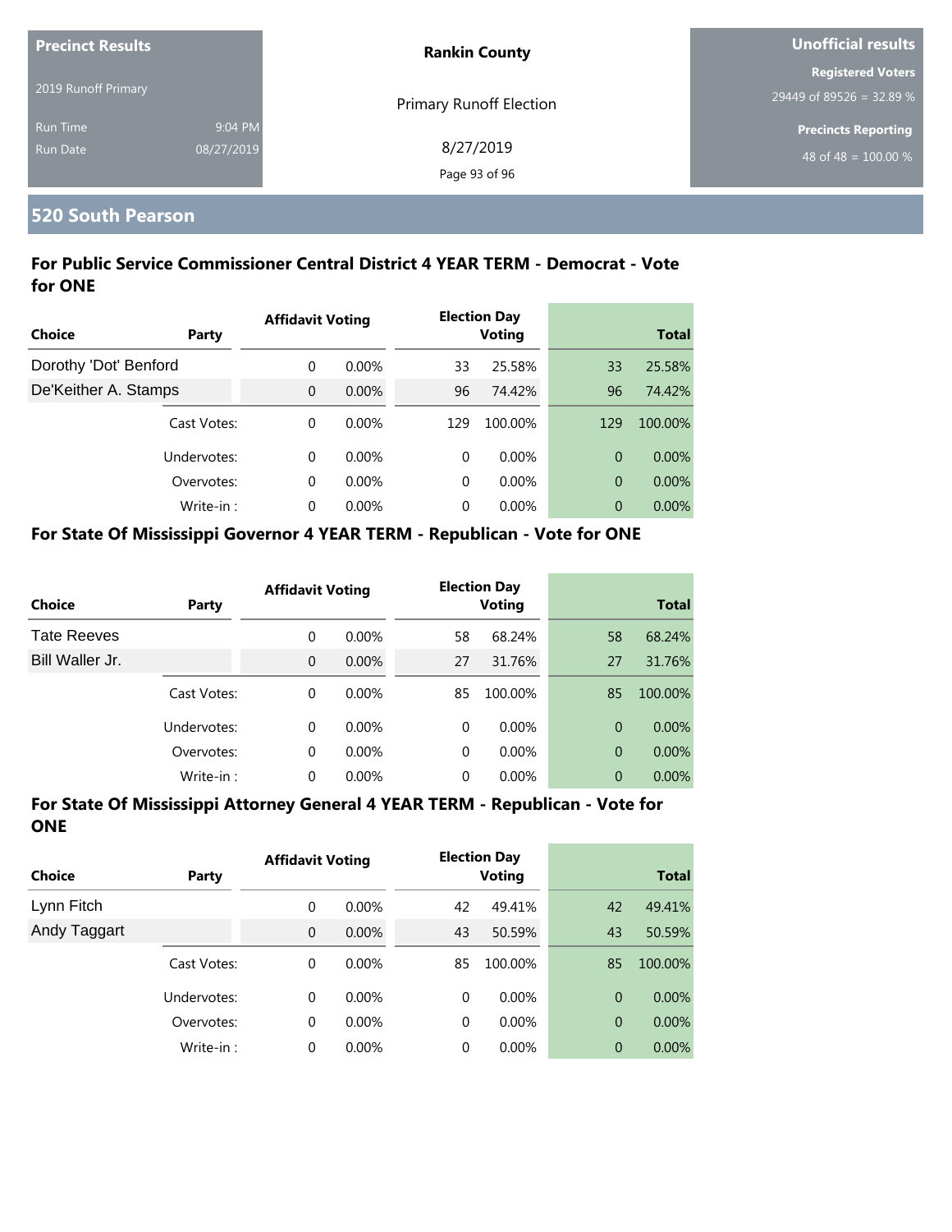**Precinct Results**

2019 Runoff Primary

Run Time 9:04 PM

Run Date 08/27/2019

**Rankin County**

Primary Runoff Election

8/27/2019

**Unofficial results**

**Registered Voters**

29449 of 89526 = 32.89 %

**Precincts Reporting**

48 of 48 = 100.00 %

## 520 South Pearson

### For Public Service Commissioner Central District 4 YEAR TERM - Democrat - Vote for ONE

| Choice | Party | Affidavit Voting | | Election Day Voting | | Total | |
|---|---|---|---|---|---|---|---|
| Dorothy 'Dot' Benford | | 0 | 0.00% | 33 | 25.58% | 33 | 25.58% |
| De'Keither A. Stamps | | 0 | 0.00% | 96 | 74.42% | 96 | 74.42% |
| | Cast Votes: | 0 | 0.00% | 129 | 100.00% | 129 | 100.00% |
| | Undervotes: | 0 | 0.00% | 0 | 0.00% | 0 | 0.00% |
| | Overvotes: | 0 | 0.00% | 0 | 0.00% | 0 | 0.00% |
| | Write-in : | 0 | 0.00% | 0 | 0.00% | 0 | 0.00% |

### For State Of Mississippi Governor 4 YEAR TERM - Republican - Vote for ONE

| Choice | Party | Affidavit Voting | | Election Day Voting | | Total | |
|---|---|---|---|---|---|---|---|
| Tate Reeves | | 0 | 0.00% | 58 | 68.24% | 58 | 68.24% |
| Bill Waller Jr. | | 0 | 0.00% | 27 | 31.76% | 27 | 31.76% |
| | Cast Votes: | 0 | 0.00% | 85 | 100.00% | 85 | 100.00% |
| | Undervotes: | 0 | 0.00% | 0 | 0.00% | 0 | 0.00% |
| | Overvotes: | 0 | 0.00% | 0 | 0.00% | 0 | 0.00% |
| | Write-in : | 0 | 0.00% | 0 | 0.00% | 0 | 0.00% |

### For State Of Mississippi Attorney General 4 YEAR TERM - Republican - Vote for ONE

| Choice | Party | Affidavit Voting | | Election Day Voting | | Total | |
|---|---|---|---|---|---|---|---|
| Lynn Fitch | | 0 | 0.00% | 42 | 49.41% | 42 | 49.41% |
| Andy Taggart | | 0 | 0.00% | 43 | 50.59% | 43 | 50.59% |
| | Cast Votes: | 0 | 0.00% | 85 | 100.00% | 85 | 100.00% |
| | Undervotes: | 0 | 0.00% | 0 | 0.00% | 0 | 0.00% |
| | Overvotes: | 0 | 0.00% | 0 | 0.00% | 0 | 0.00% |
| | Write-in : | 0 | 0.00% | 0 | 0.00% | 0 | 0.00% |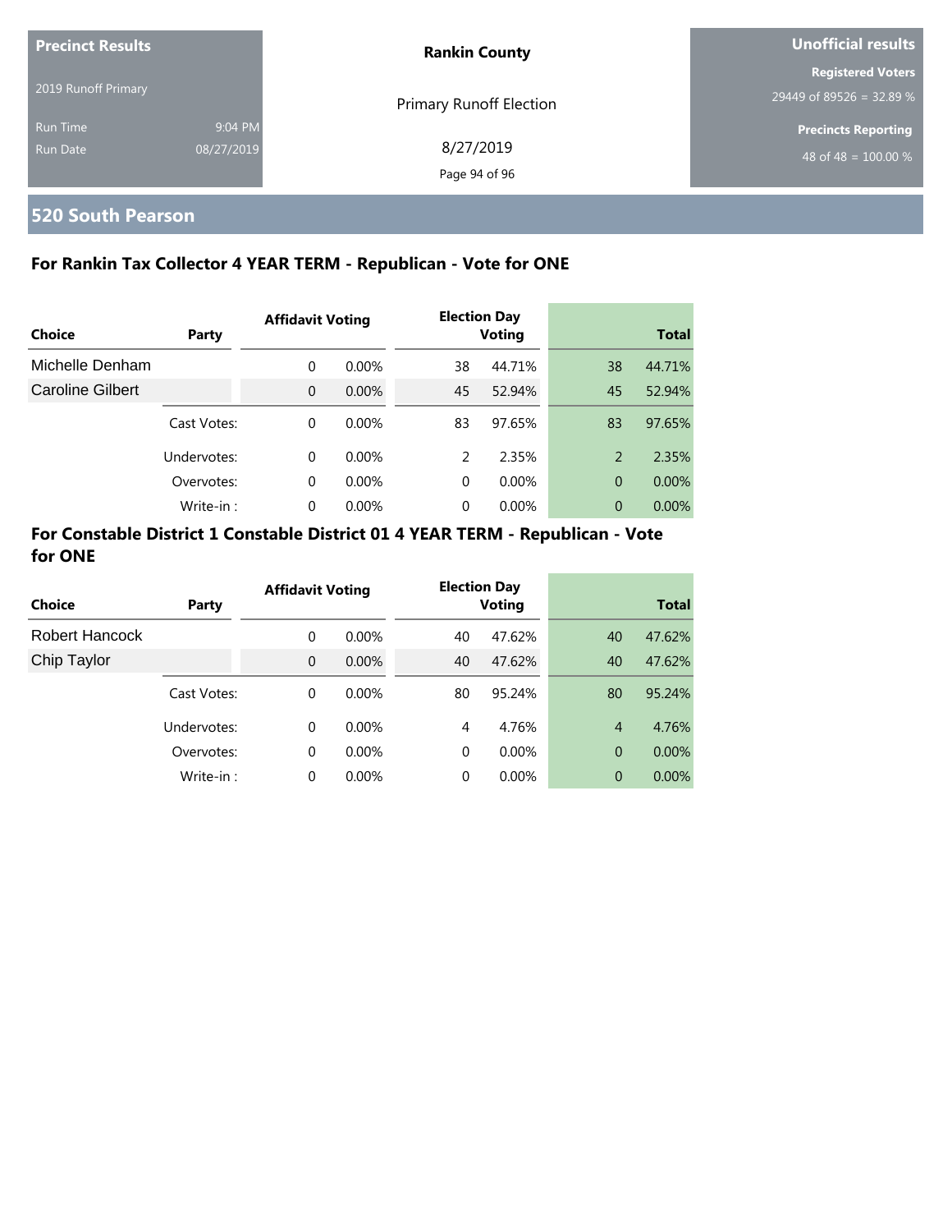| Precinct Results | | Rankin County | Unofficial results |
|---|---|---|---|
| 2019 Runoff Primary | | Primary Runoff Election | Registered Voters |
| | | | 29449 of 89526 = 32.89 % |
| Run Time | 9:04 PM | 8/27/2019 | Precincts Reporting |
| Run Date | 08/27/2019 | | 48 of 48 = 100.00 % |

## 520 South Pearson

### For Rankin Tax Collector 4 YEAR TERM - Republican - Vote for ONE

| Choice | Party | Affidavit Voting | | Election Day Voting | | Total | |
|---|---|---|---|---|---|---|---|
| Michelle Denham | | 0 | 0.00% | 38 | 44.71% | 38 | 44.71% |
| Caroline Gilbert | | 0 | 0.00% | 45 | 52.94% | 45 | 52.94% |
| | Cast Votes: | 0 | 0.00% | 83 | 97.65% | 83 | 97.65% |
| | Undervotes: | 0 | 0.00% | 2 | 2.35% | 2 | 2.35% |
| | Overvotes: | 0 | 0.00% | 0 | 0.00% | 0 | 0.00% |
| | Write-in : | 0 | 0.00% | 0 | 0.00% | 0 | 0.00% |

### For Constable District 1 Constable District 01 4 YEAR TERM - Republican - Vote for ONE

| Choice | Party | Affidavit Voting | | Election Day Voting | | Total | |
|---|---|---|---|---|---|---|---|
| Robert Hancock | | 0 | 0.00% | 40 | 47.62% | 40 | 47.62% |
| Chip Taylor | | 0 | 0.00% | 40 | 47.62% | 40 | 47.62% |
| | Cast Votes: | 0 | 0.00% | 80 | 95.24% | 80 | 95.24% |
| | Undervotes: | 0 | 0.00% | 4 | 4.76% | 4 | 4.76% |
| | Overvotes: | 0 | 0.00% | 0 | 0.00% | 0 | 0.00% |
| | Write-in : | 0 | 0.00% | 0 | 0.00% | 0 | 0.00% |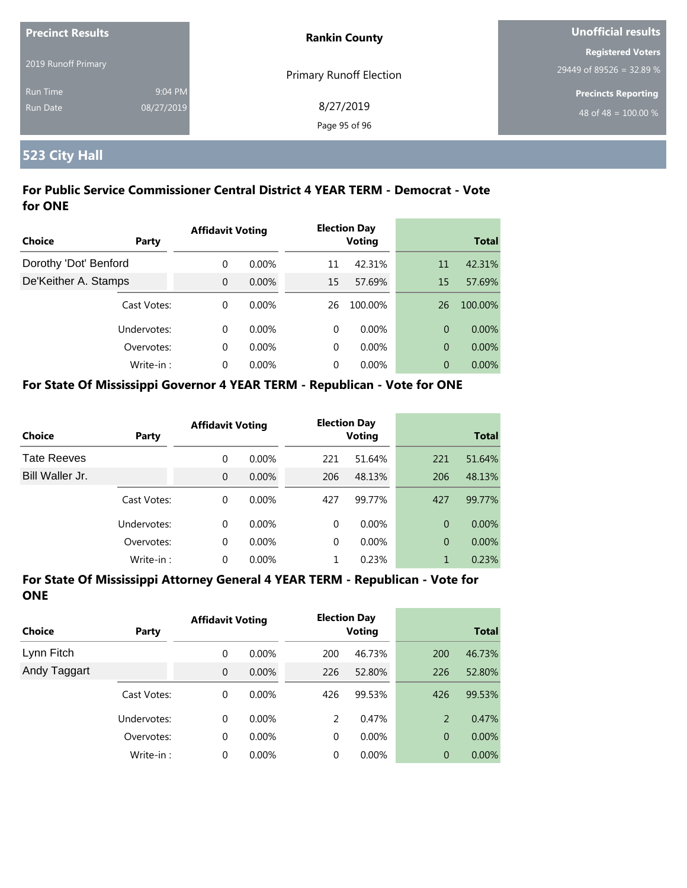**Precinct Results**

2019 Runoff Primary

Run Time 9:04 PM

Run Date 08/27/2019

**Rankin County**

Primary Runoff Election

8/27/2019

**Unofficial results**

**Registered Voters**

29449 of 89526 = 32.89 %

**Precincts Reporting**

48 of 48 = 100.00 %

## 523 City Hall

### For Public Service Commissioner Central District 4 YEAR TERM - Democrat - Vote for ONE

| Choice | Party | Affidavit Voting | | Election Day Voting | | Total | |
|---|---|---|---|---|---|---|---|
| Dorothy 'Dot' Benford | | 0 | 0.00% | 11 | 42.31% | 11 | 42.31% |
| De'Keither A. Stamps | | 0 | 0.00% | 15 | 57.69% | 15 | 57.69% |
| | Cast Votes: | 0 | 0.00% | 26 | 100.00% | 26 | 100.00% |
| | Undervotes: | 0 | 0.00% | 0 | 0.00% | 0 | 0.00% |
| | Overvotes: | 0 | 0.00% | 0 | 0.00% | 0 | 0.00% |
| | Write-in : | 0 | 0.00% | 0 | 0.00% | 0 | 0.00% |

### For State Of Mississippi Governor 4 YEAR TERM - Republican - Vote for ONE

| Choice | Party | Affidavit Voting | | Election Day Voting | | Total | |
|---|---|---|---|---|---|---|---|
| Tate Reeves | | 0 | 0.00% | 221 | 51.64% | 221 | 51.64% |
| Bill Waller Jr. | | 0 | 0.00% | 206 | 48.13% | 206 | 48.13% |
| | Cast Votes: | 0 | 0.00% | 427 | 99.77% | 427 | 99.77% |
| | Undervotes: | 0 | 0.00% | 0 | 0.00% | 0 | 0.00% |
| | Overvotes: | 0 | 0.00% | 0 | 0.00% | 0 | 0.00% |
| | Write-in : | 0 | 0.00% | 1 | 0.23% | 1 | 0.23% |

### For State Of Mississippi Attorney General 4 YEAR TERM - Republican - Vote for ONE

| Choice | Party | Affidavit Voting | | Election Day Voting | | Total | |
|---|---|---|---|---|---|---|---|
| Lynn Fitch | | 0 | 0.00% | 200 | 46.73% | 200 | 46.73% |
| Andy Taggart | | 0 | 0.00% | 226 | 52.80% | 226 | 52.80% |
| | Cast Votes: | 0 | 0.00% | 426 | 99.53% | 426 | 99.53% |
| | Undervotes: | 0 | 0.00% | 2 | 0.47% | 2 | 0.47% |
| | Overvotes: | 0 | 0.00% | 0 | 0.00% | 0 | 0.00% |
| | Write-in : | 0 | 0.00% | 0 | 0.00% | 0 | 0.00% |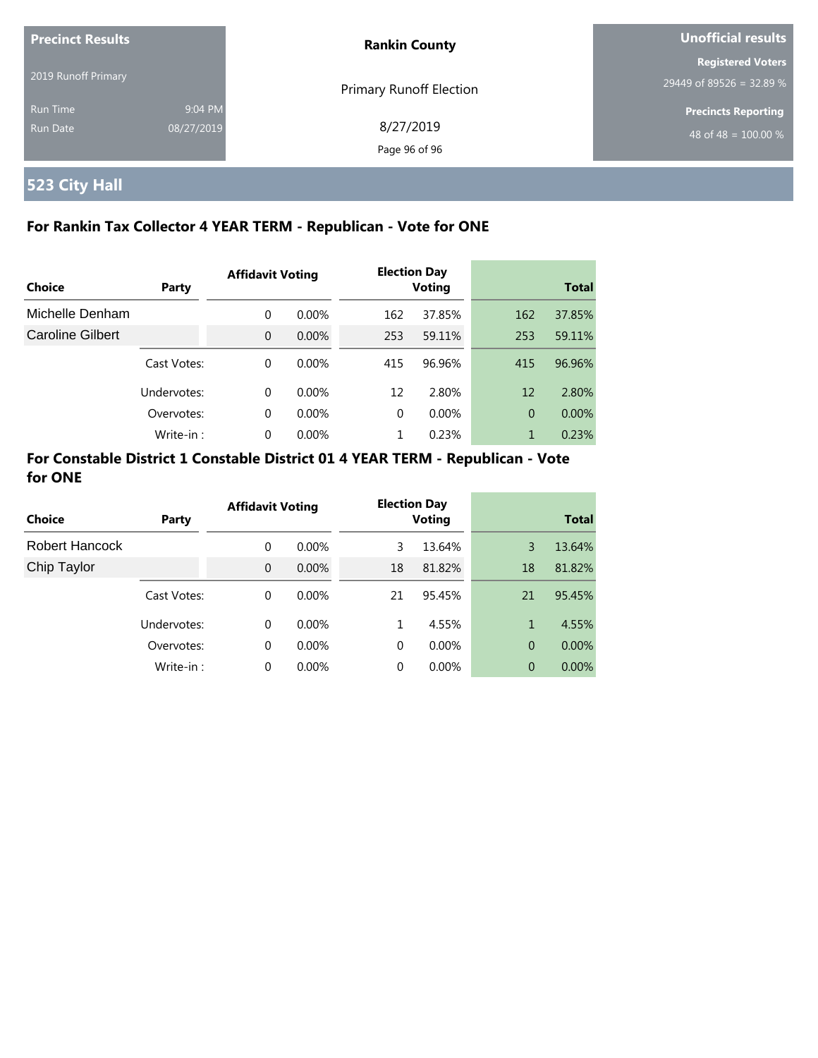**Precinct Results**

2019 Runoff Primary

Run Time 9:04 PM

Run Date 08/27/2019

**Rankin County**

Primary Runoff Election

8/27/2019

**Unofficial results**

**Registered Voters**

29449 of 89526 = 32.89 %

**Precincts Reporting**

48 of 48 = 100.00 %

# 523 City Hall

## For Rankin Tax Collector 4 YEAR TERM - Republican - Vote for ONE

| Choice | Party | Affidavit Voting | | Election Day Voting | | Total | |
|---|---|---|---|---|---|---|---|
| Michelle Denham | | 0 | 0.00% | 162 | 37.85% | 162 | 37.85% |
| Caroline Gilbert | | 0 | 0.00% | 253 | 59.11% | 253 | 59.11% |
| | Cast Votes: | 0 | 0.00% | 415 | 96.96% | 415 | 96.96% |
| | Undervotes: | 0 | 0.00% | 12 | 2.80% | 12 | 2.80% |
| | Overvotes: | 0 | 0.00% | 0 | 0.00% | 0 | 0.00% |
| | Write-in : | 0 | 0.00% | 1 | 0.23% | 1 | 0.23% |

## For Constable District 1 Constable District 01 4 YEAR TERM - Republican - Vote for ONE

| Choice | Party | Affidavit Voting | | Election Day Voting | | Total | |
|---|---|---|---|---|---|---|---|
| Robert Hancock | | 0 | 0.00% | 3 | 13.64% | 3 | 13.64% |
| Chip Taylor | | 0 | 0.00% | 18 | 81.82% | 18 | 81.82% |
| | Cast Votes: | 0 | 0.00% | 21 | 95.45% | 21 | 95.45% |
| | Undervotes: | 0 | 0.00% | 1 | 4.55% | 1 | 4.55% |
| | Overvotes: | 0 | 0.00% | 0 | 0.00% | 0 | 0.00% |
| | Write-in : | 0 | 0.00% | 0 | 0.00% | 0 | 0.00% |